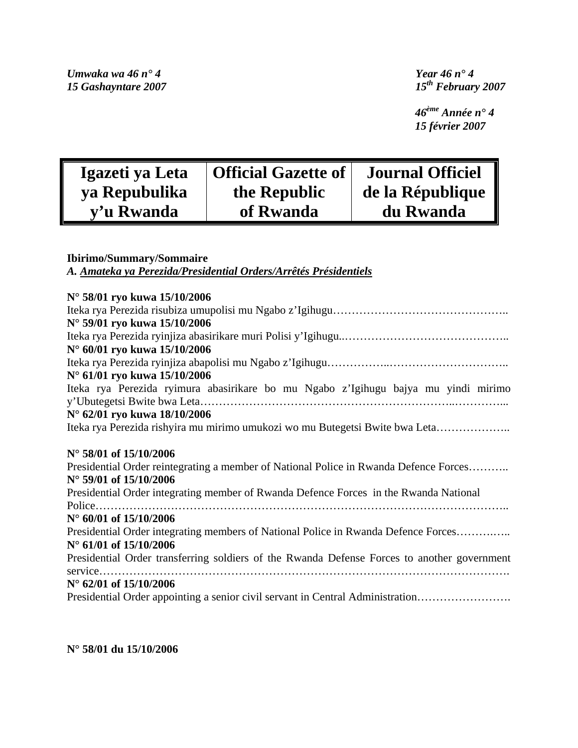*Umwaka wa 46 n° 4*
*15 Gashayntare 2007*

*Year 46 n° 4*
*15th February 2007*

*46ème Année n° 4*
*15 février 2007*

| Igazeti ya Leta ya Repubulika y'u Rwanda | Official Gazette of the Republic of Rwanda | Journal Officiel de la République du Rwanda |
|---|---|---|

**Ibirimo/Summary/Sommaire**

*A. Amateka ya Perezida/Presidential Orders/Arrêtés Présidentiels*

**N° 58/01 ryo kuwa 15/10/2006**
Iteka rya Perezida risubiza umupolisi mu Ngabo z'Igihugu………………………………………..

**N° 59/01 ryo kuwa 15/10/2006**
Iteka rya Perezida ryinjiza abasirikare muri Polisi y'Igihugu..……………………………………..

**N° 60/01 ryo kuwa 15/10/2006**
Iteka rya Perezida ryinjiza abapolisi mu Ngabo z'Igihugu……………..…………………………..

**N° 61/01 ryo kuwa 15/10/2006**
Iteka rya Perezida ryimura abasirikare bo mu Ngabo z'Igihugu bajya mu yindi mirimo y'Ubutegetsi Bwite bwa Leta…………………………………………………………..…………...

**N° 62/01 ryo kuwa 18/10/2006**
Iteka rya Perezida rishyira mu mirimo umukozi wo mu Butegetsi Bwite bwa Leta………………..

**N° 58/01 of 15/10/2006**
Presidential Order reintegrating a member of National Police in Rwanda Defence Forces………..

**N° 59/01 of 15/10/2006**
Presidential Order integrating member of Rwanda Defence Forces in the Rwanda National Police………………………………………………………………………………………………..

**N° 60/01 of 15/10/2006**
Presidential Order integrating members of National Police in Rwanda Defence Forces……….…..

**N° 61/01 of 15/10/2006**
Presidential Order transferring soldiers of the Rwanda Defense Forces to another government service……………………………………………………………………………………………….

**N° 62/01 of 15/10/2006**
Presidential Order appointing a senior civil servant in Central Administration…………………….

**N° 58/01 du 15/10/2006**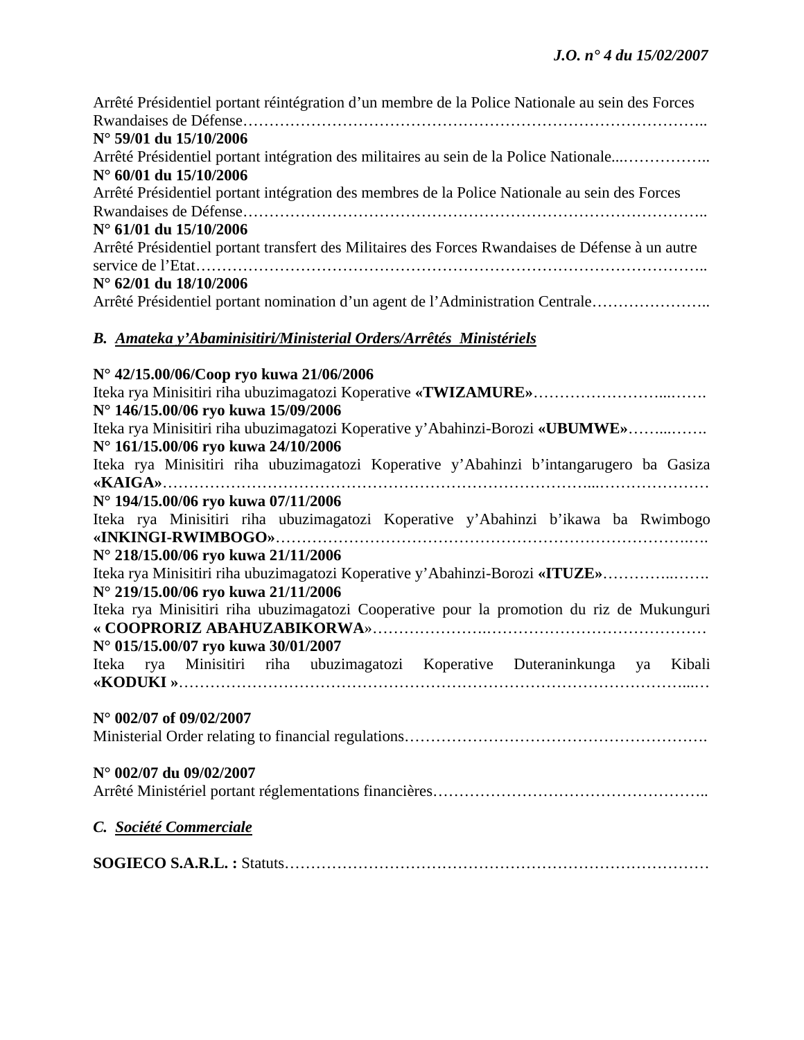Arrêté Présidentiel portant réintégration d'un membre de la Police Nationale au sein des Forces Rwandaises de Défense……………………………………………………………………………..

**N° 59/01 du 15/10/2006**
Arrêté Présidentiel portant intégration des militaires au sein de la Police Nationale...……………..

**N° 60/01 du 15/10/2006**
Arrêté Présidentiel portant intégration des membres de la Police Nationale au sein des Forces Rwandaises de Défense……………………………………………………………………………..

**N° 61/01 du 15/10/2006**
Arrêté Présidentiel portant transfert des Militaires des Forces Rwandaises de Défense à un autre service de l'Etat……………………………………………………………………………………..

**N° 62/01 du 18/10/2006**
Arrêté Présidentiel portant nomination d'un agent de l'Administration Centrale…………………..

### *B. Amateka y'Abaminisitiri/Ministerial Orders/Arrêtés Ministériels*

**N° 42/15.00/06/Coop ryo kuwa 21/06/2006**
Iteka rya Minisitiri riha ubuzimagatozi Koperative **«TWIZAMURE»**……………………...…….

**N° 146/15.00/06 ryo kuwa 15/09/2006**
Iteka rya Minisitiri riha ubuzimagatozi Koperative y'Abahinzi-Borozi **«UBUMWE»**……...…….

**N° 161/15.00/06 ryo kuwa 24/10/2006**
Iteka rya Minisitiri riha ubuzimagatozi Koperative y'Abahinzi b'intangarugero ba Gasiza **«KAIGA»**…………………………………………………………………………...…………………

**N° 194/15.00/06 ryo kuwa 07/11/2006**
Iteka rya Minisitiri riha ubuzimagatozi Koperative y'Abahinzi b'ikawa ba Rwimbogo **«INKINGI-RWIMBOGO»**……………………………………………………………………….….

**N° 218/15.00/06 ryo kuwa 21/11/2006**
Iteka rya Minisitiri riha ubuzimagatozi Koperative y'Abahinzi-Borozi **«ITUZE»**…………..…….

**N° 219/15.00/06 ryo kuwa 21/11/2006**
Iteka rya Minisitiri riha ubuzimagatozi Cooperative pour la promotion du riz de Mukunguri **« COOPRORIZ ABAHUZABIKORWA»**…………………..……………………………………

**N° 015/15.00/07 ryo kuwa 30/01/2007**
Iteka rya Minisitiri riha ubuzimagatozi Koperative Duteraninkunga ya Kibali **«KODUKI »**……………………………………………………………………………………...…

**N° 002/07 of 09/02/2007**
Ministerial Order relating to financial regulations………………………………………………….

**N° 002/07 du 09/02/2007**
Arrêté Ministériel portant réglementations financières……………………………………………..

### *C. Société Commerciale*

**SOGIECO S.A.R.L. :** Statuts………………………………………………………………………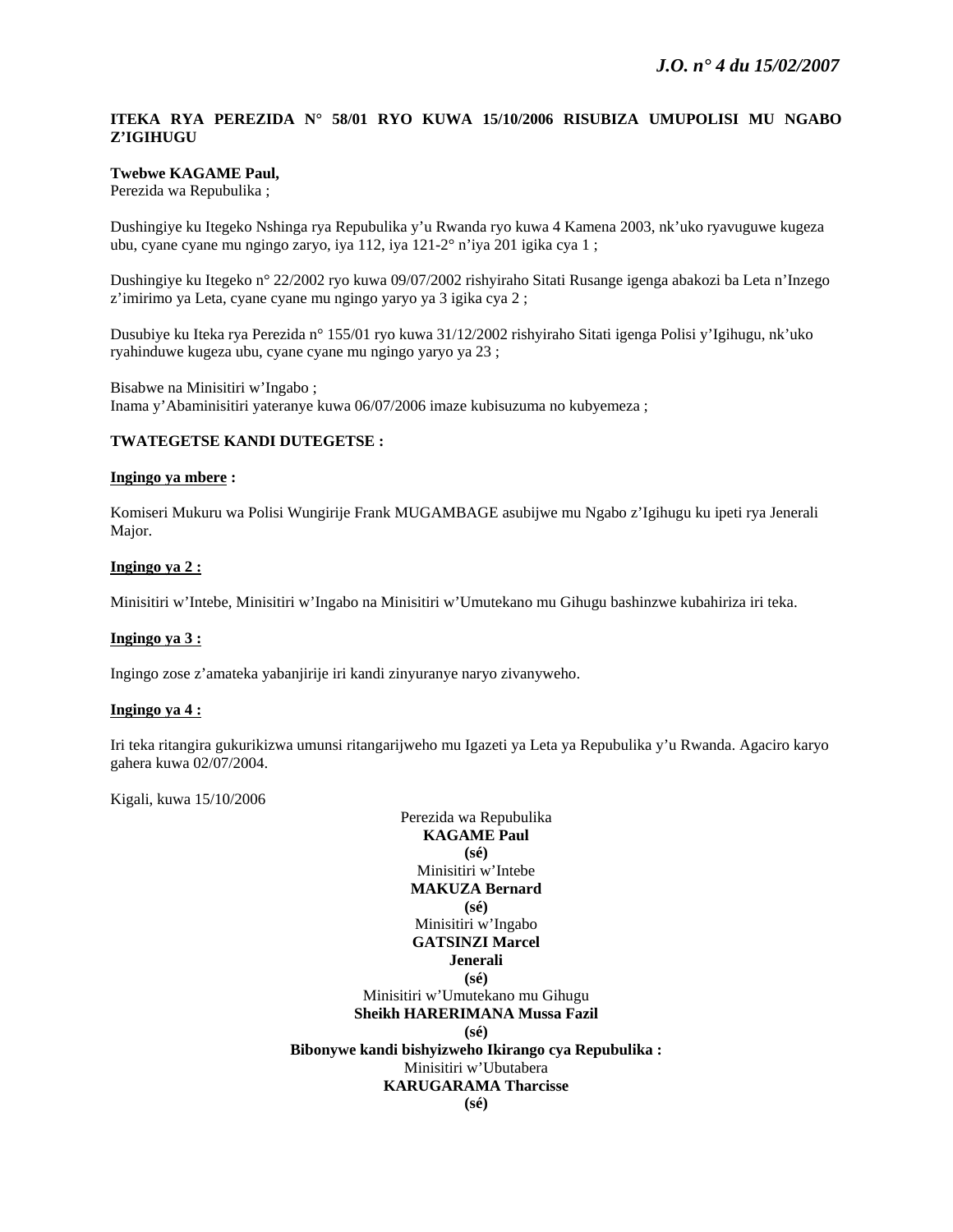**ITEKA RYA PEREZIDA N° 58/01 RYO KUWA 15/10/2006 RISUBIZA UMUPOLISI MU NGABO Z'IGIHUGU**

**Twebwe KAGAME Paul,**
Perezida wa Repubulika ;

Dushingiye ku Itegeko Nshinga rya Repubulika y'u Rwanda ryo kuwa 4 Kamena 2003, nk'uko ryavuguwe kugeza ubu, cyane cyane mu ngingo zaryo, iya 112, iya 121-2° n'iya 201 igika cya 1 ;

Dushingiye ku Itegeko n° 22/2002 ryo kuwa 09/07/2002 rishyiraho Sitati Rusange igenga abakozi ba Leta n'Inzego z'imirimo ya Leta, cyane cyane mu ngingo yaryo ya 3 igika cya 2 ;

Dusubiye ku Iteka rya Perezida n° 155/01 ryo kuwa 31/12/2002 rishyiraho Sitati igenga Polisi y'Igihugu, nk'uko ryahinduwe kugeza ubu, cyane cyane mu ngingo yaryo ya 23 ;

Bisabwe na Minisitiri w'Ingabo ;
Inama y'Abaminisitiri yateranye kuwa 06/07/2006 imaze kubisuzuma no kubyemeza ;

**TWATEGETSE KANDI DUTEGETSE :**

**Ingingo ya mbere :**

Komiseri Mukuru wa Polisi Wungirije Frank MUGAMBAGE asubijwe mu Ngabo z'Igihugu ku ipeti rya Jenerali Major.

**Ingingo ya 2 :**

Minisitiri w'Intebe, Minisitiri w'Ingabo na Minisitiri w'Umutekano mu Gihugu bashinzwe kubahiriza iri teka.

**Ingingo ya 3 :**

Ingingo zose z'amateka yabanjirije iri kandi zinyuranye naryo zivanyweho.

**Ingingo ya 4 :**

Iri teka ritangira gukurikizwa umunsi ritangarijweho mu Igazeti ya Leta ya Repubulika y'u Rwanda. Agaciro karyo gahera kuwa 02/07/2004.

Kigali, kuwa 15/10/2006

Perezida wa Repubulika
**KAGAME Paul**
**(sé)**

Minisitiri w'Intebe
**MAKUZA Bernard**
**(sé)**

Minisitiri w'Ingabo
**GATSINZI Marcel**
**Jenerali**
**(sé)**

Minisitiri w'Umutekano mu Gihugu
**Sheikh HARERIMANA Mussa Fazil**
**(sé)**

**Bibonywe kandi bishyizweho Ikirango cya Repubulika :**
Minisitiri w'Ubutabera
**KARUGARAMA Tharcisse**
**(sé)**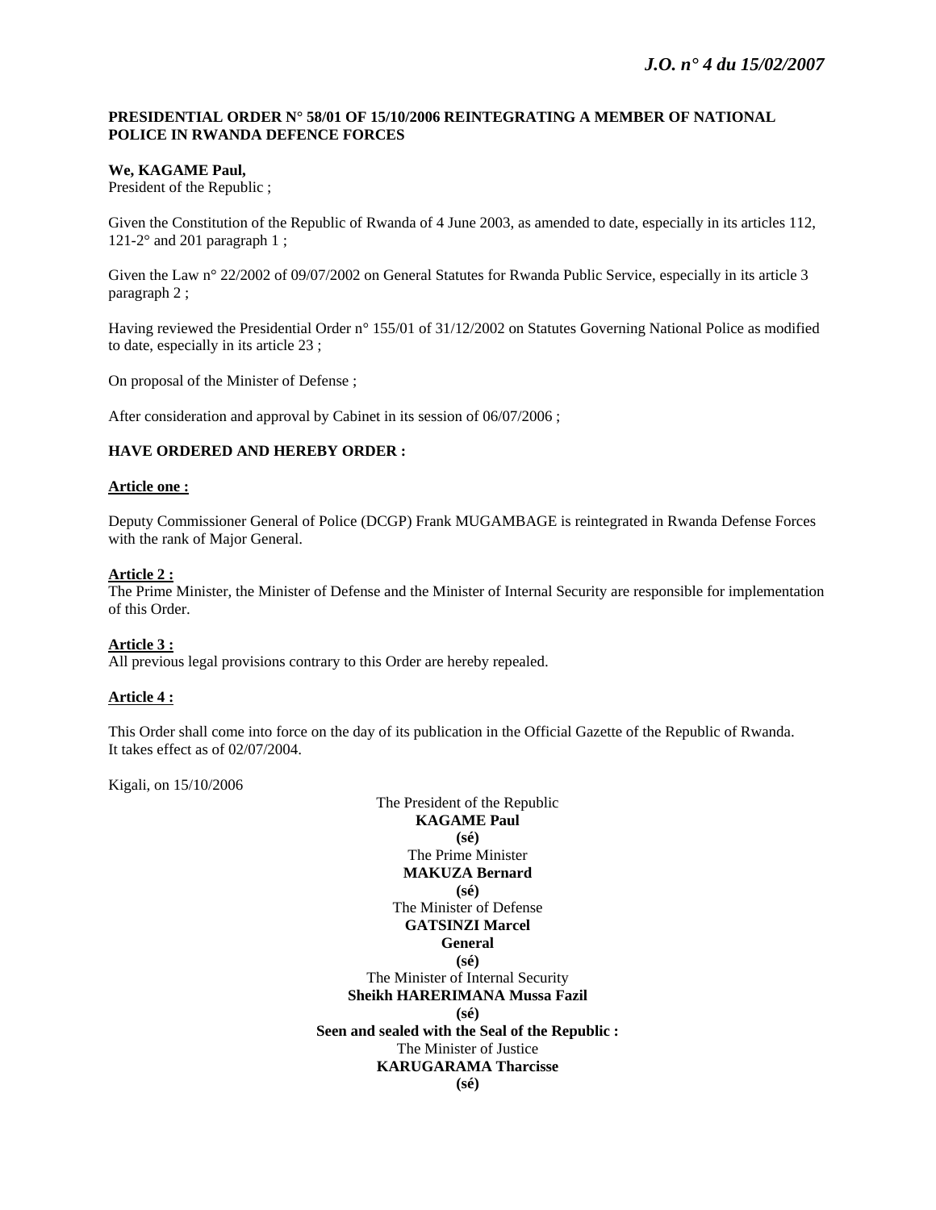**PRESIDENTIAL ORDER N° 58/01 OF 15/10/2006 REINTEGRATING A MEMBER OF NATIONAL POLICE IN RWANDA DEFENCE FORCES**

**We, KAGAME Paul,**
President of the Republic ;

Given the Constitution of the Republic of Rwanda of 4 June 2003, as amended to date, especially in its articles 112, 121-2° and 201 paragraph 1 ;

Given the Law n° 22/2002 of 09/07/2002 on General Statutes for Rwanda Public Service, especially in its article 3 paragraph 2 ;

Having reviewed the Presidential Order n° 155/01 of 31/12/2002 on Statutes Governing National Police as modified to date, especially in its article 23 ;

On proposal of the Minister of Defense ;

After consideration and approval by Cabinet in its session of 06/07/2006 ;

**HAVE ORDERED AND HEREBY ORDER :**

**Article one :**

Deputy Commissioner General of Police (DCGP) Frank MUGAMBAGE is reintegrated in Rwanda Defense Forces with the rank of Major General.

**Article 2 :**
The Prime Minister, the Minister of Defense and the Minister of Internal Security are responsible for implementation of this Order.

**Article 3 :**
All previous legal provisions contrary to this Order are hereby repealed.

**Article 4 :**

This Order shall come into force on the day of its publication in the Official Gazette of the Republic of Rwanda. It takes effect as of 02/07/2004.

Kigali, on 15/10/2006

The President of the Republic
**KAGAME Paul**
**(sé)**
The Prime Minister
**MAKUZA Bernard**
**(sé)**
The Minister of Defense
**GATSINZI Marcel**
**General**
**(sé)**
The Minister of Internal Security
**Sheikh HARERIMANA Mussa Fazil**
**(sé)**
**Seen and sealed with the Seal of the Republic :**
The Minister of Justice
**KARUGARAMA Tharcisse**
**(sé)**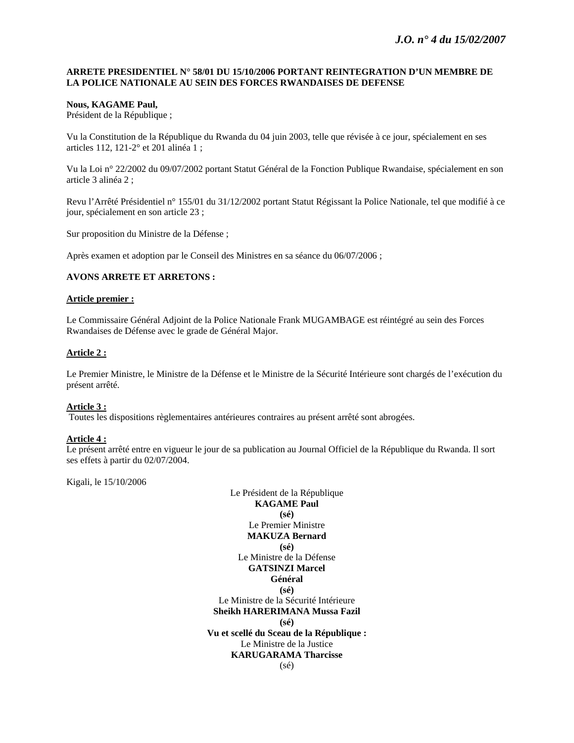**ARRETE PRESIDENTIEL N° 58/01 DU 15/10/2006 PORTANT REINTEGRATION D'UN MEMBRE DE LA POLICE NATIONALE AU SEIN DES FORCES RWANDAISES DE DEFENSE**

**Nous, KAGAME Paul,**
Président de la République ;

Vu la Constitution de la République du Rwanda du 04 juin 2003, telle que révisée à ce jour, spécialement en ses articles 112, 121-2° et 201 alinéa 1 ;

Vu la Loi n° 22/2002 du 09/07/2002 portant Statut Général de la Fonction Publique Rwandaise, spécialement en son article 3 alinéa 2 ;

Revu l'Arrêté Présidentiel n° 155/01 du 31/12/2002 portant Statut Régissant la Police Nationale, tel que modifié à ce jour, spécialement en son article 23 ;

Sur proposition du Ministre de la Défense ;

Après examen et adoption par le Conseil des Ministres en sa séance du 06/07/2006 ;

**AVONS ARRETE ET ARRETONS :**

**Article premier :**

Le Commissaire Général Adjoint de la Police Nationale Frank MUGAMBAGE est réintégré au sein des Forces Rwandaises de Défense avec le grade de Général Major.

**Article 2 :**

Le Premier Ministre, le Ministre de la Défense et le Ministre de la Sécurité Intérieure sont chargés de l'exécution du présent arrêté.

**Article 3 :**

Toutes les dispositions règlementaires antérieures contraires au présent arrêté sont abrogées.

**Article 4 :**

Le présent arrêté entre en vigueur le jour de sa publication au Journal Officiel de la République du Rwanda. Il sort ses effets à partir du 02/07/2004.

Kigali, le 15/10/2006

Le Président de la République
**KAGAME Paul**
**(sé)**

Le Premier Ministre
**MAKUZA Bernard**
**(sé)**

Le Ministre de la Défense
**GATSINZI Marcel**
**Général**
**(sé)**

Le Ministre de la Sécurité Intérieure
**Sheikh HARERIMANA Mussa Fazil**
**(sé)**

**Vu et scellé du Sceau de la République :**
Le Ministre de la Justice
**KARUGARAMA Tharcisse**
(sé)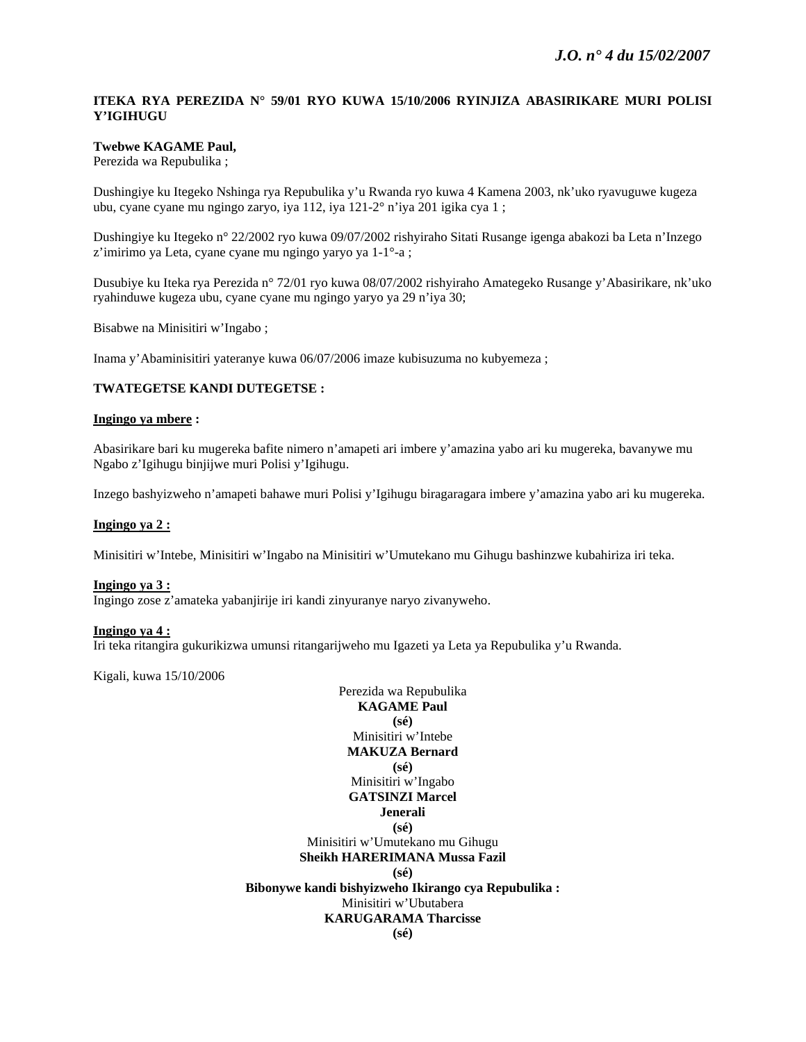**ITEKA RYA PEREZIDA N° 59/01 RYO KUWA 15/10/2006 RYINJIZA ABASIRIKARE MURI POLISI Y'IGIHUGU**

**Twebwe KAGAME Paul,**
Perezida wa Repubulika ;

Dushingiye ku Itegeko Nshinga rya Repubulika y'u Rwanda ryo kuwa 4 Kamena 2003, nk'uko ryavuguwe kugeza ubu, cyane cyane mu ngingo zaryo, iya 112, iya 121-2° n'iya 201 igika cya 1 ;

Dushingiye ku Itegeko n° 22/2002 ryo kuwa 09/07/2002 rishyiraho Sitati Rusange igenga abakozi ba Leta n'Inzego z'imirimo ya Leta, cyane cyane mu ngingo yaryo ya 1-1°-a ;

Dusubiye ku Iteka rya Perezida n° 72/01 ryo kuwa 08/07/2002 rishyiraho Amategeko Rusange y'Abasirikare, nk'uko ryahinduwe kugeza ubu, cyane cyane mu ngingo yaryo ya 29 n'iya 30;

Bisabwe na Minisitiri w'Ingabo ;

Inama y'Abaminisitiri yateranye kuwa 06/07/2006 imaze kubisuzuma no kubyemeza ;

**TWATEGETSE KANDI DUTEGETSE :**

**Ingingo ya mbere :**

Abasirikare bari ku mugereka bafite nimero n'amapeti ari imbere y'amazina yabo ari ku mugereka, bavanywe mu Ngabo z'Igihugu binjijwe muri Polisi y'Igihugu.

Inzego bashyizweho n'amapeti bahawe muri Polisi y'Igihugu biragaragara imbere y'amazina yabo ari ku mugereka.

**Ingingo ya 2 :**

Minisitiri w'Intebe, Minisitiri w'Ingabo na Minisitiri w'Umutekano mu Gihugu bashinzwe kubahiriza iri teka.

**Ingingo ya 3 :**
Ingingo zose z'amateka yabanjirije iri kandi zinyuranye naryo zivanyweho.

**Ingingo ya 4 :**
Iri teka ritangira gukurikizwa umunsi ritangarijweho mu Igazeti ya Leta ya Repubulika y'u Rwanda.

Kigali, kuwa 15/10/2006

Perezida wa Repubulika
**KAGAME Paul**
**(sé)**

Minisitiri w'Intebe
**MAKUZA Bernard**
**(sé)**

Minisitiri w'Ingabo
**GATSINZI Marcel**
**Jenerali**
**(sé)**

Minisitiri w'Umutekano mu Gihugu
**Sheikh HARERIMANA Mussa Fazil**
**(sé)**

**Bibonywe kandi bishyizweho Ikirango cya Repubulika :**
Minisitiri w'Ubutabera
**KARUGARAMA Tharcisse**
**(sé)**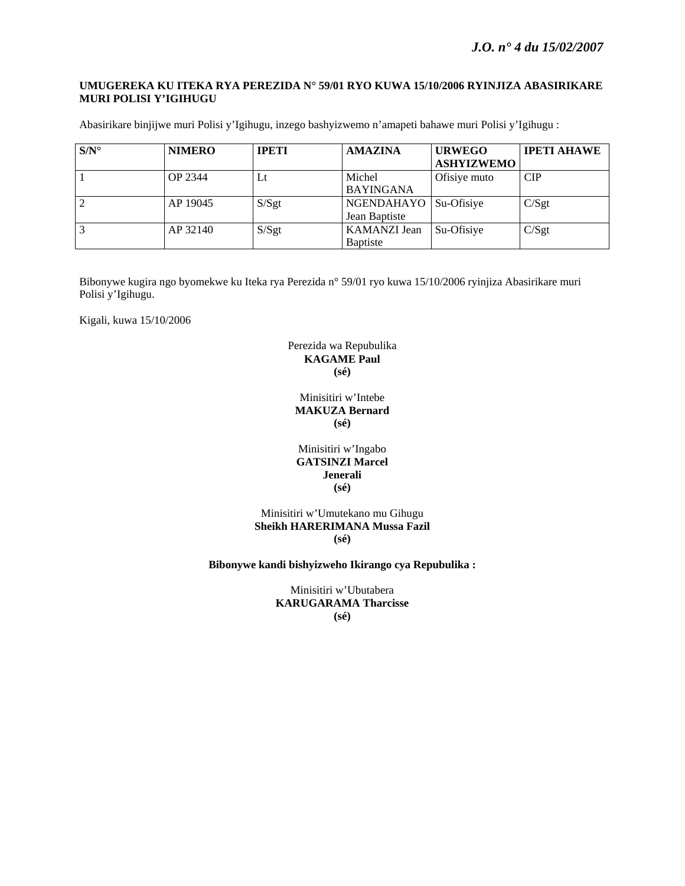**UMUGEREKA KU ITEKA RYA PEREZIDA N° 59/01 RYO KUWA 15/10/2006 RYINJIZA ABASIRIKARE MURI POLISI Y'IGIHUGU**

Abasirikare binjijwe muri Polisi y'Igihugu, inzego bashyizwemo n'amapeti bahawe muri Polisi y'Igihugu :

| S/N° | NIMERO | IPETI | AMAZINA | URWEGO ASHYIZWEMO | IPETI AHAWE |
|---|---|---|---|---|---|
| 1 | OP 2344 | Lt | Michel BAYINGANA | Ofisiye muto | CIP |
| 2 | AP 19045 | S/Sgt | NGENDAHAYO Jean Baptiste | Su-Ofisiye | C/Sgt |
| 3 | AP 32140 | S/Sgt | KAMANZI Jean Baptiste | Su-Ofisiye | C/Sgt |

Bibonywe kugira ngo byomekwe ku Iteka rya Perezida n° 59/01 ryo kuwa 15/10/2006 ryinjiza Abasirikare muri Polisi y'Igihugu.

Kigali, kuwa 15/10/2006

Perezida wa Repubulika
**KAGAME Paul**
**(sé)**

Minisitiri w'Intebe
**MAKUZA Bernard**
**(sé)**

Minisitiri w'Ingabo
**GATSINZI Marcel**
**Jenerali**
**(sé)**

Minisitiri w'Umutekano mu Gihugu
**Sheikh HARERIMANA Mussa Fazil**
**(sé)**

**Bibonywe kandi bishyizweho Ikirango cya Repubulika :**

Minisitiri w'Ubutabera
**KARUGARAMA Tharcisse**
**(sé)**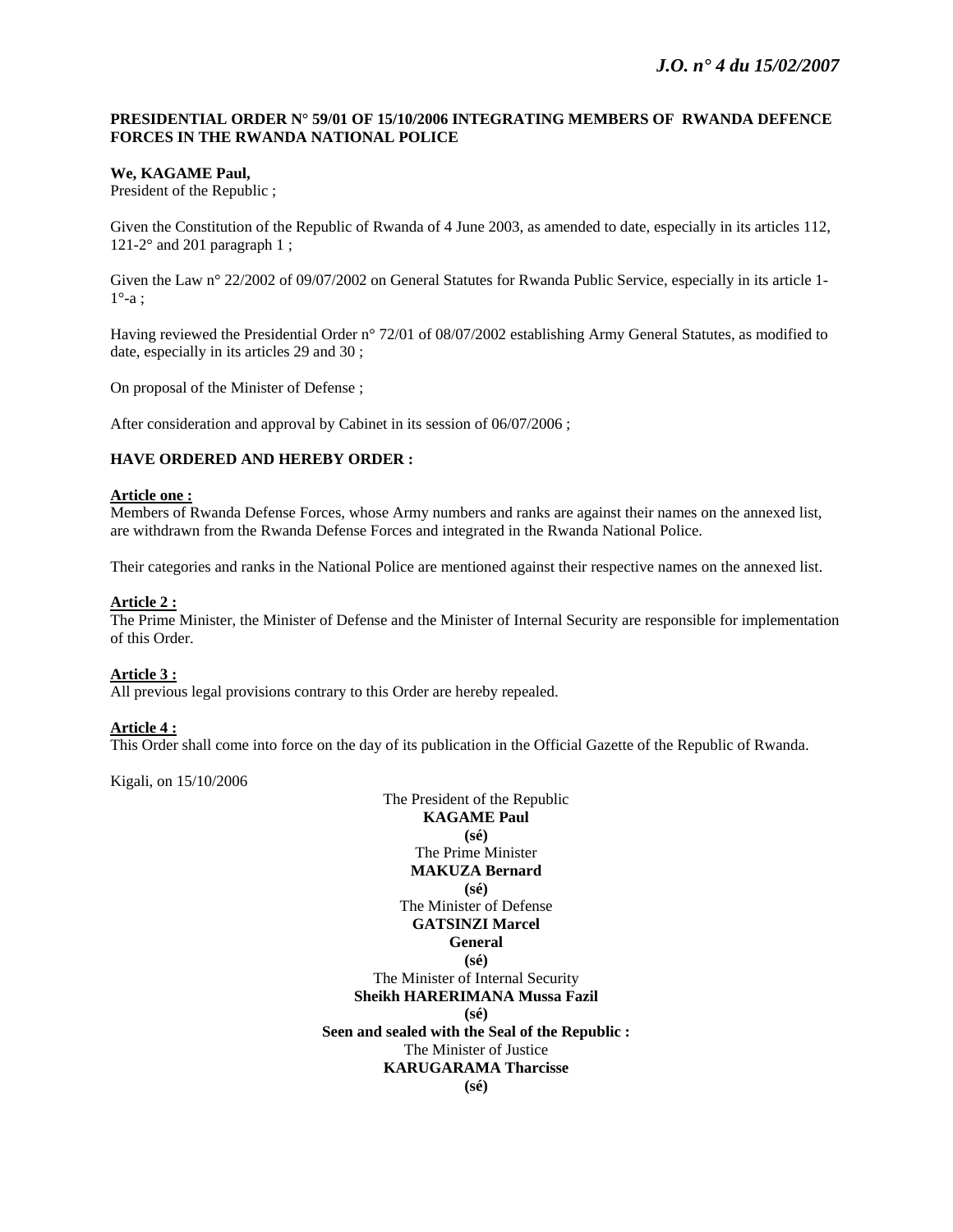**PRESIDENTIAL ORDER N° 59/01 OF 15/10/2006 INTEGRATING MEMBERS OF RWANDA DEFENCE FORCES IN THE RWANDA NATIONAL POLICE**

**We, KAGAME Paul,**
President of the Republic ;

Given the Constitution of the Republic of Rwanda of 4 June 2003, as amended to date, especially in its articles 112, 121-2° and 201 paragraph 1 ;

Given the Law n° 22/2002 of 09/07/2002 on General Statutes for Rwanda Public Service, especially in its article 1-1°-a ;

Having reviewed the Presidential Order n° 72/01 of 08/07/2002 establishing Army General Statutes, as modified to date, especially in its articles 29 and 30 ;

On proposal of the Minister of Defense ;

After consideration and approval by Cabinet in its session of 06/07/2006 ;

**HAVE ORDERED AND HEREBY ORDER :**

**Article one :**
Members of Rwanda Defense Forces, whose Army numbers and ranks are against their names on the annexed list, are withdrawn from the Rwanda Defense Forces and integrated in the Rwanda National Police.

Their categories and ranks in the National Police are mentioned against their respective names on the annexed list.

**Article 2 :**
The Prime Minister, the Minister of Defense and the Minister of Internal Security are responsible for implementation of this Order.

**Article 3 :**
All previous legal provisions contrary to this Order are hereby repealed.

**Article 4 :**
This Order shall come into force on the day of its publication in the Official Gazette of the Republic of Rwanda.

Kigali, on 15/10/2006

The President of the Republic
**KAGAME Paul**
**(sé)**
The Prime Minister
**MAKUZA Bernard**
**(sé)**
The Minister of Defense
**GATSINZI Marcel**
**General**
**(sé)**
The Minister of Internal Security
**Sheikh HARERIMANA Mussa Fazil**
**(sé)**
**Seen and sealed with the Seal of the Republic :**
The Minister of Justice
**KARUGARAMA Tharcisse**
**(sé)**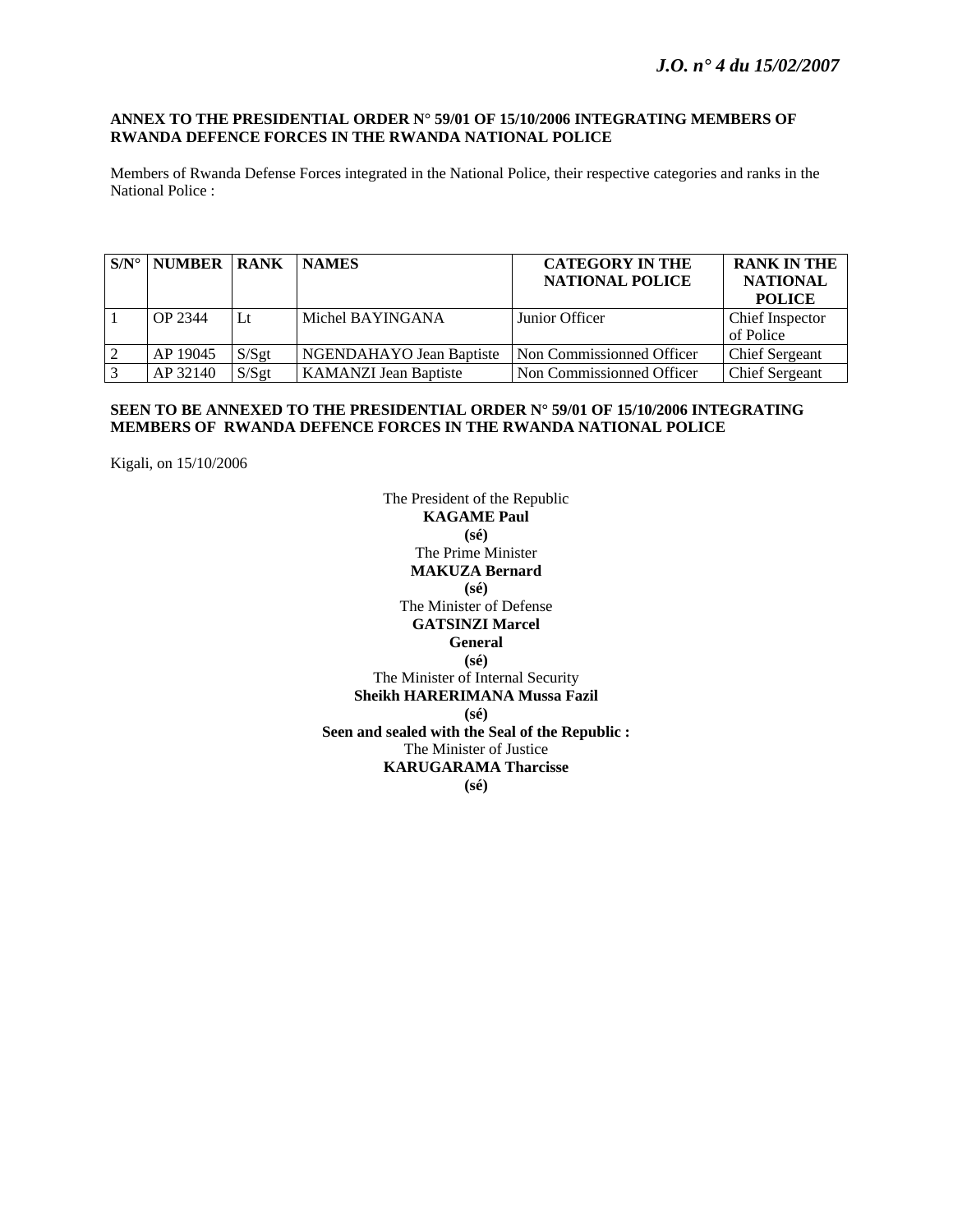**ANNEX TO THE PRESIDENTIAL ORDER N° 59/01 OF 15/10/2006 INTEGRATING MEMBERS OF RWANDA DEFENCE FORCES IN THE RWANDA NATIONAL POLICE**

Members of Rwanda Defense Forces integrated in the National Police, their respective categories and ranks in the National Police :

| S/N° | NUMBER | RANK | NAMES | CATEGORY IN THE NATIONAL POLICE | RANK IN THE NATIONAL POLICE |
|---|---|---|---|---|---|
| 1 | OP 2344 | Lt | Michel BAYINGANA | Junior Officer | Chief Inspector of Police |
| 2 | AP 19045 | S/Sgt | NGENDAHAYO Jean Baptiste | Non Commissionned Officer | Chief Sergeant |
| 3 | AP 32140 | S/Sgt | KAMANZI Jean Baptiste | Non Commissionned Officer | Chief Sergeant |

**SEEN TO BE ANNEXED TO THE PRESIDENTIAL ORDER N° 59/01 OF 15/10/2006 INTEGRATING MEMBERS OF RWANDA DEFENCE FORCES IN THE RWANDA NATIONAL POLICE**

Kigali, on 15/10/2006

The President of the Republic
**KAGAME Paul**
**(sé)**

The Prime Minister
**MAKUZA Bernard**
**(sé)**

The Minister of Defense
**GATSINZI Marcel**
**General**
**(sé)**

The Minister of Internal Security
**Sheikh HARERIMANA Mussa Fazil**
**(sé)**

**Seen and sealed with the Seal of the Republic :**
The Minister of Justice
**KARUGARAMA Tharcisse**
**(sé)**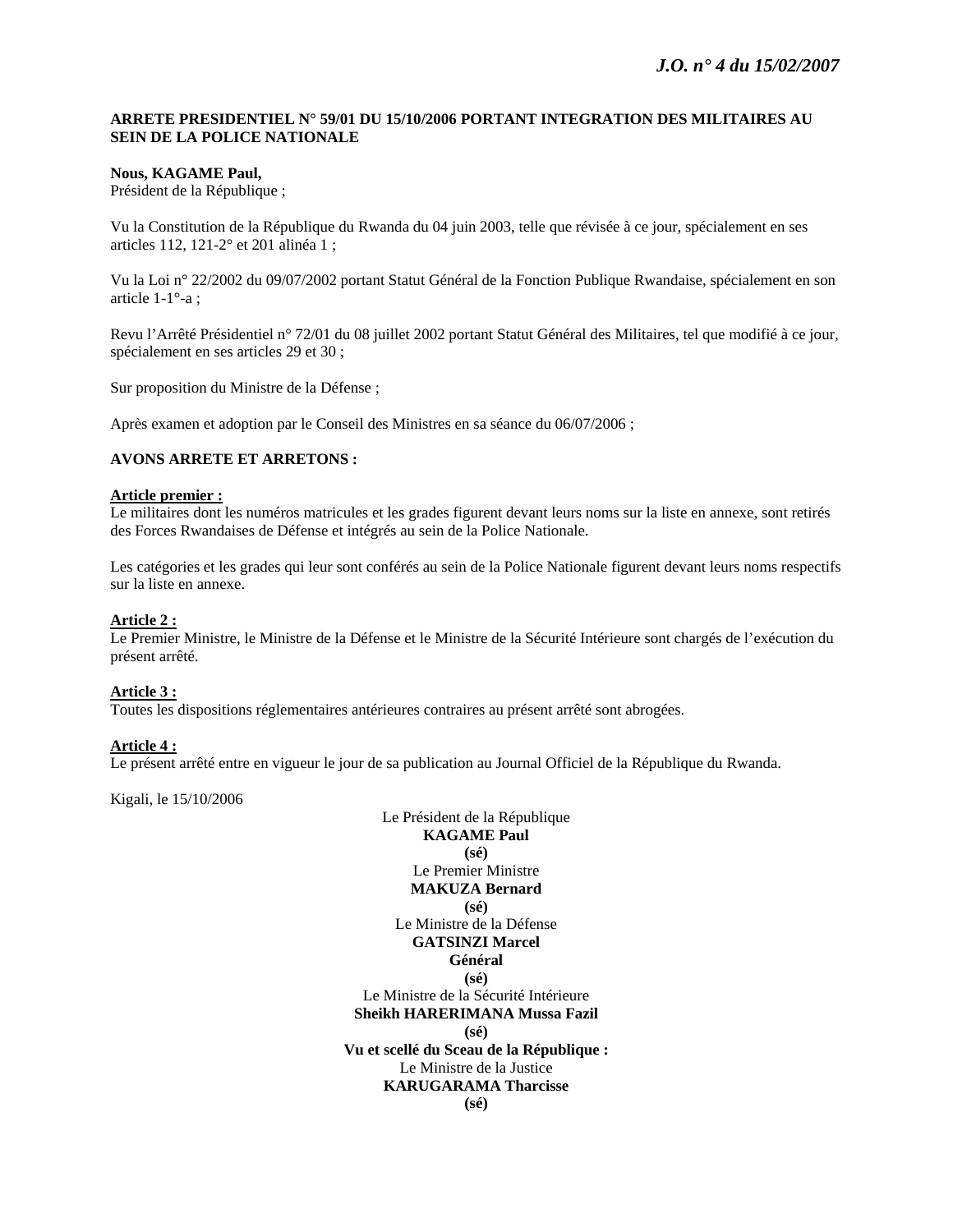**ARRETE PRESIDENTIEL N° 59/01 DU 15/10/2006 PORTANT INTEGRATION DES MILITAIRES AU SEIN DE LA POLICE NATIONALE**

**Nous, KAGAME Paul,**
Président de la République ;

Vu la Constitution de la République du Rwanda du 04 juin 2003, telle que révisée à ce jour, spécialement en ses articles 112, 121-2° et 201 alinéa 1 ;

Vu la Loi n° 22/2002 du 09/07/2002 portant Statut Général de la Fonction Publique Rwandaise, spécialement en son article 1-1°-a ;

Revu l'Arrêté Présidentiel n° 72/01 du 08 juillet 2002 portant Statut Général des Militaires, tel que modifié à ce jour, spécialement en ses articles 29 et 30 ;

Sur proposition du Ministre de la Défense ;

Après examen et adoption par le Conseil des Ministres en sa séance du 06/07/2006 ;

**AVONS ARRETE ET ARRETONS :**

**Article premier :**
Le militaires dont les numéros matricules et les grades figurent devant leurs noms sur la liste en annexe, sont retirés des Forces Rwandaises de Défense et intégrés au sein de la Police Nationale.

Les catégories et les grades qui leur sont conférés au sein de la Police Nationale figurent devant leurs noms respectifs sur la liste en annexe.

**Article 2 :**
Le Premier Ministre, le Ministre de la Défense et le Ministre de la Sécurité Intérieure sont chargés de l'exécution du présent arrêté.

**Article 3 :**
Toutes les dispositions réglementaires antérieures contraires au présent arrêté sont abrogées.

**Article 4 :**
Le présent arrêté entre en vigueur le jour de sa publication au Journal Officiel de la République du Rwanda.

Kigali, le 15/10/2006

Le Président de la République
**KAGAME Paul**
**(sé)**

Le Premier Ministre
**MAKUZA Bernard**
**(sé)**

Le Ministre de la Défense
**GATSINZI Marcel**
**Général**
**(sé)**

Le Ministre de la Sécurité Intérieure
**Sheikh HARERIMANA Mussa Fazil**
**(sé)**

**Vu et scellé du Sceau de la République :**
Le Ministre de la Justice
**KARUGARAMA Tharcisse**
**(sé)**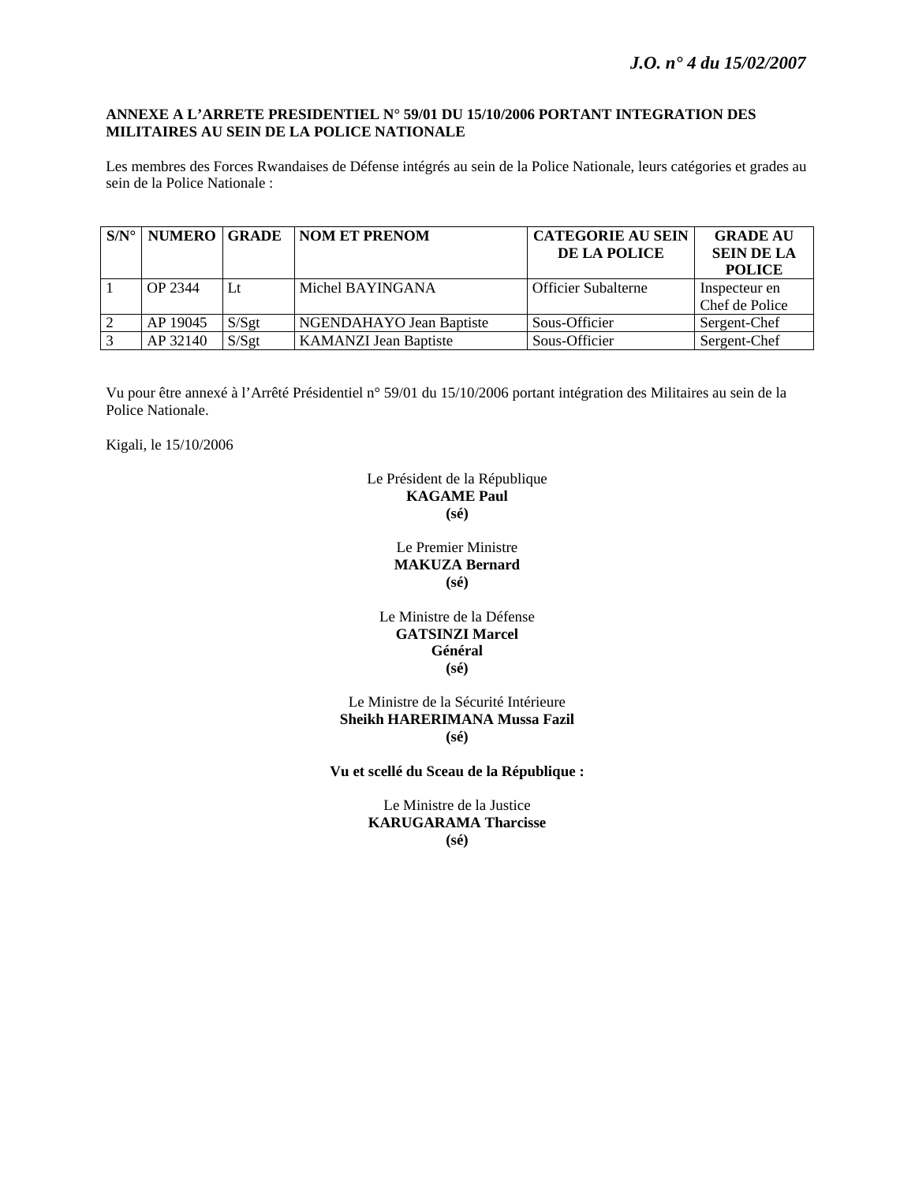**ANNEXE A L'ARRETE PRESIDENTIEL N° 59/01 DU 15/10/2006 PORTANT INTEGRATION DES MILITAIRES AU SEIN DE LA POLICE NATIONALE**

Les membres des Forces Rwandaises de Défense intégrés au sein de la Police Nationale, leurs catégories et grades au sein de la Police Nationale :

| S/N° | NUMERO | GRADE | NOM ET PRENOM | CATEGORIE AU SEIN DE LA POLICE | GRADE AU SEIN DE LA POLICE |
|---|---|---|---|---|---|
| 1 | OP 2344 | Lt | Michel BAYINGANA | Officier Subalterne | Inspecteur en Chef de Police |
| 2 | AP 19045 | S/Sgt | NGENDAHAYO Jean Baptiste | Sous-Officier | Sergent-Chef |
| 3 | AP 32140 | S/Sgt | KAMANZI Jean Baptiste | Sous-Officier | Sergent-Chef |

Vu pour être annexé à l'Arrêté Présidentiel n° 59/01 du 15/10/2006 portant intégration des Militaires au sein de la Police Nationale.

Kigali, le 15/10/2006

Le Président de la République
**KAGAME Paul**
**(sé)**

Le Premier Ministre
**MAKUZA Bernard**
**(sé)**

Le Ministre de la Défense
**GATSINZI Marcel**
**Général**
**(sé)**

Le Ministre de la Sécurité Intérieure
**Sheikh HARERIMANA Mussa Fazil**
**(sé)**

**Vu et scellé du Sceau de la République :**

Le Ministre de la Justice
**KARUGARAMA Tharcisse**
**(sé)**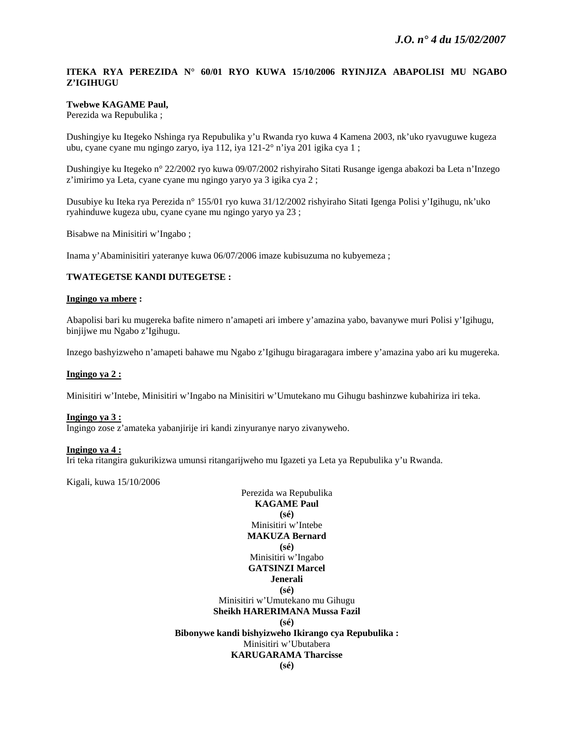**ITEKA RYA PEREZIDA N° 60/01 RYO KUWA 15/10/2006 RYINJIZA ABAPOLISI MU NGABO Z'IGIHUGU**

**Twebwe KAGAME Paul,**
Perezida wa Repubulika ;

Dushingiye ku Itegeko Nshinga rya Repubulika y'u Rwanda ryo kuwa 4 Kamena 2003, nk'uko ryavuguwe kugeza ubu, cyane cyane mu ngingo zaryo, iya 112, iya 121-2° n'iya 201 igika cya 1 ;

Dushingiye ku Itegeko n° 22/2002 ryo kuwa 09/07/2002 rishyiraho Sitati Rusange igenga abakozi ba Leta n'Inzego z'imirimo ya Leta, cyane cyane mu ngingo yaryo ya 3 igika cya 2 ;

Dusubiye ku Iteka rya Perezida n° 155/01 ryo kuwa 31/12/2002 rishyiraho Sitati Igenga Polisi y'Igihugu, nk'uko ryahinduwe kugeza ubu, cyane cyane mu ngingo yaryo ya 23 ;

Bisabwe na Minisitiri w'Ingabo ;

Inama y'Abaminisitiri yateranye kuwa 06/07/2006 imaze kubisuzuma no kubyemeza ;

**TWATEGETSE KANDI DUTEGETSE :**

**Ingingo ya mbere :**

Abapolisi bari ku mugereka bafite nimero n'amapeti ari imbere y'amazina yabo, bavanywe muri Polisi y'Igihugu, binjijwe mu Ngabo z'Igihugu.

Inzego bashyizweho n'amapeti bahawe mu Ngabo z'Igihugu biragaragara imbere y'amazina yabo ari ku mugereka.

**Ingingo ya 2 :**

Minisitiri w'Intebe, Minisitiri w'Ingabo na Minisitiri w'Umutekano mu Gihugu bashinzwe kubahiriza iri teka.

**Ingingo ya 3 :**
Ingingo zose z'amateka yabanjirije iri kandi zinyuranye naryo zivanyweho.

**Ingingo ya 4 :**
Iri teka ritangira gukurikizwa umunsi ritangarijweho mu Igazeti ya Leta ya Repubulika y'u Rwanda.

Kigali, kuwa 15/10/2006

Perezida wa Repubulika
**KAGAME Paul**
**(sé)**

Minisitiri w'Intebe
**MAKUZA Bernard**
**(sé)**

Minisitiri w'Ingabo
**GATSINZI Marcel**
**Jenerali**
**(sé)**

Minisitiri w'Umutekano mu Gihugu
**Sheikh HARERIMANA Mussa Fazil**
**(sé)**

**Bibonywe kandi bishyizweho Ikirango cya Repubulika :**
Minisitiri w'Ubutabera
**KARUGARAMA Tharcisse**
**(sé)**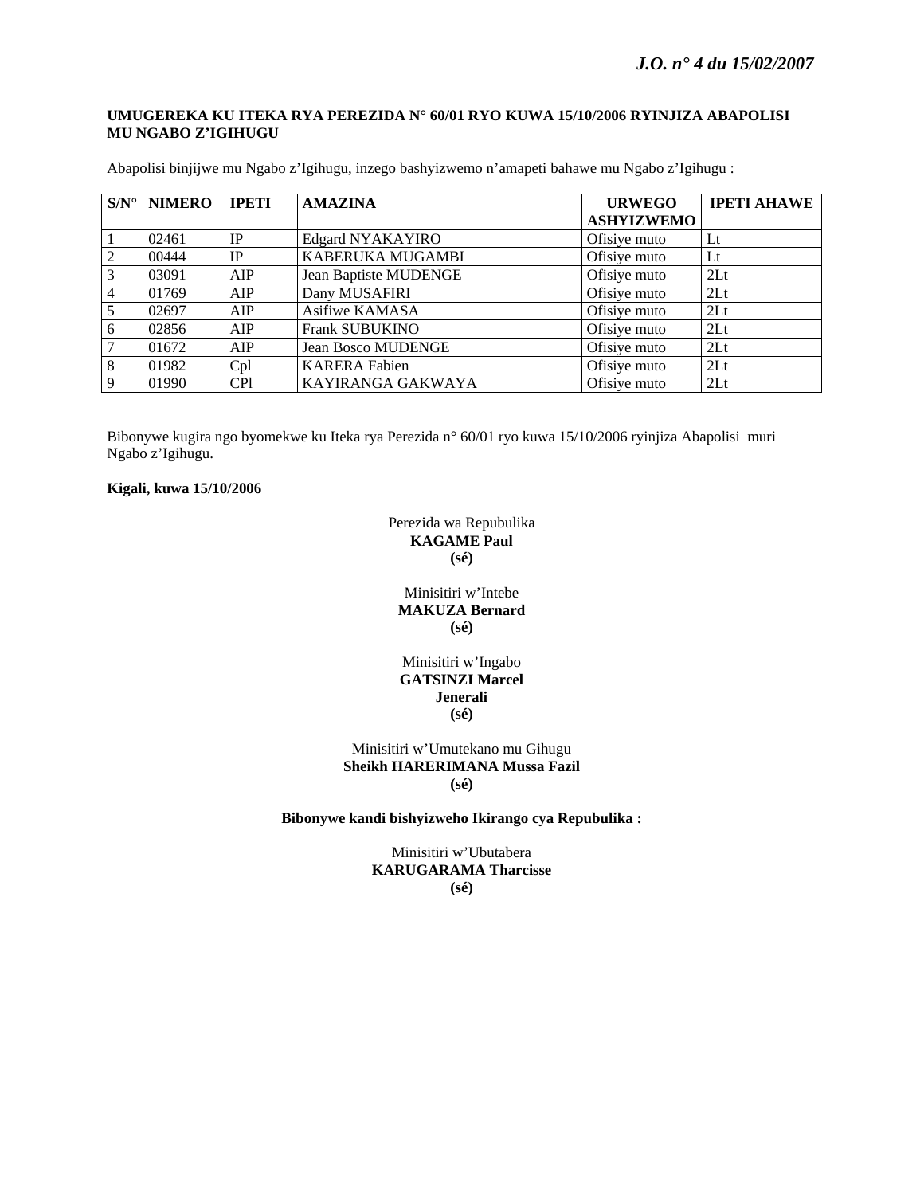**UMUGEREKA KU ITEKA RYA PEREZIDA N° 60/01 RYO KUWA 15/10/2006 RYINJIZA ABAPOLISI MU NGABO Z'IGIHUGU**

Abapolisi binjijwe mu Ngabo z'Igihugu, inzego bashyizwemo n'amapeti bahawe mu Ngabo z'Igihugu :

| S/N° | NIMERO | IPETI | AMAZINA | URWEGO ASHYIZWEMO | IPETI AHAWE |
|---|---|---|---|---|---|
| 1 | 02461 | IP | Edgard NYAKAYIRO | Ofisiye muto | Lt |
| 2 | 00444 | IP | KABERUKA MUGAMBI | Ofisiye muto | Lt |
| 3 | 03091 | AIP | Jean Baptiste MUDENGE | Ofisiye muto | 2Lt |
| 4 | 01769 | AIP | Dany MUSAFIRI | Ofisiye muto | 2Lt |
| 5 | 02697 | AIP | Asifiwe KAMASA | Ofisiye muto | 2Lt |
| 6 | 02856 | AIP | Frank SUBUKINO | Ofisiye muto | 2Lt |
| 7 | 01672 | AIP | Jean Bosco MUDENGE | Ofisiye muto | 2Lt |
| 8 | 01982 | Cpl | KARERA Fabien | Ofisiye muto | 2Lt |
| 9 | 01990 | CPl | KAYIRANGA GAKWAYA | Ofisiye muto | 2Lt |

Bibonywe kugira ngo byomekwe ku Iteka rya Perezida n° 60/01 ryo kuwa 15/10/2006 ryinjiza Abapolisi muri Ngabo z'Igihugu.

**Kigali, kuwa 15/10/2006**

Perezida wa Repubulika
**KAGAME Paul**
**(sé)**

Minisitiri w'Intebe
**MAKUZA Bernard**
**(sé)**

Minisitiri w'Ingabo
**GATSINZI Marcel**
**Jenerali**
**(sé)**

Minisitiri w'Umutekano mu Gihugu
**Sheikh HARERIMANA Mussa Fazil**
**(sé)**

**Bibonywe kandi bishyizweho Ikirango cya Repubulika :**

Minisitiri w'Ubutabera
**KARUGARAMA Tharcisse**
**(sé)**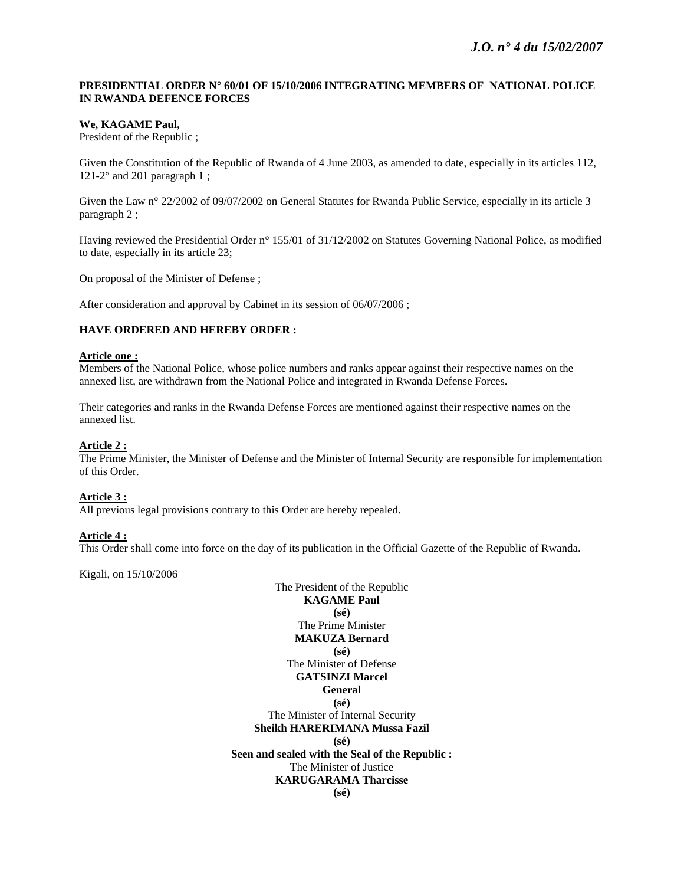**PRESIDENTIAL ORDER N° 60/01 OF 15/10/2006 INTEGRATING MEMBERS OF NATIONAL POLICE IN RWANDA DEFENCE FORCES**

**We, KAGAME Paul,**
President of the Republic ;

Given the Constitution of the Republic of Rwanda of 4 June 2003, as amended to date, especially in its articles 112, 121-2° and 201 paragraph 1 ;

Given the Law n° 22/2002 of 09/07/2002 on General Statutes for Rwanda Public Service, especially in its article 3 paragraph 2 ;

Having reviewed the Presidential Order n° 155/01 of 31/12/2002 on Statutes Governing National Police, as modified to date, especially in its article 23;

On proposal of the Minister of Defense ;

After consideration and approval by Cabinet in its session of 06/07/2006 ;

**HAVE ORDERED AND HEREBY ORDER :**

**Article one :**
Members of the National Police, whose police numbers and ranks appear against their respective names on the annexed list, are withdrawn from the National Police and integrated in Rwanda Defense Forces.

Their categories and ranks in the Rwanda Defense Forces are mentioned against their respective names on the annexed list.

**Article 2 :**
The Prime Minister, the Minister of Defense and the Minister of Internal Security are responsible for implementation of this Order.

**Article 3 :**
All previous legal provisions contrary to this Order are hereby repealed.

**Article 4 :**
This Order shall come into force on the day of its publication in the Official Gazette of the Republic of Rwanda.

Kigali, on 15/10/2006

The President of the Republic
**KAGAME Paul**
**(sé)**

The Prime Minister
**MAKUZA Bernard**
**(sé)**

The Minister of Defense
**GATSINZI Marcel**
**General**
**(sé)**

The Minister of Internal Security
**Sheikh HARERIMANA Mussa Fazil**
**(sé)**

**Seen and sealed with the Seal of the Republic :**
The Minister of Justice
**KARUGARAMA Tharcisse**
**(sé)**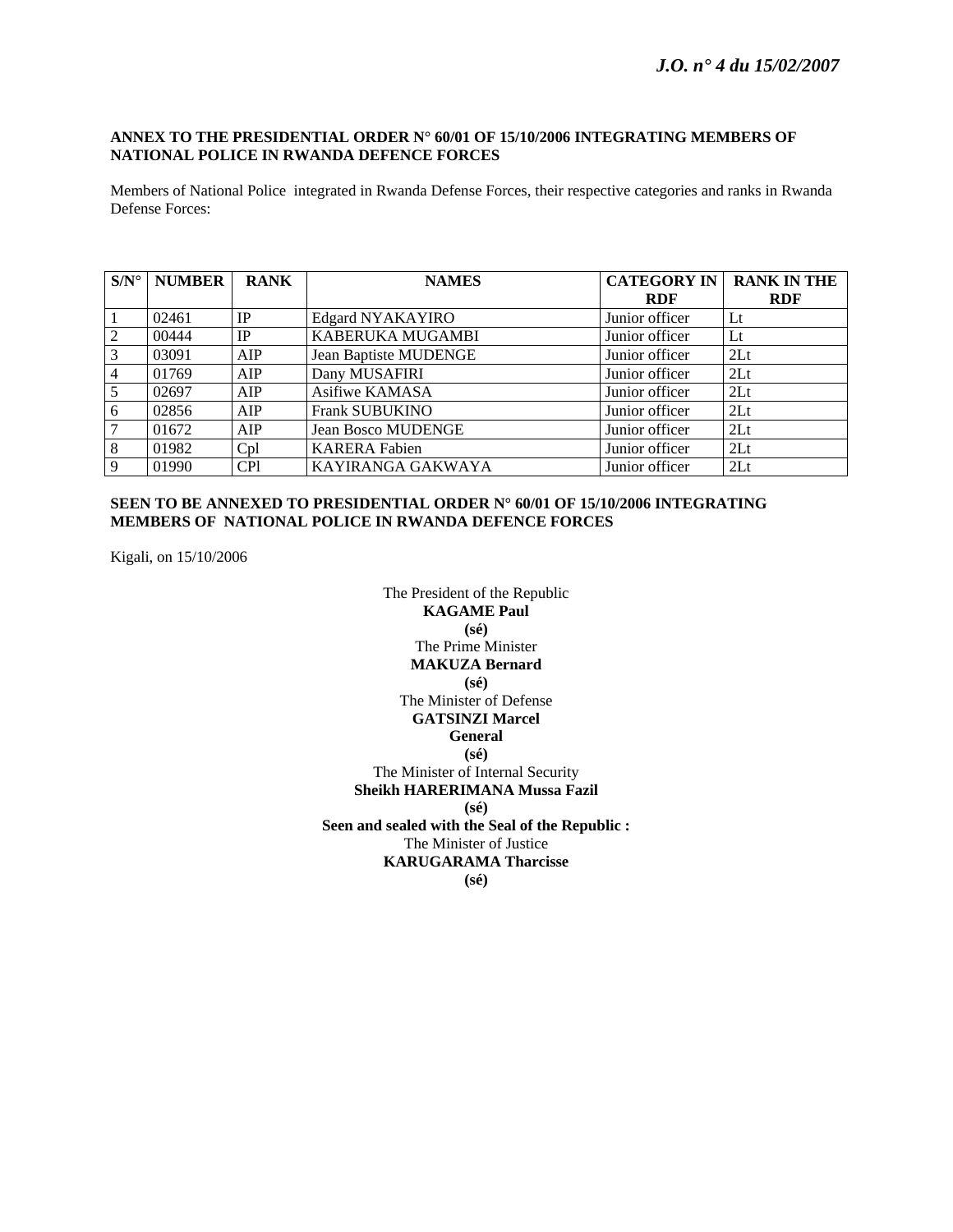**ANNEX TO THE PRESIDENTIAL ORDER N° 60/01 OF 15/10/2006 INTEGRATING MEMBERS OF NATIONAL POLICE IN RWANDA DEFENCE FORCES**

Members of National Police integrated in Rwanda Defense Forces, their respective categories and ranks in Rwanda Defense Forces:

| S/N° | NUMBER | RANK | NAMES | CATEGORY IN RDF | RANK IN THE RDF |
|---|---|---|---|---|---|
| 1 | 02461 | IP | Edgard NYAKAYIRO | Junior officer | Lt |
| 2 | 00444 | IP | KABERUKA MUGAMBI | Junior officer | Lt |
| 3 | 03091 | AIP | Jean Baptiste MUDENGE | Junior officer | 2Lt |
| 4 | 01769 | AIP | Dany MUSAFIRI | Junior officer | 2Lt |
| 5 | 02697 | AIP | Asifiwe KAMASA | Junior officer | 2Lt |
| 6 | 02856 | AIP | Frank SUBUKINO | Junior officer | 2Lt |
| 7 | 01672 | AIP | Jean Bosco MUDENGE | Junior officer | 2Lt |
| 8 | 01982 | Cpl | KARERA Fabien | Junior officer | 2Lt |
| 9 | 01990 | CPl | KAYIRANGA GAKWAYA | Junior officer | 2Lt |

**SEEN TO BE ANNEXED TO PRESIDENTIAL ORDER N° 60/01 OF 15/10/2006 INTEGRATING MEMBERS OF NATIONAL POLICE IN RWANDA DEFENCE FORCES**

Kigali, on 15/10/2006

The President of the Republic
**KAGAME Paul**
**(sé)**

The Prime Minister
**MAKUZA Bernard**
**(sé)**

The Minister of Defense
**GATSINZI Marcel**
**General**
**(sé)**

The Minister of Internal Security
**Sheikh HARERIMANA Mussa Fazil**
**(sé)**

**Seen and sealed with the Seal of the Republic :**

The Minister of Justice
**KARUGARAMA Tharcisse**
**(sé)**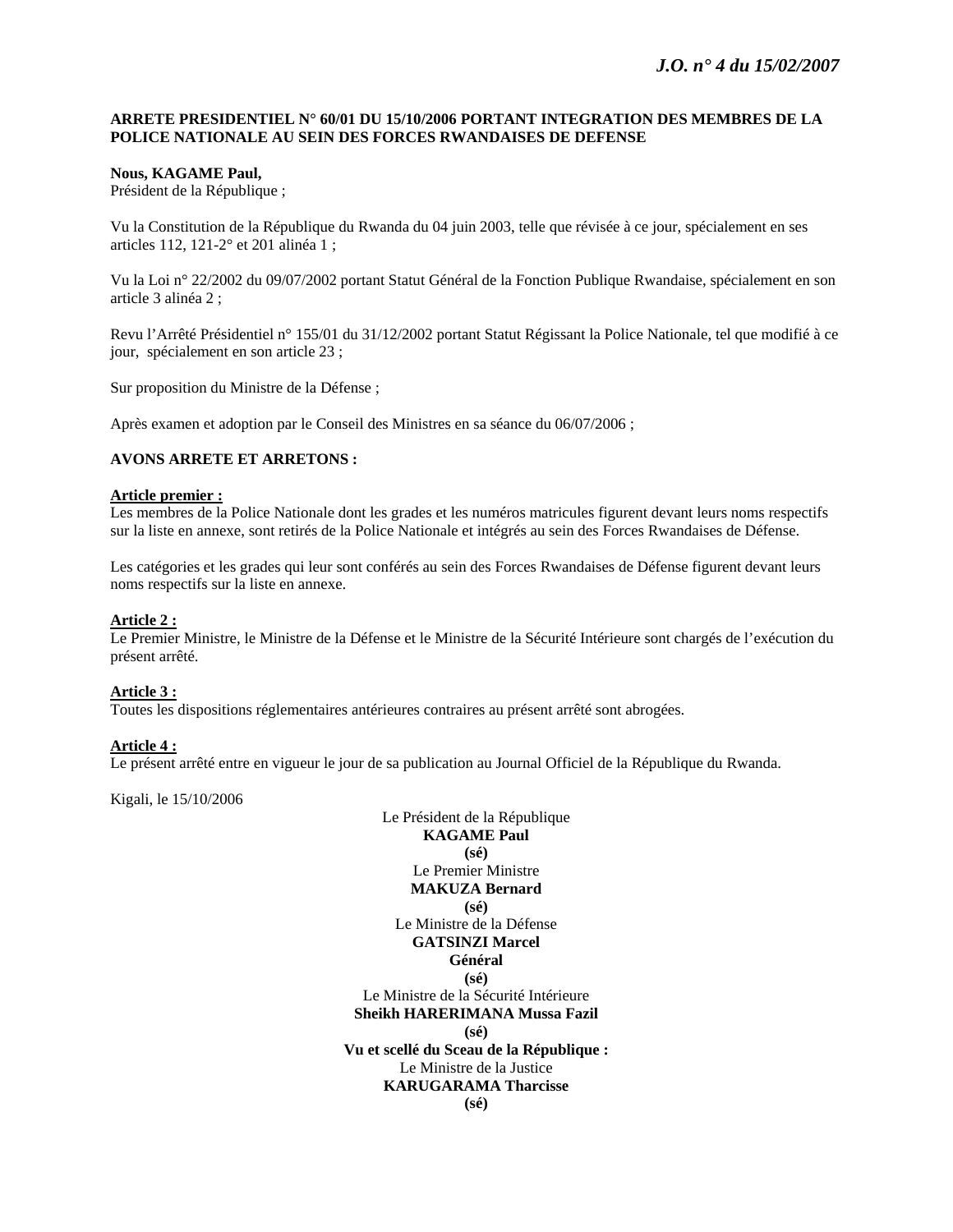**ARRETE PRESIDENTIEL N° 60/01 DU 15/10/2006 PORTANT INTEGRATION DES MEMBRES DE LA POLICE NATIONALE AU SEIN DES FORCES RWANDAISES DE DEFENSE**

**Nous, KAGAME Paul,**
Président de la République ;

Vu la Constitution de la République du Rwanda du 04 juin 2003, telle que révisée à ce jour, spécialement en ses articles 112, 121-2° et 201 alinéa 1 ;

Vu la Loi n° 22/2002 du 09/07/2002 portant Statut Général de la Fonction Publique Rwandaise, spécialement en son article 3 alinéa 2 ;

Revu l'Arrêté Présidentiel n° 155/01 du 31/12/2002 portant Statut Régissant la Police Nationale, tel que modifié à ce jour, spécialement en son article 23 ;

Sur proposition du Ministre de la Défense ;

Après examen et adoption par le Conseil des Ministres en sa séance du 06/07/2006 ;

**AVONS ARRETE ET ARRETONS :**

**Article premier :**
Les membres de la Police Nationale dont les grades et les numéros matricules figurent devant leurs noms respectifs sur la liste en annexe, sont retirés de la Police Nationale et intégrés au sein des Forces Rwandaises de Défense.

Les catégories et les grades qui leur sont conférés au sein des Forces Rwandaises de Défense figurent devant leurs noms respectifs sur la liste en annexe.

**Article 2 :**
Le Premier Ministre, le Ministre de la Défense et le Ministre de la Sécurité Intérieure sont chargés de l'exécution du présent arrêté.

**Article 3 :**
Toutes les dispositions réglementaires antérieures contraires au présent arrêté sont abrogées.

**Article 4 :**
Le présent arrêté entre en vigueur le jour de sa publication au Journal Officiel de la République du Rwanda.

Kigali, le 15/10/2006

Le Président de la République
**KAGAME Paul**
**(sé)**

Le Premier Ministre
**MAKUZA Bernard**
**(sé)**

Le Ministre de la Défense
**GATSINZI Marcel**
**Général**
**(sé)**

Le Ministre de la Sécurité Intérieure
**Sheikh HARERIMANA Mussa Fazil**
**(sé)**

**Vu et scellé du Sceau de la République :**
Le Ministre de la Justice
**KARUGARAMA Tharcisse**
**(sé)**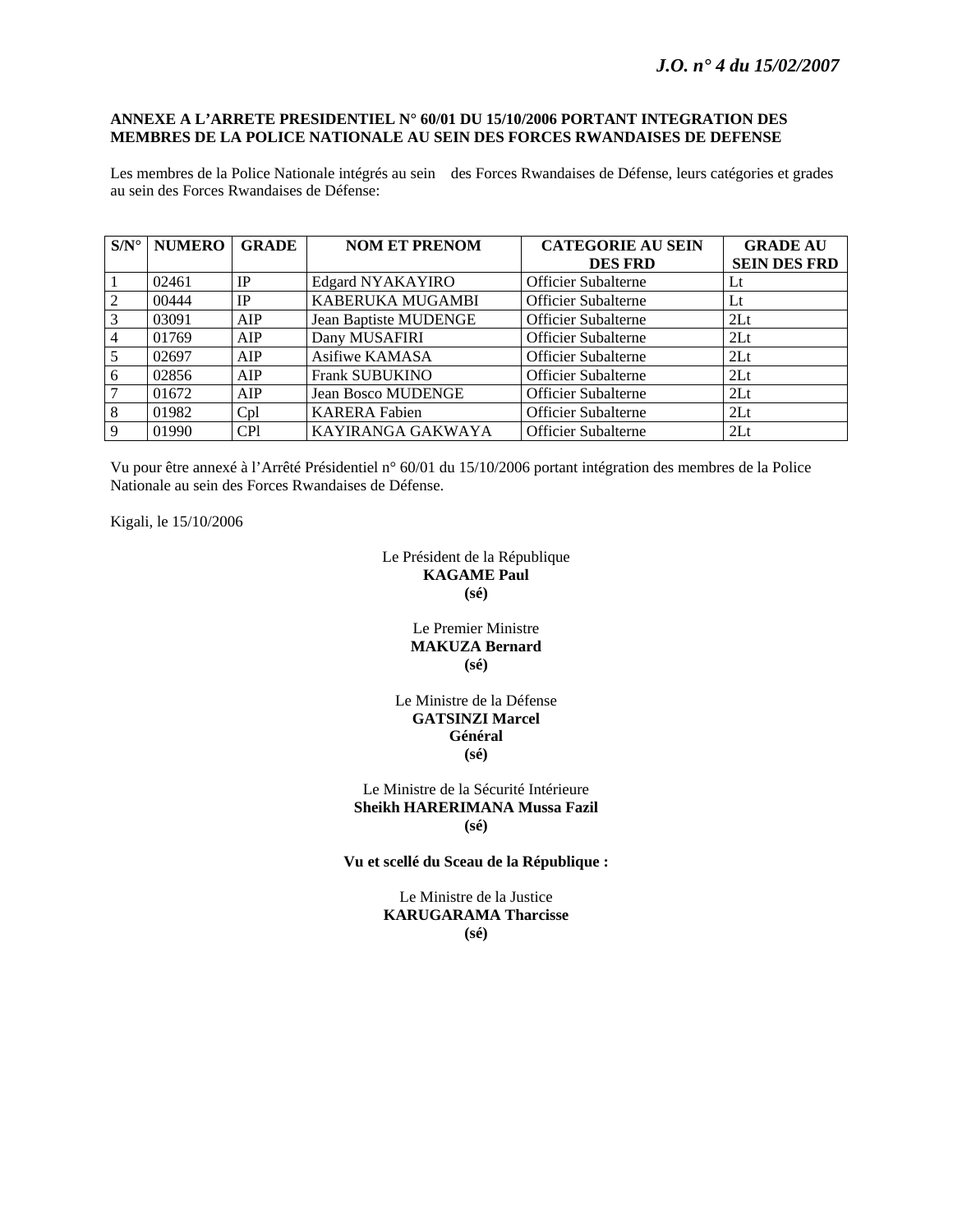**ANNEXE A L'ARRETE PRESIDENTIEL N° 60/01 DU 15/10/2006 PORTANT INTEGRATION DES MEMBRES DE LA POLICE NATIONALE AU SEIN DES FORCES RWANDAISES DE DEFENSE**

Les membres de la Police Nationale intégrés au sein des Forces Rwandaises de Défense, leurs catégories et grades au sein des Forces Rwandaises de Défense:

| S/N° | NUMERO | GRADE | NOM ET PRENOM | CATEGORIE AU SEIN DES FRD | GRADE AU SEIN DES FRD |
|---|---|---|---|---|---|
| 1 | 02461 | IP | Edgard NYAKAYIRO | Officier Subalterne | Lt |
| 2 | 00444 | IP | KABERUKA MUGAMBI | Officier Subalterne | Lt |
| 3 | 03091 | AIP | Jean Baptiste MUDENGE | Officier Subalterne | 2Lt |
| 4 | 01769 | AIP | Dany MUSAFIRI | Officier Subalterne | 2Lt |
| 5 | 02697 | AIP | Asifiwe KAMASA | Officier Subalterne | 2Lt |
| 6 | 02856 | AIP | Frank SUBUKINO | Officier Subalterne | 2Lt |
| 7 | 01672 | AIP | Jean Bosco MUDENGE | Officier Subalterne | 2Lt |
| 8 | 01982 | Cpl | KARERA Fabien | Officier Subalterne | 2Lt |
| 9 | 01990 | CPl | KAYIRANGA GAKWAYA | Officier Subalterne | 2Lt |

Vu pour être annexé à l'Arrêté Présidentiel n° 60/01 du 15/10/2006 portant intégration des membres de la Police Nationale au sein des Forces Rwandaises de Défense.

Kigali, le 15/10/2006

Le Président de la République
**KAGAME Paul**
**(sé)**

Le Premier Ministre
**MAKUZA Bernard**
**(sé)**

Le Ministre de la Défense
**GATSINZI Marcel**
**Général**
**(sé)**

Le Ministre de la Sécurité Intérieure
**Sheikh HARERIMANA Mussa Fazil**
**(sé)**

**Vu et scellé du Sceau de la République :**

Le Ministre de la Justice
**KARUGARAMA Tharcisse**
**(sé)**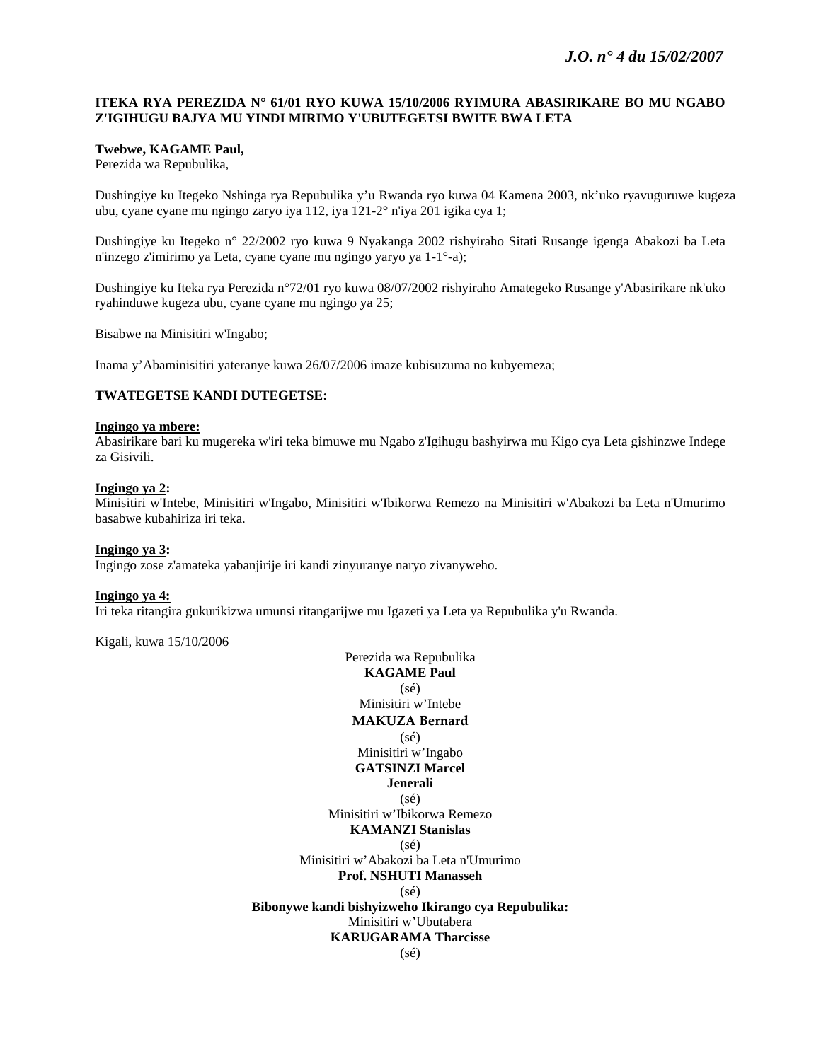**ITEKA RYA PEREZIDA N° 61/01 RYO KUWA 15/10/2006 RYIMURA ABASIRIKARE BO MU NGABO Z'IGIHUGU BAJYA MU YINDI MIRIMO Y'UBUTEGETSI BWITE BWA LETA**

**Twebwe, KAGAME Paul,**
Perezida wa Repubulika,

Dushingiye ku Itegeko Nshinga rya Repubulika y'u Rwanda ryo kuwa 04 Kamena 2003, nk'uko ryavuguruwe kugeza ubu, cyane cyane mu ngingo zaryo iya 112, iya 121-2° n'iya 201 igika cya 1;

Dushingiye ku Itegeko n° 22/2002 ryo kuwa 9 Nyakanga 2002 rishyiraho Sitati Rusange igenga Abakozi ba Leta n'inzego z'imirimo ya Leta, cyane cyane mu ngingo yaryo ya 1-1°-a);

Dushingiye ku Iteka rya Perezida n°72/01 ryo kuwa 08/07/2002 rishyiraho Amategeko Rusange y'Abasirikare nk'uko ryahinduwe kugeza ubu, cyane cyane mu ngingo ya 25;

Bisabwe na Minisitiri w'Ingabo;

Inama y'Abaminisitiri yateranye kuwa 26/07/2006 imaze kubisuzuma no kubyemeza;

**TWATEGETSE KANDI DUTEGETSE:**

**Ingingo ya mbere:**
Abasirikare bari ku mugereka w'iri teka bimuwe mu Ngabo z'Igihugu bashyirwa mu Kigo cya Leta gishinzwe Indege za Gisivili.

**Ingingo ya 2:**
Minisitiri w'Intebe, Minisitiri w'Ingabo, Minisitiri w'Ibikorwa Remezo na Minisitiri w'Abakozi ba Leta n'Umurimo basabwe kubahiriza iri teka.

**Ingingo ya 3:**
Ingingo zose z'amateka yabanjirije iri kandi zinyuranye naryo zivanyweho.

**Ingingo ya 4:**
Iri teka ritangira gukurikizwa umunsi ritangarijwe mu Igazeti ya Leta ya Repubulika y'u Rwanda.

Kigali, kuwa 15/10/2006

Perezida wa Repubulika
**KAGAME Paul**
(sé)

Minisitiri w'Intebe
**MAKUZA Bernard**
(sé)

Minisitiri w'Ingabo
**GATSINZI Marcel**
**Jenerali**
(sé)

Minisitiri w'Ibikorwa Remezo
**KAMANZI Stanislas**
(sé)

Minisitiri w'Abakozi ba Leta n'Umurimo
**Prof. NSHUTI Manasseh**
(sé)

**Bibonywe kandi bishyizweho Ikirango cya Repubulika:**
Minisitiri w'Ubutabera
**KARUGARAMA Tharcisse**
(sé)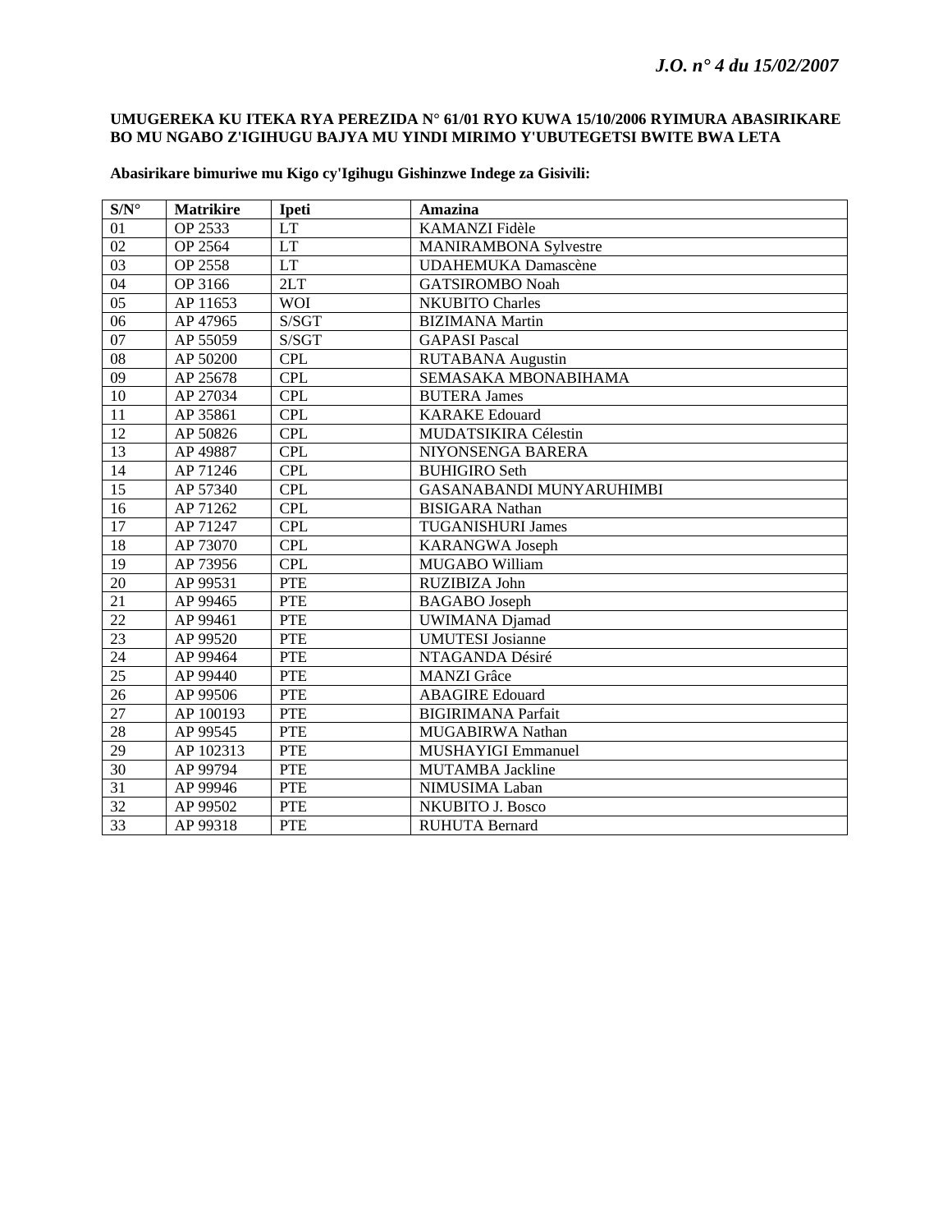**UMUGEREKA KU ITEKA RYA PEREZIDA N° 61/01 RYO KUWA 15/10/2006 RYIMURA ABASIRIKARE BO MU NGABO Z'IGIHUGU BAJYA MU YINDI MIRIMO Y'UBUTEGETSI BWITE BWA LETA**

**Abasirikare bimuriwe mu Kigo cy'Igihugu Gishinzwe Indege za Gisivili:**

| S/N° | Matrikire | Ipeti | Amazina |
|---|---|---|---|
| 01 | OP 2533 | LT | KAMANZI Fidèle |
| 02 | OP 2564 | LT | MANIRAMBONA Sylvestre |
| 03 | OP 2558 | LT | UDAHEMUKA Damascène |
| 04 | OP 3166 | 2LT | GATSIROMBO Noah |
| 05 | AP 11653 | WOI | NKUBITO Charles |
| 06 | AP 47965 | S/SGT | BIZIMANA Martin |
| 07 | AP 55059 | S/SGT | GAPASI Pascal |
| 08 | AP 50200 | CPL | RUTABANA Augustin |
| 09 | AP 25678 | CPL | SEMASAKA MBONABIHAMA |
| 10 | AP 27034 | CPL | BUTERA James |
| 11 | AP 35861 | CPL | KARAKE Edouard |
| 12 | AP 50826 | CPL | MUDATSIKIRA Célestin |
| 13 | AP 49887 | CPL | NIYONSENGA BARERA |
| 14 | AP 71246 | CPL | BUHIGIRO Seth |
| 15 | AP 57340 | CPL | GASANABANDI MUNYARUHIMBI |
| 16 | AP 71262 | CPL | BISIGARA Nathan |
| 17 | AP 71247 | CPL | TUGANISHURI James |
| 18 | AP 73070 | CPL | KARANGWA Joseph |
| 19 | AP 73956 | CPL | MUGABO William |
| 20 | AP 99531 | PTE | RUZIBIZA John |
| 21 | AP 99465 | PTE | BAGABO Joseph |
| 22 | AP 99461 | PTE | UWIMANA Djamad |
| 23 | AP 99520 | PTE | UMUTESI Josianne |
| 24 | AP 99464 | PTE | NTAGANDA Désiré |
| 25 | AP 99440 | PTE | MANZI Grâce |
| 26 | AP 99506 | PTE | ABAGIRE Edouard |
| 27 | AP 100193 | PTE | BIGIRIMANA Parfait |
| 28 | AP 99545 | PTE | MUGABIRWA Nathan |
| 29 | AP 102313 | PTE | MUSHAYIGI Emmanuel |
| 30 | AP 99794 | PTE | MUTAMBA Jackline |
| 31 | AP 99946 | PTE | NIMUSIMA Laban |
| 32 | AP 99502 | PTE | NKUBITO J. Bosco |
| 33 | AP 99318 | PTE | RUHUTA Bernard |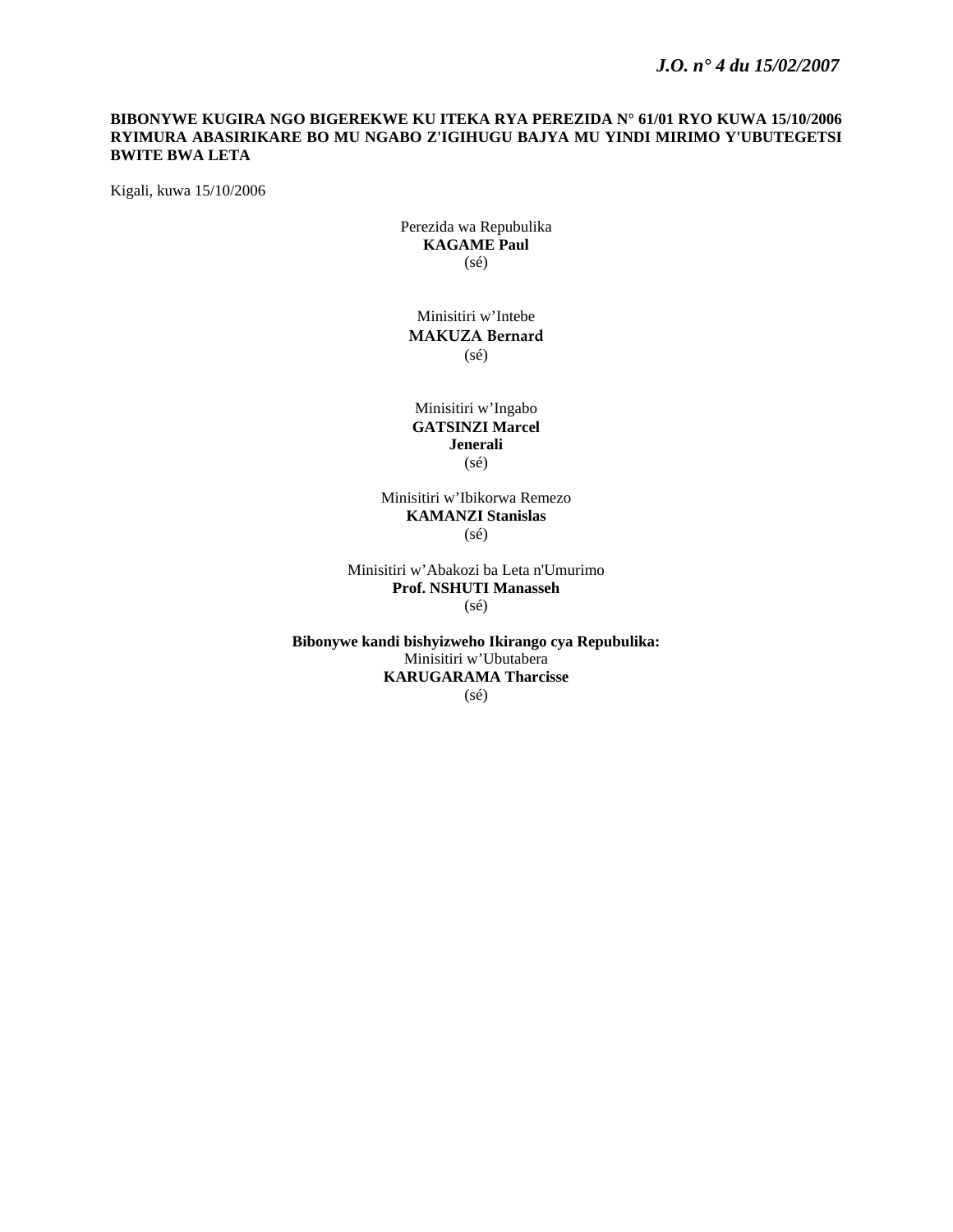**BIBONYWE KUGIRA NGO BIGEREKWE KU ITEKA RYA PEREZIDA N° 61/01 RYO KUWA 15/10/2006 RYIMURA ABASIRIKARE BO MU NGABO Z'IGIHUGU BAJYA MU YINDI MIRIMO Y'UBUTEGETSI BWITE BWA LETA**

Kigali, kuwa 15/10/2006

Perezida wa Repubulika
**KAGAME Paul**
(sé)

Minisitiri w'Intebe
**MAKUZA Bernard**
(sé)

Minisitiri w'Ingabo
**GATSINZI Marcel**
**Jenerali**
(sé)

Minisitiri w'Ibikorwa Remezo
**KAMANZI Stanislas**
(sé)

Minisitiri w'Abakozi ba Leta n'Umurimo
**Prof. NSHUTI Manasseh**
(sé)

**Bibonywe kandi bishyizweho Ikirango cya Repubulika:**
Minisitiri w'Ubutabera
**KARUGARAMA Tharcisse**
(sé)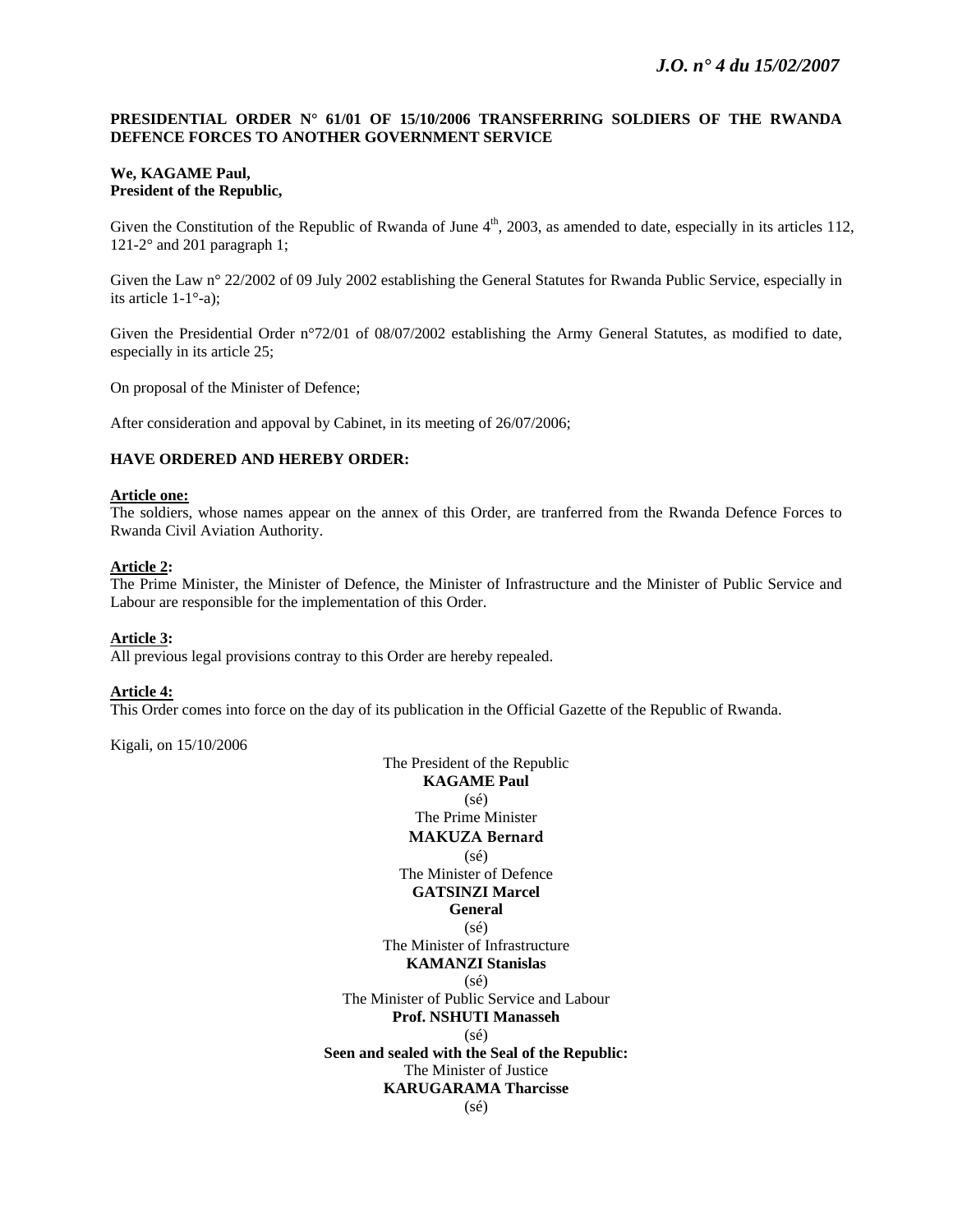**PRESIDENTIAL ORDER N° 61/01 OF 15/10/2006 TRANSFERRING SOLDIERS OF THE RWANDA DEFENCE FORCES TO ANOTHER GOVERNMENT SERVICE**

**We, KAGAME Paul,**
**President of the Republic,**

Given the Constitution of the Republic of Rwanda of June 4th, 2003, as amended to date, especially in its articles 112, 121-2° and 201 paragraph 1;

Given the Law n° 22/2002 of 09 July 2002 establishing the General Statutes for Rwanda Public Service, especially in its article 1-1°-a);

Given the Presidential Order n°72/01 of 08/07/2002 establishing the Army General Statutes, as modified to date, especially in its article 25;

On proposal of the Minister of Defence;

After consideration and appoval by Cabinet, in its meeting of 26/07/2006;

**HAVE ORDERED AND HEREBY ORDER:**

**Article one:**
The soldiers, whose names appear on the annex of this Order, are tranferred from the Rwanda Defence Forces to Rwanda Civil Aviation Authority.

**Article 2:**
The Prime Minister, the Minister of Defence, the Minister of Infrastructure and the Minister of Public Service and Labour are responsible for the implementation of this Order.

**Article 3:**
All previous legal provisions contray to this Order are hereby repealed.

**Article 4:**
This Order comes into force on the day of its publication in the Official Gazette of the Republic of Rwanda.

Kigali, on 15/10/2006

The President of the Republic
**KAGAME Paul**
(sé)

The Prime Minister
**MAKUZA Bernard**
(sé)

The Minister of Defence
**GATSINZI Marcel**
**General**
(sé)

The Minister of Infrastructure
**KAMANZI Stanislas**
(sé)

The Minister of Public Service and Labour
**Prof. NSHUTI Manasseh**
(sé)

**Seen and sealed with the Seal of the Republic:**
The Minister of Justice
**KARUGARAMA Tharcisse**
(sé)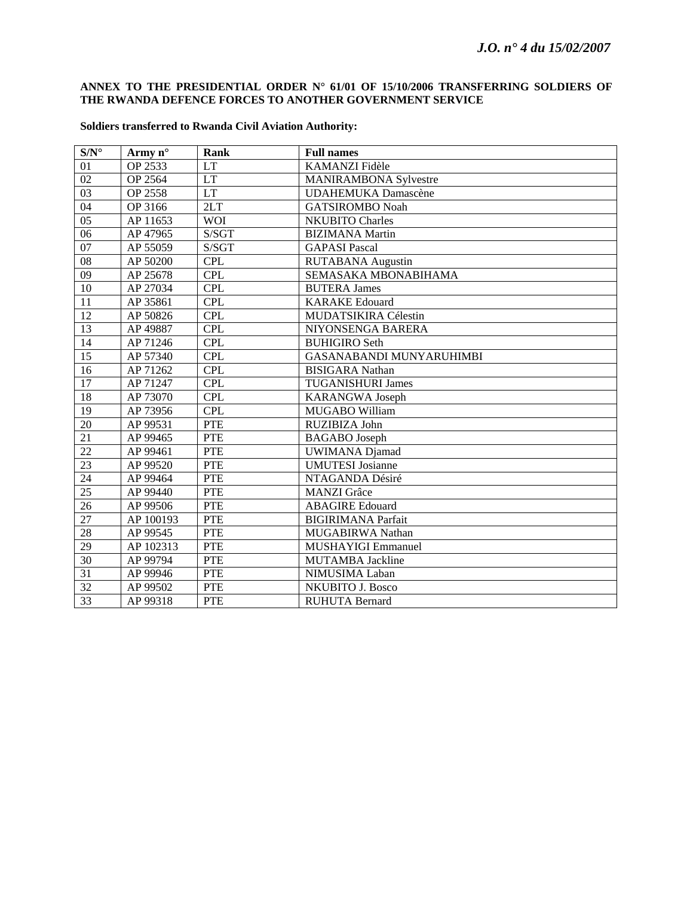**ANNEX TO THE PRESIDENTIAL ORDER N° 61/01 OF 15/10/2006 TRANSFERRING SOLDIERS OF THE RWANDA DEFENCE FORCES TO ANOTHER GOVERNMENT SERVICE**

**Soldiers transferred to Rwanda Civil Aviation Authority:**

| S/N° | Army n° | Rank | Full names |
|---|---|---|---|
| 01 | OP 2533 | LT | KAMANZI Fidèle |
| 02 | OP 2564 | LT | MANIRAMBONA Sylvestre |
| 03 | OP 2558 | LT | UDAHEMUKA Damascène |
| 04 | OP 3166 | 2LT | GATSIROMBO Noah |
| 05 | AP 11653 | WOI | NKUBITO Charles |
| 06 | AP 47965 | S/SGT | BIZIMANA Martin |
| 07 | AP 55059 | S/SGT | GAPASI Pascal |
| 08 | AP 50200 | CPL | RUTABANA Augustin |
| 09 | AP 25678 | CPL | SEMASAKA MBONABIHAMA |
| 10 | AP 27034 | CPL | BUTERA James |
| 11 | AP 35861 | CPL | KARAKE Edouard |
| 12 | AP 50826 | CPL | MUDATSIKIRA Célestin |
| 13 | AP 49887 | CPL | NIYONSENGA BARERA |
| 14 | AP 71246 | CPL | BUHIGIRO Seth |
| 15 | AP 57340 | CPL | GASANABANDI MUNYARUHIMBI |
| 16 | AP 71262 | CPL | BISIGARA Nathan |
| 17 | AP 71247 | CPL | TUGANISHURI James |
| 18 | AP 73070 | CPL | KARANGWA Joseph |
| 19 | AP 73956 | CPL | MUGABO William |
| 20 | AP 99531 | PTE | RUZIBIZA John |
| 21 | AP 99465 | PTE | BAGABO Joseph |
| 22 | AP 99461 | PTE | UWIMANA Djamad |
| 23 | AP 99520 | PTE | UMUTESI Josianne |
| 24 | AP 99464 | PTE | NTAGANDA Désiré |
| 25 | AP 99440 | PTE | MANZI Grâce |
| 26 | AP 99506 | PTE | ABAGIRE Edouard |
| 27 | AP 100193 | PTE | BIGIRIMANA Parfait |
| 28 | AP 99545 | PTE | MUGABIRWA Nathan |
| 29 | AP 102313 | PTE | MUSHAYIGI Emmanuel |
| 30 | AP 99794 | PTE | MUTAMBA Jackline |
| 31 | AP 99946 | PTE | NIMUSIMA Laban |
| 32 | AP 99502 | PTE | NKUBITO J. Bosco |
| 33 | AP 99318 | PTE | RUHUTA Bernard |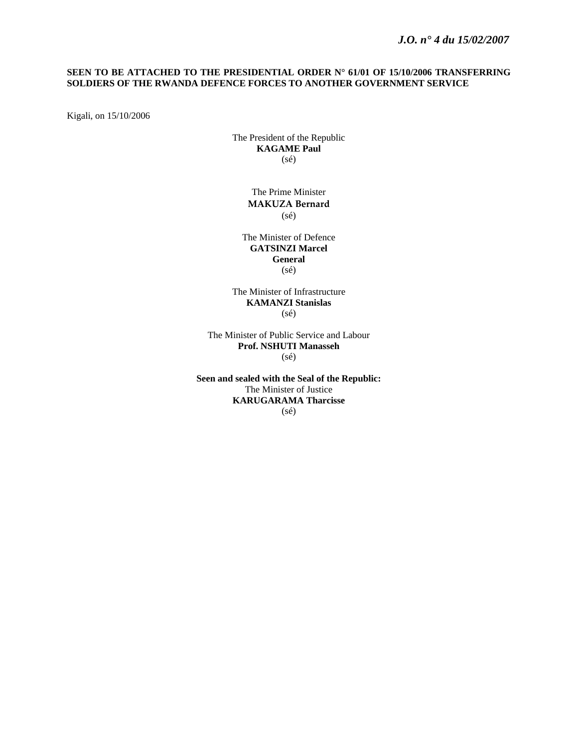**SEEN TO BE ATTACHED TO THE PRESIDENTIAL ORDER N° 61/01 OF 15/10/2006 TRANSFERRING SOLDIERS OF THE RWANDA DEFENCE FORCES TO ANOTHER GOVERNMENT SERVICE**

Kigali, on 15/10/2006

The President of the Republic
**KAGAME Paul**
(sé)

The Prime Minister
**MAKUZA Bernard**
(sé)

The Minister of Defence
**GATSINZI Marcel**
**General**
(sé)

The Minister of Infrastructure
**KAMANZI Stanislas**
(sé)

The Minister of Public Service and Labour
**Prof. NSHUTI Manasseh**
(sé)

**Seen and sealed with the Seal of the Republic:**
The Minister of Justice
**KARUGARAMA Tharcisse**
(sé)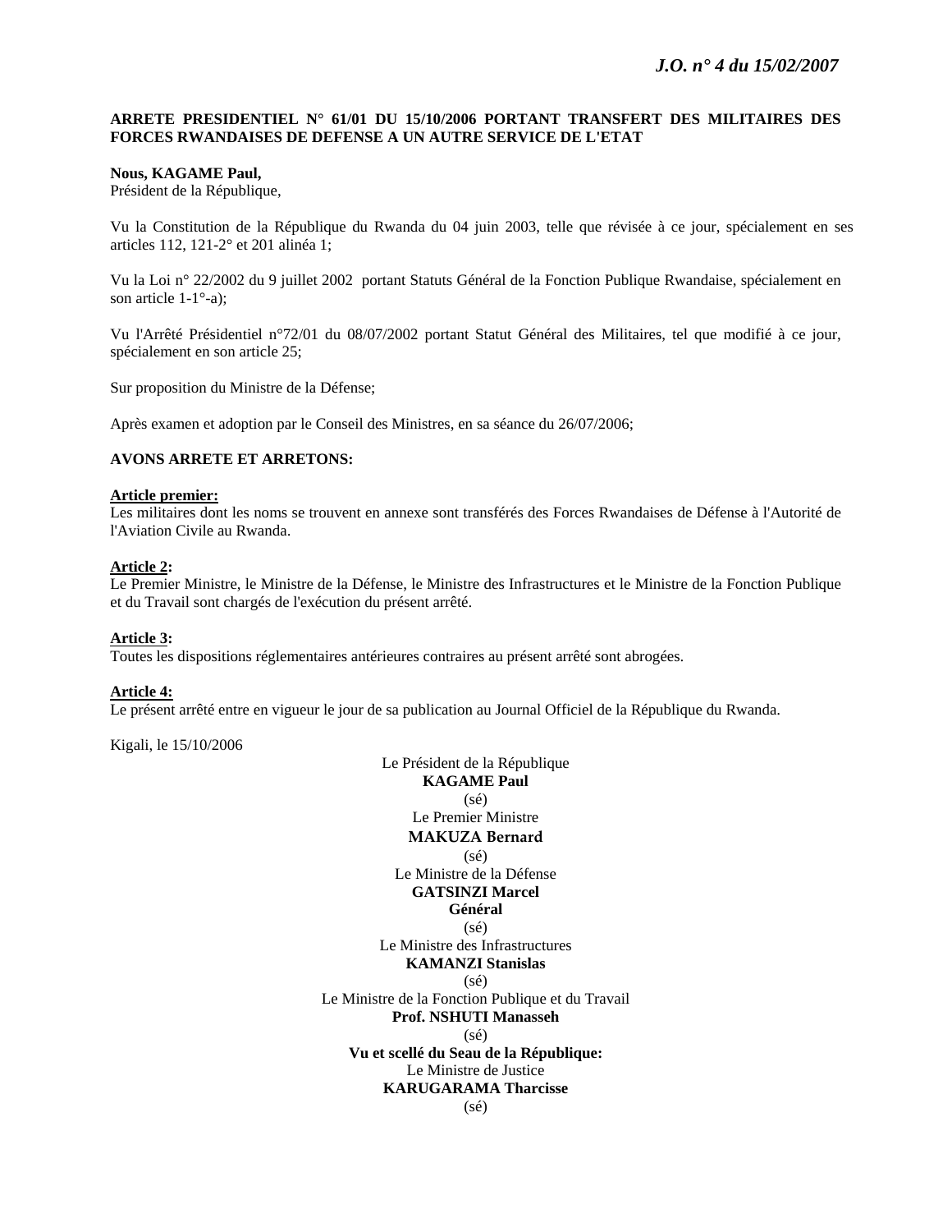**ARRETE PRESIDENTIEL N° 61/01 DU 15/10/2006 PORTANT TRANSFERT DES MILITAIRES DES FORCES RWANDAISES DE DEFENSE A UN AUTRE SERVICE DE L'ETAT**

**Nous, KAGAME Paul,**
Président de la République,

Vu la Constitution de la République du Rwanda du 04 juin 2003, telle que révisée à ce jour, spécialement en ses articles 112, 121-2° et 201 alinéa 1;

Vu la Loi n° 22/2002 du 9 juillet 2002 portant Statuts Général de la Fonction Publique Rwandaise, spécialement en son article 1-1°-a);

Vu l'Arrêté Présidentiel n°72/01 du 08/07/2002 portant Statut Général des Militaires, tel que modifié à ce jour, spécialement en son article 25;

Sur proposition du Ministre de la Défense;

Après examen et adoption par le Conseil des Ministres, en sa séance du 26/07/2006;

**AVONS ARRETE ET ARRETONS:**

**Article premier:**
Les militaires dont les noms se trouvent en annexe sont transférés des Forces Rwandaises de Défense à l'Autorité de l'Aviation Civile au Rwanda.

**Article 2:**
Le Premier Ministre, le Ministre de la Défense, le Ministre des Infrastructures et le Ministre de la Fonction Publique et du Travail sont chargés de l'exécution du présent arrêté.

**Article 3:**
Toutes les dispositions réglementaires antérieures contraires au présent arrêté sont abrogées.

**Article 4:**
Le présent arrêté entre en vigueur le jour de sa publication au Journal Officiel de la République du Rwanda.

Kigali, le 15/10/2006

Le Président de la République
**KAGAME Paul**
(sé)

Le Premier Ministre
**MAKUZA Bernard**
(sé)

Le Ministre de la Défense
**GATSINZI Marcel**
**Général**
(sé)

Le Ministre des Infrastructures
**KAMANZI Stanislas**
(sé)

Le Ministre de la Fonction Publique et du Travail
**Prof. NSHUTI Manasseh**
(sé)

**Vu et scellé du Seau de la République:**
Le Ministre de Justice
**KARUGARAMA Tharcisse**
(sé)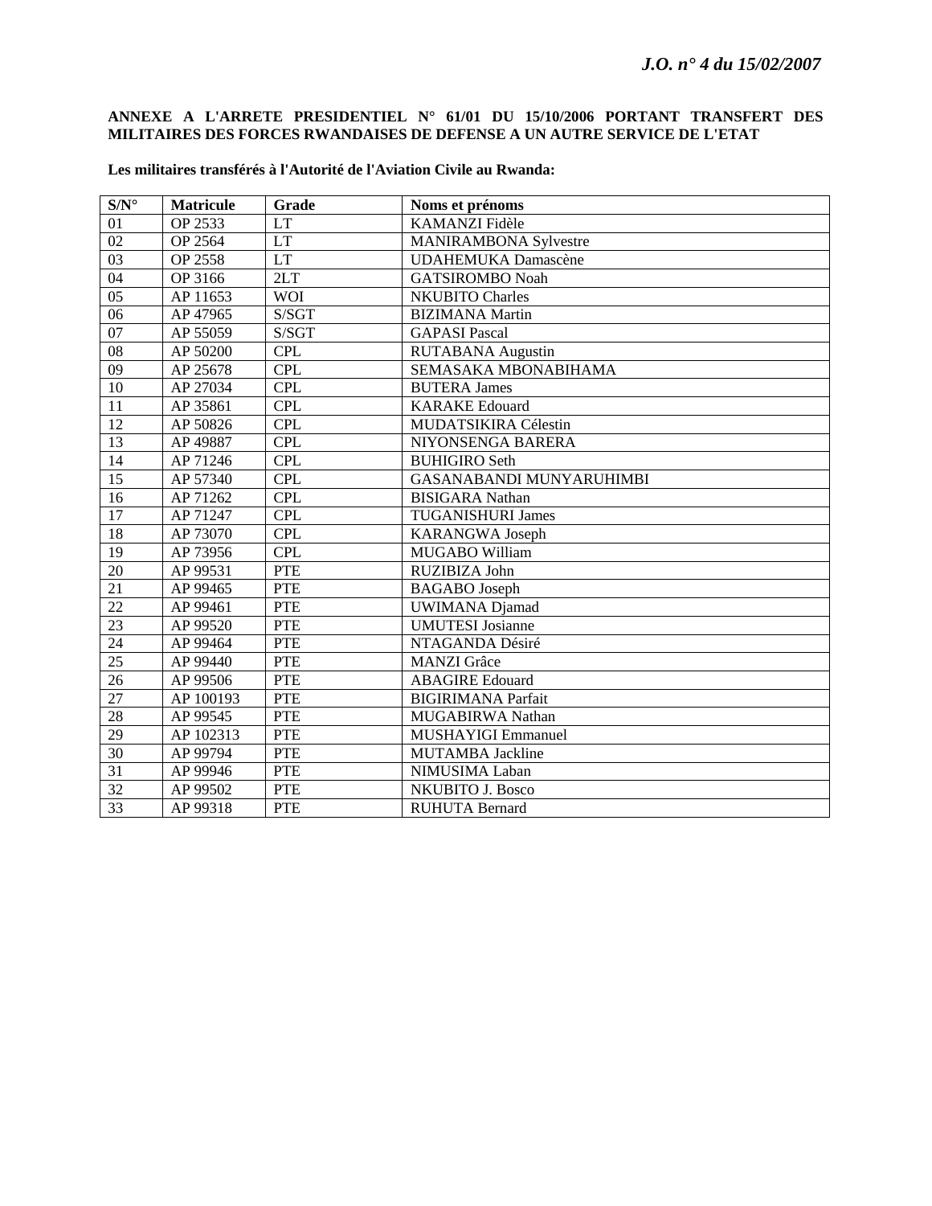**ANNEXE A L'ARRETE PRESIDENTIEL N° 61/01 DU 15/10/2006 PORTANT TRANSFERT DES MILITAIRES DES FORCES RWANDAISES DE DEFENSE A UN AUTRE SERVICE DE L'ETAT**

**Les militaires transférés à l'Autorité de l'Aviation Civile au Rwanda:**

| S/N° | Matricule | Grade | Noms et prénoms |
|---|---|---|---|
| 01 | OP 2533 | LT | KAMANZI Fidèle |
| 02 | OP 2564 | LT | MANIRAMBONA Sylvestre |
| 03 | OP 2558 | LT | UDAHEMUKA Damascène |
| 04 | OP 3166 | 2LT | GATSIROMBO Noah |
| 05 | AP 11653 | WOI | NKUBITO Charles |
| 06 | AP 47965 | S/SGT | BIZIMANA Martin |
| 07 | AP 55059 | S/SGT | GAPASI Pascal |
| 08 | AP 50200 | CPL | RUTABANA Augustin |
| 09 | AP 25678 | CPL | SEMASAKA MBONABIHAMA |
| 10 | AP 27034 | CPL | BUTERA James |
| 11 | AP 35861 | CPL | KARAKE Edouard |
| 12 | AP 50826 | CPL | MUDATSIKIRA Célestin |
| 13 | AP 49887 | CPL | NIYONSENGA BARERA |
| 14 | AP 71246 | CPL | BUHIGIRO Seth |
| 15 | AP 57340 | CPL | GASANABANDI MUNYARUHIMBI |
| 16 | AP 71262 | CPL | BISIGARA Nathan |
| 17 | AP 71247 | CPL | TUGANISHURI James |
| 18 | AP 73070 | CPL | KARANGWA Joseph |
| 19 | AP 73956 | CPL | MUGABO William |
| 20 | AP 99531 | PTE | RUZIBIZA John |
| 21 | AP 99465 | PTE | BAGABO Joseph |
| 22 | AP 99461 | PTE | UWIMANA Djamad |
| 23 | AP 99520 | PTE | UMUTESI Josianne |
| 24 | AP 99464 | PTE | NTAGANDA Désiré |
| 25 | AP 99440 | PTE | MANZI Grâce |
| 26 | AP 99506 | PTE | ABAGIRE Edouard |
| 27 | AP 100193 | PTE | BIGIRIMANA Parfait |
| 28 | AP 99545 | PTE | MUGABIRWA Nathan |
| 29 | AP 102313 | PTE | MUSHAYIGI Emmanuel |
| 30 | AP 99794 | PTE | MUTAMBA Jackline |
| 31 | AP 99946 | PTE | NIMUSIMA Laban |
| 32 | AP 99502 | PTE | NKUBITO J. Bosco |
| 33 | AP 99318 | PTE | RUHUTA Bernard |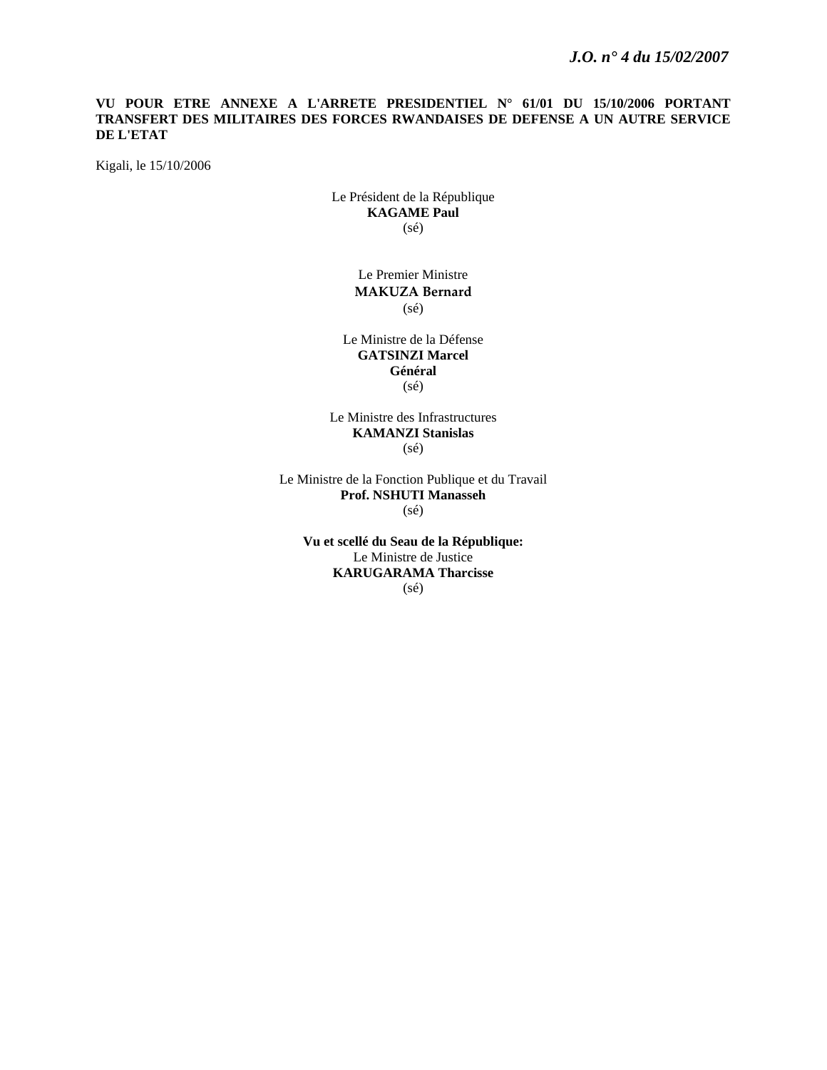**VU POUR ETRE ANNEXE A L'ARRETE PRESIDENTIEL N° 61/01 DU 15/10/2006 PORTANT TRANSFERT DES MILITAIRES DES FORCES RWANDAISES DE DEFENSE A UN AUTRE SERVICE DE L'ETAT**

Kigali, le 15/10/2006

Le Président de la République
**KAGAME Paul**
(sé)

Le Premier Ministre
**MAKUZA Bernard**
(sé)

Le Ministre de la Défense
**GATSINZI Marcel**
**Général**
(sé)

Le Ministre des Infrastructures
**KAMANZI Stanislas**
(sé)

Le Ministre de la Fonction Publique et du Travail
**Prof. NSHUTI Manasseh**
(sé)

**Vu et scellé du Seau de la République:**
Le Ministre de Justice
**KARUGARAMA Tharcisse**
(sé)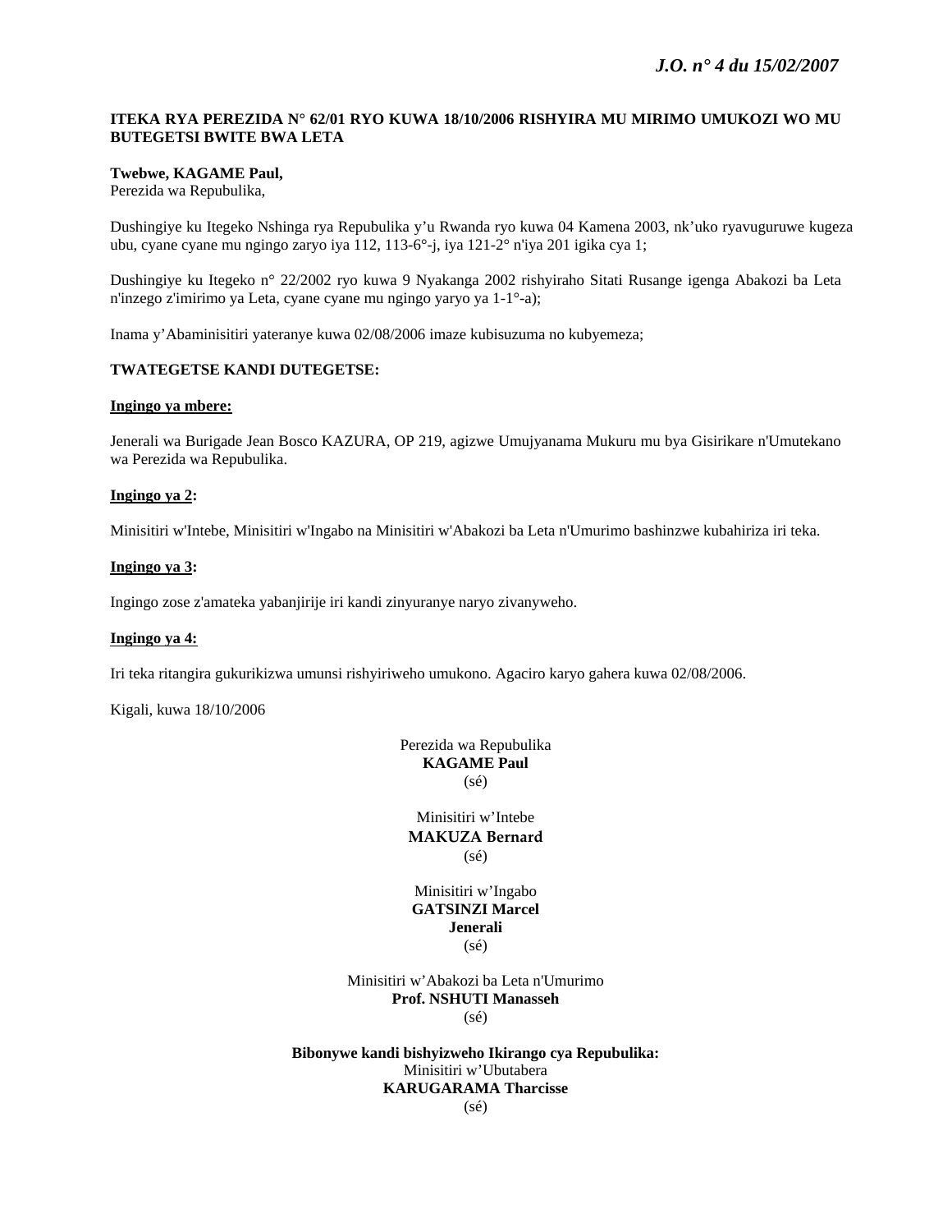**ITEKA RYA PEREZIDA N° 62/01 RYO KUWA 18/10/2006 RISHYIRA MU MIRIMO UMUKOZI WO MU BUTEGETSI BWITE BWA LETA**

**Twebwe, KAGAME Paul,**
Perezida wa Repubulika,

Dushingiye ku Itegeko Nshinga rya Repubulika y'u Rwanda ryo kuwa 04 Kamena 2003, nk'uko ryavuguruwe kugeza ubu, cyane cyane mu ngingo zaryo iya 112, 113-6°-j, iya 121-2° n'iya 201 igika cya 1;

Dushingiye ku Itegeko n° 22/2002 ryo kuwa 9 Nyakanga 2002 rishyiraho Sitati Rusange igenga Abakozi ba Leta n'inzego z'imirimo ya Leta, cyane cyane mu ngingo yaryo ya 1-1°-a);

Inama y'Abaminisitiri yateranye kuwa 02/08/2006 imaze kubisuzuma no kubyemeza;

**TWATEGETSE KANDI DUTEGETSE:**

**Ingingo ya mbere:**

Jenerali wa Burigade Jean Bosco KAZURA, OP 219, agizwe Umujyanama Mukuru mu bya Gisirikare n'Umutekano wa Perezida wa Repubulika.

**Ingingo ya 2:**

Minisitiri w'Intebe, Minisitiri w'Ingabo na Minisitiri w'Abakozi ba Leta n'Umurimo bashinzwe kubahiriza iri teka.

**Ingingo ya 3:**

Ingingo zose z'amateka yabanjirije iri kandi zinyuranye naryo zivanyweho.

**Ingingo ya 4:**

Iri teka ritangira gukurikizwa umunsi rishyiriweho umukono. Agaciro karyo gahera kuwa 02/08/2006.

Kigali, kuwa 18/10/2006

Perezida wa Repubulika
**KAGAME Paul**
(sé)

Minisitiri w'Intebe
**MAKUZA Bernard**
(sé)

Minisitiri w'Ingabo
**GATSINZI Marcel**
**Jenerali**
(sé)

Minisitiri w'Abakozi ba Leta n'Umurimo
**Prof. NSHUTI Manasseh**
(sé)

**Bibonywe kandi bishyizweho Ikirango cya Repubulika:**
Minisitiri w'Ubutabera
**KARUGARAMA Tharcisse**
(sé)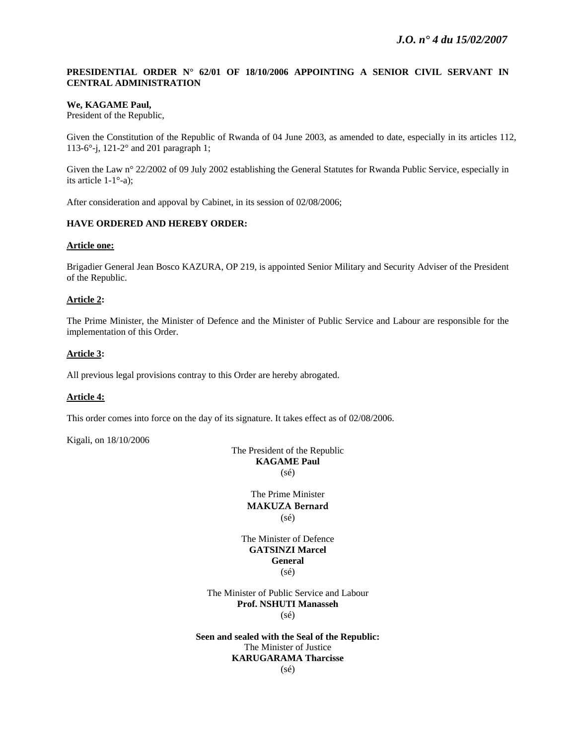**PRESIDENTIAL ORDER N° 62/01 OF 18/10/2006 APPOINTING A SENIOR CIVIL SERVANT IN CENTRAL ADMINISTRATION**

**We, KAGAME Paul,**
President of the Republic,

Given the Constitution of the Republic of Rwanda of 04 June 2003, as amended to date, especially in its articles 112, 113-6°-j, 121-2° and 201 paragraph 1;

Given the Law n° 22/2002 of 09 July 2002 establishing the General Statutes for Rwanda Public Service, especially in its article 1-1°-a);

After consideration and appoval by Cabinet, in its session of 02/08/2006;

**HAVE ORDERED AND HEREBY ORDER:**

**Article one:**

Brigadier General Jean Bosco KAZURA, OP 219, is appointed Senior Military and Security Adviser of the President of the Republic.

**Article 2:**

The Prime Minister, the Minister of Defence and the Minister of Public Service and Labour are responsible for the implementation of this Order.

**Article 3:**

All previous legal provisions contray to this Order are hereby abrogated.

**Article 4:**

This order comes into force on the day of its signature. It takes effect as of 02/08/2006.

Kigali, on 18/10/2006

The President of the Republic
**KAGAME Paul**
(sé)

The Prime Minister
**MAKUZA Bernard**
(sé)

The Minister of Defence
**GATSINZI Marcel**
**General**
(sé)

The Minister of Public Service and Labour
**Prof. NSHUTI Manasseh**
(sé)

**Seen and sealed with the Seal of the Republic:**
The Minister of Justice
**KARUGARAMA Tharcisse**
(sé)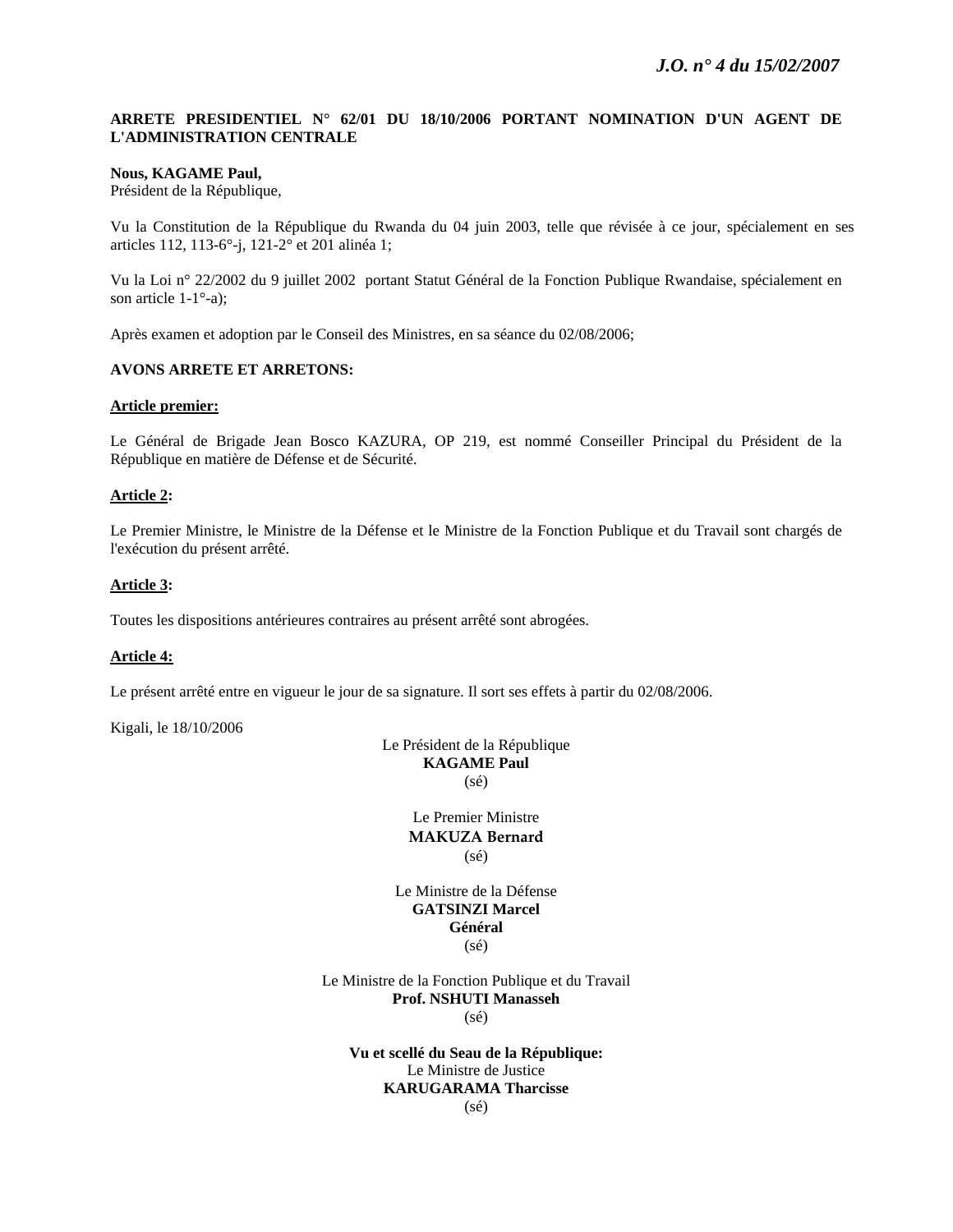**ARRETE PRESIDENTIEL N° 62/01 DU 18/10/2006 PORTANT NOMINATION D'UN AGENT DE L'ADMINISTRATION CENTRALE**

**Nous, KAGAME Paul,**
Président de la République,

Vu la Constitution de la République du Rwanda du 04 juin 2003, telle que révisée à ce jour, spécialement en ses articles 112, 113-6°-j, 121-2° et 201 alinéa 1;

Vu la Loi n° 22/2002 du 9 juillet 2002 portant Statut Général de la Fonction Publique Rwandaise, spécialement en son article 1-1°-a);

Après examen et adoption par le Conseil des Ministres, en sa séance du 02/08/2006;

**AVONS ARRETE ET ARRETONS:**

**Article premier:**

Le Général de Brigade Jean Bosco KAZURA, OP 219, est nommé Conseiller Principal du Président de la République en matière de Défense et de Sécurité.

**Article 2:**

Le Premier Ministre, le Ministre de la Défense et le Ministre de la Fonction Publique et du Travail sont chargés de l'exécution du présent arrêté.

**Article 3:**

Toutes les dispositions antérieures contraires au présent arrêté sont abrogées.

**Article 4:**

Le présent arrêté entre en vigueur le jour de sa signature. Il sort ses effets à partir du 02/08/2006.

Kigali, le 18/10/2006

Le Président de la République
**KAGAME Paul**
(sé)

Le Premier Ministre
**MAKUZA Bernard**
(sé)

Le Ministre de la Défense
**GATSINZI Marcel**
**Général**
(sé)

Le Ministre de la Fonction Publique et du Travail
**Prof. NSHUTI Manasseh**
(sé)

**Vu et scellé du Seau de la République:**
Le Ministre de Justice
**KARUGARAMA Tharcisse**
(sé)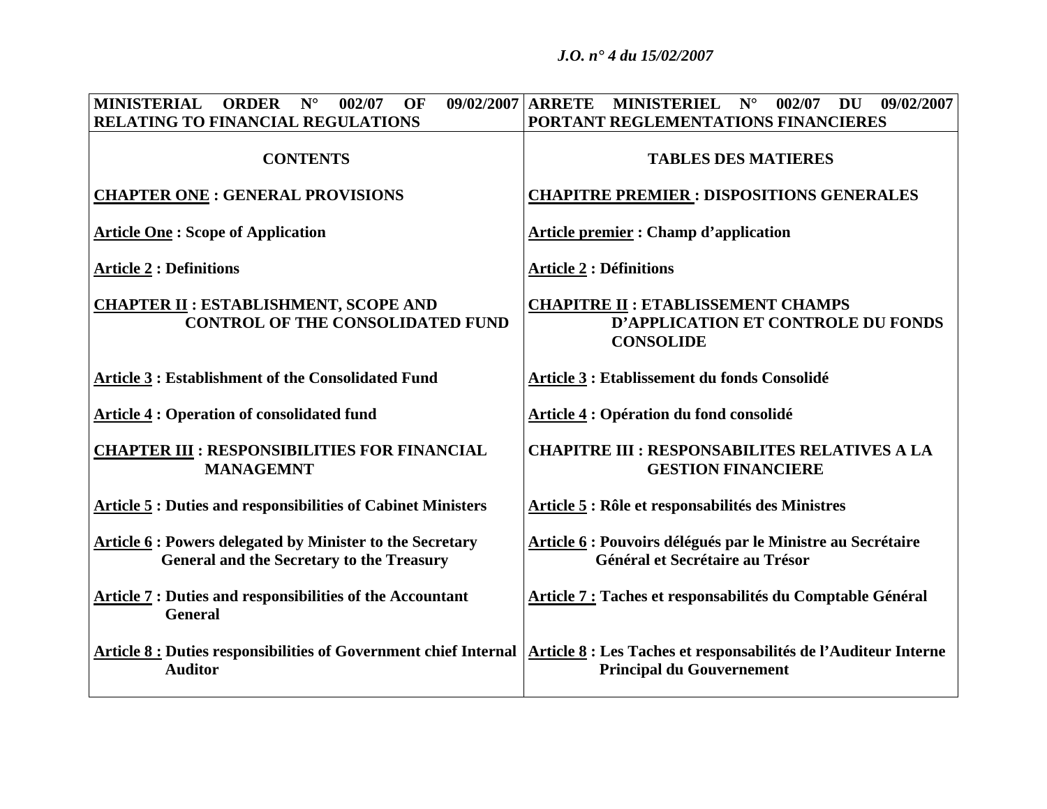| **MINISTERIAL ORDER N° 002/07 OF 09/02/2007 RELATING TO FINANCIAL REGULATIONS** | **ARRETE MINISTERIEL N° 002/07 DU 09/02/2007 PORTANT REGLEMENTATIONS FINANCIERES** |
|---|---|
| **CONTENTS** | **TABLES DES MATIERES** |
| **CHAPTER ONE : GENERAL PROVISIONS** | **CHAPITRE PREMIER : DISPOSITIONS GENERALES** |
| **Article One : Scope of Application** | **Article premier : Champ d'application** |
| **Article 2 : Definitions** | **Article 2 : Définitions** |
| **CHAPTER II : ESTABLISHMENT, SCOPE AND CONTROL OF THE CONSOLIDATED FUND** | **CHAPITRE II : ETABLISSEMENT CHAMPS D'APPLICATION ET CONTROLE DU FONDS CONSOLIDE** |
| **Article 3 : Establishment of the Consolidated Fund** | **Article 3 : Etablissement du fonds Consolidé** |
| **Article 4 : Operation of consolidated fund** | **Article 4 : Opération du fond consolidé** |
| **CHAPTER III : RESPONSIBILITIES FOR FINANCIAL MANAGEMNT** | **CHAPITRE III : RESPONSABILITES RELATIVES A LA GESTION FINANCIERE** |
| **Article 5 : Duties and responsibilities of Cabinet Ministers** | **Article 5 : Rôle et responsabilités des Ministres** |
| **Article 6 : Powers delegated by Minister to the Secretary General and the Secretary to the Treasury** | **Article 6 : Pouvoirs délégués par le Ministre au Secrétaire Général et Secrétaire au Trésor** |
| **Article 7 : Duties and responsibilities of the Accountant General** | **Article 7 : Taches et responsabilités du Comptable Général** |
| **Article 8 : Duties responsibilities of Government chief Internal Auditor** | **Article 8 : Les Taches et responsabilités de l'Auditeur Interne Principal du Gouvernement** |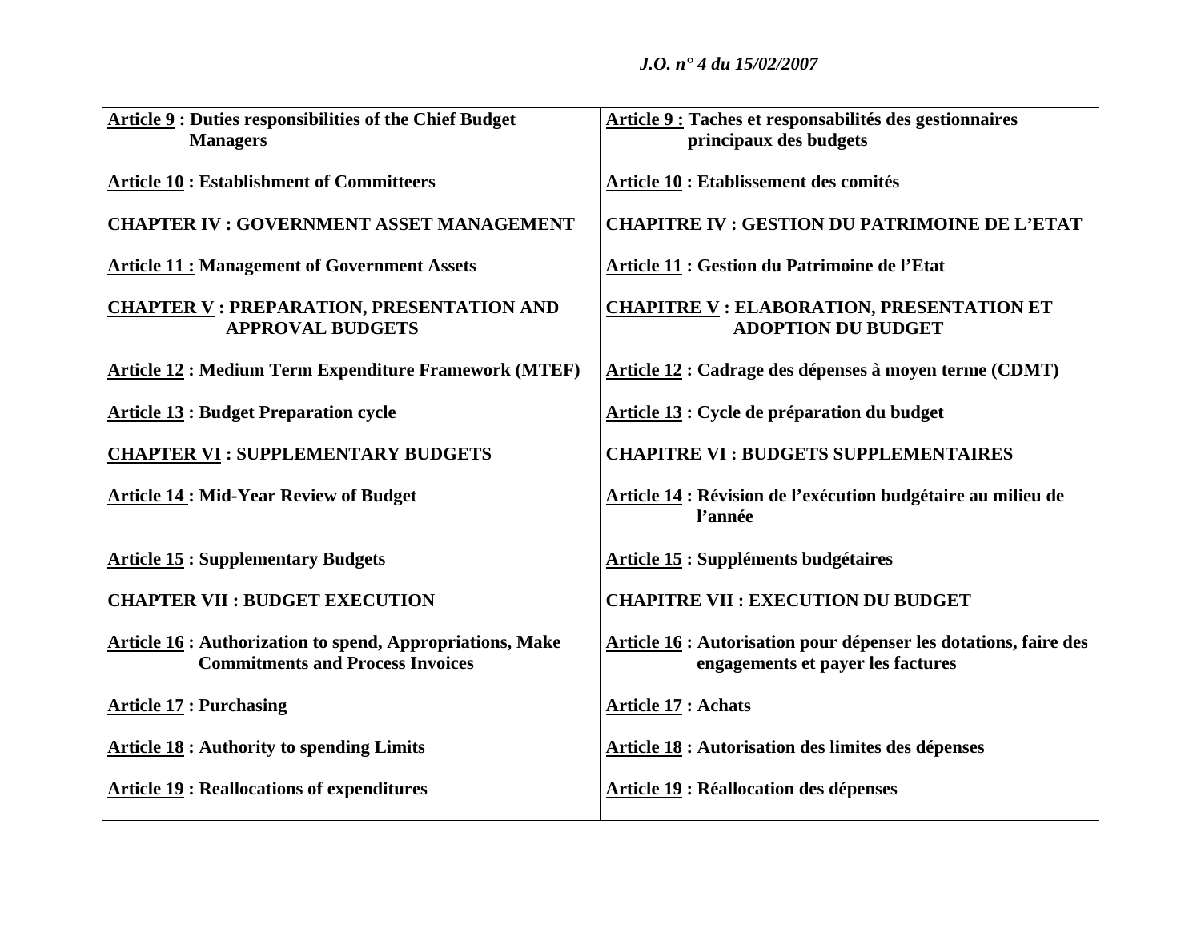| | |
|---|---|
| **Article 9 : Duties responsibilities of the Chief Budget Managers** | **Article 9 : Taches et responsabilités des gestionnaires principaux des budgets** |
| **Article 10 : Establishment of Committeers** | **Article 10 : Etablissement des comités** |
| **CHAPTER IV : GOVERNMENT ASSET MANAGEMENT** | **CHAPITRE IV : GESTION DU PATRIMOINE DE L'ETAT** |
| **Article 11 : Management of Government Assets** | **Article 11 : Gestion du Patrimoine de l'Etat** |
| **CHAPTER V : PREPARATION, PRESENTATION AND APPROVAL BUDGETS** | **CHAPITRE V : ELABORATION, PRESENTATION ET ADOPTION DU BUDGET** |
| **Article 12 : Medium Term Expenditure Framework (MTEF)** | **Article 12 : Cadrage des dépenses à moyen terme (CDMT)** |
| **Article 13 : Budget Preparation cycle** | **Article 13 : Cycle de préparation du budget** |
| **CHAPTER VI : SUPPLEMENTARY BUDGETS** | **CHAPITRE VI : BUDGETS SUPPLEMENTAIRES** |
| **Article 14 : Mid-Year Review of Budget** | **Article 14 : Révision de l'exécution budgétaire au milieu de l'année** |
| **Article 15 : Supplementary Budgets** | **Article 15 : Suppléments budgétaires** |
| **CHAPTER VII : BUDGET EXECUTION** | **CHAPITRE VII : EXECUTION DU BUDGET** |
| **Article 16 : Authorization to spend, Appropriations, Make Commitments and Process Invoices** | **Article 16 : Autorisation pour dépenser les dotations, faire des engagements et payer les factures** |
| **Article 17 : Purchasing** | **Article 17 : Achats** |
| **Article 18 : Authority to spending Limits** | **Article 18 : Autorisation des limites des dépenses** |
| **Article 19 : Reallocations of expenditures** | **Article 19 : Réallocation des dépenses** |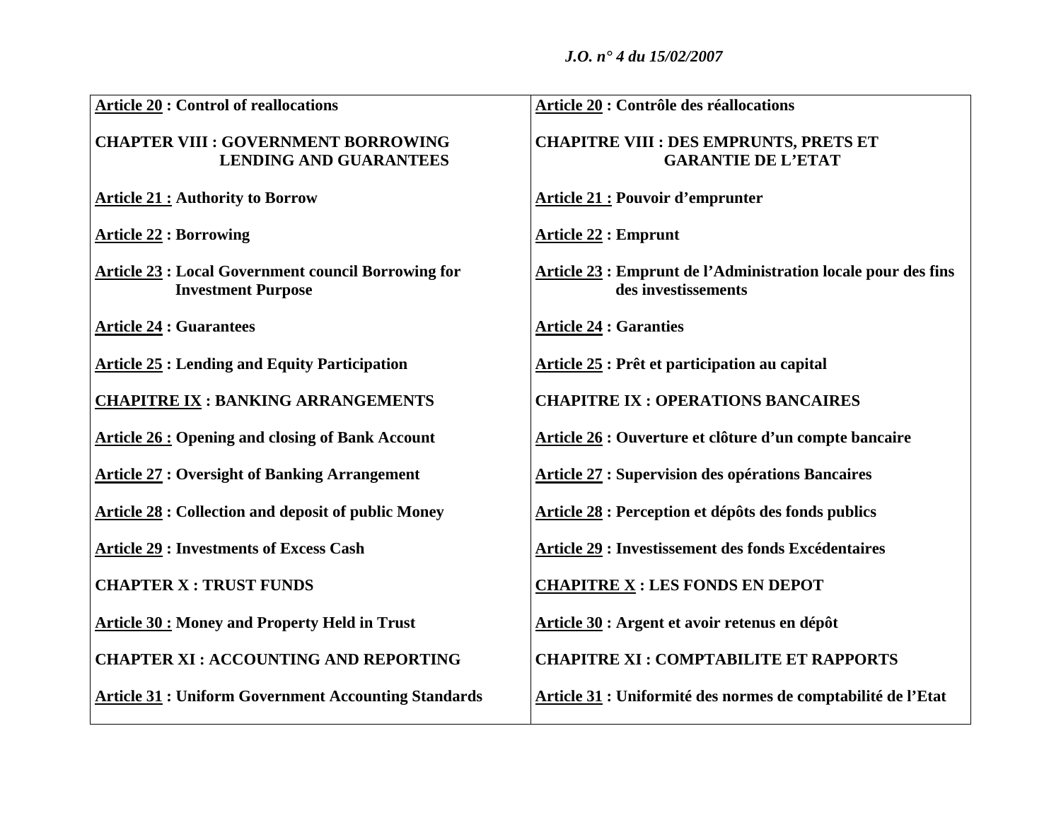| **Article 20 : Control of reallocations** | **Article 20 : Contrôle des réallocations** |
|---|---|
| **CHAPTER VIII : GOVERNMENT BORROWING LENDING AND GUARANTEES** | **CHAPITRE VIII : DES EMPRUNTS, PRETS ET GARANTIE DE L'ETAT** |
| **Article 21 : Authority to Borrow** | **Article 21 : Pouvoir d'emprunter** |
| **Article 22 : Borrowing** | **Article 22 : Emprunt** |
| **Article 23 : Local Government council Borrowing for Investment Purpose** | **Article 23 : Emprunt de l'Administration locale pour des fins des investissements** |
| **Article 24 : Guarantees** | **Article 24 : Garanties** |
| **Article 25 : Lending and Equity Participation** | **Article 25 : Prêt et participation au capital** |
| **CHAPITRE IX : BANKING ARRANGEMENTS** | **CHAPITRE IX : OPERATIONS BANCAIRES** |
| **Article 26 : Opening and closing of Bank Account** | **Article 26 : Ouverture et clôture d'un compte bancaire** |
| **Article 27 : Oversight of Banking Arrangement** | **Article 27 : Supervision des opérations Bancaires** |
| **Article 28 : Collection and deposit of public Money** | **Article 28 : Perception et dépôts des fonds publics** |
| **Article 29 : Investments of Excess Cash** | **Article 29 : Investissement des fonds Excédentaires** |
| **CHAPTER X : TRUST FUNDS** | **CHAPITRE X : LES FONDS EN DEPOT** |
| **Article 30 : Money and Property Held in Trust** | **Article 30 : Argent et avoir retenus en dépôt** |
| **CHAPTER XI : ACCOUNTING AND REPORTING** | **CHAPITRE XI : COMPTABILITE ET RAPPORTS** |
| **Article 31 : Uniform Government Accounting Standards** | **Article 31 : Uniformité des normes de comptabilité de l'Etat** |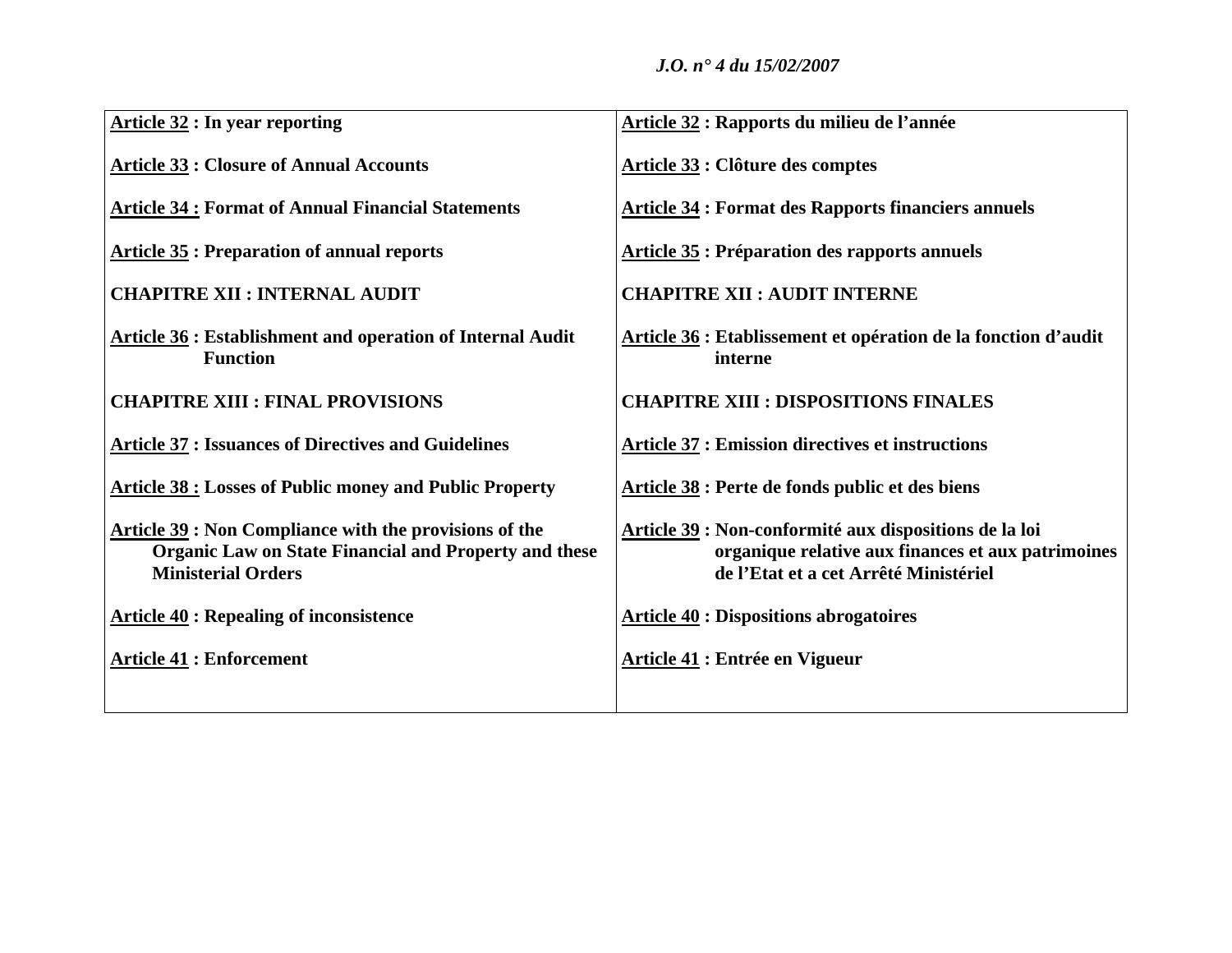| | |
|---|---|
| **Article 32 : In year reporting** | **Article 32 : Rapports du milieu de l'année** |
| **Article 33 : Closure of Annual Accounts** | **Article 33 : Clôture des comptes** |
| **Article 34 : Format of Annual Financial Statements** | **Article 34 : Format des Rapports financiers annuels** |
| **Article 35 : Preparation of annual reports** | **Article 35 : Préparation des rapports annuels** |
| **CHAPITRE XII : INTERNAL AUDIT** | **CHAPITRE XII : AUDIT INTERNE** |
| **Article 36 : Establishment and operation of Internal Audit Function** | **Article 36 : Etablissement et opération de la fonction d'audit interne** |
| **CHAPITRE XIII : FINAL PROVISIONS** | **CHAPITRE XIII : DISPOSITIONS FINALES** |
| **Article 37 : Issuances of Directives and Guidelines** | **Article 37 : Emission directives et instructions** |
| **Article 38 : Losses of Public money and Public Property** | **Article 38 : Perte de fonds public et des biens** |
| **Article 39 : Non Compliance with the provisions of the Organic Law on State Financial and Property and these Ministerial Orders** | **Article 39 : Non-conformité aux dispositions de la loi organique relative aux finances et aux patrimoines de l'Etat et a cet Arrêté Ministériel** |
| **Article 40 : Repealing of inconsistence** | **Article 40 : Dispositions abrogatoires** |
| **Article 41 : Enforcement** | **Article 41 : Entrée en Vigueur** |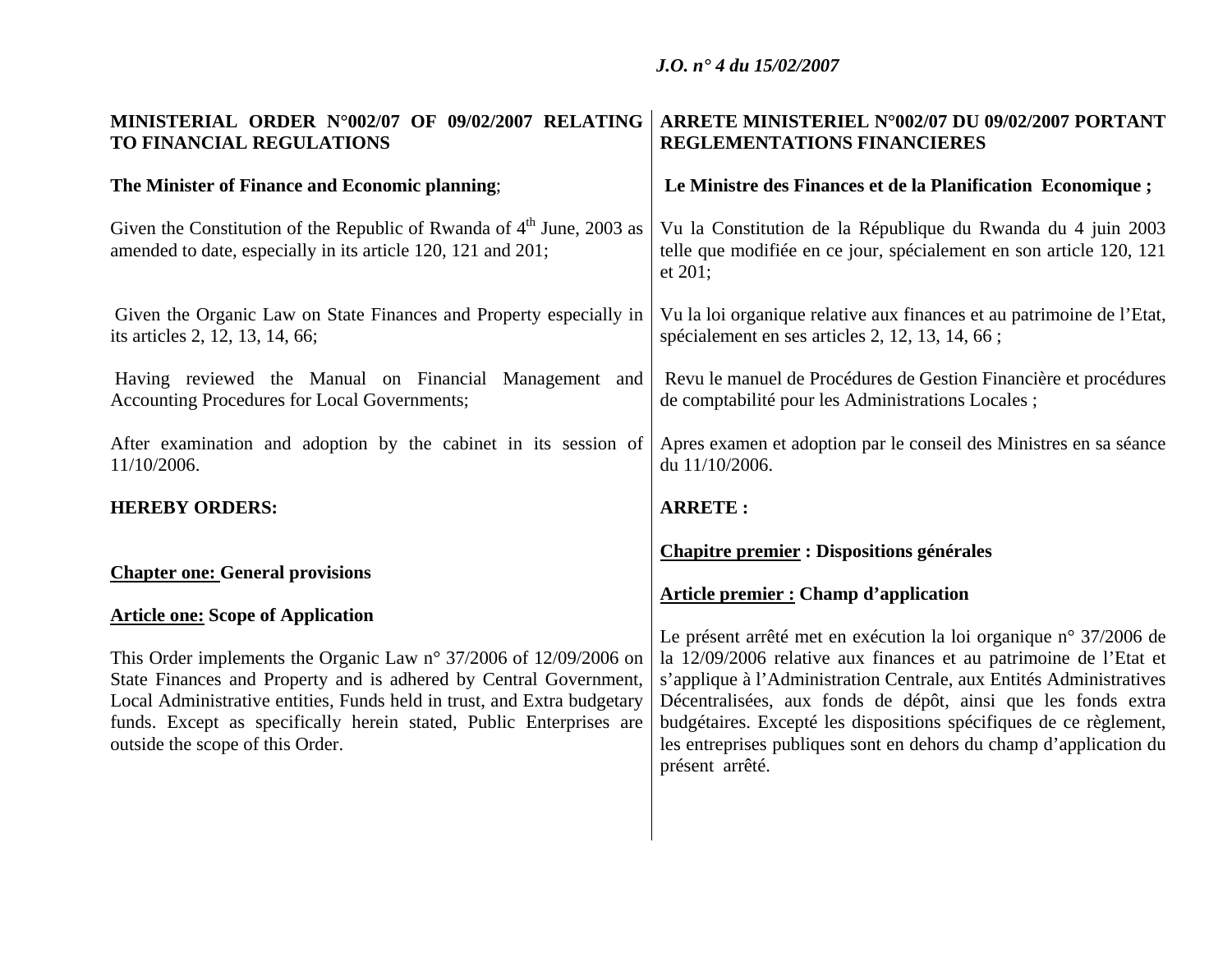**MINISTERIAL ORDER N°002/07 OF 09/02/2007 RELATING TO FINANCIAL REGULATIONS**

**The Minister of Finance and Economic planning**;

Given the Constitution of the Republic of Rwanda of 4th June, 2003 as amended to date, especially in its article 120, 121 and 201;

Given the Organic Law on State Finances and Property especially in its articles 2, 12, 13, 14, 66;

Having reviewed the Manual on Financial Management and Accounting Procedures for Local Governments;

After examination and adoption by the cabinet in its session of 11/10/2006.

**HEREBY ORDERS:**

**Chapter one: General provisions**

**Article one: Scope of Application**

This Order implements the Organic Law n° 37/2006 of 12/09/2006 on State Finances and Property and is adhered by Central Government, Local Administrative entities, Funds held in trust, and Extra budgetary funds. Except as specifically herein stated, Public Enterprises are outside the scope of this Order.

**ARRETE MINISTERIEL N°002/07 DU 09/02/2007 PORTANT REGLEMENTATIONS FINANCIERES**

**Le Ministre des Finances et de la Planification Economique ;**

Vu la Constitution de la République du Rwanda du 4 juin 2003 telle que modifiée en ce jour, spécialement en son article 120, 121 et 201;

Vu la loi organique relative aux finances et au patrimoine de l'Etat, spécialement en ses articles 2, 12, 13, 14, 66 ;

Revu le manuel de Procédures de Gestion Financière et procédures de comptabilité pour les Administrations Locales ;

Apres examen et adoption par le conseil des Ministres en sa séance du 11/10/2006.

**ARRETE :**

**Chapitre premier : Dispositions générales**

**Article premier : Champ d'application**

Le présent arrêté met en exécution la loi organique n° 37/2006 de la 12/09/2006 relative aux finances et au patrimoine de l'Etat et s'applique à l'Administration Centrale, aux Entités Administratives Décentralisées, aux fonds de dépôt, ainsi que les fonds extra budgétaires. Excepté les dispositions spécifiques de ce règlement, les entreprises publiques sont en dehors du champ d'application du présent arrêté.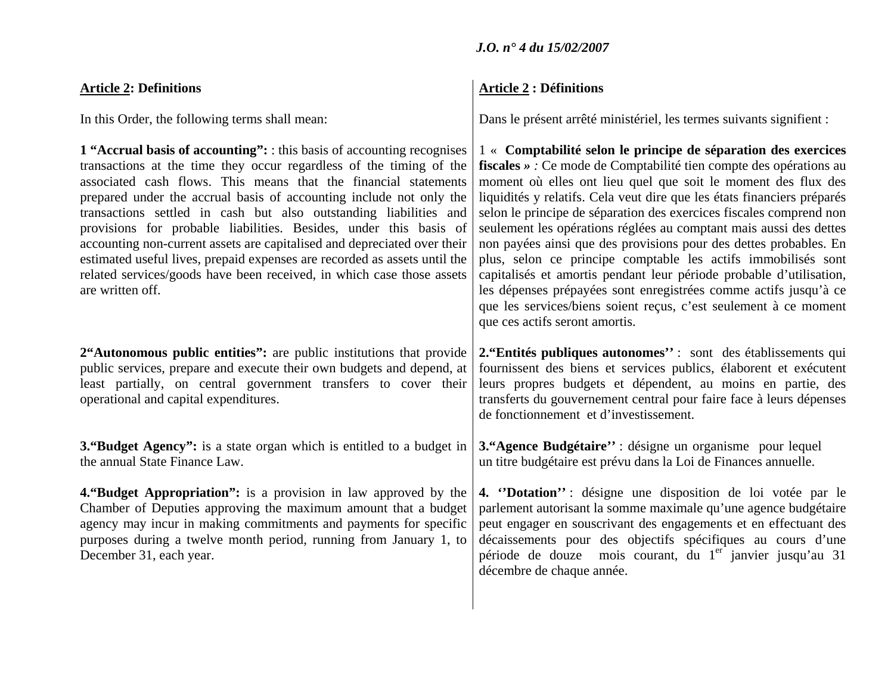**Article 2: Definitions**

In this Order, the following terms shall mean:

**1 "Accrual basis of accounting":** : this basis of accounting recognises transactions at the time they occur regardless of the timing of the associated cash flows. This means that the financial statements prepared under the accrual basis of accounting include not only the transactions settled in cash but also outstanding liabilities and provisions for probable liabilities. Besides, under this basis of accounting non-current assets are capitalised and depreciated over their estimated useful lives, prepaid expenses are recorded as assets until the related services/goods have been received, in which case those assets are written off.

**2"Autonomous public entities":** are public institutions that provide public services, prepare and execute their own budgets and depend, at least partially, on central government transfers to cover their operational and capital expenditures.

**3."Budget Agency":** is a state organ which is entitled to a budget in the annual State Finance Law.

**4."Budget Appropriation":** is a provision in law approved by the Chamber of Deputies approving the maximum amount that a budget agency may incur in making commitments and payments for specific purposes during a twelve month period, running from January 1, to December 31, each year.

**Article 2 : Définitions**

Dans le présent arrêté ministériel, les termes suivants signifient :

1 « **Comptabilité selon le principe de séparation des exercices fiscales »** *:* Ce mode de Comptabilité tien compte des opérations au moment où elles ont lieu quel que soit le moment des flux des liquidités y relatifs. Cela veut dire que les états financiers préparés selon le principe de séparation des exercices fiscales comprend non seulement les opérations réglées au comptant mais aussi des dettes non payées ainsi que des provisions pour des dettes probables. En plus, selon ce principe comptable les actifs immobilisés sont capitalisés et amortis pendant leur période probable d'utilisation, les dépenses prépayées sont enregistrées comme actifs jusqu'à ce que les services/biens soient reçus, c'est seulement à ce moment que ces actifs seront amortis.

**2."Entités publiques autonomes''** : sont des établissements qui fournissent des biens et services publics, élaborent et exécutent leurs propres budgets et dépendent, au moins en partie, des transferts du gouvernement central pour faire face à leurs dépenses de fonctionnement et d'investissement.

**3."Agence Budgétaire''** : désigne un organisme pour lequel un titre budgétaire est prévu dans la Loi de Finances annuelle.

**4. ''Dotation''** : désigne une disposition de loi votée par le parlement autorisant la somme maximale qu'une agence budgétaire peut engager en souscrivant des engagements et en effectuant des décaissements pour des objectifs spécifiques au cours d'une période de douze mois courant, du 1er janvier jusqu'au 31 décembre de chaque année.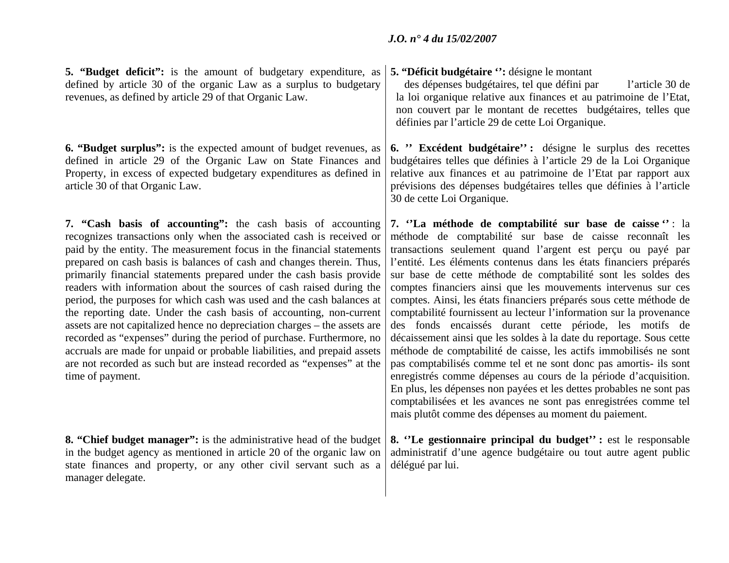**5. “Budget deficit”:** is the amount of budgetary expenditure, as defined by article 30 of the organic Law as a surplus to budgetary revenues, as defined by article 29 of that Organic Law.

**6. “Budget surplus”:** is the expected amount of budget revenues, as defined in article 29 of the Organic Law on State Finances and Property, in excess of expected budgetary expenditures as defined in article 30 of that Organic Law.

**7. “Cash basis of accounting”:** the cash basis of accounting recognizes transactions only when the associated cash is received or paid by the entity. The measurement focus in the financial statements prepared on cash basis is balances of cash and changes therein. Thus, primarily financial statements prepared under the cash basis provide readers with information about the sources of cash raised during the period, the purposes for which cash was used and the cash balances at the reporting date. Under the cash basis of accounting, non-current assets are not capitalized hence no depreciation charges – the assets are recorded as “expenses” during the period of purchase. Furthermore, no accruals are made for unpaid or probable liabilities, and prepaid assets are not recorded as such but are instead recorded as “expenses” at the time of payment.

**8. “Chief budget manager”:** is the administrative head of the budget in the budget agency as mentioned in article 20 of the organic law on state finances and property, or any other civil servant such as a manager delegate.

**5. “Déficit budgétaire ‘’:** désigne le montant des dépenses budgétaires, tel que défini par l’article 30 de la loi organique relative aux finances et au patrimoine de l’Etat, non couvert par le montant de recettes budgétaires, telles que définies par l’article 29 de cette Loi Organique.

**6. ’’ Excédent budgétaire’’ :** désigne le surplus des recettes budgétaires telles que définies à l’article 29 de la Loi Organique relative aux finances et au patrimoine de l’Etat par rapport aux prévisions des dépenses budgétaires telles que définies à l’article 30 de cette Loi Organique.

**7. ‘’La méthode de comptabilité sur base de caisse ‘’** : la méthode de comptabilité sur base de caisse reconnaît les transactions seulement quand l’argent est perçu ou payé par l’entité. Les éléments contenus dans les états financiers préparés sur base de cette méthode de comptabilité sont les soldes des comptes financiers ainsi que les mouvements intervenus sur ces comptes. Ainsi, les états financiers préparés sous cette méthode de comptabilité fournissent au lecteur l’information sur la provenance des fonds encaissés durant cette période, les motifs de décaissement ainsi que les soldes à la date du reportage. Sous cette méthode de comptabilité de caisse, les actifs immobilisés ne sont pas comptabilisés comme tel et ne sont donc pas amortis- ils sont enregistrés comme dépenses au cours de la période d’acquisition. En plus, les dépenses non payées et les dettes probables ne sont pas comptabilisées et les avances ne sont pas enregistrées comme tel mais plutôt comme des dépenses au moment du paiement.

**8. ‘’Le gestionnaire principal du budget’’ :** est le responsable administratif d’une agence budgétaire ou tout autre agent public délégué par lui.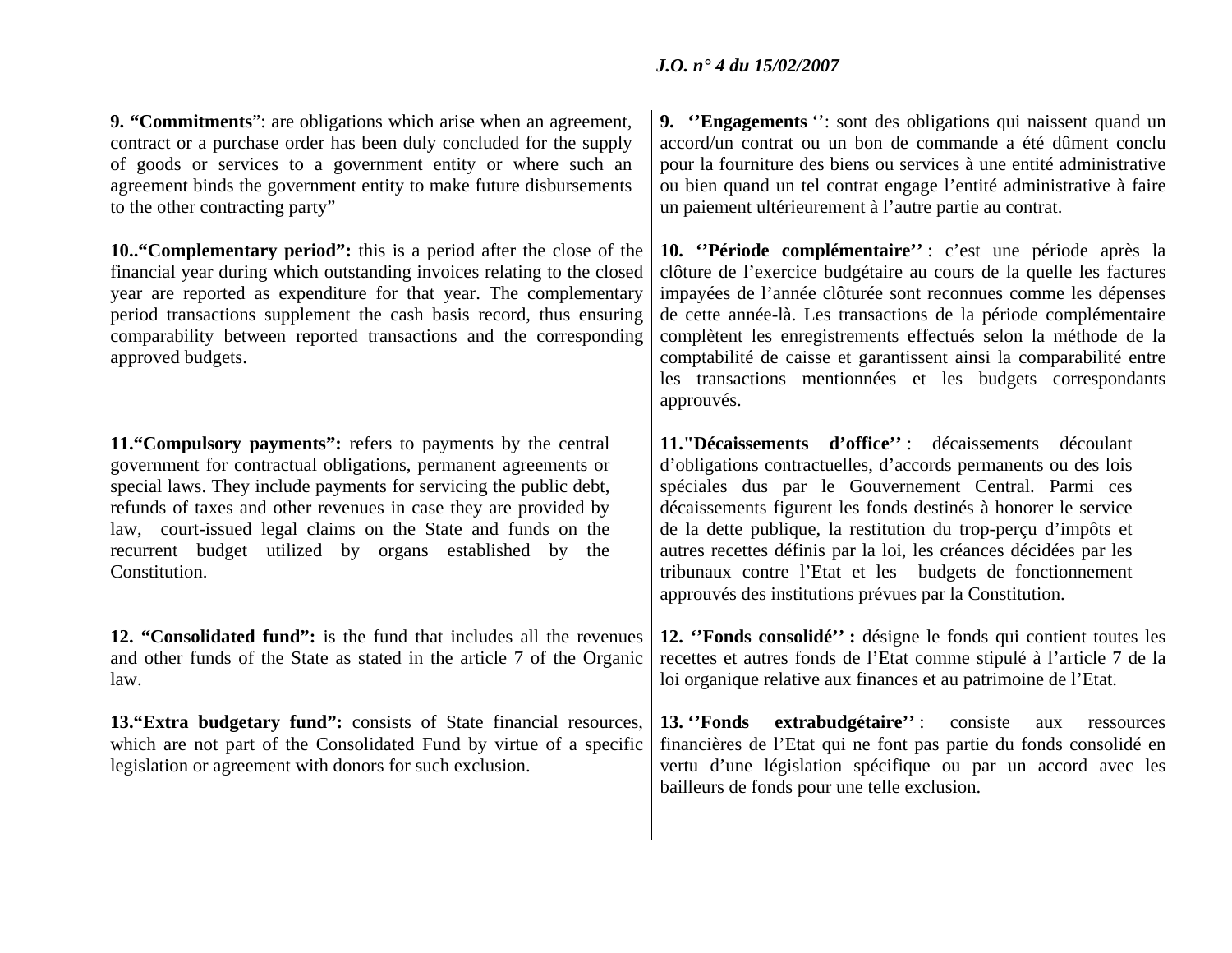**9. "Commitments"**: are obligations which arise when an agreement, contract or a purchase order has been duly concluded for the supply of goods or services to a government entity or where such an agreement binds the government entity to make future disbursements to the other contracting party"

**10.."Complementary period":** this is a period after the close of the financial year during which outstanding invoices relating to the closed year are reported as expenditure for that year. The complementary period transactions supplement the cash basis record, thus ensuring comparability between reported transactions and the corresponding approved budgets.

**11."Compulsory payments":** refers to payments by the central government for contractual obligations, permanent agreements or special laws. They include payments for servicing the public debt, refunds of taxes and other revenues in case they are provided by law, court-issued legal claims on the State and funds on the recurrent budget utilized by organs established by the Constitution.

**12. "Consolidated fund":** is the fund that includes all the revenues and other funds of the State as stated in the article 7 of the Organic law.

**13."Extra budgetary fund":** consists of State financial resources, which are not part of the Consolidated Fund by virtue of a specific legislation or agreement with donors for such exclusion.

**9. ''Engagements** '': sont des obligations qui naissent quand un accord/un contrat ou un bon de commande a été dûment conclu pour la fourniture des biens ou services à une entité administrative ou bien quand un tel contrat engage l'entité administrative à faire un paiement ultérieurement à l'autre partie au contrat.

**10. ''Période complémentaire''** : c'est une période après la clôture de l'exercice budgétaire au cours de la quelle les factures impayées de l'année clôturée sont reconnues comme les dépenses de cette année-là. Les transactions de la période complémentaire complètent les enregistrements effectués selon la méthode de la comptabilité de caisse et garantissent ainsi la comparabilité entre les transactions mentionnées et les budgets correspondants approuvés.

**11."Décaissements d'office''** : décaissements découlant d'obligations contractuelles, d'accords permanents ou des lois spéciales dus par le Gouvernement Central. Parmi ces décaissements figurent les fonds destinés à honorer le service de la dette publique, la restitution du trop-perçu d'impôts et autres recettes définis par la loi, les créances décidées par les tribunaux contre l'Etat et les budgets de fonctionnement approuvés des institutions prévues par la Constitution.

**12. ''Fonds consolidé'' :** désigne le fonds qui contient toutes les recettes et autres fonds de l'Etat comme stipulé à l'article 7 de la loi organique relative aux finances et au patrimoine de l'Etat.

**13. ''Fonds extrabudgétaire''** : consiste aux ressources financières de l'Etat qui ne font pas partie du fonds consolidé en vertu d'une législation spécifique ou par un accord avec les bailleurs de fonds pour une telle exclusion.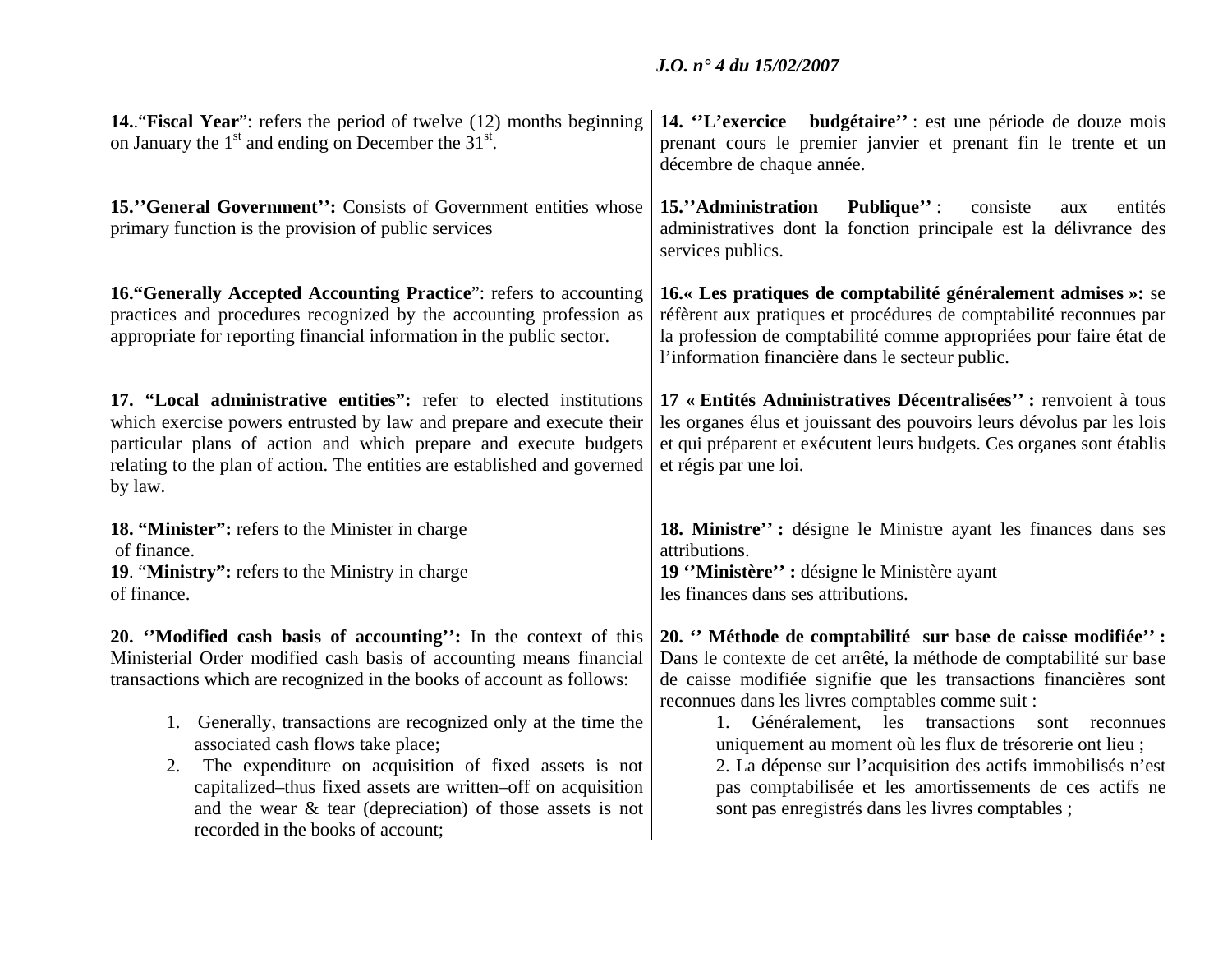14.“**Fiscal Year**”: refers the period of twelve (12) months beginning on January the 1st and ending on December the 31st.

15.’’**General Government**’’: Consists of Government entities whose primary function is the provision of public services

16.**“Generally Accepted Accounting Practice**”: refers to accounting practices and procedures recognized by the accounting profession as appropriate for reporting financial information in the public sector.

**17. “Local administrative entities”:** refer to elected institutions which exercise powers entrusted by law and prepare and execute their particular plans of action and which prepare and execute budgets relating to the plan of action. The entities are established and governed by law.

**18. “Minister”:** refers to the Minister in charge of finance.

**19**. “**Ministry”:** refers to the Ministry in charge of finance.

**20. ’’Modified cash basis of accounting’’:** In the context of this Ministerial Order modified cash basis of accounting means financial transactions which are recognized in the books of account as follows:

1. Generally, transactions are recognized only at the time the associated cash flows take place;
2. The expenditure on acquisition of fixed assets is not capitalized–thus fixed assets are written–off on acquisition and the wear & tear (depreciation) of those assets is not recorded in the books of account;

**14. ’’L’exercice budgétaire’’** : est une période de douze mois prenant cours le premier janvier et prenant fin le trente et un décembre de chaque année.

**15.’’Administration Publique’’** : consiste aux entités administratives dont la fonction principale est la délivrance des services publics.

**16.« Les pratiques de comptabilité généralement admises »:** se réfèrent aux pratiques et procédures de comptabilité reconnues par la profession de comptabilité comme appropriées pour faire état de l’information financière dans le secteur public.

**17 « Entités Administratives Décentralisées’’ :** renvoient à tous les organes élus et jouissant des pouvoirs leurs dévolus par les lois et qui préparent et exécutent leurs budgets. Ces organes sont établis et régis par une loi.

**18. Ministre’’ :** désigne le Ministre ayant les finances dans ses attributions.

**19 ’’Ministère’’ :** désigne le Ministère ayant les finances dans ses attributions.

**20. ’’ Méthode de comptabilité sur base de caisse modifiée’’ :** Dans le contexte de cet arrêté, la méthode de comptabilité sur base de caisse modifiée signifie que les transactions financières sont reconnues dans les livres comptables comme suit :

1. Généralement, les transactions sont reconnues uniquement au moment où les flux de trésorerie ont lieu ;
2. La dépense sur l’acquisition des actifs immobilisés n’est pas comptabilisée et les amortissements de ces actifs ne sont pas enregistrés dans les livres comptables ;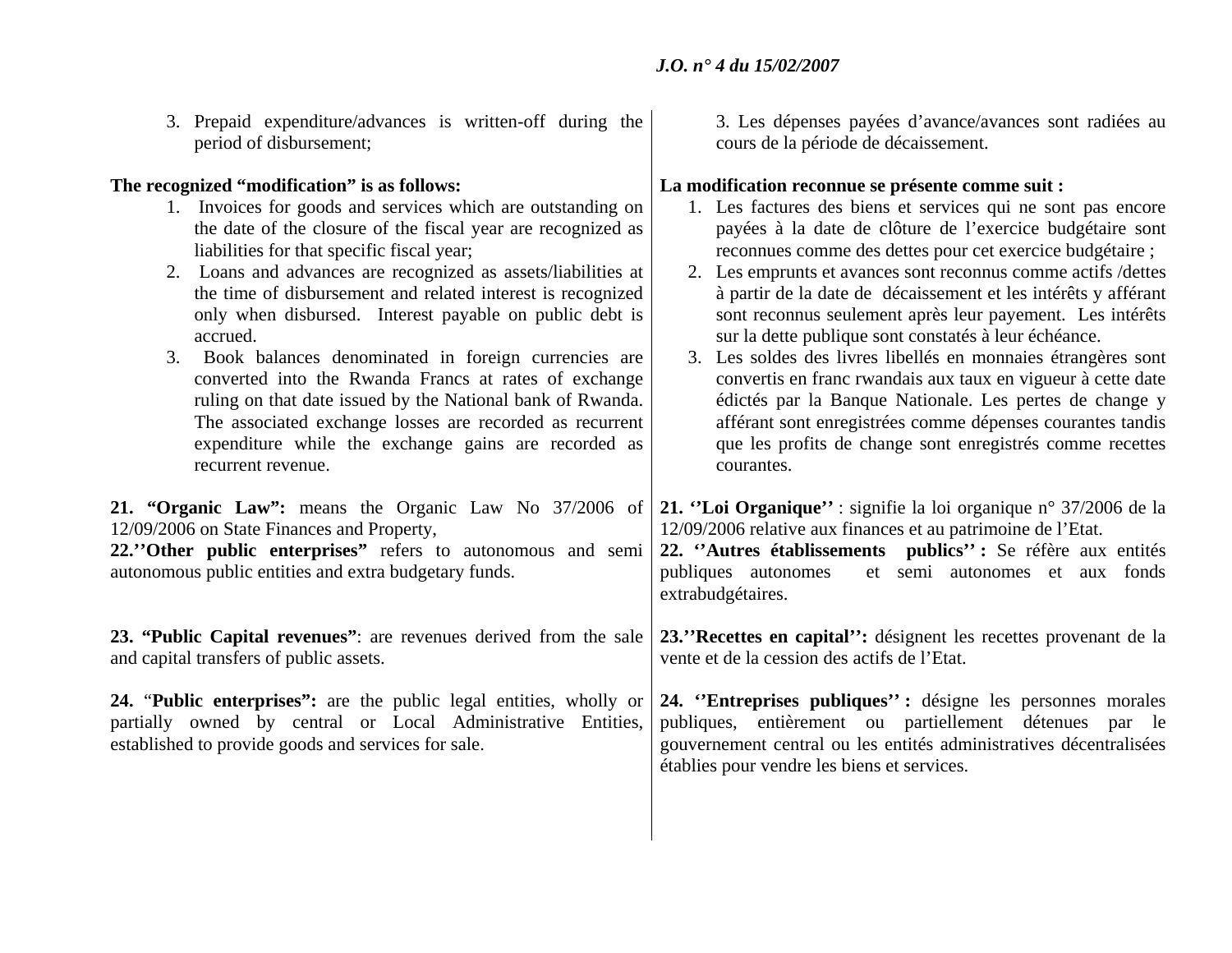3. Prepaid expenditure/advances is written-off during the period of disbursement;

**The recognized "modification" is as follows:**

1. Invoices for goods and services which are outstanding on the date of the closure of the fiscal year are recognized as liabilities for that specific fiscal year;
2. Loans and advances are recognized as assets/liabilities at the time of disbursement and related interest is recognized only when disbursed. Interest payable on public debt is accrued.
3. Book balances denominated in foreign currencies are converted into the Rwanda Francs at rates of exchange ruling on that date issued by the National bank of Rwanda. The associated exchange losses are recorded as recurrent expenditure while the exchange gains are recorded as recurrent revenue.

**21. "Organic Law":** means the Organic Law No 37/2006 of 12/09/2006 on State Finances and Property,

**22.''Other public enterprises"** refers to autonomous and semi autonomous public entities and extra budgetary funds.

**23. "Public Capital revenues"**: are revenues derived from the sale and capital transfers of public assets.

**24.** "**Public enterprises":** are the public legal entities, wholly or partially owned by central or Local Administrative Entities, established to provide goods and services for sale.

3. Les dépenses payées d'avance/avances sont radiées au cours de la période de décaissement.

**La modification reconnue se présente comme suit :**

1. Les factures des biens et services qui ne sont pas encore payées à la date de clôture de l'exercice budgétaire sont reconnues comme des dettes pour cet exercice budgétaire ;
2. Les emprunts et avances sont reconnus comme actifs /dettes à partir de la date de décaissement et les intérêts y afférant sont reconnus seulement après leur payement. Les intérêts sur la dette publique sont constatés à leur échéance.
3. Les soldes des livres libellés en monnaies étrangères sont convertis en franc rwandais aux taux en vigueur à cette date édictés par la Banque Nationale. Les pertes de change y afférant sont enregistrées comme dépenses courantes tandis que les profits de change sont enregistrés comme recettes courantes.

**21. ''Loi Organique''** : signifie la loi organique n° 37/2006 de la 12/09/2006 relative aux finances et au patrimoine de l'Etat.

**22. ''Autres établissements publics'' :** Se réfère aux entités publiques autonomes et semi autonomes et aux fonds extrabudgétaires.

**23.''Recettes en capital'':** désignent les recettes provenant de la vente et de la cession des actifs de l'Etat.

**24. ''Entreprises publiques'' :** désigne les personnes morales publiques, entièrement ou partiellement détenues par le gouvernement central ou les entités administratives décentralisées établies pour vendre les biens et services.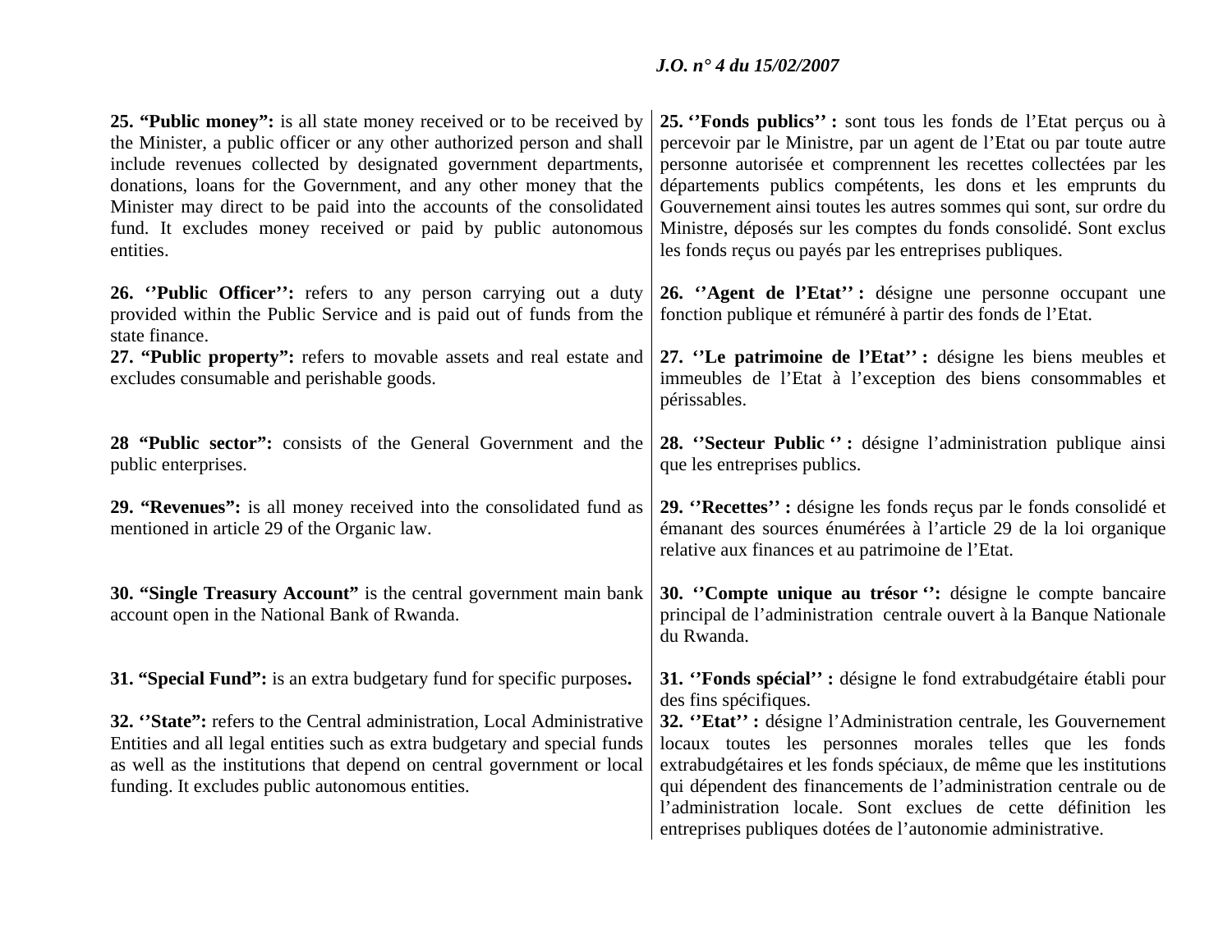**25. "Public money":** is all state money received or to be received by the Minister, a public officer or any other authorized person and shall include revenues collected by designated government departments, donations, loans for the Government, and any other money that the Minister may direct to be paid into the accounts of the consolidated fund. It excludes money received or paid by public autonomous entities.

**26. ''Public Officer'':** refers to any person carrying out a duty provided within the Public Service and is paid out of funds from the state finance.

**27. "Public property":** refers to movable assets and real estate and excludes consumable and perishable goods.

**28 "Public sector":** consists of the General Government and the public enterprises.

**29. "Revenues":** is all money received into the consolidated fund as mentioned in article 29 of the Organic law.

**30. "Single Treasury Account"** is the central government main bank account open in the National Bank of Rwanda.

**31. "Special Fund":** is an extra budgetary fund for specific purposes**.**

**32. ''State":** refers to the Central administration, Local Administrative Entities and all legal entities such as extra budgetary and special funds as well as the institutions that depend on central government or local funding. It excludes public autonomous entities.

**25. ''Fonds publics'' :** sont tous les fonds de l'Etat perçus ou à percevoir par le Ministre, par un agent de l'Etat ou par toute autre personne autorisée et comprennent les recettes collectées par les départements publics compétents, les dons et les emprunts du Gouvernement ainsi toutes les autres sommes qui sont, sur ordre du Ministre, déposés sur les comptes du fonds consolidé. Sont exclus les fonds reçus ou payés par les entreprises publiques.

**26. ''Agent de l'Etat'' :** désigne une personne occupant une fonction publique et rémunéré à partir des fonds de l'Etat.

**27. ''Le patrimoine de l'Etat'' :** désigne les biens meubles et immeubles de l'Etat à l'exception des biens consommables et périssables.

**28. ''Secteur Public '' :** désigne l'administration publique ainsi que les entreprises publics.

**29. ''Recettes'' :** désigne les fonds reçus par le fonds consolidé et émanant des sources énumérées à l'article 29 de la loi organique relative aux finances et au patrimoine de l'Etat.

**30. ''Compte unique au trésor '':** désigne le compte bancaire principal de l'administration centrale ouvert à la Banque Nationale du Rwanda.

**31. ''Fonds spécial'' :** désigne le fond extrabudgétaire établi pour des fins spécifiques.

**32. ''Etat'' :** désigne l'Administration centrale, les Gouvernement locaux toutes les personnes morales telles que les fonds extrabudgétaires et les fonds spéciaux, de même que les institutions qui dépendent des financements de l'administration centrale ou de l'administration locale. Sont exclues de cette définition les entreprises publiques dotées de l'autonomie administrative.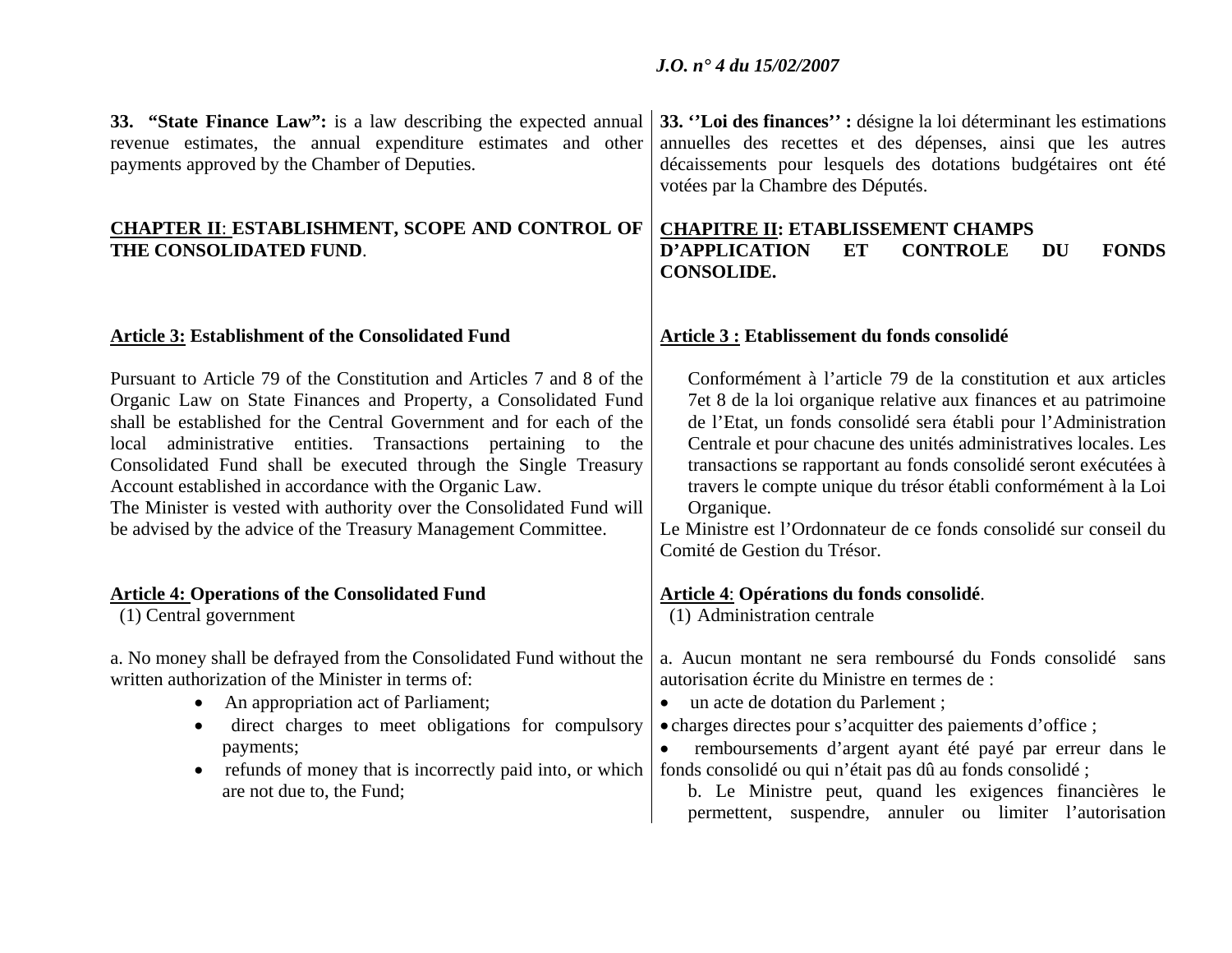**33. "State Finance Law":** is a law describing the expected annual revenue estimates, the annual expenditure estimates and other payments approved by the Chamber of Deputies.

## CHAPTER II: ESTABLISHMENT, SCOPE AND CONTROL OF THE CONSOLIDATED FUND.

### Article 3: Establishment of the Consolidated Fund

Pursuant to Article 79 of the Constitution and Articles 7 and 8 of the Organic Law on State Finances and Property, a Consolidated Fund shall be established for the Central Government and for each of the local administrative entities. Transactions pertaining to the Consolidated Fund shall be executed through the Single Treasury Account established in accordance with the Organic Law.

The Minister is vested with authority over the Consolidated Fund will be advised by the advice of the Treasury Management Committee.

### Article 4: Operations of the Consolidated Fund

(1) Central government

a. No money shall be defrayed from the Consolidated Fund without the written authorization of the Minister in terms of:

- An appropriation act of Parliament;
- direct charges to meet obligations for compulsory payments;
- refunds of money that is incorrectly paid into, or which are not due to, the Fund;

**33. ''Loi des finances'' :** désigne la loi déterminant les estimations annuelles des recettes et des dépenses, ainsi que les autres décaissements pour lesquels des dotations budgétaires ont été votées par la Chambre des Députés.

## CHAPITRE II: ETABLISSEMENT CHAMPS D'APPLICATION ET CONTROLE DU FONDS CONSOLIDE.

### Article 3 : Etablissement du fonds consolidé

Conformément à l'article 79 de la constitution et aux articles 7et 8 de la loi organique relative aux finances et au patrimoine de l'Etat, un fonds consolidé sera établi pour l'Administration Centrale et pour chacune des unités administratives locales. Les transactions se rapportant au fonds consolidé seront exécutées à travers le compte unique du trésor établi conformément à la Loi Organique.

Le Ministre est l'Ordonnateur de ce fonds consolidé sur conseil du Comité de Gestion du Trésor.

### Article 4: Opérations du fonds consolidé.

(1) Administration centrale

a. Aucun montant ne sera remboursé du Fonds consolidé sans autorisation écrite du Ministre en termes de :

- un acte de dotation du Parlement ;
- charges directes pour s'acquitter des paiements d'office ;
- remboursements d'argent ayant été payé par erreur dans le fonds consolidé ou qui n'était pas dû au fonds consolidé ;

b. Le Ministre peut, quand les exigences financières le permettent, suspendre, annuler ou limiter l'autorisation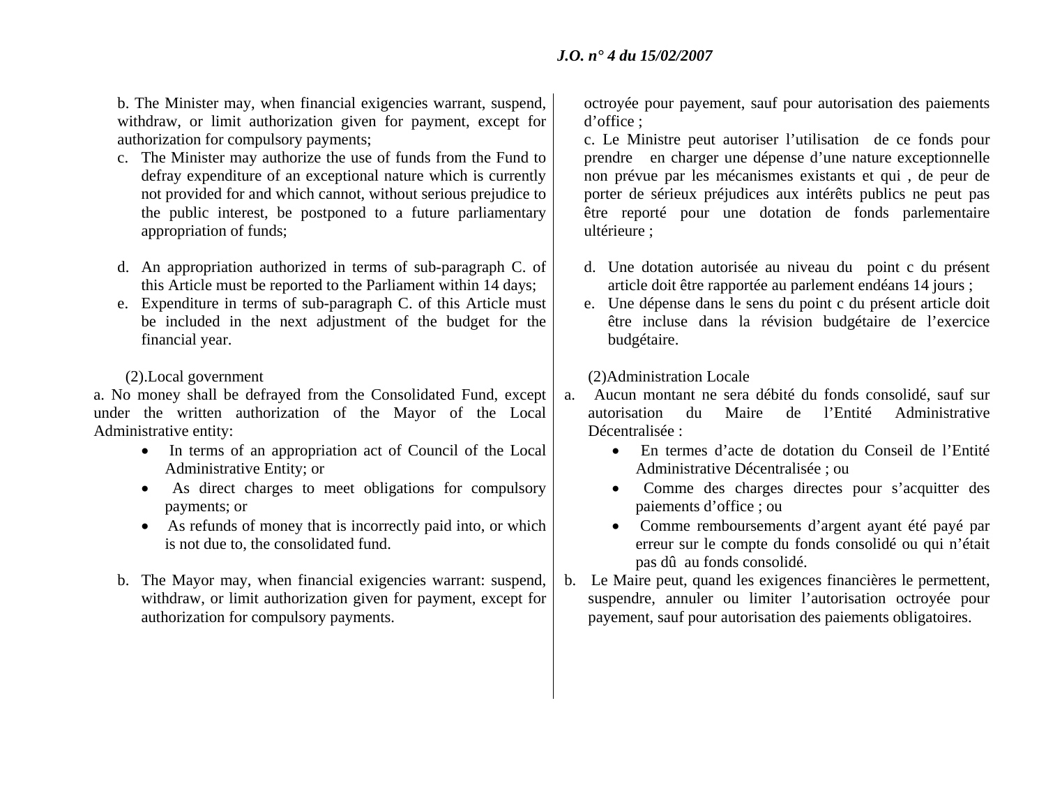b. The Minister may, when financial exigencies warrant, suspend, withdraw, or limit authorization given for payment, except for authorization for compulsory payments;

c. The Minister may authorize the use of funds from the Fund to defray expenditure of an exceptional nature which is currently not provided for and which cannot, without serious prejudice to the public interest, be postponed to a future parliamentary appropriation of funds;

d. An appropriation authorized in terms of sub-paragraph C. of this Article must be reported to the Parliament within 14 days;

e. Expenditure in terms of sub-paragraph C. of this Article must be included in the next adjustment of the budget for the financial year.

(2).Local government

a. No money shall be defrayed from the Consolidated Fund, except under the written authorization of the Mayor of the Local Administrative entity:

- In terms of an appropriation act of Council of the Local Administrative Entity; or
- As direct charges to meet obligations for compulsory payments; or
- As refunds of money that is incorrectly paid into, or which is not due to, the consolidated fund.

b. The Mayor may, when financial exigencies warrant: suspend, withdraw, or limit authorization given for payment, except for authorization for compulsory payments.

octroyée pour payement, sauf pour autorisation des paiements d'office ;

c. Le Ministre peut autoriser l'utilisation de ce fonds pour prendre en charger une dépense d'une nature exceptionnelle non prévue par les mécanismes existants et qui , de peur de porter de sérieux préjudices aux intérêts publics ne peut pas être reporté pour une dotation de fonds parlementaire ultérieure ;

d. Une dotation autorisée au niveau du point c du présent article doit être rapportée au parlement endéans 14 jours ;

e. Une dépense dans le sens du point c du présent article doit être incluse dans la révision budgétaire de l'exercice budgétaire.

(2)Administration Locale

a. Aucun montant ne sera débité du fonds consolidé, sauf sur autorisation du Maire de l'Entité Administrative Décentralisée :

- En termes d'acte de dotation du Conseil de l'Entité Administrative Décentralisée ; ou
- Comme des charges directes pour s'acquitter des paiements d'office ; ou
- Comme remboursements d'argent ayant été payé par erreur sur le compte du fonds consolidé ou qui n'était pas dû au fonds consolidé.

b. Le Maire peut, quand les exigences financières le permettent, suspendre, annuler ou limiter l'autorisation octroyée pour payement, sauf pour autorisation des paiements obligatoires.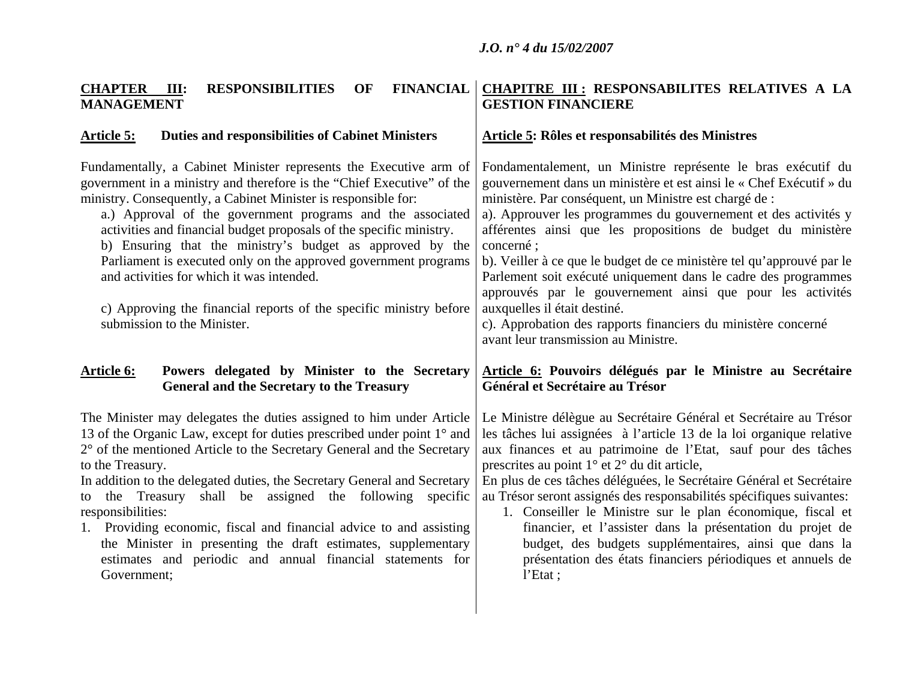**CHAPTER III: RESPONSIBILITIES OF FINANCIAL MANAGEMENT**

**Article 5: Duties and responsibilities of Cabinet Ministers**

Fundamentally, a Cabinet Minister represents the Executive arm of government in a ministry and therefore is the "Chief Executive" of the ministry. Consequently, a Cabinet Minister is responsible for:

a.) Approval of the government programs and the associated activities and financial budget proposals of the specific ministry.

b) Ensuring that the ministry's budget as approved by the Parliament is executed only on the approved government programs and activities for which it was intended.

c) Approving the financial reports of the specific ministry before submission to the Minister.

**Article 6: Powers delegated by Minister to the Secretary General and the Secretary to the Treasury**

The Minister may delegates the duties assigned to him under Article 13 of the Organic Law, except for duties prescribed under point 1° and 2° of the mentioned Article to the Secretary General and the Secretary to the Treasury.

In addition to the delegated duties, the Secretary General and Secretary to the Treasury shall be assigned the following specific responsibilities:

1. Providing economic, fiscal and financial advice to and assisting the Minister in presenting the draft estimates, supplementary estimates and periodic and annual financial statements for Government;

**CHAPITRE III : RESPONSABILITES RELATIVES A LA GESTION FINANCIERE**

**Article 5: Rôles et responsabilités des Ministres**

Fondamentalement, un Ministre représente le bras exécutif du gouvernement dans un ministère et est ainsi le « Chef Exécutif » du ministère. Par conséquent, un Ministre est chargé de :

a). Approuver les programmes du gouvernement et des activités y afférentes ainsi que les propositions de budget du ministère concerné ;

b). Veiller à ce que le budget de ce ministère tel qu'approuvé par le Parlement soit exécuté uniquement dans le cadre des programmes approuvés par le gouvernement ainsi que pour les activités auxquelles il était destiné.

c). Approbation des rapports financiers du ministère concerné avant leur transmission au Ministre.

**Article 6: Pouvoirs délégués par le Ministre au Secrétaire Général et Secrétaire au Trésor**

Le Ministre délègue au Secrétaire Général et Secrétaire au Trésor les tâches lui assignées à l'article 13 de la loi organique relative aux finances et au patrimoine de l'Etat, sauf pour des tâches prescrites au point 1° et 2° du dit article,

En plus de ces tâches déléguées, le Secrétaire Général et Secrétaire au Trésor seront assignés des responsabilités spécifiques suivantes:

1. Conseiller le Ministre sur le plan économique, fiscal et financier, et l'assister dans la présentation du projet de budget, des budgets supplémentaires, ainsi que dans la présentation des états financiers périodiques et annuels de l'Etat ;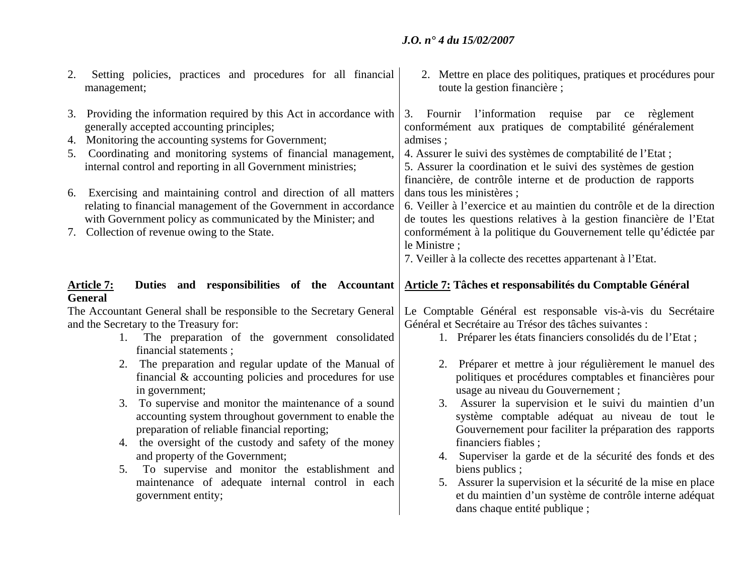2. Setting policies, practices and procedures for all financial management;

3. Providing the information required by this Act in accordance with generally accepted accounting principles;
4. Monitoring the accounting systems for Government;
5. Coordinating and monitoring systems of financial management, internal control and reporting in all Government ministries;

6. Exercising and maintaining control and direction of all matters relating to financial management of the Government in accordance with Government policy as communicated by the Minister; and
7. Collection of revenue owing to the State.

**Article 7: Duties and responsibilities of the Accountant General**

The Accountant General shall be responsible to the Secretary General and the Secretary to the Treasury for:

1. The preparation of the government consolidated financial statements ;
2. The preparation and regular update of the Manual of financial & accounting policies and procedures for use in government;
3. To supervise and monitor the maintenance of a sound accounting system throughout government to enable the preparation of reliable financial reporting;
4. the oversight of the custody and safety of the money and property of the Government;
5. To supervise and monitor the establishment and maintenance of adequate internal control in each government entity;

2. Mettre en place des politiques, pratiques et procédures pour toute la gestion financière ;

3. Fournir l'information requise par ce règlement conformément aux pratiques de comptabilité généralement admises ;
4. Assurer le suivi des systèmes de comptabilité de l'Etat ;
5. Assurer la coordination et le suivi des systèmes de gestion financière, de contrôle interne et de production de rapports dans tous les ministères ;
6. Veiller à l'exercice et au maintien du contrôle et de la direction de toutes les questions relatives à la gestion financière de l'Etat conformément à la politique du Gouvernement telle qu'édictée par le Ministre ;
7. Veiller à la collecte des recettes appartenant à l'Etat.

**Article 7: Tâches et responsabilités du Comptable Général**

Le Comptable Général est responsable vis-à-vis du Secrétaire Général et Secrétaire au Trésor des tâches suivantes :

1. Préparer les états financiers consolidés du de l'Etat ;

2. Préparer et mettre à jour régulièrement le manuel des politiques et procédures comptables et financières pour usage au niveau du Gouvernement ;
3. Assurer la supervision et le suivi du maintien d'un système comptable adéquat au niveau de tout le Gouvernement pour faciliter la préparation des rapports financiers fiables ;
4. Superviser la garde et de la sécurité des fonds et des biens publics ;
5. Assurer la supervision et la sécurité de la mise en place et du maintien d'un système de contrôle interne adéquat dans chaque entité publique ;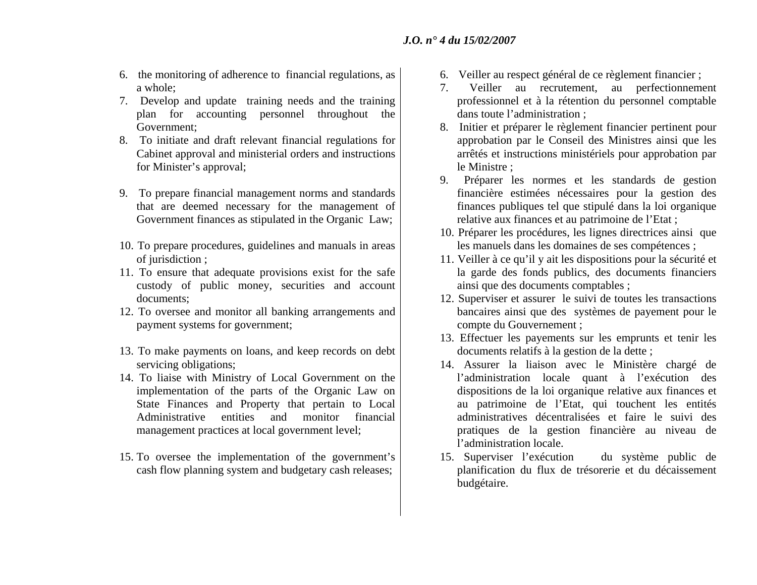6. the monitoring of adherence to financial regulations, as a whole;
7. Develop and update training needs and the training plan for accounting personnel throughout the Government;
8. To initiate and draft relevant financial regulations for Cabinet approval and ministerial orders and instructions for Minister's approval;
9. To prepare financial management norms and standards that are deemed necessary for the management of Government finances as stipulated in the Organic Law;
10. To prepare procedures, guidelines and manuals in areas of jurisdiction ;
11. To ensure that adequate provisions exist for the safe custody of public money, securities and account documents;
12. To oversee and monitor all banking arrangements and payment systems for government;
13. To make payments on loans, and keep records on debt servicing obligations;
14. To liaise with Ministry of Local Government on the implementation of the parts of the Organic Law on State Finances and Property that pertain to Local Administrative entities and monitor financial management practices at local government level;
15. To oversee the implementation of the government's cash flow planning system and budgetary cash releases;

6. Veiller au respect général de ce règlement financier ;
7. Veiller au recrutement, au perfectionnement professionnel et à la rétention du personnel comptable dans toute l'administration ;
8. Initier et préparer le règlement financier pertinent pour approbation par le Conseil des Ministres ainsi que les arrêtés et instructions ministériels pour approbation par le Ministre ;
9. Préparer les normes et les standards de gestion financière estimées nécessaires pour la gestion des finances publiques tel que stipulé dans la loi organique relative aux finances et au patrimoine de l'Etat ;
10. Préparer les procédures, les lignes directrices ainsi que les manuels dans les domaines de ses compétences ;
11. Veiller à ce qu'il y ait les dispositions pour la sécurité et la garde des fonds publics, des documents financiers ainsi que des documents comptables ;
12. Superviser et assurer le suivi de toutes les transactions bancaires ainsi que des systèmes de payement pour le compte du Gouvernement ;
13. Effectuer les payements sur les emprunts et tenir les documents relatifs à la gestion de la dette ;
14. Assurer la liaison avec le Ministère chargé de l'administration locale quant à l'exécution des dispositions de la loi organique relative aux finances et au patrimoine de l'Etat, qui touchent les entités administratives décentralisées et faire le suivi des pratiques de la gestion financière au niveau de l'administration locale.
15. Superviser l'exécution du système public de planification du flux de trésorerie et du décaissement budgétaire.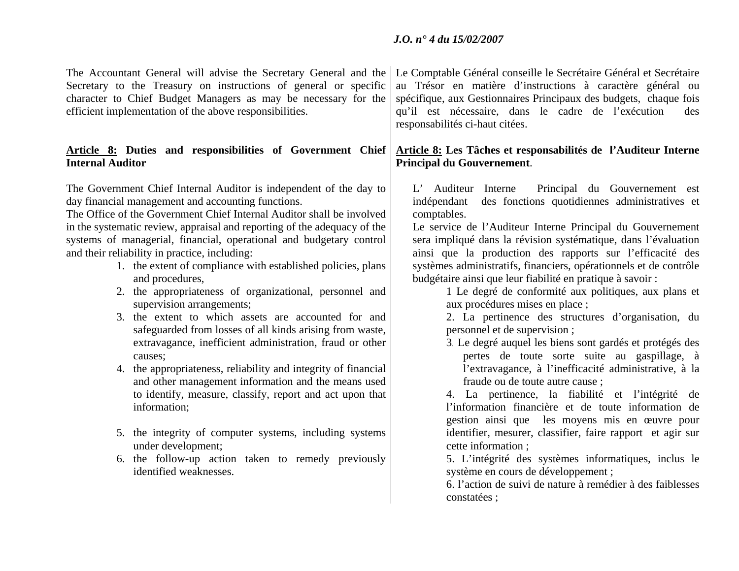The Accountant General will advise the Secretary General and the Secretary to the Treasury on instructions of general or specific character to Chief Budget Managers as may be necessary for the efficient implementation of the above responsibilities.

**Article 8: Duties and responsibilities of Government Chief Internal Auditor**

The Government Chief Internal Auditor is independent of the day to day financial management and accounting functions.

The Office of the Government Chief Internal Auditor shall be involved in the systematic review, appraisal and reporting of the adequacy of the systems of managerial, financial, operational and budgetary control and their reliability in practice, including:

1. the extent of compliance with established policies, plans and procedures,
2. the appropriateness of organizational, personnel and supervision arrangements;
3. the extent to which assets are accounted for and safeguarded from losses of all kinds arising from waste, extravagance, inefficient administration, fraud or other causes;
4. the appropriateness, reliability and integrity of financial and other management information and the means used to identify, measure, classify, report and act upon that information;
5. the integrity of computer systems, including systems under development;
6. the follow-up action taken to remedy previously identified weaknesses.

Le Comptable Général conseille le Secrétaire Général et Secrétaire au Trésor en matière d'instructions à caractère général ou spécifique, aux Gestionnaires Principaux des budgets, chaque fois qu'il est nécessaire, dans le cadre de l'exécution des responsabilités ci-haut citées.

**Article 8: Les Tâches et responsabilités de l'Auditeur Interne Principal du Gouvernement**.

L' Auditeur Interne Principal du Gouvernement est indépendant des fonctions quotidiennes administratives et comptables.

Le service de l'Auditeur Interne Principal du Gouvernement sera impliqué dans la révision systématique, dans l'évaluation ainsi que la production des rapports sur l'efficacité des systèmes administratifs, financiers, opérationnels et de contrôle budgétaire ainsi que leur fiabilité en pratique à savoir :

1 Le degré de conformité aux politiques, aux plans et aux procédures mises en place ;

2. La pertinence des structures d'organisation, du personnel et de supervision ;

3. Le degré auquel les biens sont gardés et protégés des pertes de toute sorte suite au gaspillage, à l'extravagance, à l'inefficacité administrative, à la fraude ou de toute autre cause ;

4. La pertinence, la fiabilité et l'intégrité de l'information financière et de toute information de gestion ainsi que les moyens mis en œuvre pour identifier, mesurer, classifier, faire rapport et agir sur cette information ;

5. L'intégrité des systèmes informatiques, inclus le système en cours de développement ;

6. l'action de suivi de nature à remédier à des faiblesses constatées ;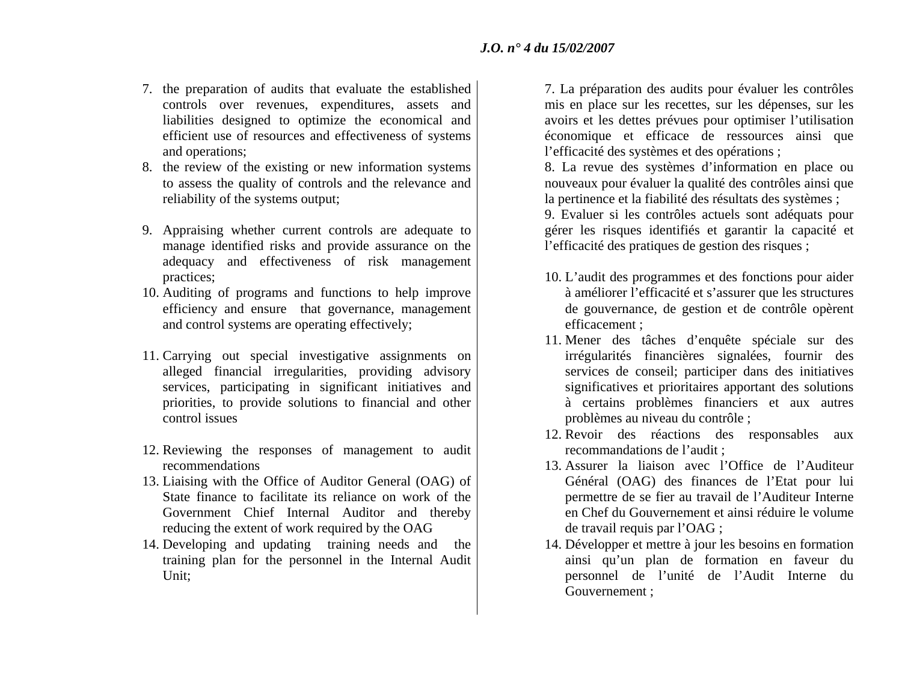7. the preparation of audits that evaluate the established controls over revenues, expenditures, assets and liabilities designed to optimize the economical and efficient use of resources and effectiveness of systems and operations;
8. the review of the existing or new information systems to assess the quality of controls and the relevance and reliability of the systems output;
9. Appraising whether current controls are adequate to manage identified risks and provide assurance on the adequacy and effectiveness of risk management practices;
10. Auditing of programs and functions to help improve efficiency and ensure that governance, management and control systems are operating effectively;
11. Carrying out special investigative assignments on alleged financial irregularities, providing advisory services, participating in significant initiatives and priorities, to provide solutions to financial and other control issues
12. Reviewing the responses of management to audit recommendations
13. Liaising with the Office of Auditor General (OAG) of State finance to facilitate its reliance on work of the Government Chief Internal Auditor and thereby reducing the extent of work required by the OAG
14. Developing and updating training needs and the training plan for the personnel in the Internal Audit Unit;

7. La préparation des audits pour évaluer les contrôles mis en place sur les recettes, sur les dépenses, sur les avoirs et les dettes prévues pour optimiser l'utilisation économique et efficace de ressources ainsi que l'efficacité des systèmes et des opérations ;
8. La revue des systèmes d'information en place ou nouveaux pour évaluer la qualité des contrôles ainsi que la pertinence et la fiabilité des résultats des systèmes ;
9. Evaluer si les contrôles actuels sont adéquats pour gérer les risques identifiés et garantir la capacité et l'efficacité des pratiques de gestion des risques ;
10. L'audit des programmes et des fonctions pour aider à améliorer l'efficacité et s'assurer que les structures de gouvernance, de gestion et de contrôle opèrent efficacement ;
11. Mener des tâches d'enquête spéciale sur des irrégularités financières signalées, fournir des services de conseil; participer dans des initiatives significatives et prioritaires apportant des solutions à certains problèmes financiers et aux autres problèmes au niveau du contrôle ;
12. Revoir des réactions des responsables aux recommandations de l'audit ;
13. Assurer la liaison avec l'Office de l'Auditeur Général (OAG) des finances de l'Etat pour lui permettre de se fier au travail de l'Auditeur Interne en Chef du Gouvernement et ainsi réduire le volume de travail requis par l'OAG ;
14. Développer et mettre à jour les besoins en formation ainsi qu'un plan de formation en faveur du personnel de l'unité de l'Audit Interne du Gouvernement ;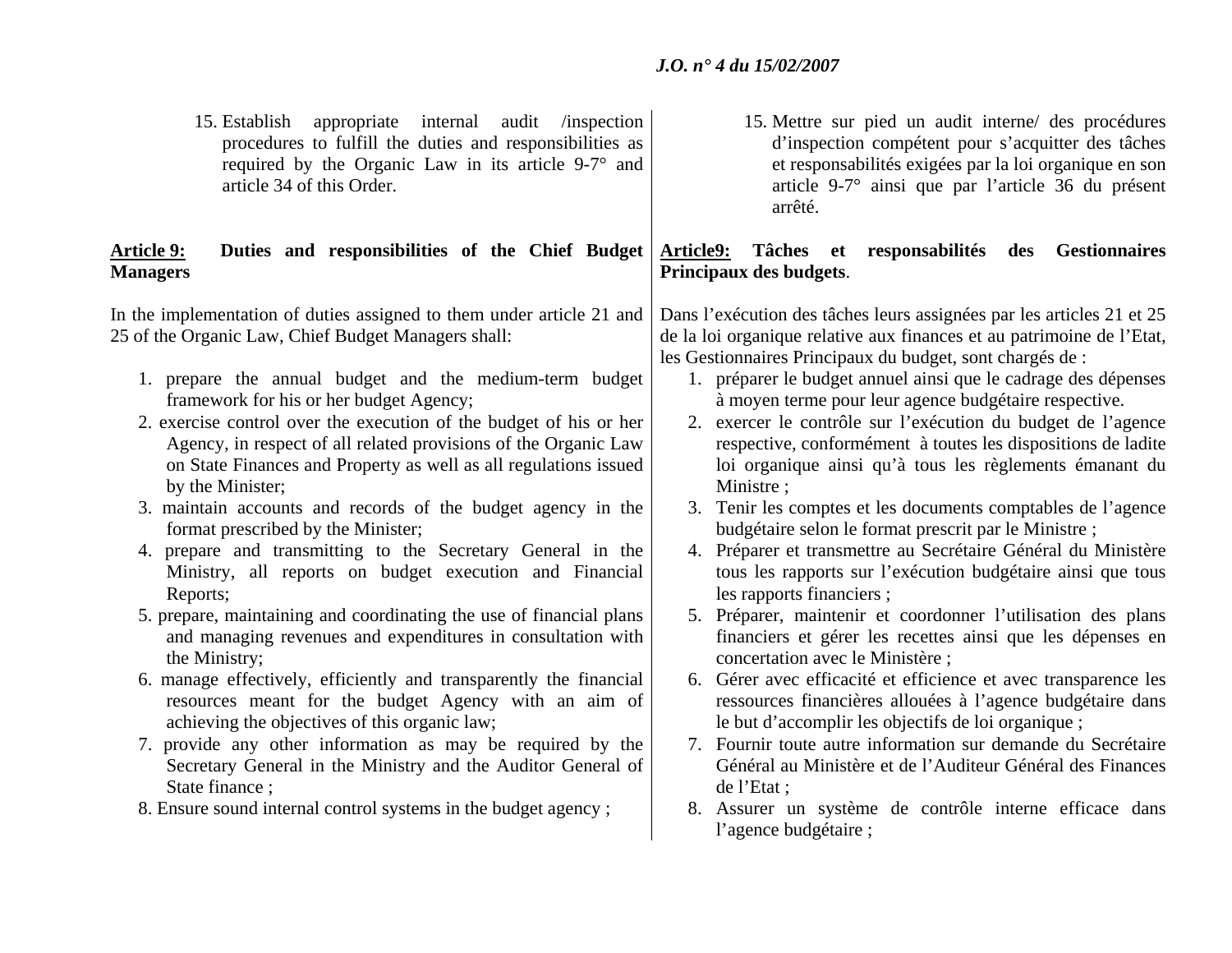15. Establish appropriate internal audit /inspection procedures to fulfill the duties and responsibilities as required by the Organic Law in its article 9-7° and article 34 of this Order.

**Article 9: Duties and responsibilities of the Chief Budget Managers**

In the implementation of duties assigned to them under article 21 and 25 of the Organic Law, Chief Budget Managers shall:

1. prepare the annual budget and the medium-term budget framework for his or her budget Agency;
2. exercise control over the execution of the budget of his or her Agency, in respect of all related provisions of the Organic Law on State Finances and Property as well as all regulations issued by the Minister;
3. maintain accounts and records of the budget agency in the format prescribed by the Minister;
4. prepare and transmitting to the Secretary General in the Ministry, all reports on budget execution and Financial Reports;
5. prepare, maintaining and coordinating the use of financial plans and managing revenues and expenditures in consultation with the Ministry;
6. manage effectively, efficiently and transparently the financial resources meant for the budget Agency with an aim of achieving the objectives of this organic law;
7. provide any other information as may be required by the Secretary General in the Ministry and the Auditor General of State finance ;
8. Ensure sound internal control systems in the budget agency ;

15. Mettre sur pied un audit interne/ des procédures d'inspection compétent pour s'acquitter des tâches et responsabilités exigées par la loi organique en son article 9-7° ainsi que par l'article 36 du présent arrêté.

**Article9: Tâches et responsabilités des Gestionnaires Principaux des budgets**.

Dans l'exécution des tâches leurs assignées par les articles 21 et 25 de la loi organique relative aux finances et au patrimoine de l'Etat, les Gestionnaires Principaux du budget, sont chargés de :

1. préparer le budget annuel ainsi que le cadrage des dépenses à moyen terme pour leur agence budgétaire respective.
2. exercer le contrôle sur l'exécution du budget de l'agence respective, conformément à toutes les dispositions de ladite loi organique ainsi qu'à tous les règlements émanant du Ministre ;
3. Tenir les comptes et les documents comptables de l'agence budgétaire selon le format prescrit par le Ministre ;
4. Préparer et transmettre au Secrétaire Général du Ministère tous les rapports sur l'exécution budgétaire ainsi que tous les rapports financiers ;
5. Préparer, maintenir et coordonner l'utilisation des plans financiers et gérer les recettes ainsi que les dépenses en concertation avec le Ministère ;
6. Gérer avec efficacité et efficience et avec transparence les ressources financières allouées à l'agence budgétaire dans le but d'accomplir les objectifs de loi organique ;
7. Fournir toute autre information sur demande du Secrétaire Général au Ministère et de l'Auditeur Général des Finances de l'Etat ;
8. Assurer un système de contrôle interne efficace dans l'agence budgétaire ;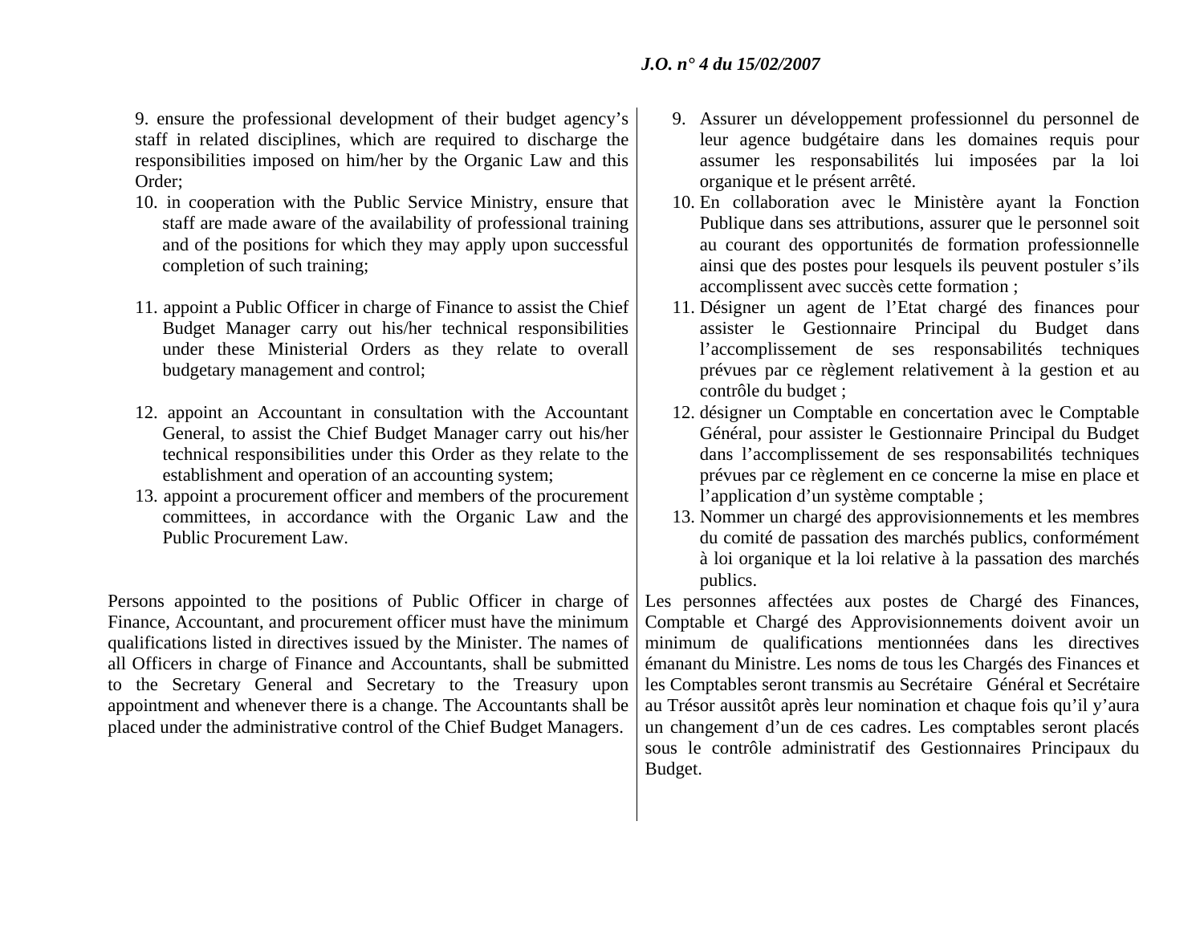9. ensure the professional development of their budget agency's staff in related disciplines, which are required to discharge the responsibilities imposed on him/her by the Organic Law and this Order;

10. in cooperation with the Public Service Ministry, ensure that staff are made aware of the availability of professional training and of the positions for which they may apply upon successful completion of such training;

11. appoint a Public Officer in charge of Finance to assist the Chief Budget Manager carry out his/her technical responsibilities under these Ministerial Orders as they relate to overall budgetary management and control;

12. appoint an Accountant in consultation with the Accountant General, to assist the Chief Budget Manager carry out his/her technical responsibilities under this Order as they relate to the establishment and operation of an accounting system;

13. appoint a procurement officer and members of the procurement committees, in accordance with the Organic Law and the Public Procurement Law.

Persons appointed to the positions of Public Officer in charge of Finance, Accountant, and procurement officer must have the minimum qualifications listed in directives issued by the Minister. The names of all Officers in charge of Finance and Accountants, shall be submitted to the Secretary General and Secretary to the Treasury upon appointment and whenever there is a change. The Accountants shall be placed under the administrative control of the Chief Budget Managers.

9. Assurer un développement professionnel du personnel de leur agence budgétaire dans les domaines requis pour assumer les responsabilités lui imposées par la loi organique et le présent arrêté.

10. En collaboration avec le Ministère ayant la Fonction Publique dans ses attributions, assurer que le personnel soit au courant des opportunités de formation professionnelle ainsi que des postes pour lesquels ils peuvent postuler s'ils accomplissent avec succès cette formation ;

11. Désigner un agent de l'Etat chargé des finances pour assister le Gestionnaire Principal du Budget dans l'accomplissement de ses responsabilités techniques prévues par ce règlement relativement à la gestion et au contrôle du budget ;

12. désigner un Comptable en concertation avec le Comptable Général, pour assister le Gestionnaire Principal du Budget dans l'accomplissement de ses responsabilités techniques prévues par ce règlement en ce concerne la mise en place et l'application d'un système comptable ;

13. Nommer un chargé des approvisionnements et les membres du comité de passation des marchés publics, conformément à loi organique et la loi relative à la passation des marchés publics.

Les personnes affectées aux postes de Chargé des Finances, Comptable et Chargé des Approvisionnements doivent avoir un minimum de qualifications mentionnées dans les directives émanant du Ministre. Les noms de tous les Chargés des Finances et les Comptables seront transmis au Secrétaire Général et Secrétaire au Trésor aussitôt après leur nomination et chaque fois qu'il y'aura un changement d'un de ces cadres. Les comptables seront placés sous le contrôle administratif des Gestionnaires Principaux du Budget.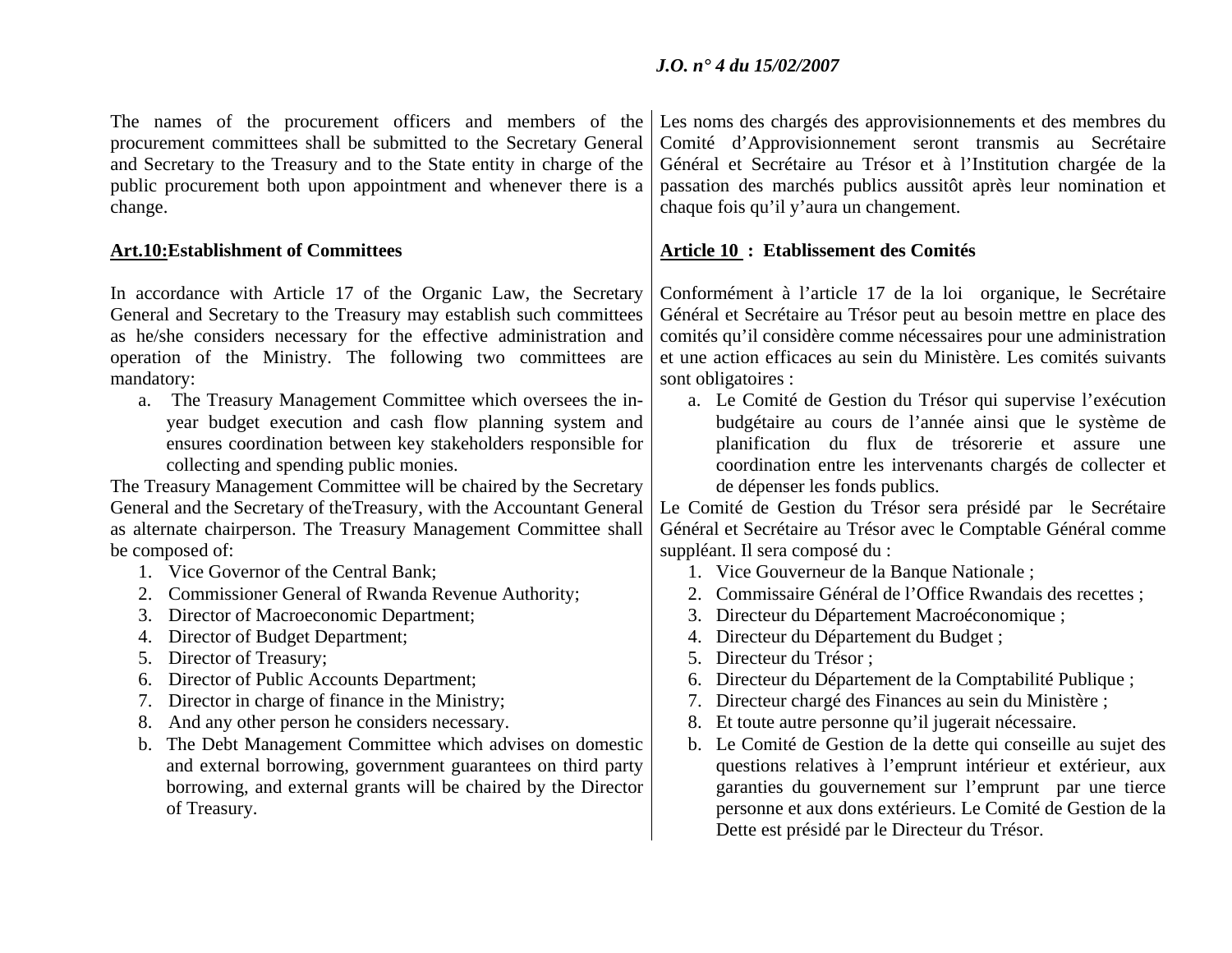The names of the procurement officers and members of the procurement committees shall be submitted to the Secretary General and Secretary to the Treasury and to the State entity in charge of the public procurement both upon appointment and whenever there is a change.

**Art.10:Establishment of Committees**

In accordance with Article 17 of the Organic Law, the Secretary General and Secretary to the Treasury may establish such committees as he/she considers necessary for the effective administration and operation of the Ministry. The following two committees are mandatory:

a. The Treasury Management Committee which oversees the in-year budget execution and cash flow planning system and ensures coordination between key stakeholders responsible for collecting and spending public monies.

The Treasury Management Committee will be chaired by the Secretary General and the Secretary of theTreasury, with the Accountant General as alternate chairperson. The Treasury Management Committee shall be composed of:

1. Vice Governor of the Central Bank;
2. Commissioner General of Rwanda Revenue Authority;
3. Director of Macroeconomic Department;
4. Director of Budget Department;
5. Director of Treasury;
6. Director of Public Accounts Department;
7. Director in charge of finance in the Ministry;
8. And any other person he considers necessary.

b. The Debt Management Committee which advises on domestic and external borrowing, government guarantees on third party borrowing, and external grants will be chaired by the Director of Treasury.

Les noms des chargés des approvisionnements et des membres du Comité d'Approvisionnement seront transmis au Secrétaire Général et Secrétaire au Trésor et à l'Institution chargée de la passation des marchés publics aussitôt après leur nomination et chaque fois qu'il y'aura un changement.

**Article 10 : Etablissement des Comités**

Conformément à l'article 17 de la loi organique, le Secrétaire Général et Secrétaire au Trésor peut au besoin mettre en place des comités qu'il considère comme nécessaires pour une administration et une action efficaces au sein du Ministère. Les comités suivants sont obligatoires :

a. Le Comité de Gestion du Trésor qui supervise l'exécution budgétaire au cours de l'année ainsi que le système de planification du flux de trésorerie et assure une coordination entre les intervenants chargés de collecter et de dépenser les fonds publics.

Le Comité de Gestion du Trésor sera présidé par le Secrétaire Général et Secrétaire au Trésor avec le Comptable Général comme suppléant. Il sera composé du :

1. Vice Gouverneur de la Banque Nationale ;
2. Commissaire Général de l'Office Rwandais des recettes ;
3. Directeur du Département Macroéconomique ;
4. Directeur du Département du Budget ;
5. Directeur du Trésor ;
6. Directeur du Département de la Comptabilité Publique ;
7. Directeur chargé des Finances au sein du Ministère ;
8. Et toute autre personne qu'il jugerait nécessaire.

b. Le Comité de Gestion de la dette qui conseille au sujet des questions relatives à l'emprunt intérieur et extérieur, aux garanties du gouvernement sur l'emprunt par une tierce personne et aux dons extérieurs. Le Comité de Gestion de la Dette est présidé par le Directeur du Trésor.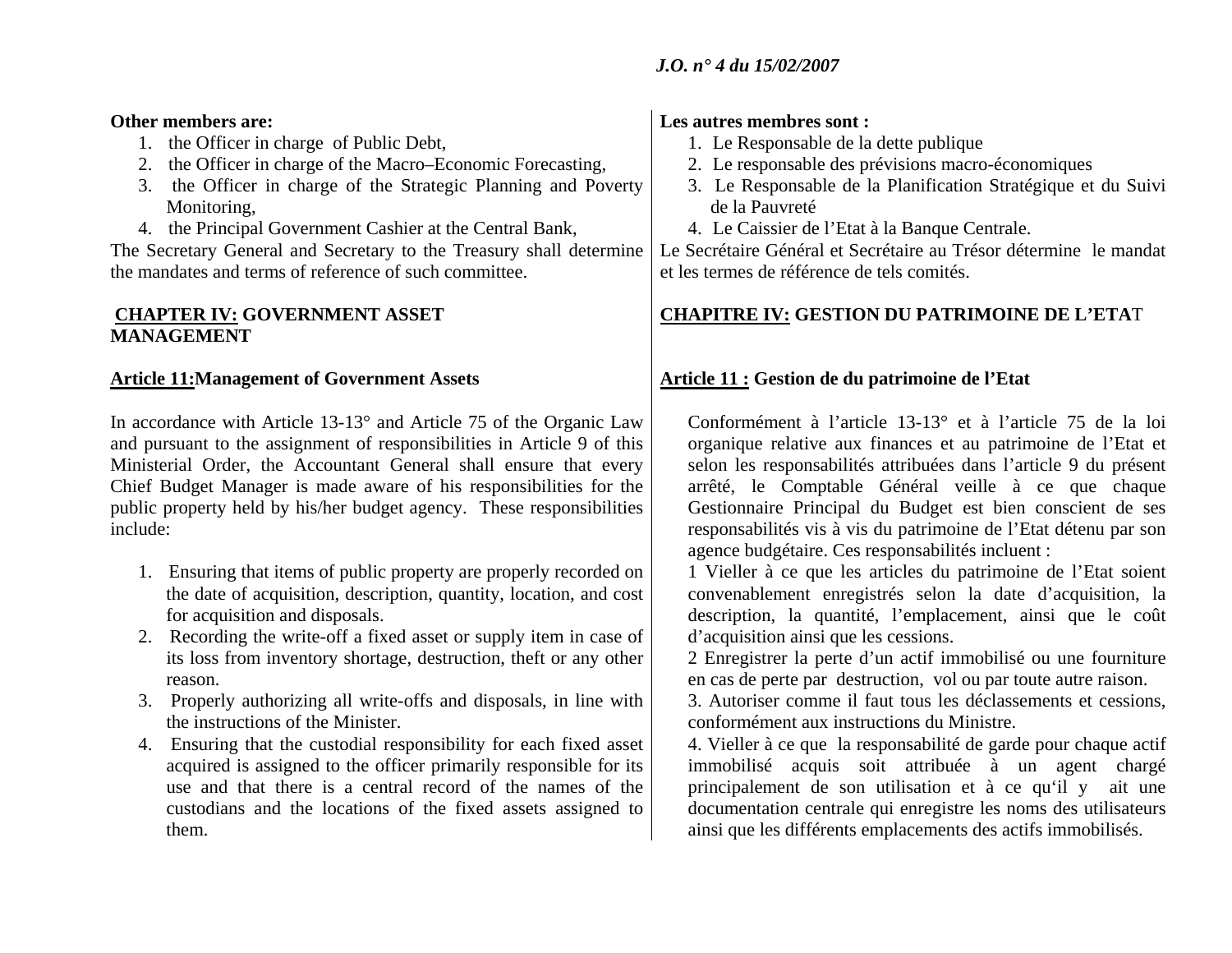**Other members are:**

1. the Officer in charge of Public Debt,
2. the Officer in charge of the Macro–Economic Forecasting,
3. the Officer in charge of the Strategic Planning and Poverty Monitoring,
4. the Principal Government Cashier at the Central Bank,

The Secretary General and Secretary to the Treasury shall determine the mandates and terms of reference of such committee.

## CHAPTER IV: GOVERNMENT ASSET MANAGEMENT

### Article 11: Management of Government Assets

In accordance with Article 13-13° and Article 75 of the Organic Law and pursuant to the assignment of responsibilities in Article 9 of this Ministerial Order, the Accountant General shall ensure that every Chief Budget Manager is made aware of his responsibilities for the public property held by his/her budget agency. These responsibilities include:

1. Ensuring that items of public property are properly recorded on the date of acquisition, description, quantity, location, and cost for acquisition and disposals.
2. Recording the write-off a fixed asset or supply item in case of its loss from inventory shortage, destruction, theft or any other reason.
3. Properly authorizing all write-offs and disposals, in line with the instructions of the Minister.
4. Ensuring that the custodial responsibility for each fixed asset acquired is assigned to the officer primarily responsible for its use and that there is a central record of the names of the custodians and the locations of the fixed assets assigned to them.

**Les autres membres sont :**

1. Le Responsable de la dette publique
2. Le responsable des prévisions macro-économiques
3. Le Responsable de la Planification Stratégique et du Suivi de la Pauvreté
4. Le Caissier de l'Etat à la Banque Centrale.

Le Secrétaire Général et Secrétaire au Trésor détermine le mandat et les termes de référence de tels comités.

## CHAPITRE IV: GESTION DU PATRIMOINE DE L'ETAT

### Article 11 : Gestion de du patrimoine de l'Etat

Conformément à l'article 13-13° et à l'article 75 de la loi organique relative aux finances et au patrimoine de l'Etat et selon les responsabilités attribuées dans l'article 9 du présent arrêté, le Comptable Général veille à ce que chaque Gestionnaire Principal du Budget est bien conscient de ses responsabilités vis à vis du patrimoine de l'Etat détenu par son agence budgétaire. Ces responsabilités incluent :

1 Vieller à ce que les articles du patrimoine de l'Etat soient convenablement enregistrés selon la date d'acquisition, la description, la quantité, l'emplacement, ainsi que le coût d'acquisition ainsi que les cessions.

2 Enregistrer la perte d'un actif immobilisé ou une fourniture en cas de perte par destruction, vol ou par toute autre raison.

3. Autoriser comme il faut tous les déclassements et cessions, conformément aux instructions du Ministre.

4. Vieller à ce que la responsabilité de garde pour chaque actif immobilisé acquis soit attribuée à un agent chargé principalement de son utilisation et à ce qu'il y ait une documentation centrale qui enregistre les noms des utilisateurs ainsi que les différents emplacements des actifs immobilisés.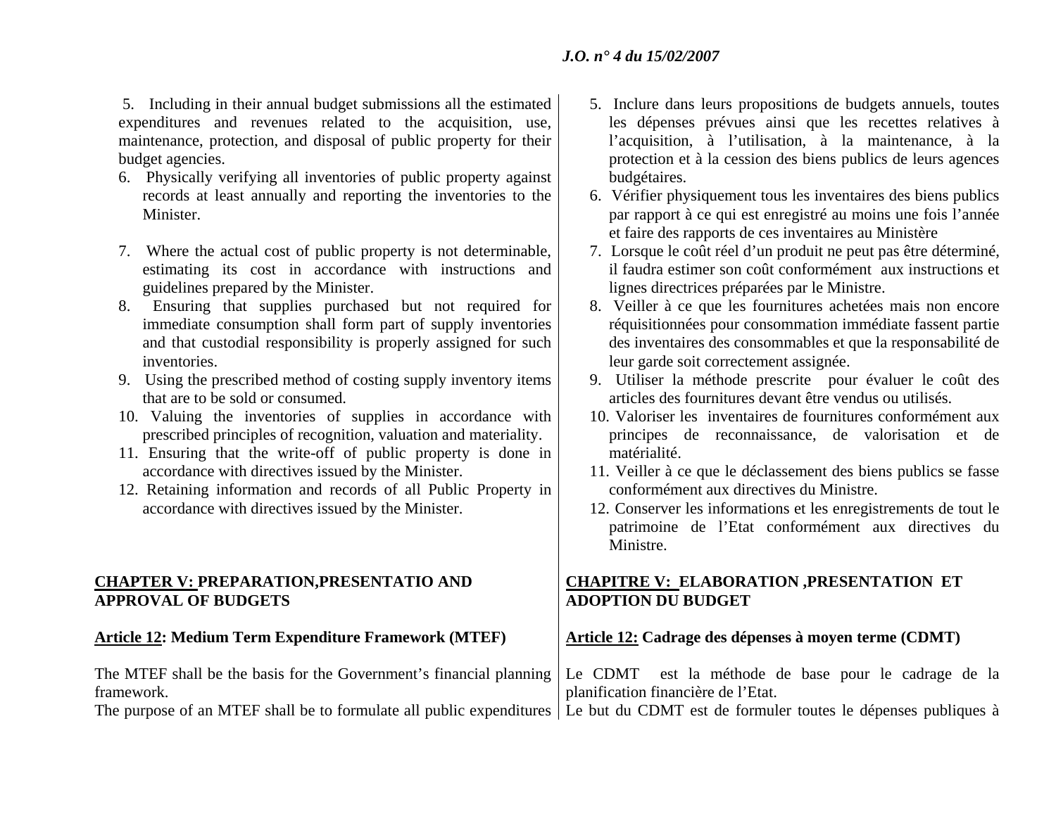5. Including in their annual budget submissions all the estimated expenditures and revenues related to the acquisition, use, maintenance, protection, and disposal of public property for their budget agencies.
6. Physically verifying all inventories of public property against records at least annually and reporting the inventories to the Minister.
7. Where the actual cost of public property is not determinable, estimating its cost in accordance with instructions and guidelines prepared by the Minister.
8. Ensuring that supplies purchased but not required for immediate consumption shall form part of supply inventories and that custodial responsibility is properly assigned for such inventories.
9. Using the prescribed method of costing supply inventory items that are to be sold or consumed.
10. Valuing the inventories of supplies in accordance with prescribed principles of recognition, valuation and materiality.
11. Ensuring that the write-off of public property is done in accordance with directives issued by the Minister.
12. Retaining information and records of all Public Property in accordance with directives issued by the Minister.

## CHAPTER V: PREPARATION,PRESENTATIO AND APPROVAL OF BUDGETS

### Article 12: Medium Term Expenditure Framework (MTEF)

The MTEF shall be the basis for the Government's financial planning framework.
The purpose of an MTEF shall be to formulate all public expenditures

5. Inclure dans leurs propositions de budgets annuels, toutes les dépenses prévues ainsi que les recettes relatives à l'acquisition, à l'utilisation, à la maintenance, à la protection et à la cession des biens publics de leurs agences budgétaires.
6. Vérifier physiquement tous les inventaires des biens publics par rapport à ce qui est enregistré au moins une fois l'année et faire des rapports de ces inventaires au Ministère
7. Lorsque le coût réel d'un produit ne peut pas être déterminé, il faudra estimer son coût conformément aux instructions et lignes directrices préparées par le Ministre.
8. Veiller à ce que les fournitures achetées mais non encore réquisitionnées pour consommation immédiate fassent partie des inventaires des consommables et que la responsabilité de leur garde soit correctement assignée.
9. Utiliser la méthode prescrite pour évaluer le coût des articles des fournitures devant être vendus ou utilisés.
10. Valoriser les inventaires de fournitures conformément aux principes de reconnaissance, de valorisation et de matérialité.
11. Veiller à ce que le déclassement des biens publics se fasse conformément aux directives du Ministre.
12. Conserver les informations et les enregistrements de tout le patrimoine de l'Etat conformément aux directives du Ministre.

## CHAPITRE V: ELABORATION ,PRESENTATION ET ADOPTION DU BUDGET

### Article 12: Cadrage des dépenses à moyen terme (CDMT)

Le CDMT est la méthode de base pour le cadrage de la planification financière de l'Etat.
Le but du CDMT est de formuler toutes le dépenses publiques à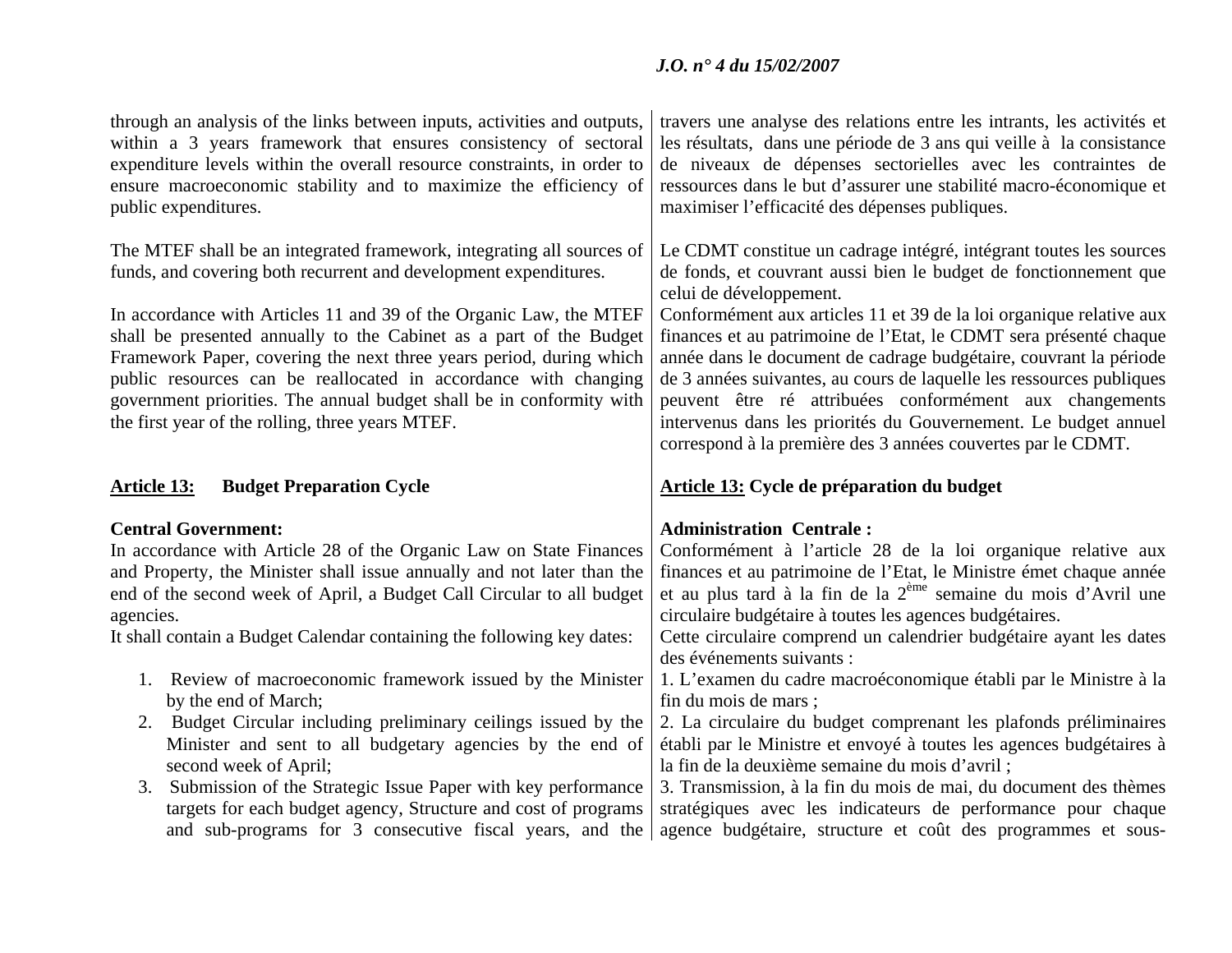through an analysis of the links between inputs, activities and outputs, within a 3 years framework that ensures consistency of sectoral expenditure levels within the overall resource constraints, in order to ensure macroeconomic stability and to maximize the efficiency of public expenditures.

The MTEF shall be an integrated framework, integrating all sources of funds, and covering both recurrent and development expenditures.

In accordance with Articles 11 and 39 of the Organic Law, the MTEF shall be presented annually to the Cabinet as a part of the Budget Framework Paper, covering the next three years period, during which public resources can be reallocated in accordance with changing government priorities. The annual budget shall be in conformity with the first year of the rolling, three years MTEF.

**Article 13: Budget Preparation Cycle**

**Central Government:**
In accordance with Article 28 of the Organic Law on State Finances and Property, the Minister shall issue annually and not later than the end of the second week of April, a Budget Call Circular to all budget agencies.
It shall contain a Budget Calendar containing the following key dates:

1. Review of macroeconomic framework issued by the Minister by the end of March;
2. Budget Circular including preliminary ceilings issued by the Minister and sent to all budgetary agencies by the end of second week of April;
3. Submission of the Strategic Issue Paper with key performance targets for each budget agency, Structure and cost of programs and sub-programs for 3 consecutive fiscal years, and the

travers une analyse des relations entre les intrants, les activités et les résultats, dans une période de 3 ans qui veille à la consistance de niveaux de dépenses sectorielles avec les contraintes de ressources dans le but d'assurer une stabilité macro-économique et maximiser l'efficacité des dépenses publiques.

Le CDMT constitue un cadrage intégré, intégrant toutes les sources de fonds, et couvrant aussi bien le budget de fonctionnement que celui de développement.
Conformément aux articles 11 et 39 de la loi organique relative aux finances et au patrimoine de l'Etat, le CDMT sera présenté chaque année dans le document de cadrage budgétaire, couvrant la période de 3 années suivantes, au cours de laquelle les ressources publiques peuvent être ré attribuées conformément aux changements intervenus dans les priorités du Gouvernement. Le budget annuel correspond à la première des 3 années couvertes par le CDMT.

**Article 13: Cycle de préparation du budget**

**Administration Centrale :**
Conformément à l'article 28 de la loi organique relative aux finances et au patrimoine de l'Etat, le Ministre émet chaque année et au plus tard à la fin de la 2ème semaine du mois d'Avril une circulaire budgétaire à toutes les agences budgétaires.
Cette circulaire comprend un calendrier budgétaire ayant les dates des événements suivants :
1. L'examen du cadre macroéconomique établi par le Ministre à la fin du mois de mars ;
2. La circulaire du budget comprenant les plafonds préliminaires établi par le Ministre et envoyé à toutes les agences budgétaires à la fin de la deuxième semaine du mois d'avril ;
3. Transmission, à la fin du mois de mai, du document des thèmes stratégiques avec les indicateurs de performance pour chaque agence budgétaire, structure et coût des programmes et sous-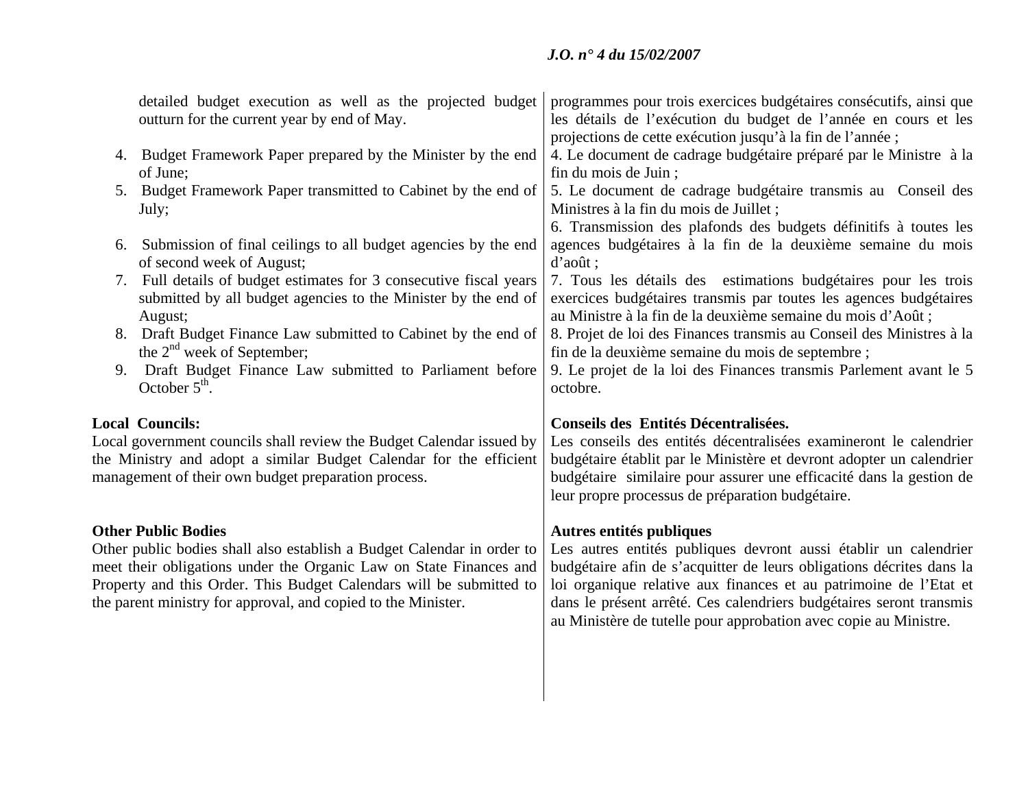detailed budget execution as well as the projected budget outturn for the current year by end of May.

4. Budget Framework Paper prepared by the Minister by the end of June;
5. Budget Framework Paper transmitted to Cabinet by the end of July;
6. Submission of final ceilings to all budget agencies by the end of second week of August;
7. Full details of budget estimates for 3 consecutive fiscal years submitted by all budget agencies to the Minister by the end of August;
8. Draft Budget Finance Law submitted to Cabinet by the end of the 2nd week of September;
9. Draft Budget Finance Law submitted to Parliament before October 5th.

**Local Councils:**

Local government councils shall review the Budget Calendar issued by the Ministry and adopt a similar Budget Calendar for the efficient management of their own budget preparation process.

**Other Public Bodies**

Other public bodies shall also establish a Budget Calendar in order to meet their obligations under the Organic Law on State Finances and Property and this Order. This Budget Calendars will be submitted to the parent ministry for approval, and copied to the Minister.

programmes pour trois exercices budgétaires consécutifs, ainsi que les détails de l'exécution du budget de l'année en cours et les projections de cette exécution jusqu'à la fin de l'année ;

4. Le document de cadrage budgétaire préparé par le Ministre à la fin du mois de Juin ;
5. Le document de cadrage budgétaire transmis au Conseil des Ministres à la fin du mois de Juillet ;
6. Transmission des plafonds des budgets définitifs à toutes les agences budgétaires à la fin de la deuxième semaine du mois d'août ;
7. Tous les détails des estimations budgétaires pour les trois exercices budgétaires transmis par toutes les agences budgétaires au Ministre à la fin de la deuxième semaine du mois d'Août ;
8. Projet de loi des Finances transmis au Conseil des Ministres à la fin de la deuxième semaine du mois de septembre ;
9. Le projet de la loi des Finances transmis Parlement avant le 5 octobre.

**Conseils des Entités Décentralisées.**

Les conseils des entités décentralisées examineront le calendrier budgétaire établit par le Ministère et devront adopter un calendrier budgétaire similaire pour assurer une efficacité dans la gestion de leur propre processus de préparation budgétaire.

**Autres entités publiques**

Les autres entités publiques devront aussi établir un calendrier budgétaire afin de s'acquitter de leurs obligations décrites dans la loi organique relative aux finances et au patrimoine de l'Etat et dans le présent arrêté. Ces calendriers budgétaires seront transmis au Ministère de tutelle pour approbation avec copie au Ministre.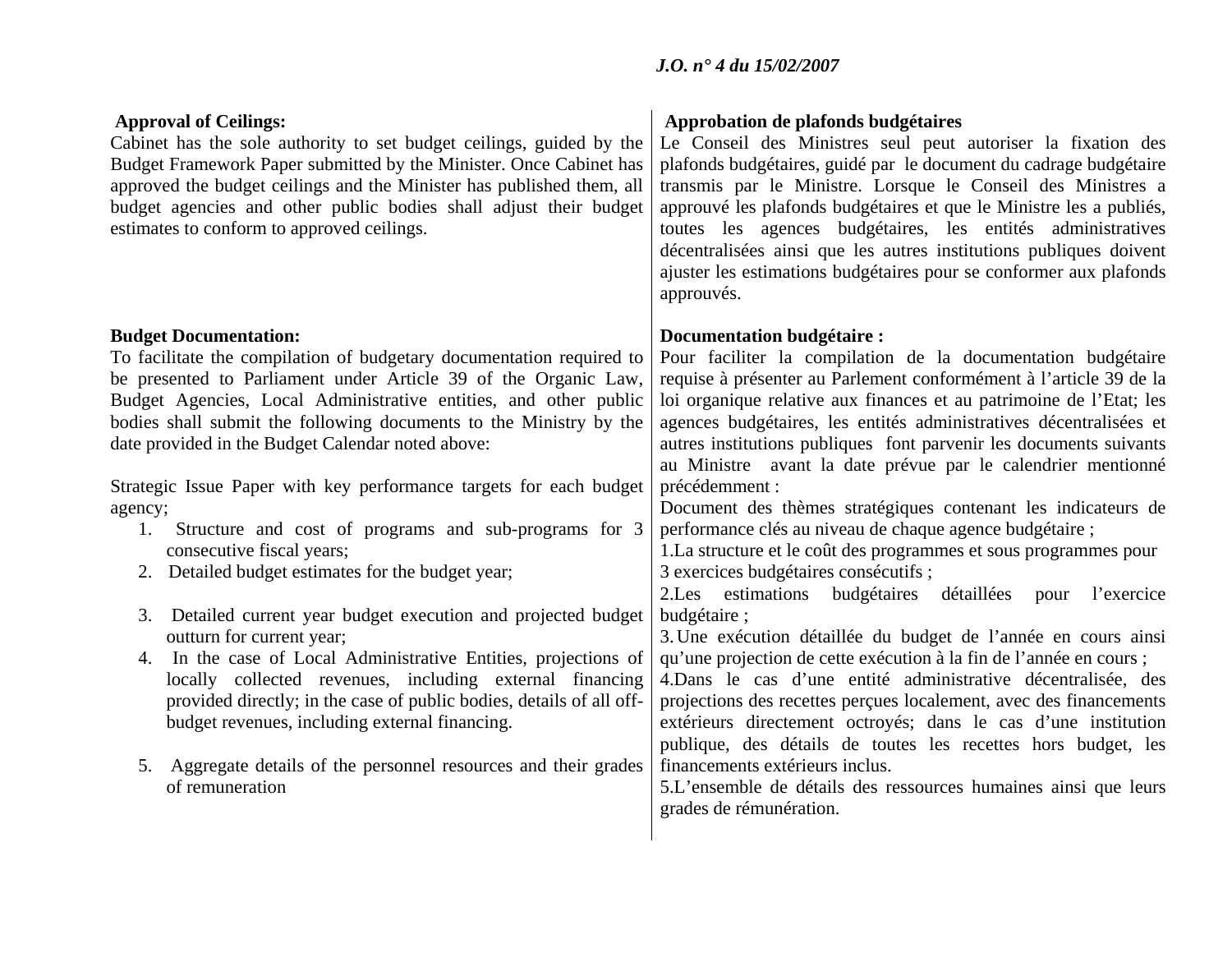**Approval of Ceilings:**

Cabinet has the sole authority to set budget ceilings, guided by the Budget Framework Paper submitted by the Minister. Once Cabinet has approved the budget ceilings and the Minister has published them, all budget agencies and other public bodies shall adjust their budget estimates to conform to approved ceilings.

**Budget Documentation:**

To facilitate the compilation of budgetary documentation required to be presented to Parliament under Article 39 of the Organic Law, Budget Agencies, Local Administrative entities, and other public bodies shall submit the following documents to the Ministry by the date provided in the Budget Calendar noted above:

Strategic Issue Paper with key performance targets for each budget agency;

1. Structure and cost of programs and sub-programs for 3 consecutive fiscal years;
2. Detailed budget estimates for the budget year;
3. Detailed current year budget execution and projected budget outturn for current year;
4. In the case of Local Administrative Entities, projections of locally collected revenues, including external financing provided directly; in the case of public bodies, details of all off-budget revenues, including external financing.
5. Aggregate details of the personnel resources and their grades of remuneration

**Approbation de plafonds budgétaires**

Le Conseil des Ministres seul peut autoriser la fixation des plafonds budgétaires, guidé par le document du cadrage budgétaire transmis par le Ministre. Lorsque le Conseil des Ministres a approuvé les plafonds budgétaires et que le Ministre les a publiés, toutes les agences budgétaires, les entités administratives décentralisées ainsi que les autres institutions publiques doivent ajuster les estimations budgétaires pour se conformer aux plafonds approuvés.

**Documentation budgétaire :**

Pour faciliter la compilation de la documentation budgétaire requise à présenter au Parlement conformément à l'article 39 de la loi organique relative aux finances et au patrimoine de l'Etat; les agences budgétaires, les entités administratives décentralisées et autres institutions publiques font parvenir les documents suivants au Ministre avant la date prévue par le calendrier mentionné précédemment :

Document des thèmes stratégiques contenant les indicateurs de performance clés au niveau de chaque agence budgétaire ;

1. La structure et le coût des programmes et sous programmes pour 3 exercices budgétaires consécutifs ;
2. Les estimations budgétaires détaillées pour l'exercice budgétaire ;
3. Une exécution détaillée du budget de l'année en cours ainsi qu'une projection de cette exécution à la fin de l'année en cours ;
4. Dans le cas d'une entité administrative décentralisée, des projections des recettes perçues localement, avec des financements extérieurs directement octroyés; dans le cas d'une institution publique, des détails de toutes les recettes hors budget, les financements extérieurs inclus.
5. L'ensemble de détails des ressources humaines ainsi que leurs grades de rémunération.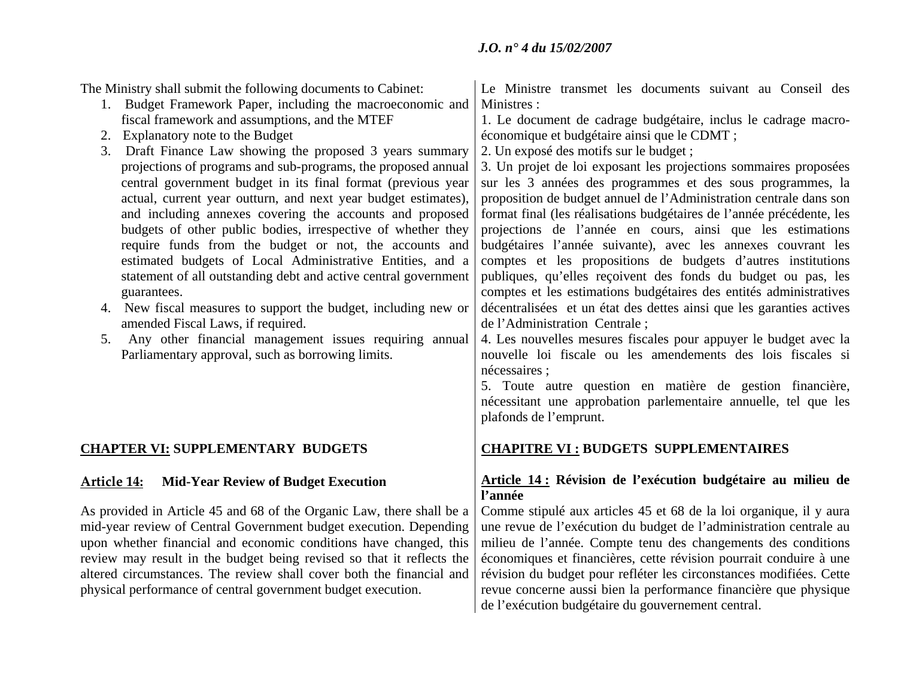The Ministry shall submit the following documents to Cabinet:

1. Budget Framework Paper, including the macroeconomic and fiscal framework and assumptions, and the MTEF
2. Explanatory note to the Budget
3. Draft Finance Law showing the proposed 3 years summary projections of programs and sub-programs, the proposed annual central government budget in its final format (previous year actual, current year outturn, and next year budget estimates), and including annexes covering the accounts and proposed budgets of other public bodies, irrespective of whether they require funds from the budget or not, the accounts and estimated budgets of Local Administrative Entities, and a statement of all outstanding debt and active central government guarantees.
4. New fiscal measures to support the budget, including new or amended Fiscal Laws, if required.
5. Any other financial management issues requiring annual Parliamentary approval, such as borrowing limits.

## CHAPTER VI: SUPPLEMENTARY BUDGETS

### Article 14: Mid-Year Review of Budget Execution

As provided in Article 45 and 68 of the Organic Law, there shall be a mid-year review of Central Government budget execution. Depending upon whether financial and economic conditions have changed, this review may result in the budget being revised so that it reflects the altered circumstances. The review shall cover both the financial and physical performance of central government budget execution.

Le Ministre transmet les documents suivant au Conseil des Ministres :

1. Le document de cadrage budgétaire, inclus le cadrage macro-économique et budgétaire ainsi que le CDMT ;
2. Un exposé des motifs sur le budget ;
3. Un projet de loi exposant les projections sommaires proposées sur les 3 années des programmes et des sous programmes, la proposition de budget annuel de l'Administration centrale dans son format final (les réalisations budgétaires de l'année précédente, les projections de l'année en cours, ainsi que les estimations budgétaires l'année suivante), avec les annexes couvrant les comptes et les propositions de budgets d'autres institutions publiques, qu'elles reçoivent des fonds du budget ou pas, les comptes et les estimations budgétaires des entités administratives décentralisées et un état des dettes ainsi que les garanties actives de l'Administration Centrale ;
4. Les nouvelles mesures fiscales pour appuyer le budget avec la nouvelle loi fiscale ou les amendements des lois fiscales si nécessaires ;
5. Toute autre question en matière de gestion financière, nécessitant une approbation parlementaire annuelle, tel que les plafonds de l'emprunt.

## CHAPITRE VI : BUDGETS SUPPLEMENTAIRES

### Article 14 : Révision de l'exécution budgétaire au milieu de l'année

Comme stipulé aux articles 45 et 68 de la loi organique, il y aura une revue de l'exécution du budget de l'administration centrale au milieu de l'année. Compte tenu des changements des conditions économiques et financières, cette révision pourrait conduire à une révision du budget pour refléter les circonstances modifiées. Cette revue concerne aussi bien la performance financière que physique de l'exécution budgétaire du gouvernement central.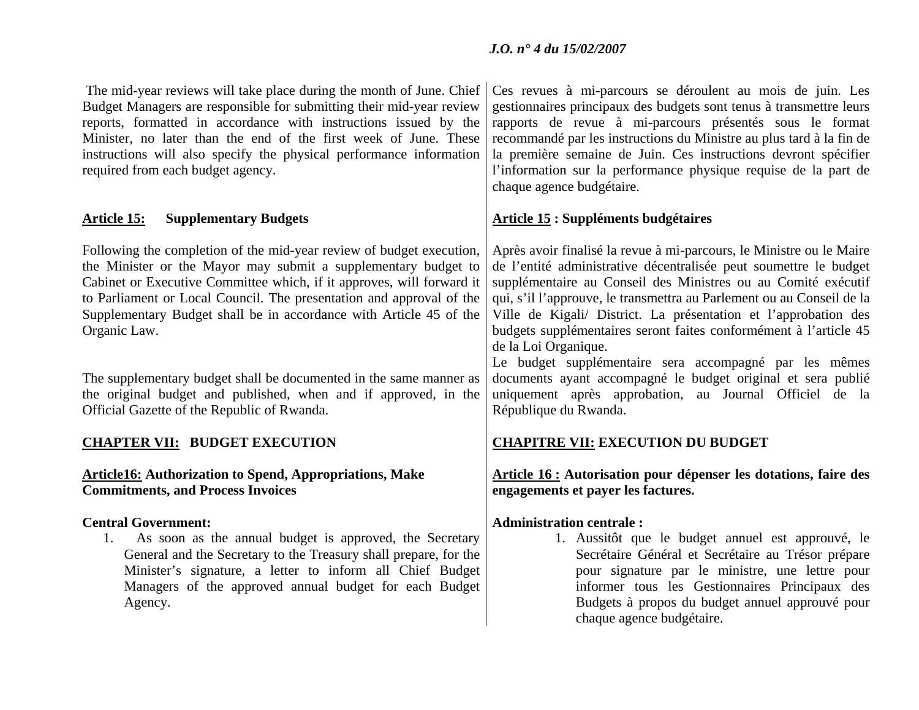The mid-year reviews will take place during the month of June. Chief Budget Managers are responsible for submitting their mid-year review reports, formatted in accordance with instructions issued by the Minister, no later than the end of the first week of June. These instructions will also specify the physical performance information required from each budget agency.

**Article 15: Supplementary Budgets**

Following the completion of the mid-year review of budget execution, the Minister or the Mayor may submit a supplementary budget to Cabinet or Executive Committee which, if it approves, will forward it to Parliament or Local Council. The presentation and approval of the Supplementary Budget shall be in accordance with Article 45 of the Organic Law.

The supplementary budget shall be documented in the same manner as the original budget and published, when and if approved, in the Official Gazette of the Republic of Rwanda.

## CHAPTER VII: BUDGET EXECUTION

**Article16: Authorization to Spend, Appropriations, Make Commitments, and Process Invoices**

**Central Government:**

1. As soon as the annual budget is approved, the Secretary General and the Secretary to the Treasury shall prepare, for the Minister's signature, a letter to inform all Chief Budget Managers of the approved annual budget for each Budget Agency.

Ces revues à mi-parcours se déroulent au mois de juin. Les gestionnaires principaux des budgets sont tenus à transmettre leurs rapports de revue à mi-parcours présentés sous le format recommandé par les instructions du Ministre au plus tard à la fin de la première semaine de Juin. Ces instructions devront spécifier l'information sur la performance physique requise de la part de chaque agence budgétaire.

**Article 15 : Suppléments budgétaires**

Après avoir finalisé la revue à mi-parcours, le Ministre ou le Maire de l'entité administrative décentralisée peut soumettre le budget supplémentaire au Conseil des Ministres ou au Comité exécutif qui, s'il l'approuve, le transmettra au Parlement ou au Conseil de la Ville de Kigali/ District. La présentation et l'approbation des budgets supplémentaires seront faites conformément à l'article 45 de la Loi Organique.

Le budget supplémentaire sera accompagné par les mêmes documents ayant accompagné le budget original et sera publié uniquement après approbation, au Journal Officiel de la République du Rwanda.

## CHAPITRE VII: EXECUTION DU BUDGET

**Article 16 : Autorisation pour dépenser les dotations, faire des engagements et payer les factures.**

**Administration centrale :**

1. Aussitôt que le budget annuel est approuvé, le Secrétaire Général et Secrétaire au Trésor prépare pour signature par le ministre, une lettre pour informer tous les Gestionnaires Principaux des Budgets à propos du budget annuel approuvé pour chaque agence budgétaire.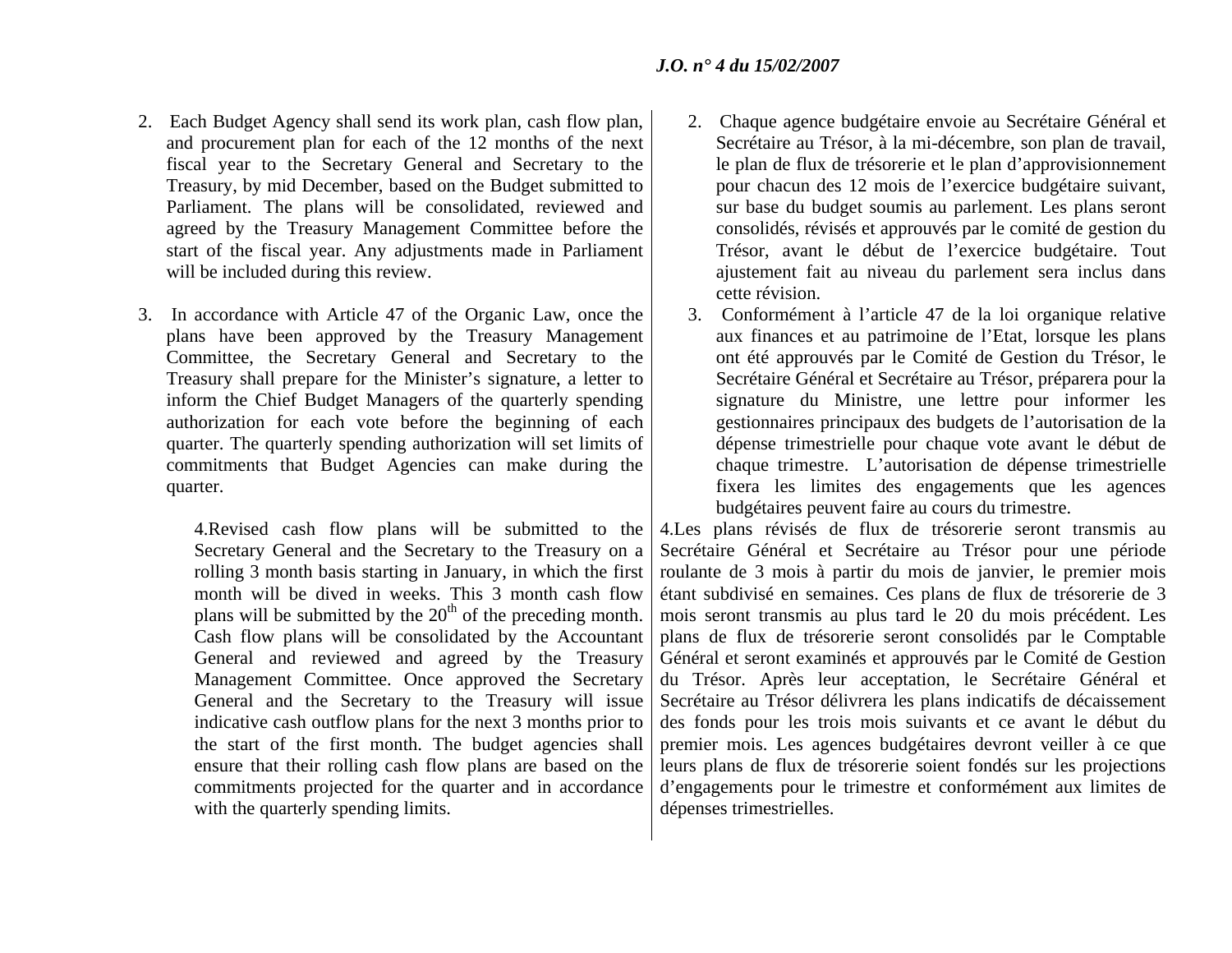2. Each Budget Agency shall send its work plan, cash flow plan, and procurement plan for each of the 12 months of the next fiscal year to the Secretary General and Secretary to the Treasury, by mid December, based on the Budget submitted to Parliament. The plans will be consolidated, reviewed and agreed by the Treasury Management Committee before the start of the fiscal year. Any adjustments made in Parliament will be included during this review.

3. In accordance with Article 47 of the Organic Law, once the plans have been approved by the Treasury Management Committee, the Secretary General and Secretary to the Treasury shall prepare for the Minister's signature, a letter to inform the Chief Budget Managers of the quarterly spending authorization for each vote before the beginning of each quarter. The quarterly spending authorization will set limits of commitments that Budget Agencies can make during the quarter.

4.Revised cash flow plans will be submitted to the Secretary General and the Secretary to the Treasury on a rolling 3 month basis starting in January, in which the first month will be dived in weeks. This 3 month cash flow plans will be submitted by the 20th of the preceding month. Cash flow plans will be consolidated by the Accountant General and reviewed and agreed by the Treasury Management Committee. Once approved the Secretary General and the Secretary to the Treasury will issue indicative cash outflow plans for the next 3 months prior to the start of the first month. The budget agencies shall ensure that their rolling cash flow plans are based on the commitments projected for the quarter and in accordance with the quarterly spending limits.

2. Chaque agence budgétaire envoie au Secrétaire Général et Secrétaire au Trésor, à la mi-décembre, son plan de travail, le plan de flux de trésorerie et le plan d'approvisionnement pour chacun des 12 mois de l'exercice budgétaire suivant, sur base du budget soumis au parlement. Les plans seront consolidés, révisés et approuvés par le comité de gestion du Trésor, avant le début de l'exercice budgétaire. Tout ajustement fait au niveau du parlement sera inclus dans cette révision.

3. Conformément à l'article 47 de la loi organique relative aux finances et au patrimoine de l'Etat, lorsque les plans ont été approuvés par le Comité de Gestion du Trésor, le Secrétaire Général et Secrétaire au Trésor, préparera pour la signature du Ministre, une lettre pour informer les gestionnaires principaux des budgets de l'autorisation de la dépense trimestrielle pour chaque vote avant le début de chaque trimestre. L'autorisation de dépense trimestrielle fixera les limites des engagements que les agences budgétaires peuvent faire au cours du trimestre.

4.Les plans révisés de flux de trésorerie seront transmis au Secrétaire Général et Secrétaire au Trésor pour une période roulante de 3 mois à partir du mois de janvier, le premier mois étant subdivisé en semaines. Ces plans de flux de trésorerie de 3 mois seront transmis au plus tard le 20 du mois précédent. Les plans de flux de trésorerie seront consolidés par le Comptable Général et seront examinés et approuvés par le Comité de Gestion du Trésor. Après leur acceptation, le Secrétaire Général et Secrétaire au Trésor délivrera les plans indicatifs de décaissement des fonds pour les trois mois suivants et ce avant le début du premier mois. Les agences budgétaires devront veiller à ce que leurs plans de flux de trésorerie soient fondés sur les projections d'engagements pour le trimestre et conformément aux limites de dépenses trimestrielles.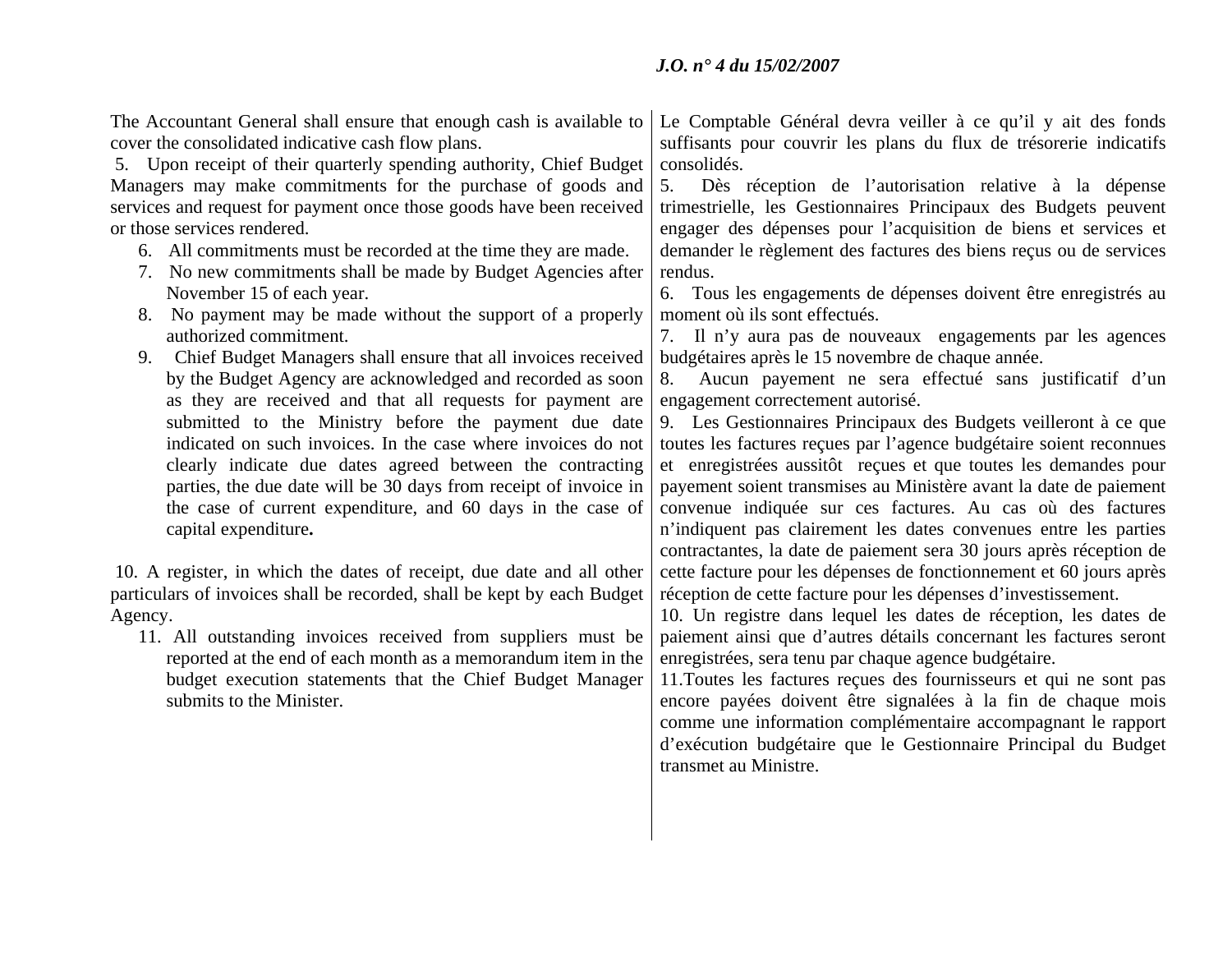The Accountant General shall ensure that enough cash is available to cover the consolidated indicative cash flow plans.

5. Upon receipt of their quarterly spending authority, Chief Budget Managers may make commitments for the purchase of goods and services and request for payment once those goods have been received or those services rendered.

6. All commitments must be recorded at the time they are made.

7. No new commitments shall be made by Budget Agencies after November 15 of each year.

8. No payment may be made without the support of a properly authorized commitment.

9. Chief Budget Managers shall ensure that all invoices received by the Budget Agency are acknowledged and recorded as soon as they are received and that all requests for payment are submitted to the Ministry before the payment due date indicated on such invoices. In the case where invoices do not clearly indicate due dates agreed between the contracting parties, the due date will be 30 days from receipt of invoice in the case of current expenditure, and 60 days in the case of capital expenditure**.**

10. A register, in which the dates of receipt, due date and all other particulars of invoices shall be recorded, shall be kept by each Budget Agency.

11. All outstanding invoices received from suppliers must be reported at the end of each month as a memorandum item in the budget execution statements that the Chief Budget Manager submits to the Minister.

Le Comptable Général devra veiller à ce qu'il y ait des fonds suffisants pour couvrir les plans du flux de trésorerie indicatifs consolidés.

5. Dès réception de l'autorisation relative à la dépense trimestrielle, les Gestionnaires Principaux des Budgets peuvent engager des dépenses pour l'acquisition de biens et services et demander le règlement des factures des biens reçus ou de services rendus.

6. Tous les engagements de dépenses doivent être enregistrés au moment où ils sont effectués.

7. Il n'y aura pas de nouveaux engagements par les agences budgétaires après le 15 novembre de chaque année.

8. Aucun payement ne sera effectué sans justificatif d'un engagement correctement autorisé.

9. Les Gestionnaires Principaux des Budgets veilleront à ce que toutes les factures reçues par l'agence budgétaire soient reconnues et enregistrées aussitôt reçues et que toutes les demandes pour payement soient transmises au Ministère avant la date de paiement convenue indiquée sur ces factures. Au cas où des factures n'indiquent pas clairement les dates convenues entre les parties contractantes, la date de paiement sera 30 jours après réception de cette facture pour les dépenses de fonctionnement et 60 jours après réception de cette facture pour les dépenses d'investissement.

10. Un registre dans lequel les dates de réception, les dates de paiement ainsi que d'autres détails concernant les factures seront enregistrées, sera tenu par chaque agence budgétaire.

11.Toutes les factures reçues des fournisseurs et qui ne sont pas encore payées doivent être signalées à la fin de chaque mois comme une information complémentaire accompagnant le rapport d'exécution budgétaire que le Gestionnaire Principal du Budget transmet au Ministre.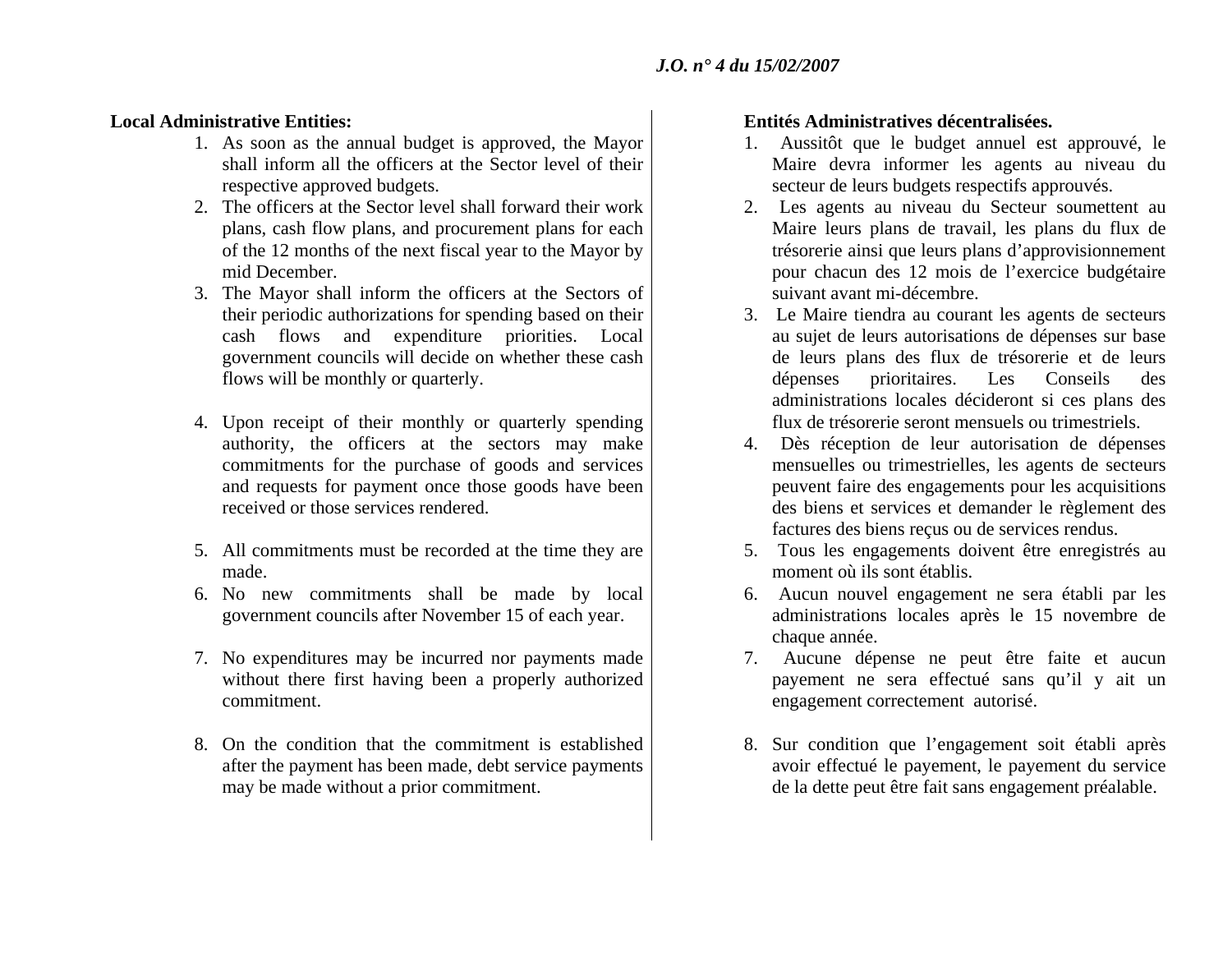**Local Administrative Entities:**

1. As soon as the annual budget is approved, the Mayor shall inform all the officers at the Sector level of their respective approved budgets.
2. The officers at the Sector level shall forward their work plans, cash flow plans, and procurement plans for each of the 12 months of the next fiscal year to the Mayor by mid December.
3. The Mayor shall inform the officers at the Sectors of their periodic authorizations for spending based on their cash flows and expenditure priorities. Local government councils will decide on whether these cash flows will be monthly or quarterly.
4. Upon receipt of their monthly or quarterly spending authority, the officers at the sectors may make commitments for the purchase of goods and services and requests for payment once those goods have been received or those services rendered.
5. All commitments must be recorded at the time they are made.
6. No new commitments shall be made by local government councils after November 15 of each year.
7. No expenditures may be incurred nor payments made without there first having been a properly authorized commitment.
8. On the condition that the commitment is established after the payment has been made, debt service payments may be made without a prior commitment.

**Entités Administratives décentralisées.**

1. Aussitôt que le budget annuel est approuvé, le Maire devra informer les agents au niveau du secteur de leurs budgets respectifs approuvés.
2. Les agents au niveau du Secteur soumettent au Maire leurs plans de travail, les plans du flux de trésorerie ainsi que leurs plans d'approvisionnement pour chacun des 12 mois de l'exercice budgétaire suivant avant mi-décembre.
3. Le Maire tiendra au courant les agents de secteurs au sujet de leurs autorisations de dépenses sur base de leurs plans des flux de trésorerie et de leurs dépenses prioritaires. Les Conseils des administrations locales décideront si ces plans des flux de trésorerie seront mensuels ou trimestriels.
4. Dès réception de leur autorisation de dépenses mensuelles ou trimestrielles, les agents de secteurs peuvent faire des engagements pour les acquisitions des biens et services et demander le règlement des factures des biens reçus ou de services rendus.
5. Tous les engagements doivent être enregistrés au moment où ils sont établis.
6. Aucun nouvel engagement ne sera établi par les administrations locales après le 15 novembre de chaque année.
7. Aucune dépense ne peut être faite et aucun payement ne sera effectué sans qu'il y ait un engagement correctement autorisé.
8. Sur condition que l'engagement soit établi après avoir effectué le payement, le payement du service de la dette peut être fait sans engagement préalable.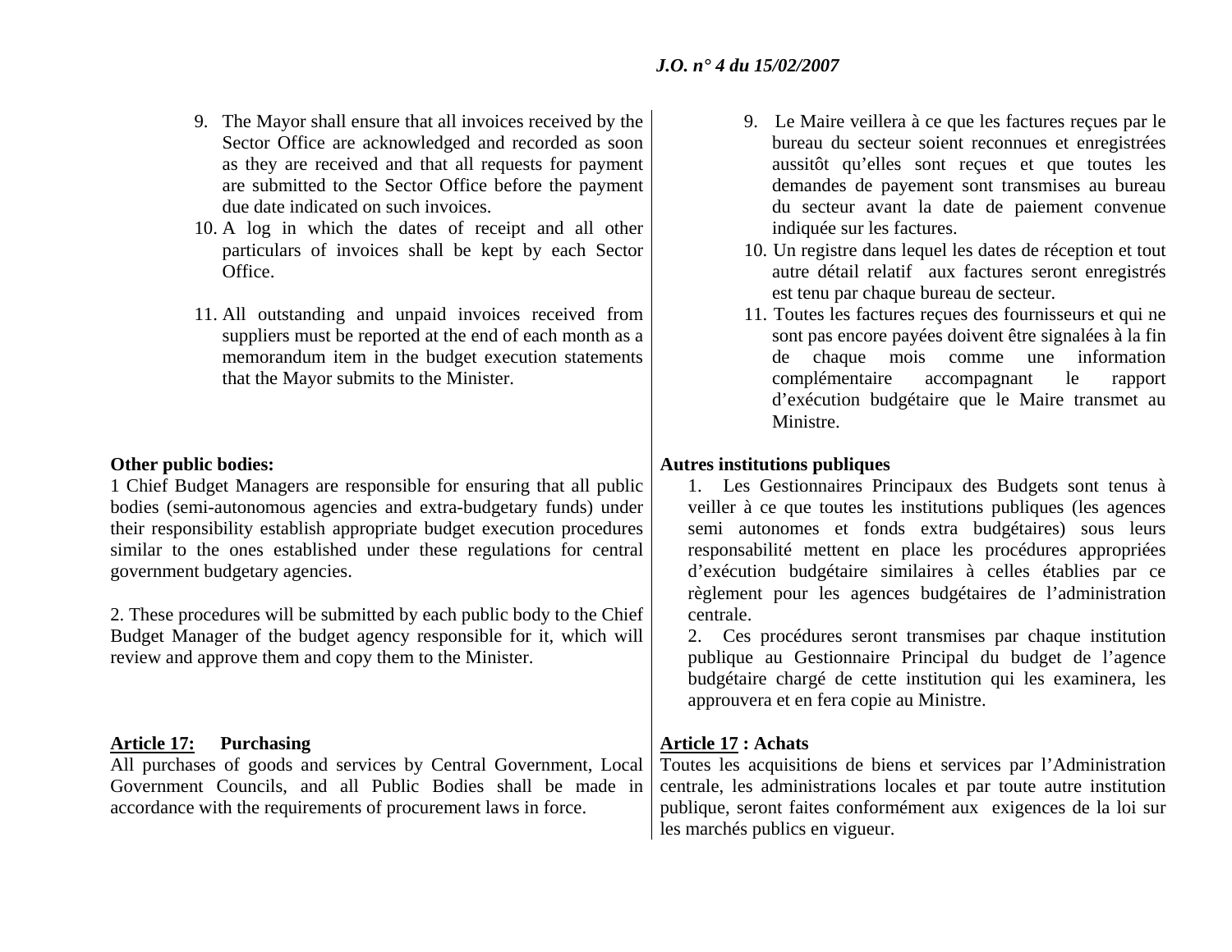9. The Mayor shall ensure that all invoices received by the Sector Office are acknowledged and recorded as soon as they are received and that all requests for payment are submitted to the Sector Office before the payment due date indicated on such invoices.
10. A log in which the dates of receipt and all other particulars of invoices shall be kept by each Sector Office.
11. All outstanding and unpaid invoices received from suppliers must be reported at the end of each month as a memorandum item in the budget execution statements that the Mayor submits to the Minister.

**Other public bodies:**

1 Chief Budget Managers are responsible for ensuring that all public bodies (semi-autonomous agencies and extra-budgetary funds) under their responsibility establish appropriate budget execution procedures similar to the ones established under these regulations for central government budgetary agencies.

2. These procedures will be submitted by each public body to the Chief Budget Manager of the budget agency responsible for it, which will review and approve them and copy them to the Minister.

**Article 17: Purchasing**

All purchases of goods and services by Central Government, Local Government Councils, and all Public Bodies shall be made in accordance with the requirements of procurement laws in force.

9. Le Maire veillera à ce que les factures reçues par le bureau du secteur soient reconnues et enregistrées aussitôt qu'elles sont reçues et que toutes les demandes de payement sont transmises au bureau du secteur avant la date de paiement convenue indiquée sur les factures.
10. Un registre dans lequel les dates de réception et tout autre détail relatif aux factures seront enregistrés est tenu par chaque bureau de secteur.
11. Toutes les factures reçues des fournisseurs et qui ne sont pas encore payées doivent être signalées à la fin de chaque mois comme une information complémentaire accompagnant le rapport d'exécution budgétaire que le Maire transmet au Ministre.

**Autres institutions publiques**

1. Les Gestionnaires Principaux des Budgets sont tenus à veiller à ce que toutes les institutions publiques (les agences semi autonomes et fonds extra budgétaires) sous leurs responsabilité mettent en place les procédures appropriées d'exécution budgétaire similaires à celles établies par ce règlement pour les agences budgétaires de l'administration centrale.

2. Ces procédures seront transmises par chaque institution publique au Gestionnaire Principal du budget de l'agence budgétaire chargé de cette institution qui les examinera, les approuvera et en fera copie au Ministre.

**Article 17 : Achats**

Toutes les acquisitions de biens et services par l'Administration centrale, les administrations locales et par toute autre institution publique, seront faites conformément aux exigences de la loi sur les marchés publics en vigueur.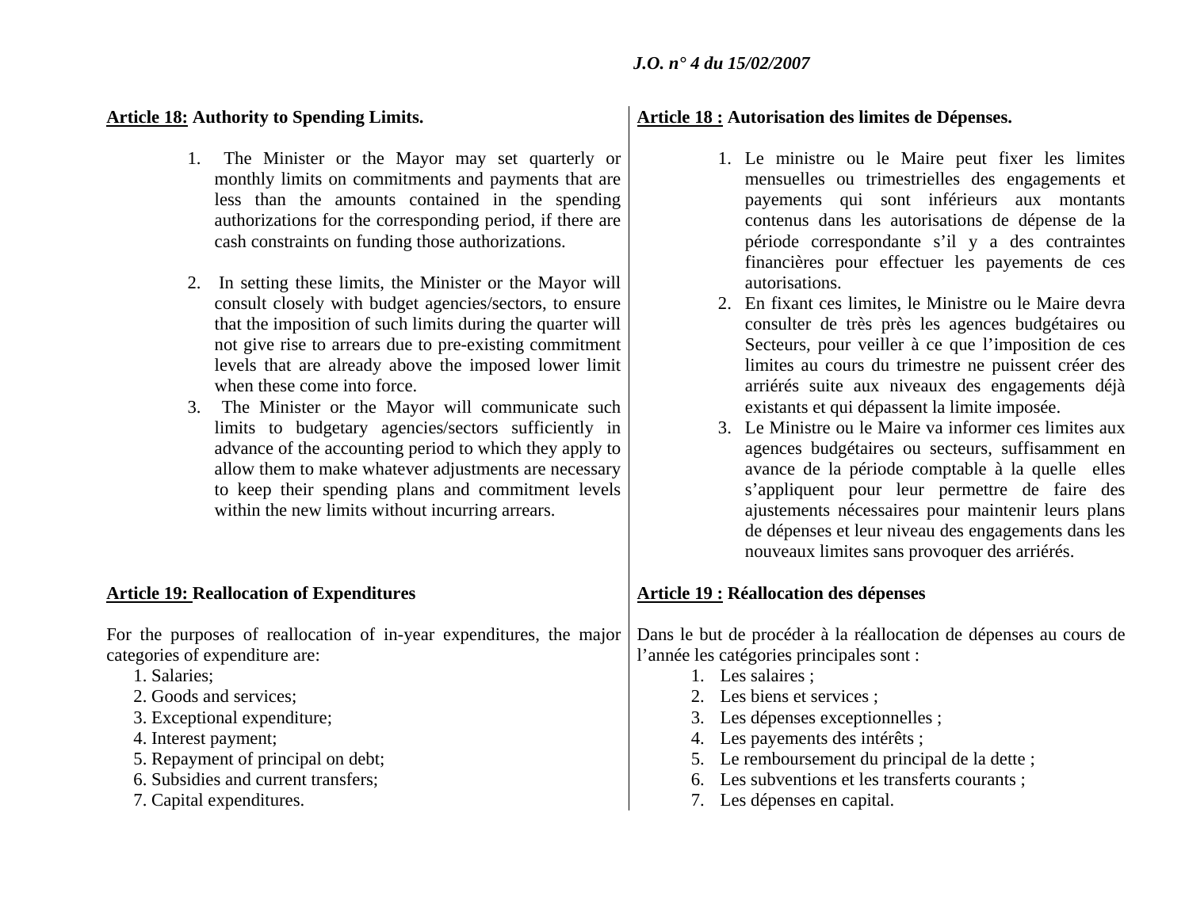**Article 18: Authority to Spending Limits.**

1. The Minister or the Mayor may set quarterly or monthly limits on commitments and payments that are less than the amounts contained in the spending authorizations for the corresponding period, if there are cash constraints on funding those authorizations.

2. In setting these limits, the Minister or the Mayor will consult closely with budget agencies/sectors, to ensure that the imposition of such limits during the quarter will not give rise to arrears due to pre-existing commitment levels that are already above the imposed lower limit when these come into force.
3. The Minister or the Mayor will communicate such limits to budgetary agencies/sectors sufficiently in advance of the accounting period to which they apply to allow them to make whatever adjustments are necessary to keep their spending plans and commitment levels within the new limits without incurring arrears.

**Article 19: Reallocation of Expenditures**

For the purposes of reallocation of in-year expenditures, the major categories of expenditure are:

1. Salaries;
2. Goods and services;
3. Exceptional expenditure;
4. Interest payment;
5. Repayment of principal on debt;
6. Subsidies and current transfers;
7. Capital expenditures.

**Article 18 : Autorisation des limites de Dépenses.**

1. Le ministre ou le Maire peut fixer les limites mensuelles ou trimestrielles des engagements et payements qui sont inférieurs aux montants contenus dans les autorisations de dépense de la période correspondante s'il y a des contraintes financières pour effectuer les payements de ces autorisations.
2. En fixant ces limites, le Ministre ou le Maire devra consulter de très près les agences budgétaires ou Secteurs, pour veiller à ce que l'imposition de ces limites au cours du trimestre ne puissent créer des arriérés suite aux niveaux des engagements déjà existants et qui dépassent la limite imposée.
3. Le Ministre ou le Maire va informer ces limites aux agences budgétaires ou secteurs, suffisamment en avance de la période comptable à la quelle elles s'appliquent pour leur permettre de faire des ajustements nécessaires pour maintenir leurs plans de dépenses et leur niveau des engagements dans les nouveaux limites sans provoquer des arriérés.

**Article 19 : Réallocation des dépenses**

Dans le but de procéder à la réallocation de dépenses au cours de l'année les catégories principales sont :

1. Les salaires ;
2. Les biens et services ;
3. Les dépenses exceptionnelles ;
4. Les payements des intérêts ;
5. Le remboursement du principal de la dette ;
6. Les subventions et les transferts courants ;
7. Les dépenses en capital.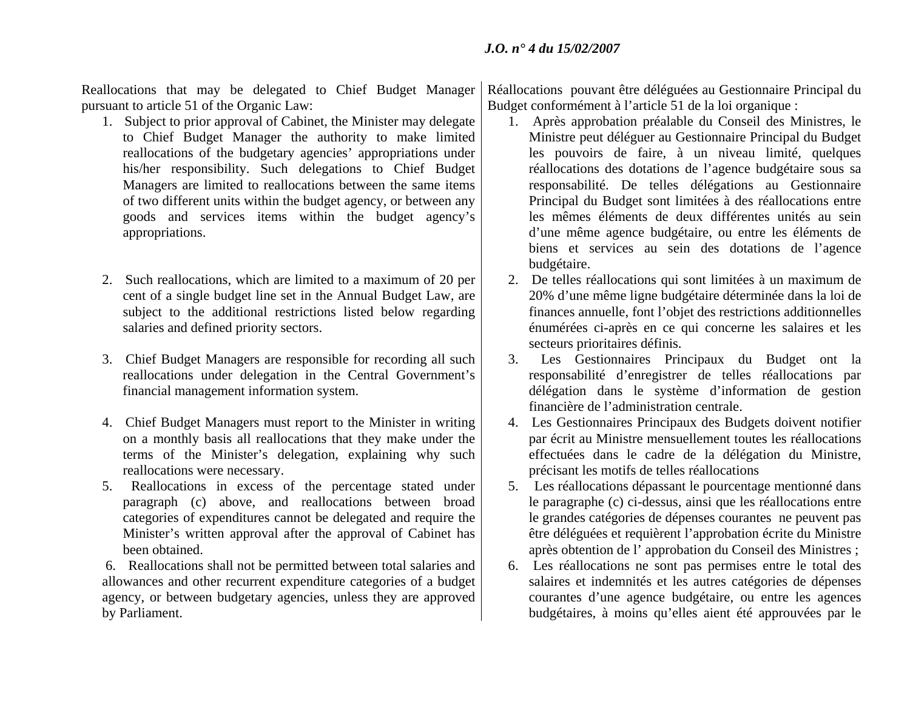Reallocations that may be delegated to Chief Budget Manager pursuant to article 51 of the Organic Law:

1. Subject to prior approval of Cabinet, the Minister may delegate to Chief Budget Manager the authority to make limited reallocations of the budgetary agencies' appropriations under his/her responsibility. Such delegations to Chief Budget Managers are limited to reallocations between the same items of two different units within the budget agency, or between any goods and services items within the budget agency's appropriations.

2. Such reallocations, which are limited to a maximum of 20 per cent of a single budget line set in the Annual Budget Law, are subject to the additional restrictions listed below regarding salaries and defined priority sectors.

3. Chief Budget Managers are responsible for recording all such reallocations under delegation in the Central Government's financial management information system.

4. Chief Budget Managers must report to the Minister in writing on a monthly basis all reallocations that they make under the terms of the Minister's delegation, explaining why such reallocations were necessary.
5. Reallocations in excess of the percentage stated under paragraph (c) above, and reallocations between broad categories of expenditures cannot be delegated and require the Minister's written approval after the approval of Cabinet has been obtained.
6. Reallocations shall not be permitted between total salaries and allowances and other recurrent expenditure categories of a budget agency, or between budgetary agencies, unless they are approved by Parliament.

Réallocations pouvant être déléguées au Gestionnaire Principal du Budget conformément à l'article 51 de la loi organique :

1. Après approbation préalable du Conseil des Ministres, le Ministre peut déléguer au Gestionnaire Principal du Budget les pouvoirs de faire, à un niveau limité, quelques réallocations des dotations de l'agence budgétaire sous sa responsabilité. De telles délégations au Gestionnaire Principal du Budget sont limitées à des réallocations entre les mêmes éléments de deux différentes unités au sein d'une même agence budgétaire, ou entre les éléments de biens et services au sein des dotations de l'agence budgétaire.
2. De telles réallocations qui sont limitées à un maximum de 20% d'une même ligne budgétaire déterminée dans la loi de finances annuelle, font l'objet des restrictions additionnelles énumérées ci-après en ce qui concerne les salaires et les secteurs prioritaires définis.
3. Les Gestionnaires Principaux du Budget ont la responsabilité d'enregistrer de telles réallocations par délégation dans le système d'information de gestion financière de l'administration centrale.
4. Les Gestionnaires Principaux des Budgets doivent notifier par écrit au Ministre mensuellement toutes les réallocations effectuées dans le cadre de la délégation du Ministre, précisant les motifs de telles réallocations
5. Les réallocations dépassant le pourcentage mentionné dans le paragraphe (c) ci-dessus, ainsi que les réallocations entre le grandes catégories de dépenses courantes ne peuvent pas être déléguées et requièrent l'approbation écrite du Ministre après obtention de l' approbation du Conseil des Ministres ;
6. Les réallocations ne sont pas permises entre le total des salaires et indemnités et les autres catégories de dépenses courantes d'une agence budgétaire, ou entre les agences budgétaires, à moins qu'elles aient été approuvées par le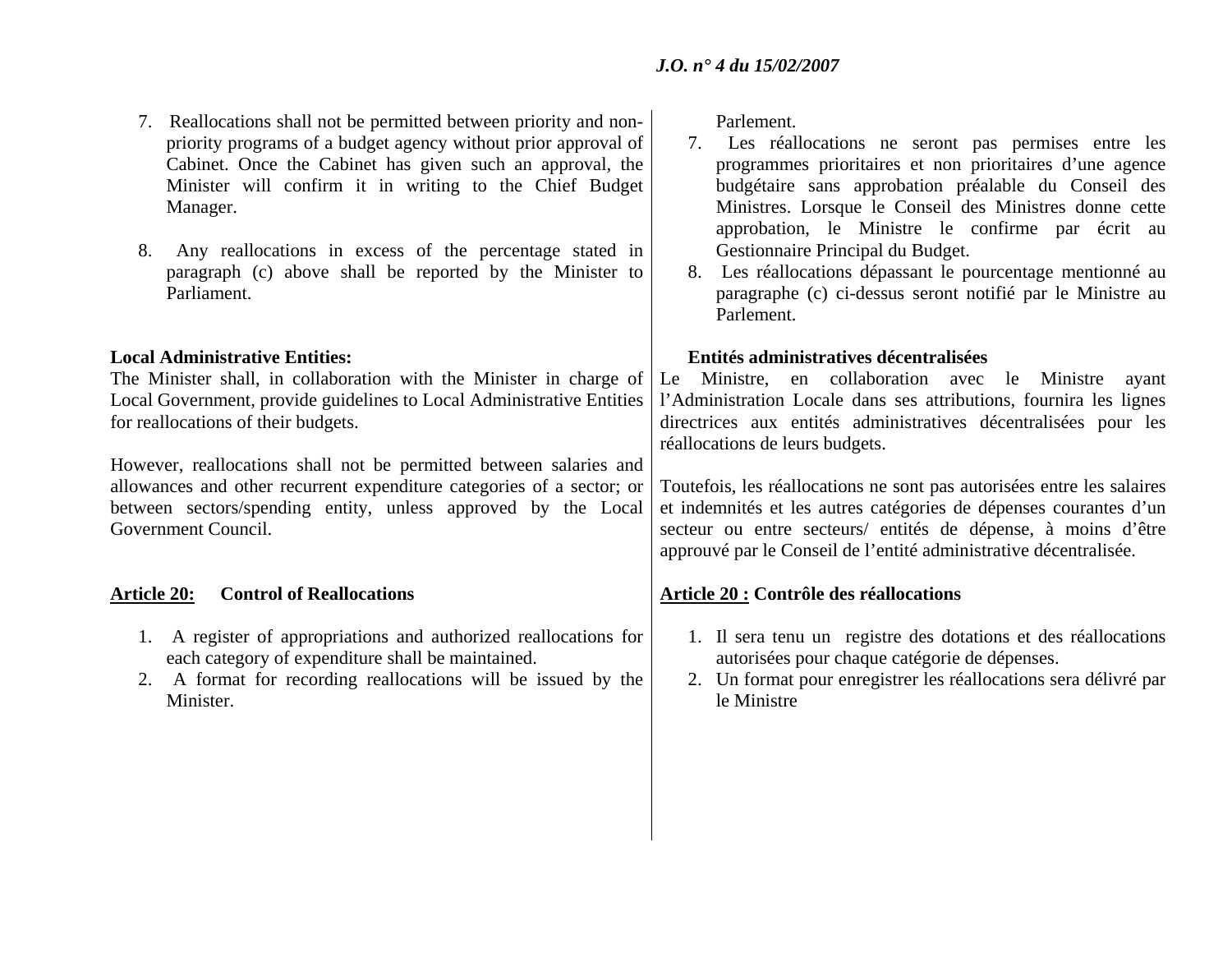7. Reallocations shall not be permitted between priority and non-priority programs of a budget agency without prior approval of Cabinet. Once the Cabinet has given such an approval, the Minister will confirm it in writing to the Chief Budget Manager.

8. Any reallocations in excess of the percentage stated in paragraph (c) above shall be reported by the Minister to Parliament.

**Local Administrative Entities:**

The Minister shall, in collaboration with the Minister in charge of Local Government, provide guidelines to Local Administrative Entities for reallocations of their budgets.

However, reallocations shall not be permitted between salaries and allowances and other recurrent expenditure categories of a sector; or between sectors/spending entity, unless approved by the Local Government Council.

**Article 20: Control of Reallocations**

1. A register of appropriations and authorized reallocations for each category of expenditure shall be maintained.
2. A format for recording reallocations will be issued by the Minister.

Parlement.

7. Les réallocations ne seront pas permises entre les programmes prioritaires et non prioritaires d'une agence budgétaire sans approbation préalable du Conseil des Ministres. Lorsque le Conseil des Ministres donne cette approbation, le Ministre le confirme par écrit au Gestionnaire Principal du Budget.
8. Les réallocations dépassant le pourcentage mentionné au paragraphe (c) ci-dessus seront notifié par le Ministre au Parlement.

**Entités administratives décentralisées**

Le Ministre, en collaboration avec le Ministre ayant l'Administration Locale dans ses attributions, fournira les lignes directrices aux entités administratives décentralisées pour les réallocations de leurs budgets.

Toutefois, les réallocations ne sont pas autorisées entre les salaires et indemnités et les autres catégories de dépenses courantes d'un secteur ou entre secteurs/ entités de dépense, à moins d'être approuvé par le Conseil de l'entité administrative décentralisée.

**Article 20 : Contrôle des réallocations**

1. Il sera tenu un registre des dotations et des réallocations autorisées pour chaque catégorie de dépenses.
2. Un format pour enregistrer les réallocations sera délivré par le Ministre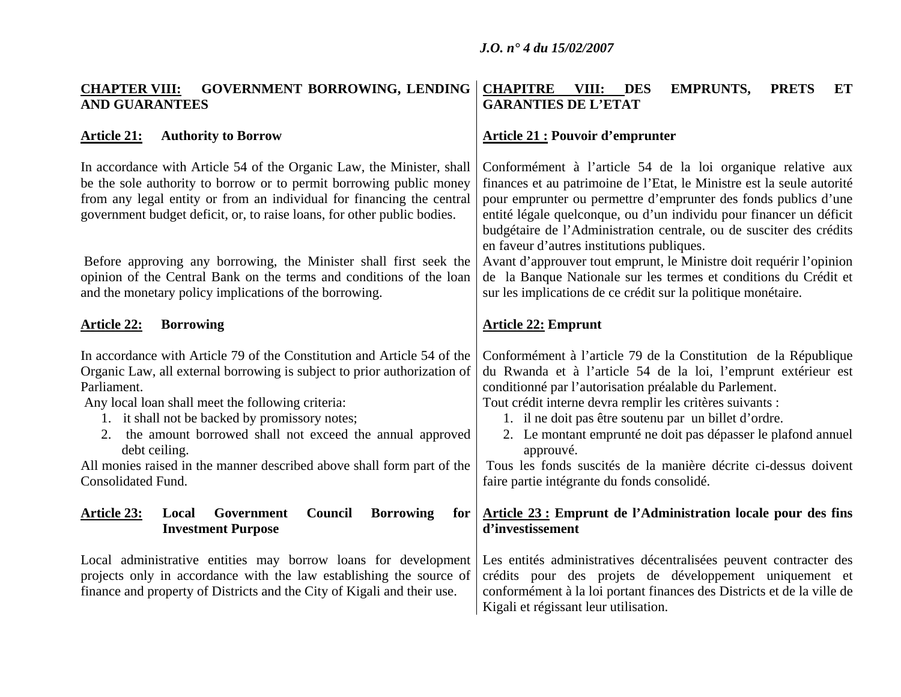## CHAPTER VIII: GOVERNMENT BORROWING, LENDING AND GUARANTEES

### Article 21: Authority to Borrow

In accordance with Article 54 of the Organic Law, the Minister, shall be the sole authority to borrow or to permit borrowing public money from any legal entity or from an individual for financing the central government budget deficit, or, to raise loans, for other public bodies.

Before approving any borrowing, the Minister shall first seek the opinion of the Central Bank on the terms and conditions of the loan and the monetary policy implications of the borrowing.

### Article 22: Borrowing

In accordance with Article 79 of the Constitution and Article 54 of the Organic Law, all external borrowing is subject to prior authorization of Parliament.

Any local loan shall meet the following criteria:

1. it shall not be backed by promissory notes;
2. the amount borrowed shall not exceed the annual approved debt ceiling.

All monies raised in the manner described above shall form part of the Consolidated Fund.

### Article 23: Local Government Council Borrowing for Investment Purpose

Local administrative entities may borrow loans for development projects only in accordance with the law establishing the source of finance and property of Districts and the City of Kigali and their use.

## CHAPITRE VIII: DES EMPRUNTS, PRETS ET GARANTIES DE L'ETAT

### Article 21 : Pouvoir d'emprunter

Conformément à l'article 54 de la loi organique relative aux finances et au patrimoine de l'Etat, le Ministre est la seule autorité pour emprunter ou permettre d'emprunter des fonds publics d'une entité légale quelconque, ou d'un individu pour financer un déficit budgétaire de l'Administration centrale, ou de susciter des crédits en faveur d'autres institutions publiques.

Avant d'approuver tout emprunt, le Ministre doit requérir l'opinion de la Banque Nationale sur les termes et conditions du Crédit et sur les implications de ce crédit sur la politique monétaire.

### Article 22: Emprunt

Conformément à l'article 79 de la Constitution de la République du Rwanda et à l'article 54 de la loi, l'emprunt extérieur est conditionné par l'autorisation préalable du Parlement.

Tout crédit interne devra remplir les critères suivants :

1. il ne doit pas être soutenu par un billet d'ordre.
2. Le montant emprunté ne doit pas dépasser le plafond annuel approuvé.

Tous les fonds suscités de la manière décrite ci-dessus doivent faire partie intégrante du fonds consolidé.

### Article 23 : Emprunt de l'Administration locale pour des fins d'investissement

Les entités administratives décentralisées peuvent contracter des crédits pour des projets de développement uniquement et conformément à la loi portant finances des Districts et de la ville de Kigali et régissant leur utilisation.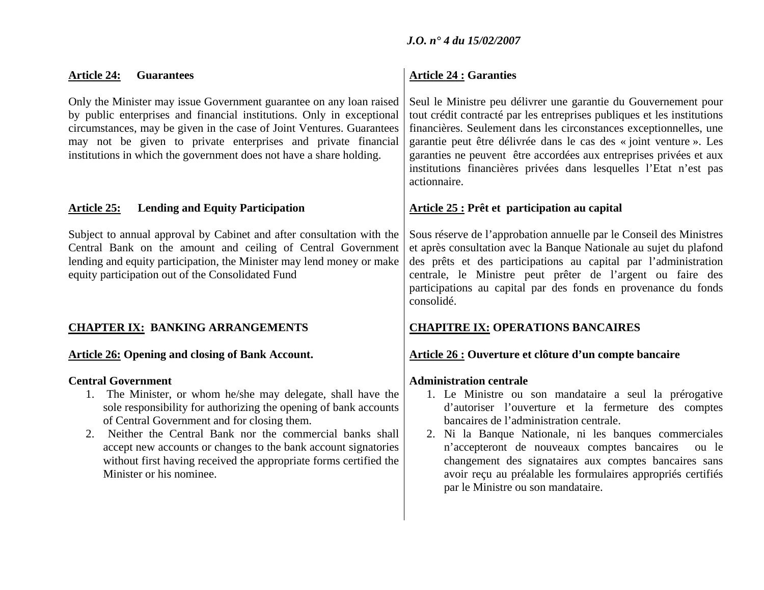**Article 24: Guarantees**

Only the Minister may issue Government guarantee on any loan raised by public enterprises and financial institutions. Only in exceptional circumstances, may be given in the case of Joint Ventures. Guarantees may not be given to private enterprises and private financial institutions in which the government does not have a share holding.

**Article 25: Lending and Equity Participation**

Subject to annual approval by Cabinet and after consultation with the Central Bank on the amount and ceiling of Central Government lending and equity participation, the Minister may lend money or make equity participation out of the Consolidated Fund

## CHAPTER IX: BANKING ARRANGEMENTS

**Article 26: Opening and closing of Bank Account.**

**Central Government**

1. The Minister, or whom he/she may delegate, shall have the sole responsibility for authorizing the opening of bank accounts of Central Government and for closing them.
2. Neither the Central Bank nor the commercial banks shall accept new accounts or changes to the bank account signatories without first having received the appropriate forms certified the Minister or his nominee.

**Article 24 : Garanties**

Seul le Ministre peu délivrer une garantie du Gouvernement pour tout crédit contracté par les entreprises publiques et les institutions financières. Seulement dans les circonstances exceptionnelles, une garantie peut être délivrée dans le cas des « joint venture ». Les garanties ne peuvent être accordées aux entreprises privées et aux institutions financières privées dans lesquelles l'Etat n'est pas actionnaire.

**Article 25 : Prêt et participation au capital**

Sous réserve de l'approbation annuelle par le Conseil des Ministres et après consultation avec la Banque Nationale au sujet du plafond des prêts et des participations au capital par l'administration centrale, le Ministre peut prêter de l'argent ou faire des participations au capital par des fonds en provenance du fonds consolidé.

## CHAPITRE IX: OPERATIONS BANCAIRES

**Article 26 : Ouverture et clôture d'un compte bancaire**

**Administration centrale**

1. Le Ministre ou son mandataire a seul la prérogative d'autoriser l'ouverture et la fermeture des comptes bancaires de l'administration centrale.
2. Ni la Banque Nationale, ni les banques commerciales n'accepteront de nouveaux comptes bancaires ou le changement des signataires aux comptes bancaires sans avoir reçu au préalable les formulaires appropriés certifiés par le Ministre ou son mandataire.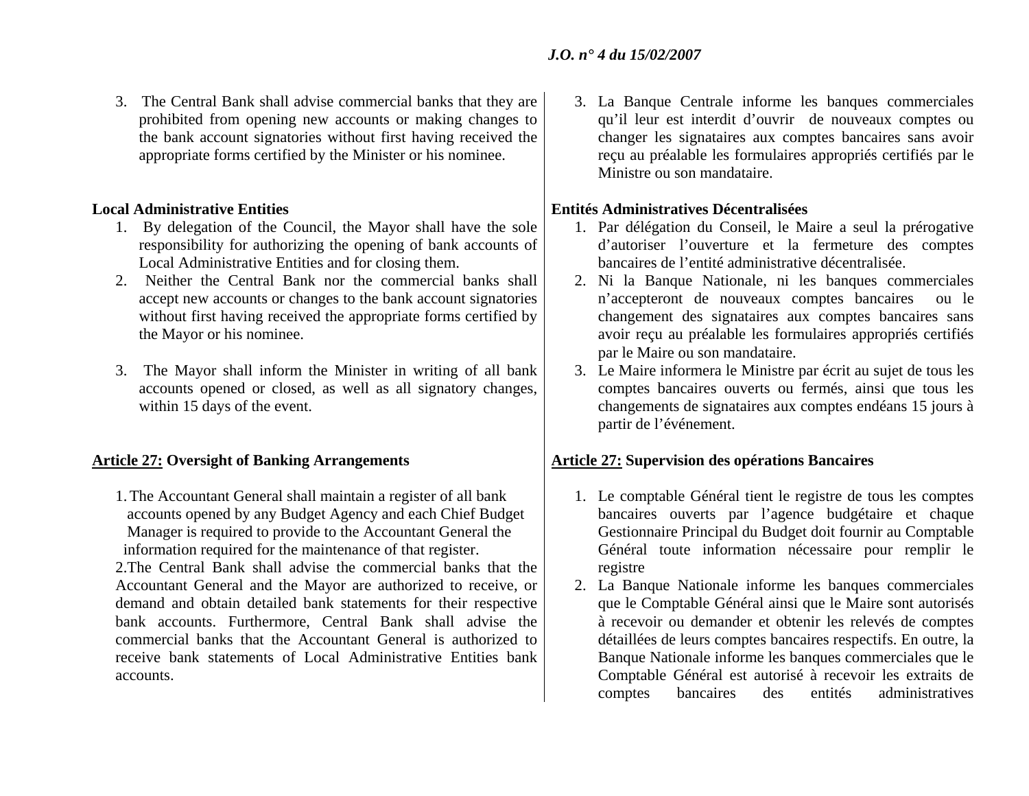3. The Central Bank shall advise commercial banks that they are prohibited from opening new accounts or making changes to the bank account signatories without first having received the appropriate forms certified by the Minister or his nominee.

**Local Administrative Entities**

1. By delegation of the Council, the Mayor shall have the sole responsibility for authorizing the opening of bank accounts of Local Administrative Entities and for closing them.
2. Neither the Central Bank nor the commercial banks shall accept new accounts or changes to the bank account signatories without first having received the appropriate forms certified by the Mayor or his nominee.
3. The Mayor shall inform the Minister in writing of all bank accounts opened or closed, as well as all signatory changes, within 15 days of the event.

**Article 27: Oversight of Banking Arrangements**

1. The Accountant General shall maintain a register of all bank accounts opened by any Budget Agency and each Chief Budget Manager is required to provide to the Accountant General the information required for the maintenance of that register.
2. The Central Bank shall advise the commercial banks that the Accountant General and the Mayor are authorized to receive, or demand and obtain detailed bank statements for their respective bank accounts. Furthermore, Central Bank shall advise the commercial banks that the Accountant General is authorized to receive bank statements of Local Administrative Entities bank accounts.

3. La Banque Centrale informe les banques commerciales qu'il leur est interdit d'ouvrir de nouveaux comptes ou changer les signataires aux comptes bancaires sans avoir reçu au préalable les formulaires appropriés certifiés par le Ministre ou son mandataire.

**Entités Administratives Décentralisées**

1. Par délégation du Conseil, le Maire a seul la prérogative d'autoriser l'ouverture et la fermeture des comptes bancaires de l'entité administrative décentralisée.
2. Ni la Banque Nationale, ni les banques commerciales n'accepteront de nouveaux comptes bancaires ou le changement des signataires aux comptes bancaires sans avoir reçu au préalable les formulaires appropriés certifiés par le Maire ou son mandataire.
3. Le Maire informera le Ministre par écrit au sujet de tous les comptes bancaires ouverts ou fermés, ainsi que tous les changements de signataires aux comptes endéans 15 jours à partir de l'événement.

**Article 27: Supervision des opérations Bancaires**

1. Le comptable Général tient le registre de tous les comptes bancaires ouverts par l'agence budgétaire et chaque Gestionnaire Principal du Budget doit fournir au Comptable Général toute information nécessaire pour remplir le registre
2. La Banque Nationale informe les banques commerciales que le Comptable Général ainsi que le Maire sont autorisés à recevoir ou demander et obtenir les relevés de comptes détaillées de leurs comptes bancaires respectifs. En outre, la Banque Nationale informe les banques commerciales que le Comptable Général est autorisé à recevoir les extraits de comptes bancaires des entités administratives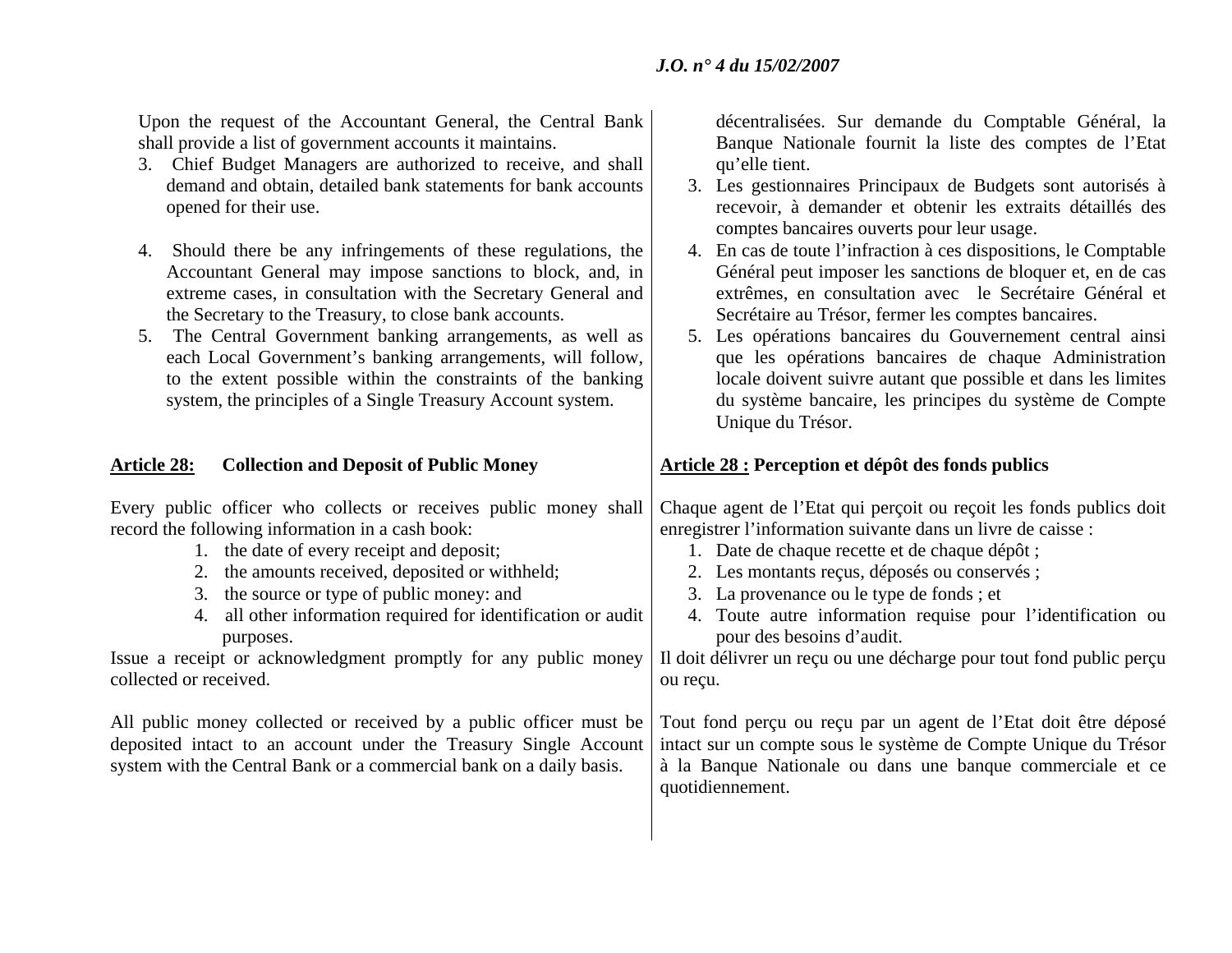Upon the request of the Accountant General, the Central Bank shall provide a list of government accounts it maintains.

3. Chief Budget Managers are authorized to receive, and shall demand and obtain, detailed bank statements for bank accounts opened for their use.
4. Should there be any infringements of these regulations, the Accountant General may impose sanctions to block, and, in extreme cases, in consultation with the Secretary General and the Secretary to the Treasury, to close bank accounts.
5. The Central Government banking arrangements, as well as each Local Government's banking arrangements, will follow, to the extent possible within the constraints of the banking system, the principles of a Single Treasury Account system.

**Article 28: Collection and Deposit of Public Money**

Every public officer who collects or receives public money shall record the following information in a cash book:

1. the date of every receipt and deposit;
2. the amounts received, deposited or withheld;
3. the source or type of public money: and
4. all other information required for identification or audit purposes.

Issue a receipt or acknowledgment promptly for any public money collected or received.

All public money collected or received by a public officer must be deposited intact to an account under the Treasury Single Account system with the Central Bank or a commercial bank on a daily basis.

décentralisées. Sur demande du Comptable Général, la Banque Nationale fournit la liste des comptes de l'Etat qu'elle tient.

3. Les gestionnaires Principaux de Budgets sont autorisés à recevoir, à demander et obtenir les extraits détaillés des comptes bancaires ouverts pour leur usage.
4. En cas de toute l'infraction à ces dispositions, le Comptable Général peut imposer les sanctions de bloquer et, en de cas extrêmes, en consultation avec le Secrétaire Général et Secrétaire au Trésor, fermer les comptes bancaires.
5. Les opérations bancaires du Gouvernement central ainsi que les opérations bancaires de chaque Administration locale doivent suivre autant que possible et dans les limites du système bancaire, les principes du système de Compte Unique du Trésor.

**Article 28 : Perception et dépôt des fonds publics**

Chaque agent de l'Etat qui perçoit ou reçoit les fonds publics doit enregistrer l'information suivante dans un livre de caisse :

1. Date de chaque recette et de chaque dépôt ;
2. Les montants reçus, déposés ou conservés ;
3. La provenance ou le type de fonds ; et
4. Toute autre information requise pour l'identification ou pour des besoins d'audit.

Il doit délivrer un reçu ou une décharge pour tout fond public perçu ou reçu.

Tout fond perçu ou reçu par un agent de l'Etat doit être déposé intact sur un compte sous le système de Compte Unique du Trésor à la Banque Nationale ou dans une banque commerciale et ce quotidiennement.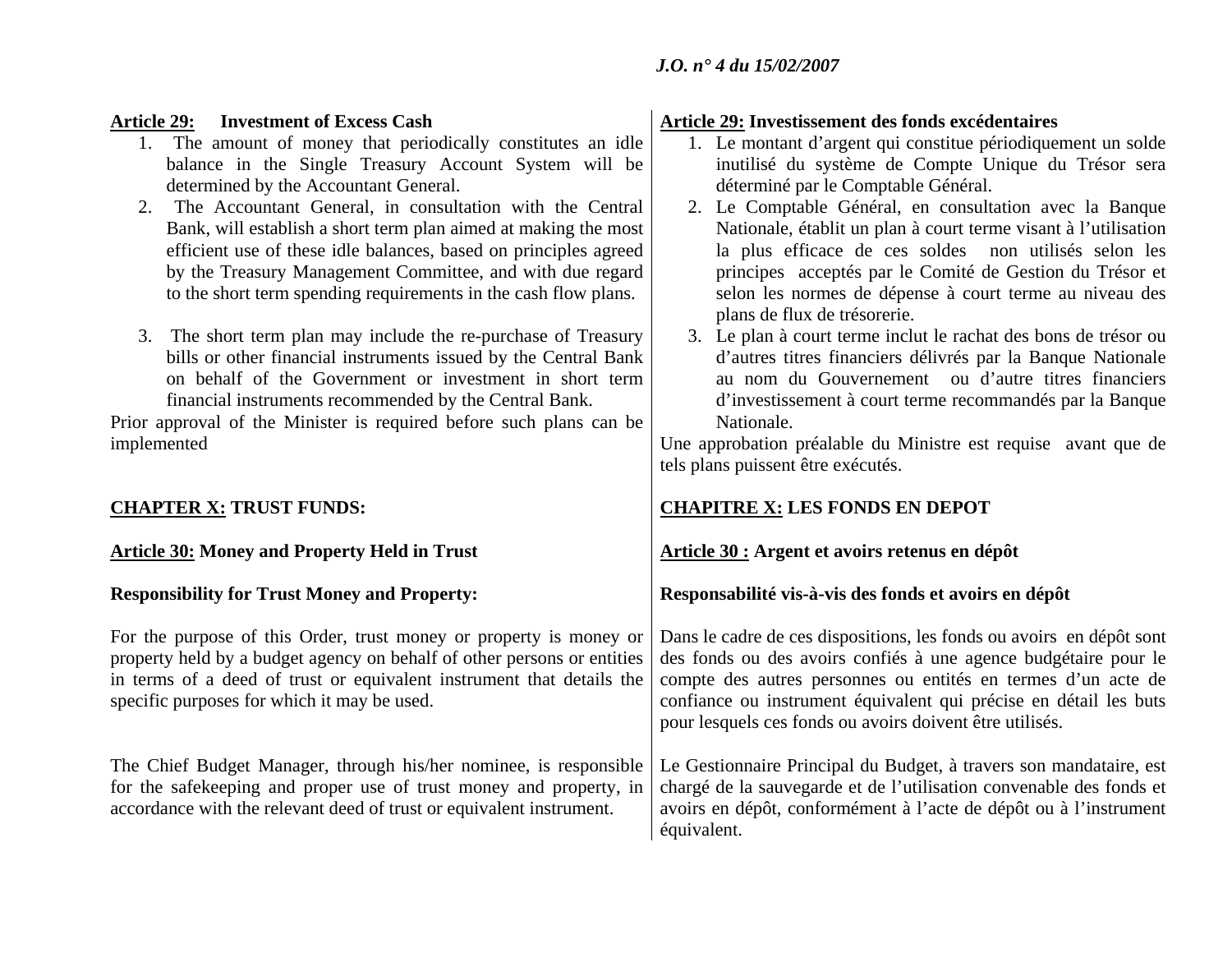**Article 29: Investment of Excess Cash**

1. The amount of money that periodically constitutes an idle balance in the Single Treasury Account System will be determined by the Accountant General.
2. The Accountant General, in consultation with the Central Bank, will establish a short term plan aimed at making the most efficient use of these idle balances, based on principles agreed by the Treasury Management Committee, and with due regard to the short term spending requirements in the cash flow plans.
3. The short term plan may include the re-purchase of Treasury bills or other financial instruments issued by the Central Bank on behalf of the Government or investment in short term financial instruments recommended by the Central Bank.

Prior approval of the Minister is required before such plans can be implemented

**CHAPTER X: TRUST FUNDS:**

**Article 30: Money and Property Held in Trust**

**Responsibility for Trust Money and Property:**

For the purpose of this Order, trust money or property is money or property held by a budget agency on behalf of other persons or entities in terms of a deed of trust or equivalent instrument that details the specific purposes for which it may be used.

The Chief Budget Manager, through his/her nominee, is responsible for the safekeeping and proper use of trust money and property, in accordance with the relevant deed of trust or equivalent instrument.

**Article 29: Investissement des fonds excédentaires**

1. Le montant d'argent qui constitue périodiquement un solde inutilisé du système de Compte Unique du Trésor sera déterminé par le Comptable Général.
2. Le Comptable Général, en consultation avec la Banque Nationale, établit un plan à court terme visant à l'utilisation la plus efficace de ces soldes non utilisés selon les principes acceptés par le Comité de Gestion du Trésor et selon les normes de dépense à court terme au niveau des plans de flux de trésorerie.
3. Le plan à court terme inclut le rachat des bons de trésor ou d'autres titres financiers délivrés par la Banque Nationale au nom du Gouvernement ou d'autre titres financiers d'investissement à court terme recommandés par la Banque Nationale.

Une approbation préalable du Ministre est requise avant que de tels plans puissent être exécutés.

**CHAPITRE X: LES FONDS EN DEPOT**

**Article 30 : Argent et avoirs retenus en dépôt**

**Responsabilité vis-à-vis des fonds et avoirs en dépôt**

Dans le cadre de ces dispositions, les fonds ou avoirs en dépôt sont des fonds ou des avoirs confiés à une agence budgétaire pour le compte des autres personnes ou entités en termes d'un acte de confiance ou instrument équivalent qui précise en détail les buts pour lesquels ces fonds ou avoirs doivent être utilisés.

Le Gestionnaire Principal du Budget, à travers son mandataire, est chargé de la sauvegarde et de l'utilisation convenable des fonds et avoirs en dépôt, conformément à l'acte de dépôt ou à l'instrument équivalent.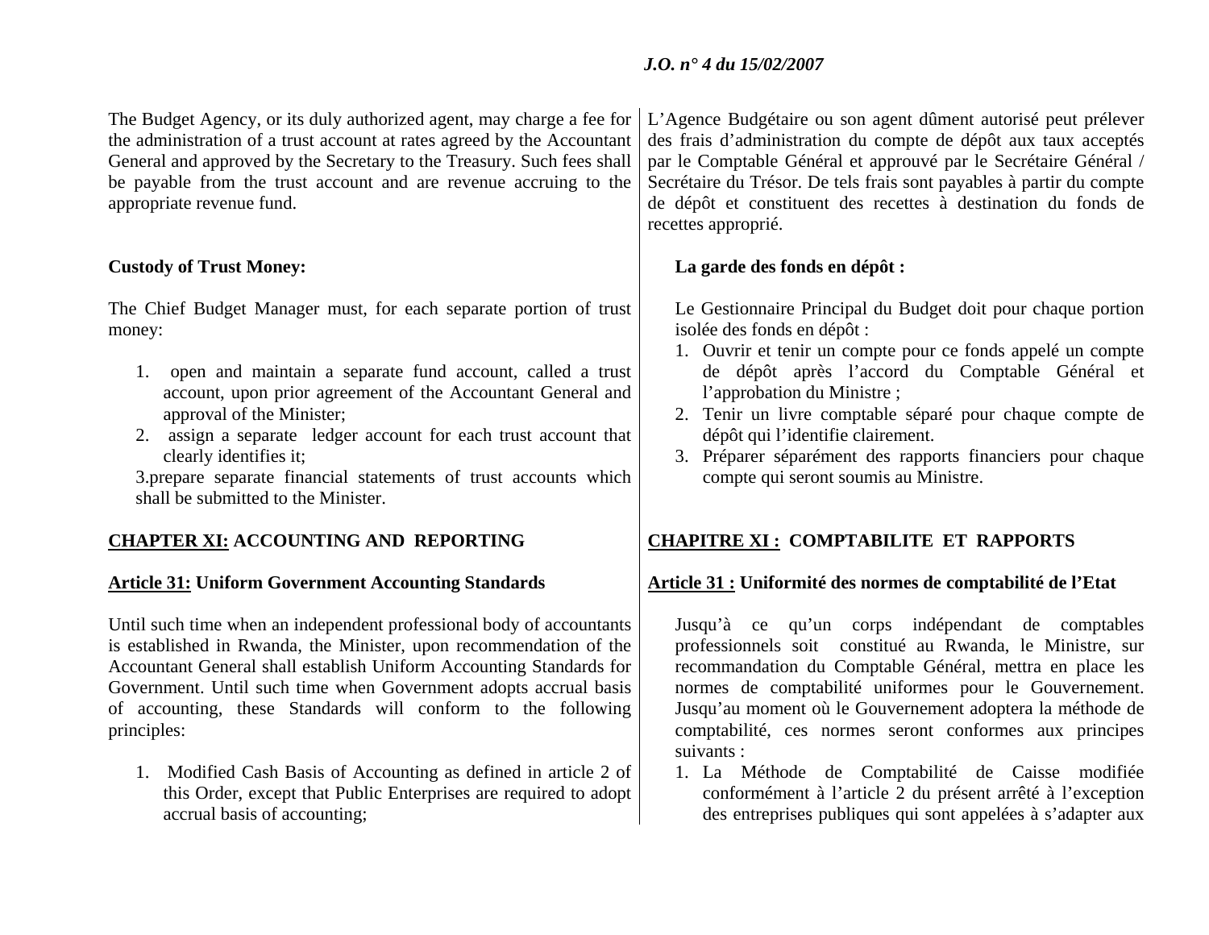The Budget Agency, or its duly authorized agent, may charge a fee for the administration of a trust account at rates agreed by the Accountant General and approved by the Secretary to the Treasury. Such fees shall be payable from the trust account and are revenue accruing to the appropriate revenue fund.

**Custody of Trust Money:**

The Chief Budget Manager must, for each separate portion of trust money:

1. open and maintain a separate fund account, called a trust account, upon prior agreement of the Accountant General and approval of the Minister;
2. assign a separate ledger account for each trust account that clearly identifies it;
3. prepare separate financial statements of trust accounts which shall be submitted to the Minister.

## **CHAPTER XI:** ACCOUNTING AND REPORTING

### **Article 31:** Uniform Government Accounting Standards

Until such time when an independent professional body of accountants is established in Rwanda, the Minister, upon recommendation of the Accountant General shall establish Uniform Accounting Standards for Government. Until such time when Government adopts accrual basis of accounting, these Standards will conform to the following principles:

1. Modified Cash Basis of Accounting as defined in article 2 of this Order, except that Public Enterprises are required to adopt accrual basis of accounting;

L'Agence Budgétaire ou son agent dûment autorisé peut prélever des frais d'administration du compte de dépôt aux taux acceptés par le Comptable Général et approuvé par le Secrétaire Général / Secrétaire du Trésor. De tels frais sont payables à partir du compte de dépôt et constituent des recettes à destination du fonds de recettes approprié.

**La garde des fonds en dépôt :**

Le Gestionnaire Principal du Budget doit pour chaque portion isolée des fonds en dépôt :

1. Ouvrir et tenir un compte pour ce fonds appelé un compte de dépôt après l'accord du Comptable Général et l'approbation du Ministre ;
2. Tenir un livre comptable séparé pour chaque compte de dépôt qui l'identifie clairement.
3. Préparer séparément des rapports financiers pour chaque compte qui seront soumis au Ministre.

## **CHAPITRE XI :** COMPTABILITE ET RAPPORTS

### **Article 31 :** Uniformité des normes de comptabilité de l'Etat

Jusqu'à ce qu'un corps indépendant de comptables professionnels soit constitué au Rwanda, le Ministre, sur recommandation du Comptable Général, mettra en place les normes de comptabilité uniformes pour le Gouvernement. Jusqu'au moment où le Gouvernement adoptera la méthode de comptabilité, ces normes seront conformes aux principes suivants :

1. La Méthode de Comptabilité de Caisse modifiée conformément à l'article 2 du présent arrêté à l'exception des entreprises publiques qui sont appelées à s'adapter aux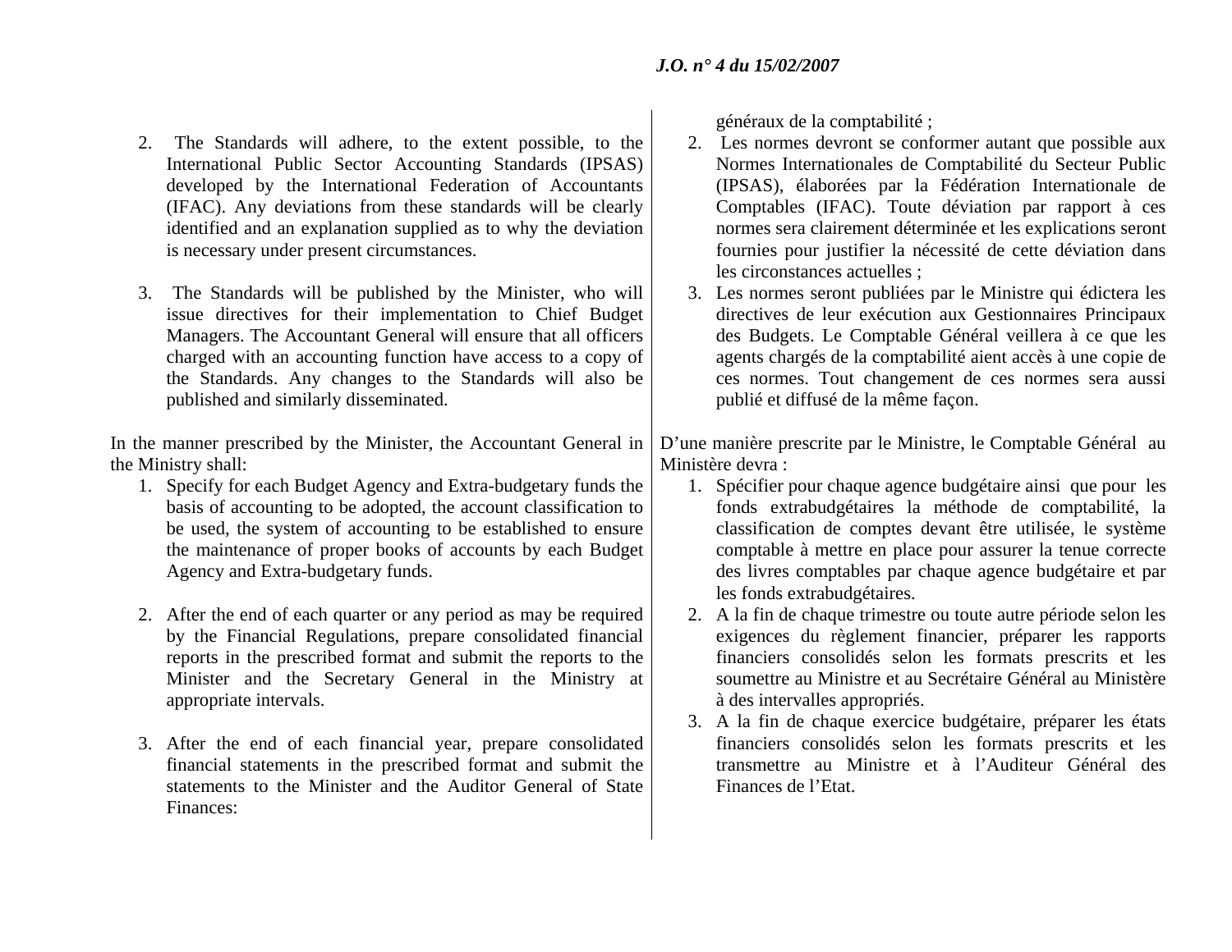2. The Standards will adhere, to the extent possible, to the International Public Sector Accounting Standards (IPSAS) developed by the International Federation of Accountants (IFAC). Any deviations from these standards will be clearly identified and an explanation supplied as to why the deviation is necessary under present circumstances.

3. The Standards will be published by the Minister, who will issue directives for their implementation to Chief Budget Managers. The Accountant General will ensure that all officers charged with an accounting function have access to a copy of the Standards. Any changes to the Standards will also be published and similarly disseminated.

In the manner prescribed by the Minister, the Accountant General in the Ministry shall:

1. Specify for each Budget Agency and Extra-budgetary funds the basis of accounting to be adopted, the account classification to be used, the system of accounting to be established to ensure the maintenance of proper books of accounts by each Budget Agency and Extra-budgetary funds.

2. After the end of each quarter or any period as may be required by the Financial Regulations, prepare consolidated financial reports in the prescribed format and submit the reports to the Minister and the Secretary General in the Ministry at appropriate intervals.

3. After the end of each financial year, prepare consolidated financial statements in the prescribed format and submit the statements to the Minister and the Auditor General of State Finances:

généraux de la comptabilité ;

2. Les normes devront se conformer autant que possible aux Normes Internationales de Comptabilité du Secteur Public (IPSAS), élaborées par la Fédération Internationale de Comptables (IFAC). Toute déviation par rapport à ces normes sera clairement déterminée et les explications seront fournies pour justifier la nécessité de cette déviation dans les circonstances actuelles ;
3. Les normes seront publiées par le Ministre qui édictera les directives de leur exécution aux Gestionnaires Principaux des Budgets. Le Comptable Général veillera à ce que les agents chargés de la comptabilité aient accès à une copie de ces normes. Tout changement de ces normes sera aussi publié et diffusé de la même façon.

D'une manière prescrite par le Ministre, le Comptable Général au Ministère devra :

1. Spécifier pour chaque agence budgétaire ainsi que pour les fonds extrabudgétaires la méthode de comptabilité, la classification de comptes devant être utilisée, le système comptable à mettre en place pour assurer la tenue correcte des livres comptables par chaque agence budgétaire et par les fonds extrabudgétaires.
2. A la fin de chaque trimestre ou toute autre période selon les exigences du règlement financier, préparer les rapports financiers consolidés selon les formats prescrits et les soumettre au Ministre et au Secrétaire Général au Ministère à des intervalles appropriés.
3. A la fin de chaque exercice budgétaire, préparer les états financiers consolidés selon les formats prescrits et les transmettre au Ministre et à l'Auditeur Général des Finances de l'Etat.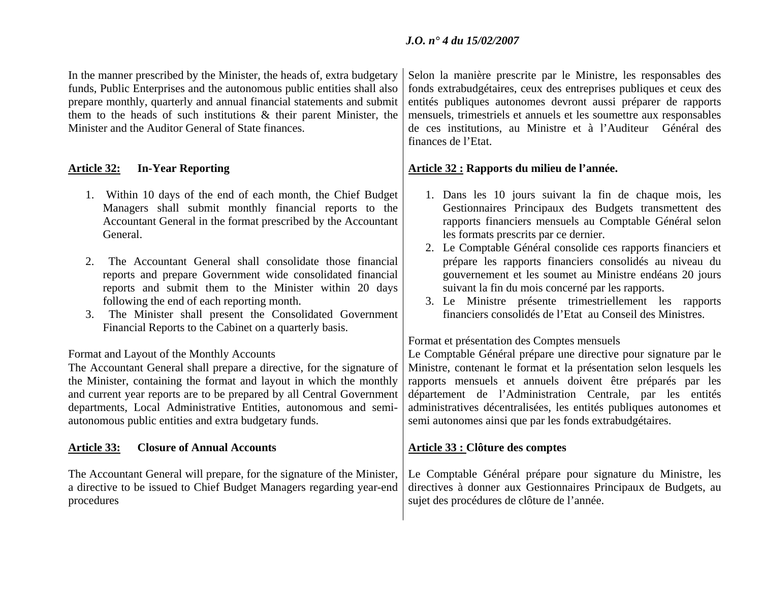In the manner prescribed by the Minister, the heads of, extra budgetary funds, Public Enterprises and the autonomous public entities shall also prepare monthly, quarterly and annual financial statements and submit them to the heads of such institutions & their parent Minister, the Minister and the Auditor General of State finances.

**Article 32: In-Year Reporting**

1. Within 10 days of the end of each month, the Chief Budget Managers shall submit monthly financial reports to the Accountant General in the format prescribed by the Accountant General.

2. The Accountant General shall consolidate those financial reports and prepare Government wide consolidated financial reports and submit them to the Minister within 20 days following the end of each reporting month.
3. The Minister shall present the Consolidated Government Financial Reports to the Cabinet on a quarterly basis.

Format and Layout of the Monthly Accounts

The Accountant General shall prepare a directive, for the signature of the Minister, containing the format and layout in which the monthly and current year reports are to be prepared by all Central Government departments, Local Administrative Entities, autonomous and semi-autonomous public entities and extra budgetary funds.

**Article 33: Closure of Annual Accounts**

The Accountant General will prepare, for the signature of the Minister, a directive to be issued to Chief Budget Managers regarding year-end procedures

Selon la manière prescrite par le Ministre, les responsables des fonds extrabudgétaires, ceux des entreprises publiques et ceux des entités publiques autonomes devront aussi préparer de rapports mensuels, trimestriels et annuels et les soumettre aux responsables de ces institutions, au Ministre et à l'Auditeur Général des finances de l'Etat.

**Article 32 : Rapports du milieu de l'année.**

1. Dans les 10 jours suivant la fin de chaque mois, les Gestionnaires Principaux des Budgets transmettent des rapports financiers mensuels au Comptable Général selon les formats prescrits par ce dernier.
2. Le Comptable Général consolide ces rapports financiers et prépare les rapports financiers consolidés au niveau du gouvernement et les soumet au Ministre endéans 20 jours suivant la fin du mois concerné par les rapports.
3. Le Ministre présente trimestriellement les rapports financiers consolidés de l'Etat au Conseil des Ministres.

Format et présentation des Comptes mensuels

Le Comptable Général prépare une directive pour signature par le Ministre, contenant le format et la présentation selon lesquels les rapports mensuels et annuels doivent être préparés par les département de l'Administration Centrale, par les entités administratives décentralisées, les entités publiques autonomes et semi autonomes ainsi que par les fonds extrabudgétaires.

**Article 33 : Clôture des comptes**

Le Comptable Général prépare pour signature du Ministre, les directives à donner aux Gestionnaires Principaux de Budgets, au sujet des procédures de clôture de l'année.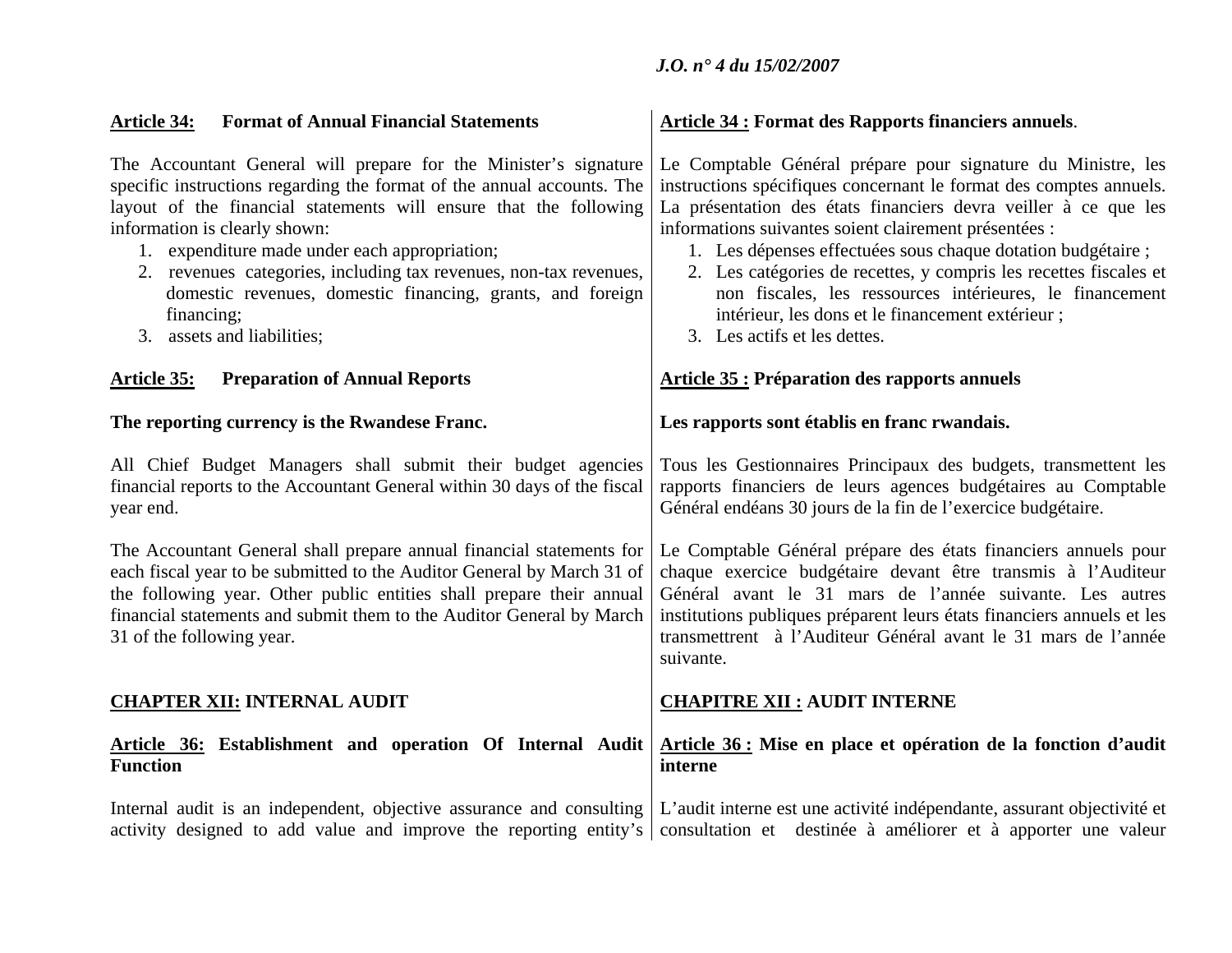**Article 34: Format of Annual Financial Statements**

The Accountant General will prepare for the Minister's signature specific instructions regarding the format of the annual accounts. The layout of the financial statements will ensure that the following information is clearly shown:

1. expenditure made under each appropriation;
2. revenues categories, including tax revenues, non-tax revenues, domestic revenues, domestic financing, grants, and foreign financing;
3. assets and liabilities;

**Article 35: Preparation of Annual Reports**

**The reporting currency is the Rwandese Franc.**

All Chief Budget Managers shall submit their budget agencies financial reports to the Accountant General within 30 days of the fiscal year end.

The Accountant General shall prepare annual financial statements for each fiscal year to be submitted to the Auditor General by March 31 of the following year. Other public entities shall prepare their annual financial statements and submit them to the Auditor General by March 31 of the following year.

**CHAPTER XII: INTERNAL AUDIT**

**Article 36: Establishment and operation Of Internal Audit Function**

Internal audit is an independent, objective assurance and consulting activity designed to add value and improve the reporting entity's

**Article 34 : Format des Rapports financiers annuels**.

Le Comptable Général prépare pour signature du Ministre, les instructions spécifiques concernant le format des comptes annuels. La présentation des états financiers devra veiller à ce que les informations suivantes soient clairement présentées :

1. Les dépenses effectuées sous chaque dotation budgétaire ;
2. Les catégories de recettes, y compris les recettes fiscales et non fiscales, les ressources intérieures, le financement intérieur, les dons et le financement extérieur ;
3. Les actifs et les dettes.

**Article 35 : Préparation des rapports annuels**

**Les rapports sont établis en franc rwandais.**

Tous les Gestionnaires Principaux des budgets, transmettent les rapports financiers de leurs agences budgétaires au Comptable Général endéans 30 jours de la fin de l'exercice budgétaire.

Le Comptable Général prépare des états financiers annuels pour chaque exercice budgétaire devant être transmis à l'Auditeur Général avant le 31 mars de l'année suivante. Les autres institutions publiques préparent leurs états financiers annuels et les transmettrent à l'Auditeur Général avant le 31 mars de l'année suivante.

**CHAPITRE XII : AUDIT INTERNE**

**Article 36 : Mise en place et opération de la fonction d'audit interne**

L'audit interne est une activité indépendante, assurant objectivité et consultation et destinée à améliorer et à apporter une valeur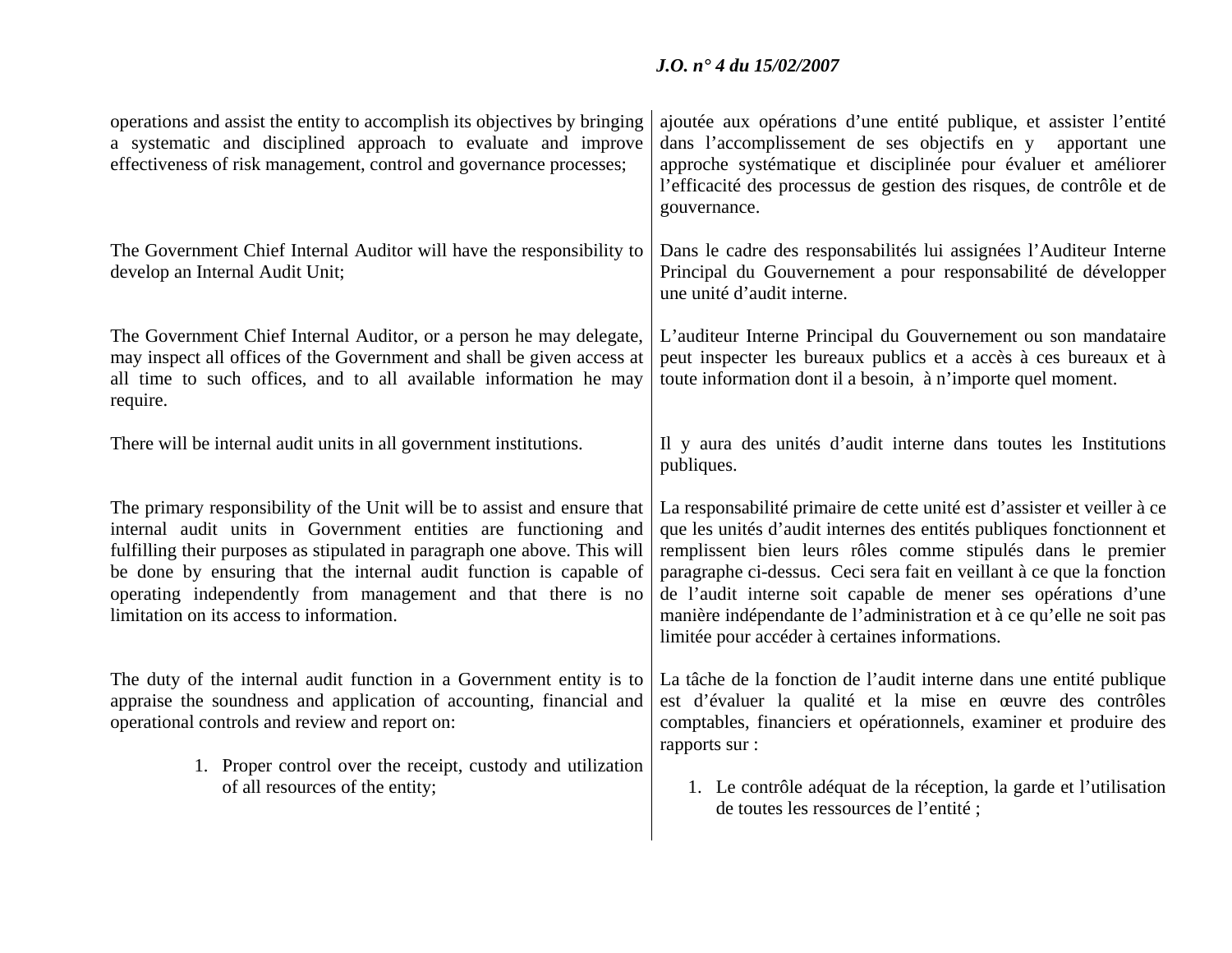operations and assist the entity to accomplish its objectives by bringing a systematic and disciplined approach to evaluate and improve effectiveness of risk management, control and governance processes;

The Government Chief Internal Auditor will have the responsibility to develop an Internal Audit Unit;

The Government Chief Internal Auditor, or a person he may delegate, may inspect all offices of the Government and shall be given access at all time to such offices, and to all available information he may require.

There will be internal audit units in all government institutions.

The primary responsibility of the Unit will be to assist and ensure that internal audit units in Government entities are functioning and fulfilling their purposes as stipulated in paragraph one above. This will be done by ensuring that the internal audit function is capable of operating independently from management and that there is no limitation on its access to information.

The duty of the internal audit function in a Government entity is to appraise the soundness and application of accounting, financial and operational controls and review and report on:

1. Proper control over the receipt, custody and utilization of all resources of the entity;

ajoutée aux opérations d'une entité publique, et assister l'entité dans l'accomplissement de ses objectifs en y apportant une approche systématique et disciplinée pour évaluer et améliorer l'efficacité des processus de gestion des risques, de contrôle et de gouvernance.

Dans le cadre des responsabilités lui assignées l'Auditeur Interne Principal du Gouvernement a pour responsabilité de développer une unité d'audit interne.

L'auditeur Interne Principal du Gouvernement ou son mandataire peut inspecter les bureaux publics et a accès à ces bureaux et à toute information dont il a besoin, à n'importe quel moment.

Il y aura des unités d'audit interne dans toutes les Institutions publiques.

La responsabilité primaire de cette unité est d'assister et veiller à ce que les unités d'audit internes des entités publiques fonctionnent et remplissent bien leurs rôles comme stipulés dans le premier paragraphe ci-dessus. Ceci sera fait en veillant à ce que la fonction de l'audit interne soit capable de mener ses opérations d'une manière indépendante de l'administration et à ce qu'elle ne soit pas limitée pour accéder à certaines informations.

La tâche de la fonction de l'audit interne dans une entité publique est d'évaluer la qualité et la mise en œuvre des contrôles comptables, financiers et opérationnels, examiner et produire des rapports sur :

1. Le contrôle adéquat de la réception, la garde et l'utilisation de toutes les ressources de l'entité ;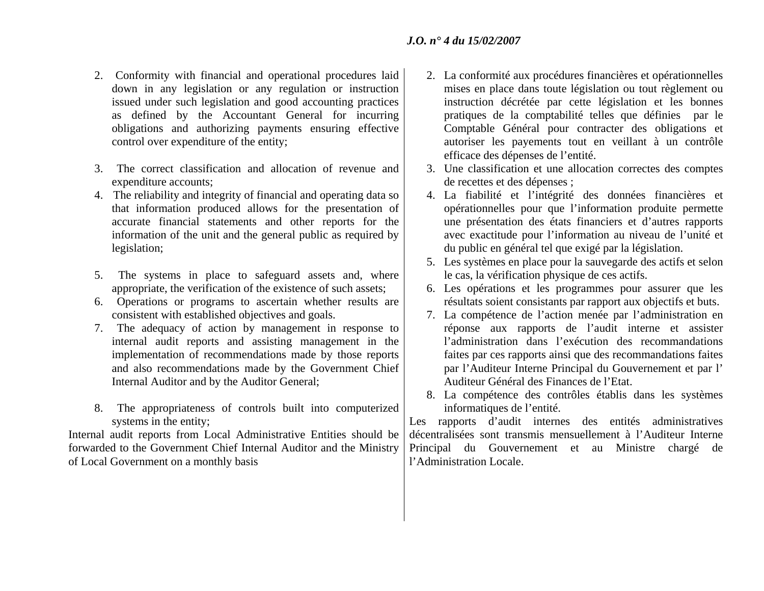2. Conformity with financial and operational procedures laid down in any legislation or any regulation or instruction issued under such legislation and good accounting practices as defined by the Accountant General for incurring obligations and authorizing payments ensuring effective control over expenditure of the entity;

3. The correct classification and allocation of revenue and expenditure accounts;
4. The reliability and integrity of financial and operating data so that information produced allows for the presentation of accurate financial statements and other reports for the information of the unit and the general public as required by legislation;

5. The systems in place to safeguard assets and, where appropriate, the verification of the existence of such assets;
6. Operations or programs to ascertain whether results are consistent with established objectives and goals.
7. The adequacy of action by management in response to internal audit reports and assisting management in the implementation of recommendations made by those reports and also recommendations made by the Government Chief Internal Auditor and by the Auditor General;

8. The appropriateness of controls built into computerized systems in the entity;

Internal audit reports from Local Administrative Entities should be forwarded to the Government Chief Internal Auditor and the Ministry of Local Government on a monthly basis

2. La conformité aux procédures financières et opérationnelles mises en place dans toute législation ou tout règlement ou instruction décrétée par cette législation et les bonnes pratiques de la comptabilité telles que définies par le Comptable Général pour contracter des obligations et autoriser les payements tout en veillant à un contrôle efficace des dépenses de l'entité.
3. Une classification et une allocation correctes des comptes de recettes et des dépenses ;
4. La fiabilité et l'intégrité des données financières et opérationnelles pour que l'information produite permette une présentation des états financiers et d'autres rapports avec exactitude pour l'information au niveau de l'unité et du public en général tel que exigé par la législation.
5. Les systèmes en place pour la sauvegarde des actifs et selon le cas, la vérification physique de ces actifs.
6. Les opérations et les programmes pour assurer que les résultats soient consistants par rapport aux objectifs et buts.
7. La compétence de l'action menée par l'administration en réponse aux rapports de l'audit interne et assister l'administration dans l'exécution des recommandations faites par ces rapports ainsi que des recommandations faites par l'Auditeur Interne Principal du Gouvernement et par l' Auditeur Général des Finances de l'Etat.
8. La compétence des contrôles établis dans les systèmes informatiques de l'entité.

Les rapports d'audit internes des entités administratives décentralisées sont transmis mensuellement à l'Auditeur Interne Principal du Gouvernement et au Ministre chargé de l'Administration Locale.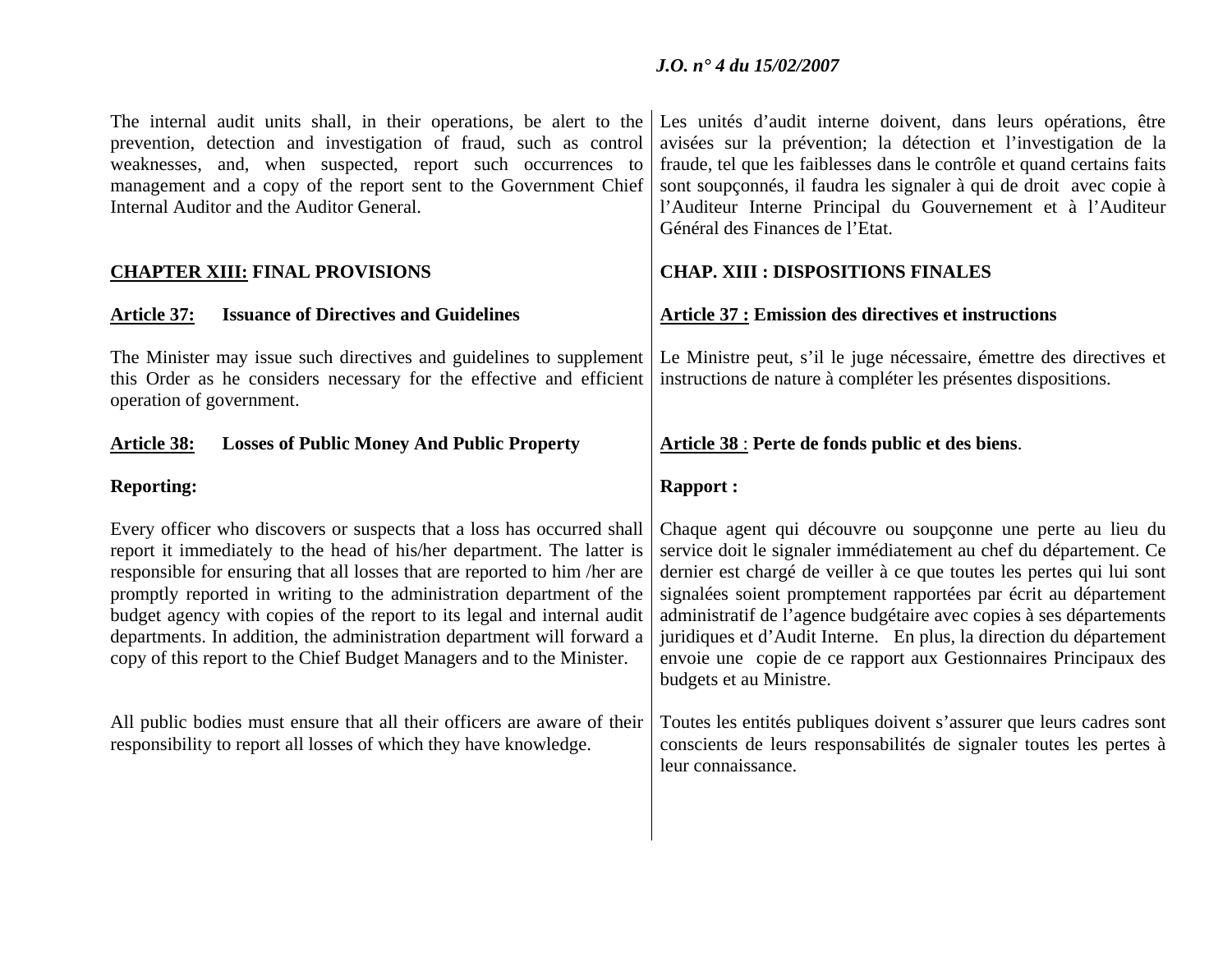The internal audit units shall, in their operations, be alert to the prevention, detection and investigation of fraud, such as control weaknesses, and, when suspected, report such occurrences to management and a copy of the report sent to the Government Chief Internal Auditor and the Auditor General.

## **CHAPTER XIII:** FINAL PROVISIONS

### **Article 37:** Issuance of Directives and Guidelines

The Minister may issue such directives and guidelines to supplement this Order as he considers necessary for the effective and efficient operation of government.

### **Article 38:** Losses of Public Money And Public Property

**Reporting:**

Every officer who discovers or suspects that a loss has occurred shall report it immediately to the head of his/her department. The latter is responsible for ensuring that all losses that are reported to him /her are promptly reported in writing to the administration department of the budget agency with copies of the report to its legal and internal audit departments. In addition, the administration department will forward a copy of this report to the Chief Budget Managers and to the Minister.

All public bodies must ensure that all their officers are aware of their responsibility to report all losses of which they have knowledge.

Les unités d'audit interne doivent, dans leurs opérations, être avisées sur la prévention; la détection et l'investigation de la fraude, tel que les faiblesses dans le contrôle et quand certains faits sont soupçonnés, il faudra les signaler à qui de droit avec copie à l'Auditeur Interne Principal du Gouvernement et à l'Auditeur Général des Finances de l'Etat.

## CHAP. XIII : DISPOSITIONS FINALES

### **Article 37 :** Emission des directives et instructions

Le Ministre peut, s'il le juge nécessaire, émettre des directives et instructions de nature à compléter les présentes dispositions.

### **Article 38** : Perte de fonds public et des biens.

**Rapport :**

Chaque agent qui découvre ou soupçonne une perte au lieu du service doit le signaler immédiatement au chef du département. Ce dernier est chargé de veiller à ce que toutes les pertes qui lui sont signalées soient promptement rapportées par écrit au département administratif de l'agence budgétaire avec copies à ses départements juridiques et d'Audit Interne. En plus, la direction du département envoie une copie de ce rapport aux Gestionnaires Principaux des budgets et au Ministre.

Toutes les entités publiques doivent s'assurer que leurs cadres sont conscients de leurs responsabilités de signaler toutes les pertes à leur connaissance.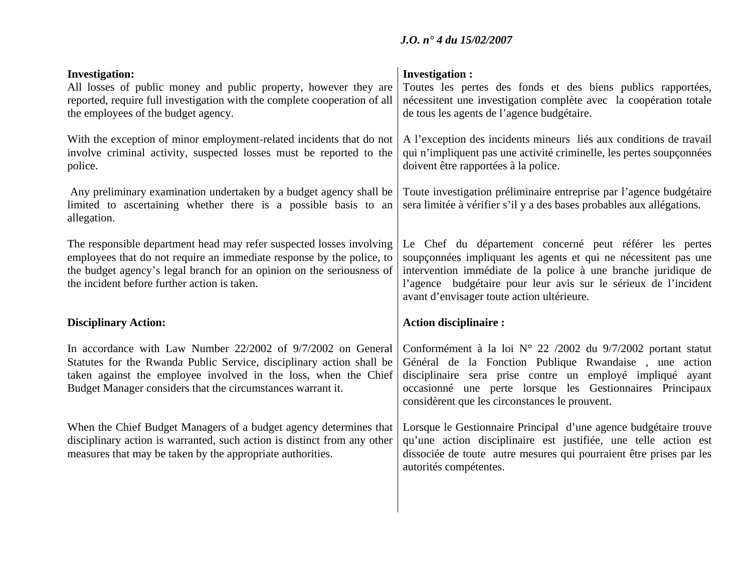**Investigation:**
All losses of public money and public property, however they are reported, require full investigation with the complete cooperation of all the employees of the budget agency.

With the exception of minor employment-related incidents that do not involve criminal activity, suspected losses must be reported to the police.

Any preliminary examination undertaken by a budget agency shall be limited to ascertaining whether there is a possible basis to an allegation.

The responsible department head may refer suspected losses involving employees that do not require an immediate response by the police, to the budget agency's legal branch for an opinion on the seriousness of the incident before further action is taken.

**Disciplinary Action:**

In accordance with Law Number 22/2002 of 9/7/2002 on General Statutes for the Rwanda Public Service, disciplinary action shall be taken against the employee involved in the loss, when the Chief Budget Manager considers that the circumstances warrant it.

When the Chief Budget Managers of a budget agency determines that disciplinary action is warranted, such action is distinct from any other measures that may be taken by the appropriate authorities.

**Investigation :**
Toutes les pertes des fonds et des biens publics rapportées, nécessitent une investigation complète avec la coopération totale de tous les agents de l'agence budgétaire.

A l'exception des incidents mineurs liés aux conditions de travail qui n'impliquent pas une activité criminelle, les pertes soupçonnées doivent être rapportées à la police.

Toute investigation préliminaire entreprise par l'agence budgétaire sera limitée à vérifier s'il y a des bases probables aux allégations.

Le Chef du département concerné peut référer les pertes soupçonnées impliquant les agents et qui ne nécessitent pas une intervention immédiate de la police à une branche juridique de l'agence budgétaire pour leur avis sur le sérieux de l'incident avant d'envisager toute action ultérieure.

**Action disciplinaire :**

Conformément à la loi N° 22 /2002 du 9/7/2002 portant statut Général de la Fonction Publique Rwandaise , une action disciplinaire sera prise contre un employé impliqué ayant occasionné une perte lorsque les Gestionnaires Principaux considèrent que les circonstances le prouvent.

Lorsque le Gestionnaire Principal d'une agence budgétaire trouve qu'une action disciplinaire est justifiée, une telle action est dissociée de toute autre mesures qui pourraient être prises par les autorités compétentes.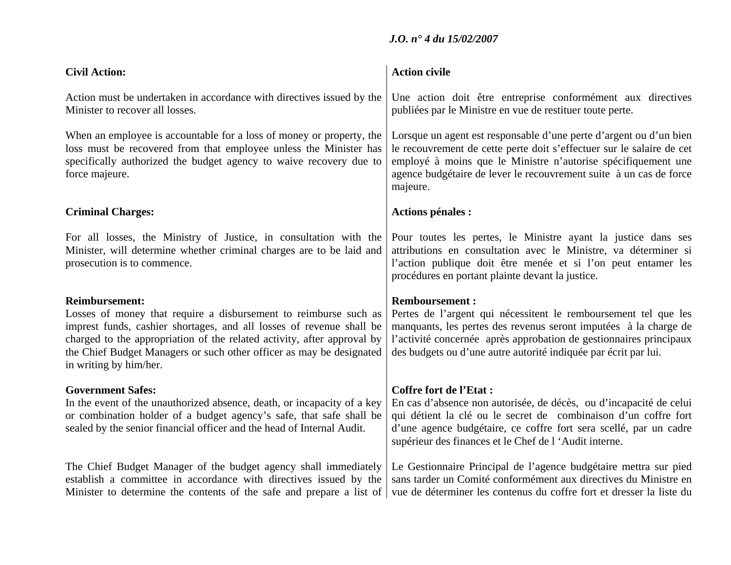**Civil Action:**

Action must be undertaken in accordance with directives issued by the Minister to recover all losses.

When an employee is accountable for a loss of money or property, the loss must be recovered from that employee unless the Minister has specifically authorized the budget agency to waive recovery due to force majeure.

**Criminal Charges:**

For all losses, the Ministry of Justice, in consultation with the Minister, will determine whether criminal charges are to be laid and prosecution is to commence.

**Reimbursement:**
Losses of money that require a disbursement to reimburse such as imprest funds, cashier shortages, and all losses of revenue shall be charged to the appropriation of the related activity, after approval by the Chief Budget Managers or such other officer as may be designated in writing by him/her.

**Government Safes:**
In the event of the unauthorized absence, death, or incapacity of a key or combination holder of a budget agency's safe, that safe shall be sealed by the senior financial officer and the head of Internal Audit.

The Chief Budget Manager of the budget agency shall immediately establish a committee in accordance with directives issued by the Minister to determine the contents of the safe and prepare a list of

**Action civile**

Une action doit être entreprise conformément aux directives publiées par le Ministre en vue de restituer toute perte.

Lorsque un agent est responsable d'une perte d'argent ou d'un bien le recouvrement de cette perte doit s'effectuer sur le salaire de cet employé à moins que le Ministre n'autorise spécifiquement une agence budgétaire de lever le recouvrement suite à un cas de force majeure.

**Actions pénales :**

Pour toutes les pertes, le Ministre ayant la justice dans ses attributions en consultation avec le Ministre, va déterminer si l'action publique doit être menée et si l'on peut entamer les procédures en portant plainte devant la justice.

**Remboursement :**
Pertes de l'argent qui nécessitent le remboursement tel que les manquants, les pertes des revenus seront imputées à la charge de l'activité concernée après approbation de gestionnaires principaux des budgets ou d'une autre autorité indiquée par écrit par lui.

**Coffre fort de l'Etat :**
En cas d'absence non autorisée, de décès, ou d'incapacité de celui qui détient la clé ou le secret de combinaison d'un coffre fort d'une agence budgétaire, ce coffre fort sera scellé, par un cadre supérieur des finances et le Chef de l 'Audit interne.

Le Gestionnaire Principal de l'agence budgétaire mettra sur pied sans tarder un Comité conformément aux directives du Ministre en vue de déterminer les contenus du coffre fort et dresser la liste du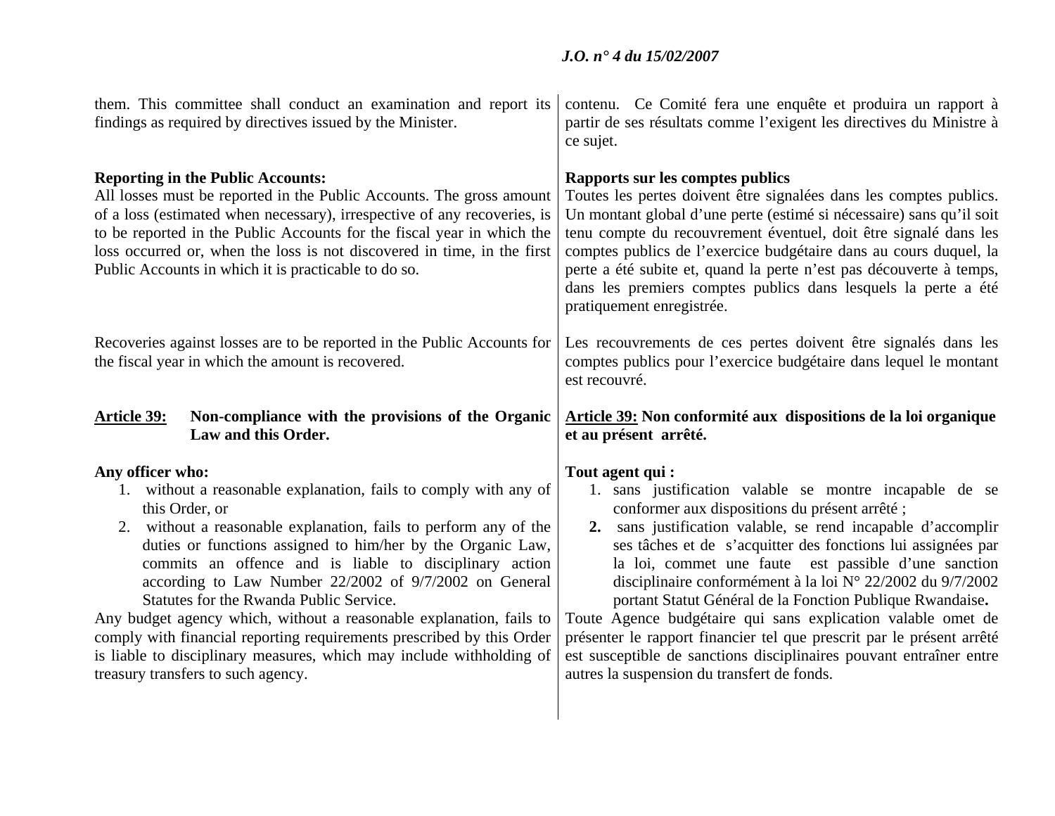them. This committee shall conduct an examination and report its findings as required by directives issued by the Minister.

**Reporting in the Public Accounts:**

All losses must be reported in the Public Accounts. The gross amount of a loss (estimated when necessary), irrespective of any recoveries, is to be reported in the Public Accounts for the fiscal year in which the loss occurred or, when the loss is not discovered in time, in the first Public Accounts in which it is practicable to do so.

Recoveries against losses are to be reported in the Public Accounts for the fiscal year in which the amount is recovered.

**Article 39: Non-compliance with the provisions of the Organic Law and this Order.**

**Any officer who:**

1. without a reasonable explanation, fails to comply with any of this Order, or
2. without a reasonable explanation, fails to perform any of the duties or functions assigned to him/her by the Organic Law, commits an offence and is liable to disciplinary action according to Law Number 22/2002 of 9/7/2002 on General Statutes for the Rwanda Public Service.

Any budget agency which, without a reasonable explanation, fails to comply with financial reporting requirements prescribed by this Order is liable to disciplinary measures, which may include withholding of treasury transfers to such agency.

contenu. Ce Comité fera une enquête et produira un rapport à partir de ses résultats comme l'exigent les directives du Ministre à ce sujet.

**Rapports sur les comptes publics**

Toutes les pertes doivent être signalées dans les comptes publics. Un montant global d'une perte (estimé si nécessaire) sans qu'il soit tenu compte du recouvrement éventuel, doit être signalé dans les comptes publics de l'exercice budgétaire dans au cours duquel, la perte a été subite et, quand la perte n'est pas découverte à temps, dans les premiers comptes publics dans lesquels la perte a été pratiquement enregistrée.

Les recouvrements de ces pertes doivent être signalés dans les comptes publics pour l'exercice budgétaire dans lequel le montant est recouvré.

**Article 39: Non conformité aux dispositions de la loi organique et au présent arrêté.**

**Tout agent qui :**

1. sans justification valable se montre incapable de se conformer aux dispositions du présent arrêté ;
2. sans justification valable, se rend incapable d'accomplir ses tâches et de s'acquitter des fonctions lui assignées par la loi, commet une faute est passible d'une sanction disciplinaire conformément à la loi N° 22/2002 du 9/7/2002 portant Statut Général de la Fonction Publique Rwandaise.

Toute Agence budgétaire qui sans explication valable omet de présenter le rapport financier tel que prescrit par le présent arrêté est susceptible de sanctions disciplinaires pouvant entraîner entre autres la suspension du transfert de fonds.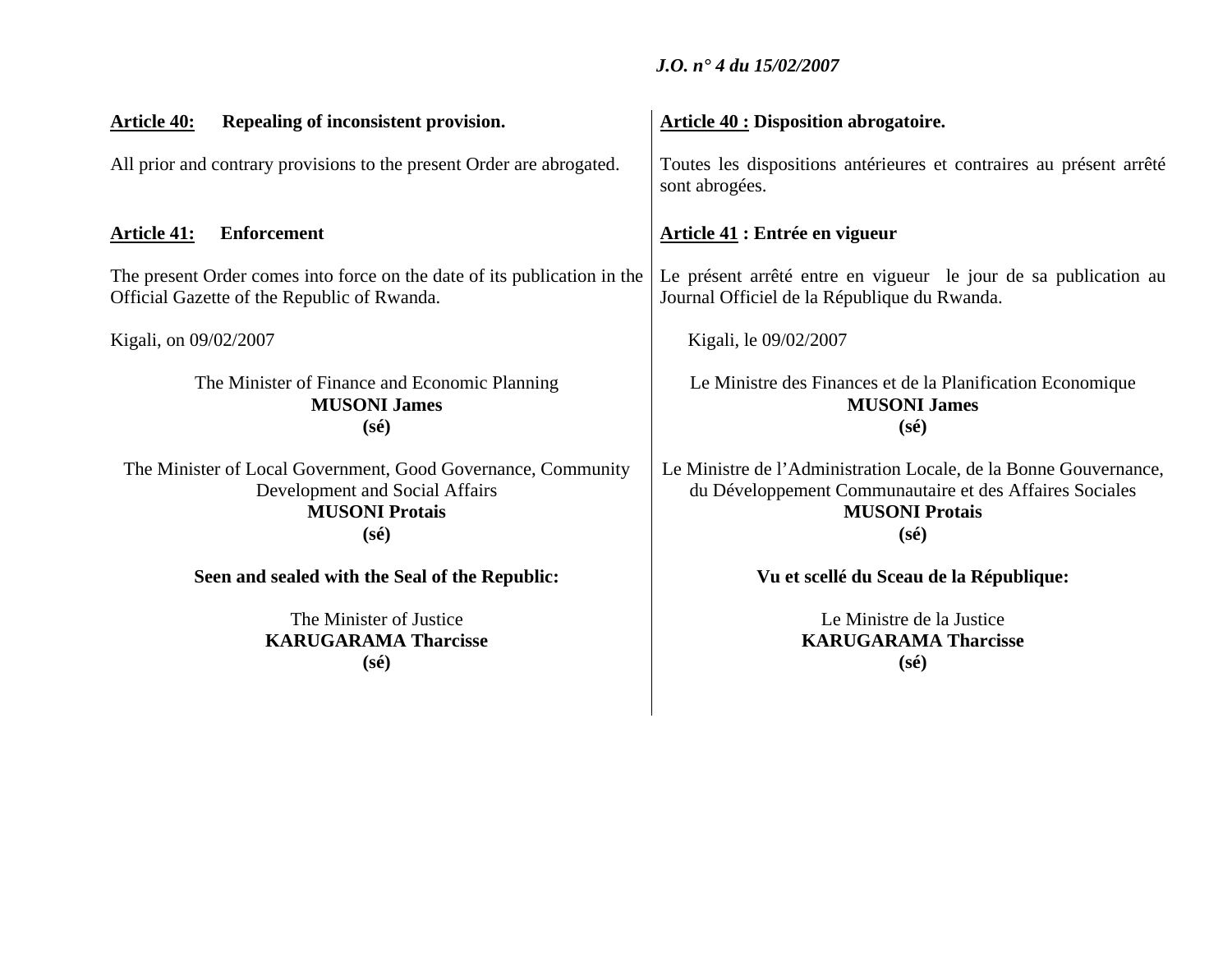**Article 40: Repealing of inconsistent provision.**

All prior and contrary provisions to the present Order are abrogated.

**Article 41: Enforcement**

The present Order comes into force on the date of its publication in the Official Gazette of the Republic of Rwanda.

Kigali, on 09/02/2007

The Minister of Finance and Economic Planning
**MUSONI James**
**(sé)**

The Minister of Local Government, Good Governance, Community Development and Social Affairs
**MUSONI Protais**
**(sé)**

**Seen and sealed with the Seal of the Republic:**

The Minister of Justice
**KARUGARAMA Tharcisse**
**(sé)**

**Article 40 : Disposition abrogatoire.**

Toutes les dispositions antérieures et contraires au présent arrêté sont abrogées.

**Article 41 : Entrée en vigueur**

Le présent arrêté entre en vigueur le jour de sa publication au Journal Officiel de la République du Rwanda.

Kigali, le 09/02/2007

Le Ministre des Finances et de la Planification Economique
**MUSONI James**
**(sé)**

Le Ministre de l'Administration Locale, de la Bonne Gouvernance, du Développement Communautaire et des Affaires Sociales
**MUSONI Protais**
**(sé)**

**Vu et scellé du Sceau de la République:**

Le Ministre de la Justice
**KARUGARAMA Tharcisse**
**(sé)**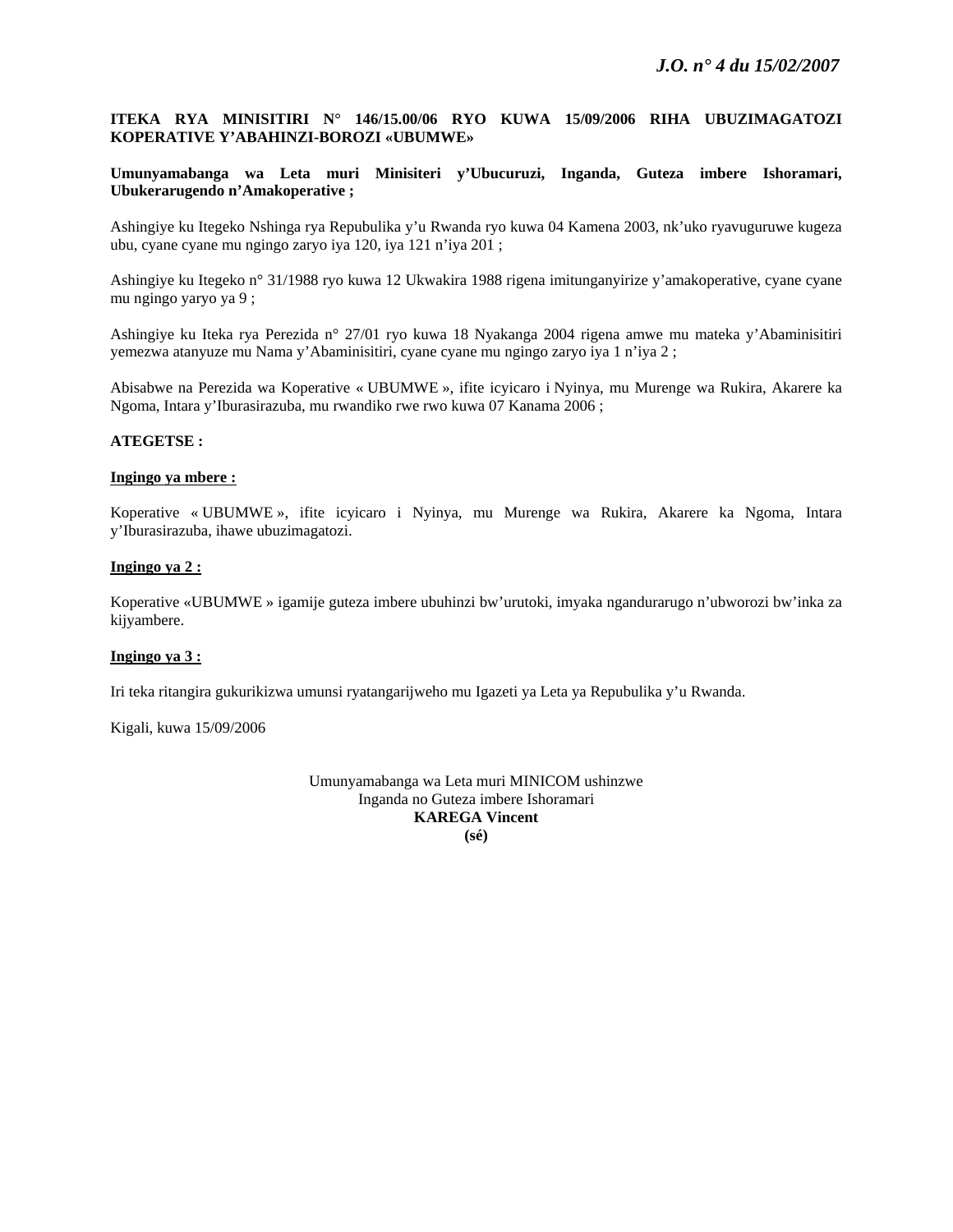**ITEKA RYA MINISITIRI N° 146/15.00/06 RYO KUWA 15/09/2006 RIHA UBUZIMAGATOZI KOPERATIVE Y'ABAHINZI-BOROZI «UBUMWE»**

**Umunyamabanga wa Leta muri Minisiteri y'Ubucuruzi, Inganda, Guteza imbere Ishoramari, Ubukerarugendo n'Amakoperative ;**

Ashingiye ku Itegeko Nshinga rya Repubulika y'u Rwanda ryo kuwa 04 Kamena 2003, nk'uko ryavuguruwe kugeza ubu, cyane cyane mu ngingo zaryo iya 120, iya 121 n'iya 201 ;

Ashingiye ku Itegeko n° 31/1988 ryo kuwa 12 Ukwakira 1988 rigena imitunganyirize y'amakoperative, cyane cyane mu ngingo yaryo ya 9 ;

Ashingiye ku Iteka rya Perezida n° 27/01 ryo kuwa 18 Nyakanga 2004 rigena amwe mu mateka y'Abaminisitiri yemezwa atanyuze mu Nama y'Abaminisitiri, cyane cyane mu ngingo zaryo iya 1 n'iya 2 ;

Abisabwe na Perezida wa Koperative « UBUMWE », ifite icyicaro i Nyinya, mu Murenge wa Rukira, Akarere ka Ngoma, Intara y'Iburasirazuba, mu rwandiko rwe rwo kuwa 07 Kanama 2006 ;

**ATEGETSE :**

**Ingingo ya mbere :**

Koperative « UBUMWE », ifite icyicaro i Nyinya, mu Murenge wa Rukira, Akarere ka Ngoma, Intara y'Iburasirazuba, ihawe ubuzimagatozi.

**Ingingo ya 2 :**

Koperative «UBUMWE » igamije guteza imbere ubuhinzi bw'urutoki, imyaka ngandurarugo n'ubworozi bw'inka za kijyambere.

**Ingingo ya 3 :**

Iri teka ritangira gukurikizwa umunsi ryatangarijweho mu Igazeti ya Leta ya Repubulika y'u Rwanda.

Kigali, kuwa 15/09/2006

Umunyamabanga wa Leta muri MINICOM ushinzwe
Inganda no Guteza imbere Ishoramari
**KAREGA Vincent**
**(sé)**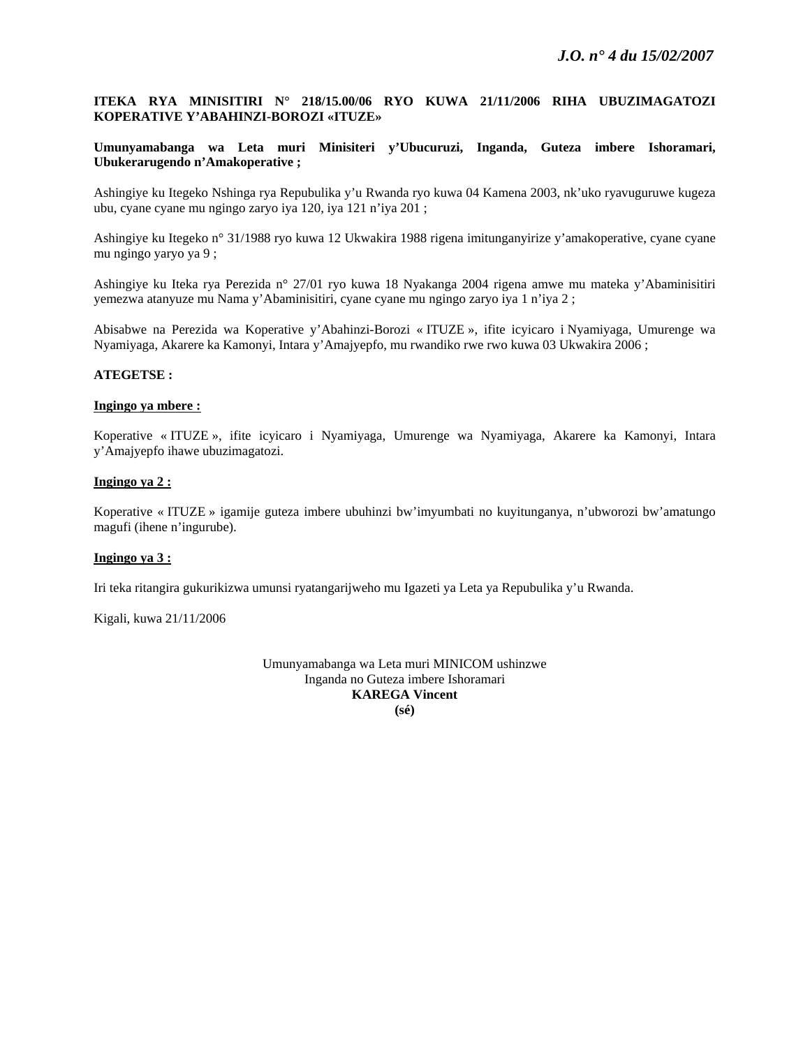**ITEKA RYA MINISITIRI N° 218/15.00/06 RYO KUWA 21/11/2006 RIHA UBUZIMAGATOZI KOPERATIVE Y'ABAHINZI-BOROZI «ITUZE»**

**Umunyamabanga wa Leta muri Minisiteri y'Ubucuruzi, Inganda, Guteza imbere Ishoramari, Ubukerarugendo n'Amakoperative ;**

Ashingiye ku Itegeko Nshinga rya Repubulika y'u Rwanda ryo kuwa 04 Kamena 2003, nk'uko ryavuguruwe kugeza ubu, cyane cyane mu ngingo zaryo iya 120, iya 121 n'iya 201 ;

Ashingiye ku Itegeko n° 31/1988 ryo kuwa 12 Ukwakira 1988 rigena imitunganyirize y'amakoperative, cyane cyane mu ngingo yaryo ya 9 ;

Ashingiye ku Iteka rya Perezida n° 27/01 ryo kuwa 18 Nyakanga 2004 rigena amwe mu mateka y'Abaminisitiri yemezwa atanyuze mu Nama y'Abaminisitiri, cyane cyane mu ngingo zaryo iya 1 n'iya 2 ;

Abisabwe na Perezida wa Koperative y'Abahinzi-Borozi « ITUZE », ifite icyicaro i Nyamiyaga, Umurenge wa Nyamiyaga, Akarere ka Kamonyi, Intara y'Amajyepfo, mu rwandiko rwe rwo kuwa 03 Ukwakira 2006 ;

**ATEGETSE :**

**Ingingo ya mbere :**

Koperative « ITUZE », ifite icyicaro i Nyamiyaga, Umurenge wa Nyamiyaga, Akarere ka Kamonyi, Intara y'Amajyepfo ihawe ubuzimagatozi.

**Ingingo ya 2 :**

Koperative « ITUZE » igamije guteza imbere ubuhinzi bw'imyumbati no kuyitunganya, n'ubworozi bw'amatungo magufi (ihene n'ingurube).

**Ingingo ya 3 :**

Iri teka ritangira gukurikizwa umunsi ryatangarijweho mu Igazeti ya Leta ya Repubulika y'u Rwanda.

Kigali, kuwa 21/11/2006

Umunyamabanga wa Leta muri MINICOM ushinzwe
Inganda no Guteza imbere Ishoramari
**KAREGA Vincent**
**(sé)**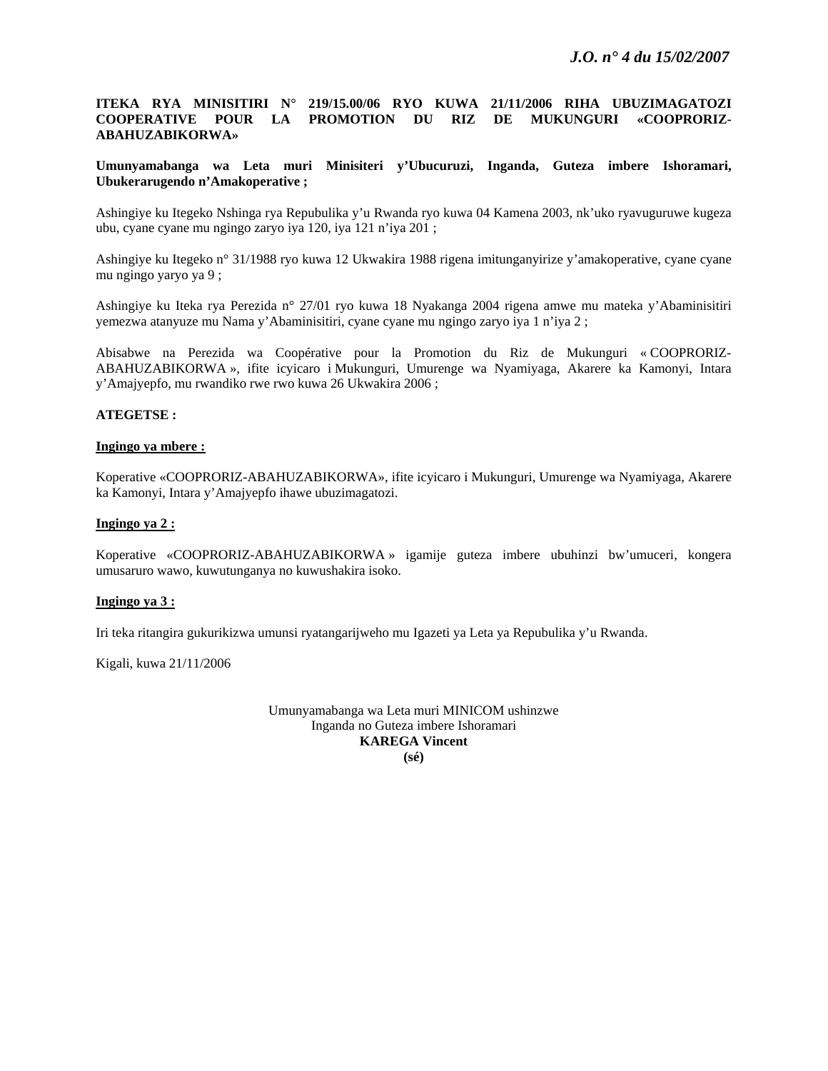**ITEKA RYA MINISITIRI N° 219/15.00/06 RYO KUWA 21/11/2006 RIHA UBUZIMAGATOZI COOPERATIVE POUR LA PROMOTION DU RIZ DE MUKUNGURI «COOPRORIZ-ABAHUZABIKORWA»**

**Umunyamabanga wa Leta muri Minisiteri y'Ubucuruzi, Inganda, Guteza imbere Ishoramari, Ubukerarugendo n'Amakoperative ;**

Ashingiye ku Itegeko Nshinga rya Repubulika y'u Rwanda ryo kuwa 04 Kamena 2003, nk'uko ryavuguruwe kugeza ubu, cyane cyane mu ngingo zaryo iya 120, iya 121 n'iya 201 ;

Ashingiye ku Itegeko n° 31/1988 ryo kuwa 12 Ukwakira 1988 rigena imitunganyirize y'amakoperative, cyane cyane mu ngingo yaryo ya 9 ;

Ashingiye ku Iteka rya Perezida n° 27/01 ryo kuwa 18 Nyakanga 2004 rigena amwe mu mateka y'Abaminisitiri yemezwa atanyuze mu Nama y'Abaminisitiri, cyane cyane mu ngingo zaryo iya 1 n'iya 2 ;

Abisabwe na Perezida wa Coopérative pour la Promotion du Riz de Mukunguri « COOPRORIZ-ABAHUZABIKORWA », ifite icyicaro i Mukunguri, Umurenge wa Nyamiyaga, Akarere ka Kamonyi, Intara y'Amajyepfo, mu rwandiko rwe rwo kuwa 26 Ukwakira 2006 ;

**ATEGETSE :**

**Ingingo ya mbere :**

Koperative «COOPRORIZ-ABAHUZABIKORWA», ifite icyicaro i Mukunguri, Umurenge wa Nyamiyaga, Akarere ka Kamonyi, Intara y'Amajyepfo ihawe ubuzimagatozi.

**Ingingo ya 2 :**

Koperative «COOPRORIZ-ABAHUZABIKORWA » igamije guteza imbere ubuhinzi bw'umuceri, kongera umusaruro wawo, kuwutunganya no kuwushakira isoko.

**Ingingo ya 3 :**

Iri teka ritangira gukurikizwa umunsi ryatangarijweho mu Igazeti ya Leta ya Repubulika y'u Rwanda.

Kigali, kuwa 21/11/2006

Umunyamabanga wa Leta muri MINICOM ushinzwe
Inganda no Guteza imbere Ishoramari
**KAREGA Vincent**
**(sé)**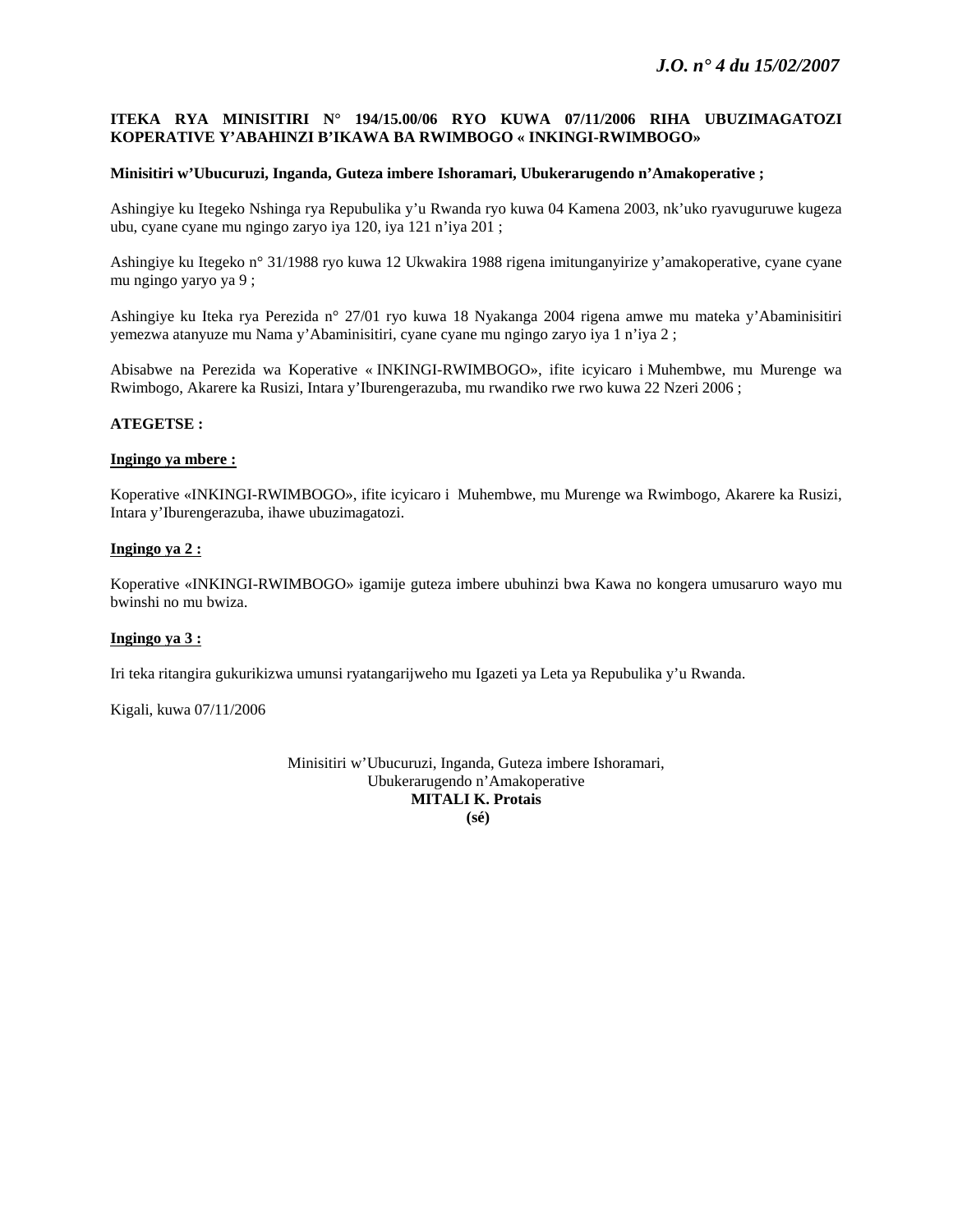**ITEKA RYA MINISITIRI N° 194/15.00/06 RYO KUWA 07/11/2006 RIHA UBUZIMAGATOZI KOPERATIVE Y'ABAHINZI B'IKAWA BA RWIMBOGO « INKINGI-RWIMBOGO»**

**Minisitiri w'Ubucuruzi, Inganda, Guteza imbere Ishoramari, Ubukerarugendo n'Amakoperative ;**

Ashingiye ku Itegeko Nshinga rya Repubulika y'u Rwanda ryo kuwa 04 Kamena 2003, nk'uko ryavuguruwe kugeza ubu, cyane cyane mu ngingo zaryo iya 120, iya 121 n'iya 201 ;

Ashingiye ku Itegeko n° 31/1988 ryo kuwa 12 Ukwakira 1988 rigena imitunganyirize y'amakoperative, cyane cyane mu ngingo yaryo ya 9 ;

Ashingiye ku Iteka rya Perezida n° 27/01 ryo kuwa 18 Nyakanga 2004 rigena amwe mu mateka y'Abaminisitiri yemezwa atanyuze mu Nama y'Abaminisitiri, cyane cyane mu ngingo zaryo iya 1 n'iya 2 ;

Abisabwe na Perezida wa Koperative « INKINGI-RWIMBOGO», ifite icyicaro i Muhembwe, mu Murenge wa Rwimbogo, Akarere ka Rusizi, Intara y'Iburengerazuba, mu rwandiko rwe rwo kuwa 22 Nzeri 2006 ;

**ATEGETSE :**

**Ingingo ya mbere :**

Koperative «INKINGI-RWIMBOGO», ifite icyicaro i Muhembwe, mu Murenge wa Rwimbogo, Akarere ka Rusizi, Intara y'Iburengerazuba, ihawe ubuzimagatozi.

**Ingingo ya 2 :**

Koperative «INKINGI-RWIMBOGO» igamije guteza imbere ubuhinzi bwa Kawa no kongera umusaruro wayo mu bwinshi no mu bwiza.

**Ingingo ya 3 :**

Iri teka ritangira gukurikizwa umunsi ryatangarijweho mu Igazeti ya Leta ya Repubulika y'u Rwanda.

Kigali, kuwa 07/11/2006

Minisitiri w'Ubucuruzi, Inganda, Guteza imbere Ishoramari,
Ubukerarugendo n'Amakoperative
**MITALI K. Protais**
**(sé)**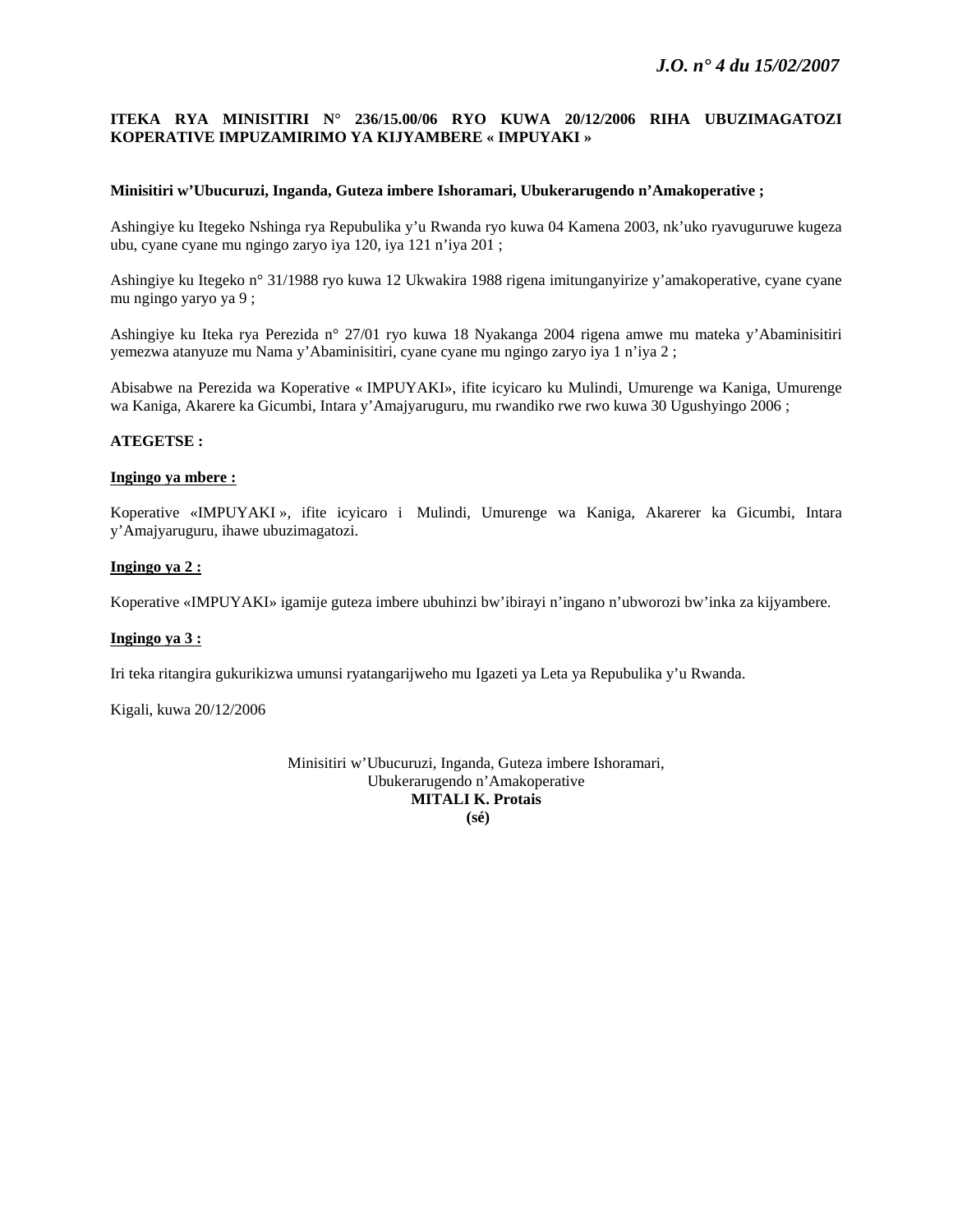**ITEKA RYA MINISITIRI N° 236/15.00/06 RYO KUWA 20/12/2006 RIHA UBUZIMAGATOZI KOPERATIVE IMPUZAMIRIMO YA KIJYAMBERE « IMPUYAKI »**

**Minisitiri w'Ubucuruzi, Inganda, Guteza imbere Ishoramari, Ubukerarugendo n'Amakoperative ;**

Ashingiye ku Itegeko Nshinga rya Repubulika y'u Rwanda ryo kuwa 04 Kamena 2003, nk'uko ryavuguruwe kugeza ubu, cyane cyane mu ngingo zaryo iya 120, iya 121 n'iya 201 ;

Ashingiye ku Itegeko n° 31/1988 ryo kuwa 12 Ukwakira 1988 rigena imitunganyirize y'amakoperative, cyane cyane mu ngingo yaryo ya 9 ;

Ashingiye ku Iteka rya Perezida n° 27/01 ryo kuwa 18 Nyakanga 2004 rigena amwe mu mateka y'Abaminisitiri yemezwa atanyuze mu Nama y'Abaminisitiri, cyane cyane mu ngingo zaryo iya 1 n'iya 2 ;

Abisabwe na Perezida wa Koperative « IMPUYAKI», ifite icyicaro ku Mulindi, Umurenge wa Kaniga, Umurenge wa Kaniga, Akarere ka Gicumbi, Intara y'Amajyaruguru, mu rwandiko rwe rwo kuwa 30 Ugushyingo 2006 ;

**ATEGETSE :**

**<u>Ingingo ya mbere :</u>**

Koperative «IMPUYAKI », ifite icyicaro i Mulindi, Umurenge wa Kaniga, Akarerer ka Gicumbi, Intara y'Amajyaruguru, ihawe ubuzimagatozi.

**<u>Ingingo ya 2 :</u>**

Koperative «IMPUYAKI» igamije guteza imbere ubuhinzi bw'ibirayi n'ingano n'ubworozi bw'inka za kijyambere.

**<u>Ingingo ya 3 :</u>**

Iri teka ritangira gukurikizwa umunsi ryatangarijweho mu Igazeti ya Leta ya Repubulika y'u Rwanda.

Kigali, kuwa 20/12/2006

Minisitiri w'Ubucuruzi, Inganda, Guteza imbere Ishoramari,  
Ubukerarugendo n'Amakoperative  
**MITALI K. Protais**  
**(sé)**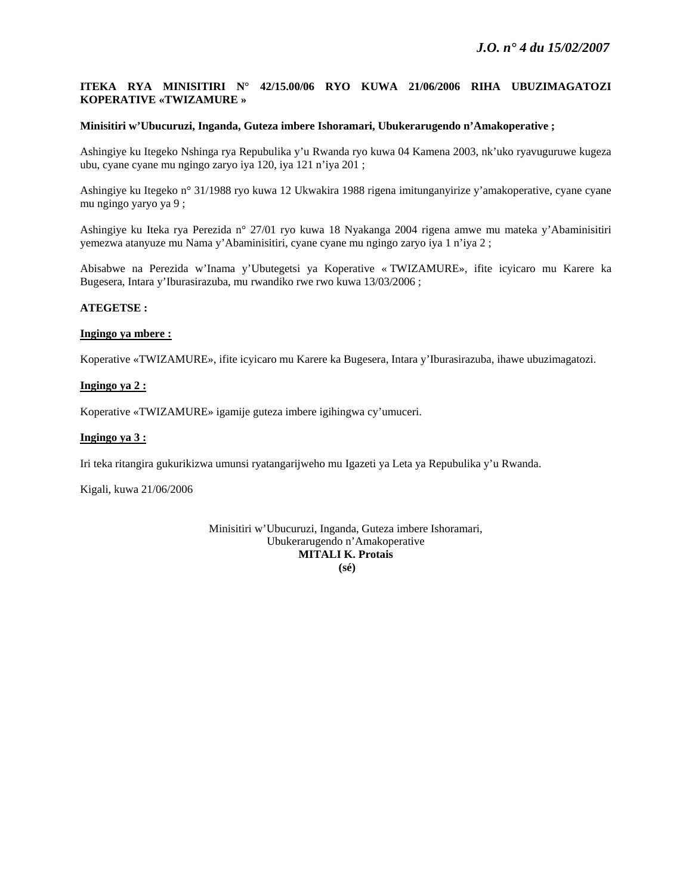**ITEKA RYA MINISITIRI N° 42/15.00/06 RYO KUWA 21/06/2006 RIHA UBUZIMAGATOZI KOPERATIVE «TWIZAMURE »**

**Minisitiri w'Ubucuruzi, Inganda, Guteza imbere Ishoramari, Ubukerarugendo n'Amakoperative ;**

Ashingiye ku Itegeko Nshinga rya Repubulika y'u Rwanda ryo kuwa 04 Kamena 2003, nk'uko ryavuguruwe kugeza ubu, cyane cyane mu ngingo zaryo iya 120, iya 121 n'iya 201 ;

Ashingiye ku Itegeko n° 31/1988 ryo kuwa 12 Ukwakira 1988 rigena imitunganyirize y'amakoperative, cyane cyane mu ngingo yaryo ya 9 ;

Ashingiye ku Iteka rya Perezida n° 27/01 ryo kuwa 18 Nyakanga 2004 rigena amwe mu mateka y'Abaminisitiri yemezwa atanyuze mu Nama y'Abaminisitiri, cyane cyane mu ngingo zaryo iya 1 n'iya 2 ;

Abisabwe na Perezida w'Inama y'Ubutegetsi ya Koperative « TWIZAMURE», ifite icyicaro mu Karere ka Bugesera, Intara y'Iburasirazuba, mu rwandiko rwe rwo kuwa 13/03/2006 ;

**ATEGETSE :**

**Ingingo ya mbere :**

Koperative «TWIZAMURE», ifite icyicaro mu Karere ka Bugesera, Intara y'Iburasirazuba, ihawe ubuzimagatozi.

**Ingingo ya 2 :**

Koperative «TWIZAMURE» igamije guteza imbere igihingwa cy'umuceri.

**Ingingo ya 3 :**

Iri teka ritangira gukurikizwa umunsi ryatangarijweho mu Igazeti ya Leta ya Repubulika y'u Rwanda.

Kigali, kuwa 21/06/2006

Minisitiri w'Ubucuruzi, Inganda, Guteza imbere Ishoramari,
Ubukerarugendo n'Amakoperative
**MITALI K. Protais**
**(sé)**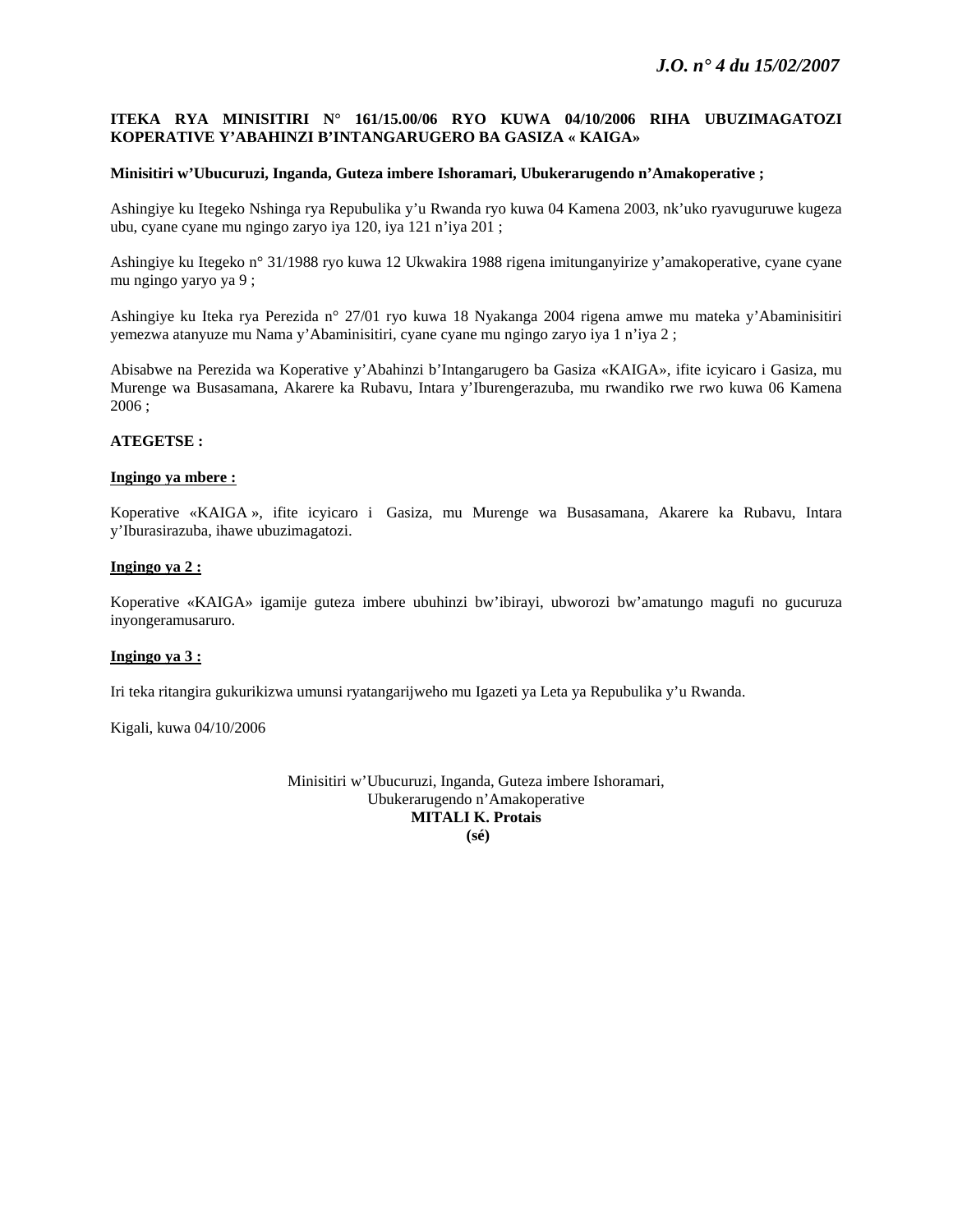**ITEKA RYA MINISITIRI N° 161/15.00/06 RYO KUWA 04/10/2006 RIHA UBUZIMAGATOZI KOPERATIVE Y'ABAHINZI B'INTANGARUGERO BA GASIZA « KAIGA»**

**Minisitiri w'Ubucuruzi, Inganda, Guteza imbere Ishoramari, Ubukerarugendo n'Amakoperative ;**

Ashingiye ku Itegeko Nshinga rya Repubulika y'u Rwanda ryo kuwa 04 Kamena 2003, nk'uko ryavuguruwe kugeza ubu, cyane cyane mu ngingo zaryo iya 120, iya 121 n'iya 201 ;

Ashingiye ku Itegeko n° 31/1988 ryo kuwa 12 Ukwakira 1988 rigena imitunganyirize y'amakoperative, cyane cyane mu ngingo yaryo ya 9 ;

Ashingiye ku Iteka rya Perezida n° 27/01 ryo kuwa 18 Nyakanga 2004 rigena amwe mu mateka y'Abaminisitiri yemezwa atanyuze mu Nama y'Abaminisitiri, cyane cyane mu ngingo zaryo iya 1 n'iya 2 ;

Abisabwe na Perezida wa Koperative y'Abahinzi b'Intangarugero ba Gasiza «KAIGA», ifite icyicaro i Gasiza, mu Murenge wa Busasamana, Akarere ka Rubavu, Intara y'Iburengerazuba, mu rwandiko rwe rwo kuwa 06 Kamena 2006 ;

**ATEGETSE :**

**Ingingo ya mbere :**

Koperative «KAIGA », ifite icyicaro i Gasiza, mu Murenge wa Busasamana, Akarere ka Rubavu, Intara y'Iburasirazuba, ihawe ubuzimagatozi.

**Ingingo ya 2 :**

Koperative «KAIGA» igamije guteza imbere ubuhinzi bw'ibirayi, ubworozi bw'amatungo magufi no gucuruza inyongeramusaruro.

**Ingingo ya 3 :**

Iri teka ritangira gukurikizwa umunsi ryatangarijweho mu Igazeti ya Leta ya Repubulika y'u Rwanda.

Kigali, kuwa 04/10/2006

Minisitiri w'Ubucuruzi, Inganda, Guteza imbere Ishoramari,
Ubukerarugendo n'Amakoperative
**MITALI K. Protais**
**(sé)**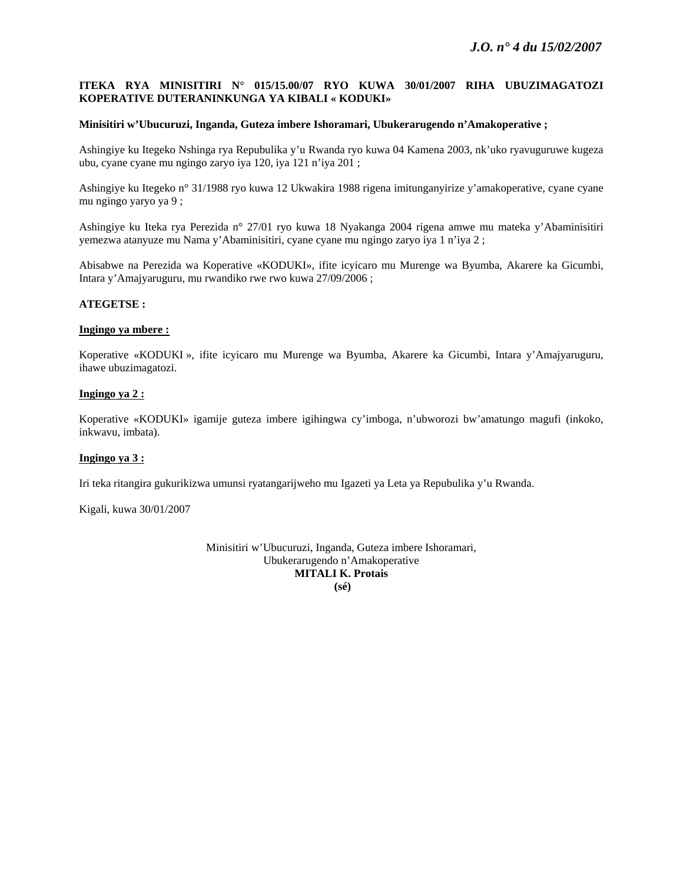**ITEKA RYA MINISITIRI N° 015/15.00/07 RYO KUWA 30/01/2007 RIHA UBUZIMAGATOZI KOPERATIVE DUTERANINKUNGA YA KIBALI « KODUKI»**

**Minisitiri w'Ubucuruzi, Inganda, Guteza imbere Ishoramari, Ubukerarugendo n'Amakoperative ;**

Ashingiye ku Itegeko Nshinga rya Repubulika y'u Rwanda ryo kuwa 04 Kamena 2003, nk'uko ryavuguruwe kugeza ubu, cyane cyane mu ngingo zaryo iya 120, iya 121 n'iya 201 ;

Ashingiye ku Itegeko n° 31/1988 ryo kuwa 12 Ukwakira 1988 rigena imitunganyirize y'amakoperative, cyane cyane mu ngingo yaryo ya 9 ;

Ashingiye ku Iteka rya Perezida n° 27/01 ryo kuwa 18 Nyakanga 2004 rigena amwe mu mateka y'Abaminisitiri yemezwa atanyuze mu Nama y'Abaminisitiri, cyane cyane mu ngingo zaryo iya 1 n'iya 2 ;

Abisabwe na Perezida wa Koperative «KODUKI», ifite icyicaro mu Murenge wa Byumba, Akarere ka Gicumbi, Intara y'Amajyaruguru, mu rwandiko rwe rwo kuwa 27/09/2006 ;

**ATEGETSE :**

**Ingingo ya mbere :**

Koperative «KODUKI », ifite icyicaro mu Murenge wa Byumba, Akarere ka Gicumbi, Intara y'Amajyaruguru, ihawe ubuzimagatozi.

**Ingingo ya 2 :**

Koperative «KODUKI» igamije guteza imbere igihingwa cy'imboga, n'ubworozi bw'amatungo magufi (inkoko, inkwavu, imbata).

**Ingingo ya 3 :**

Iri teka ritangira gukurikizwa umunsi ryatangarijweho mu Igazeti ya Leta ya Repubulika y'u Rwanda.

Kigali, kuwa 30/01/2007

Minisitiri w'Ubucuruzi, Inganda, Guteza imbere Ishoramari,
Ubukerarugendo n'Amakoperative
**MITALI K. Protais**
**(sé)**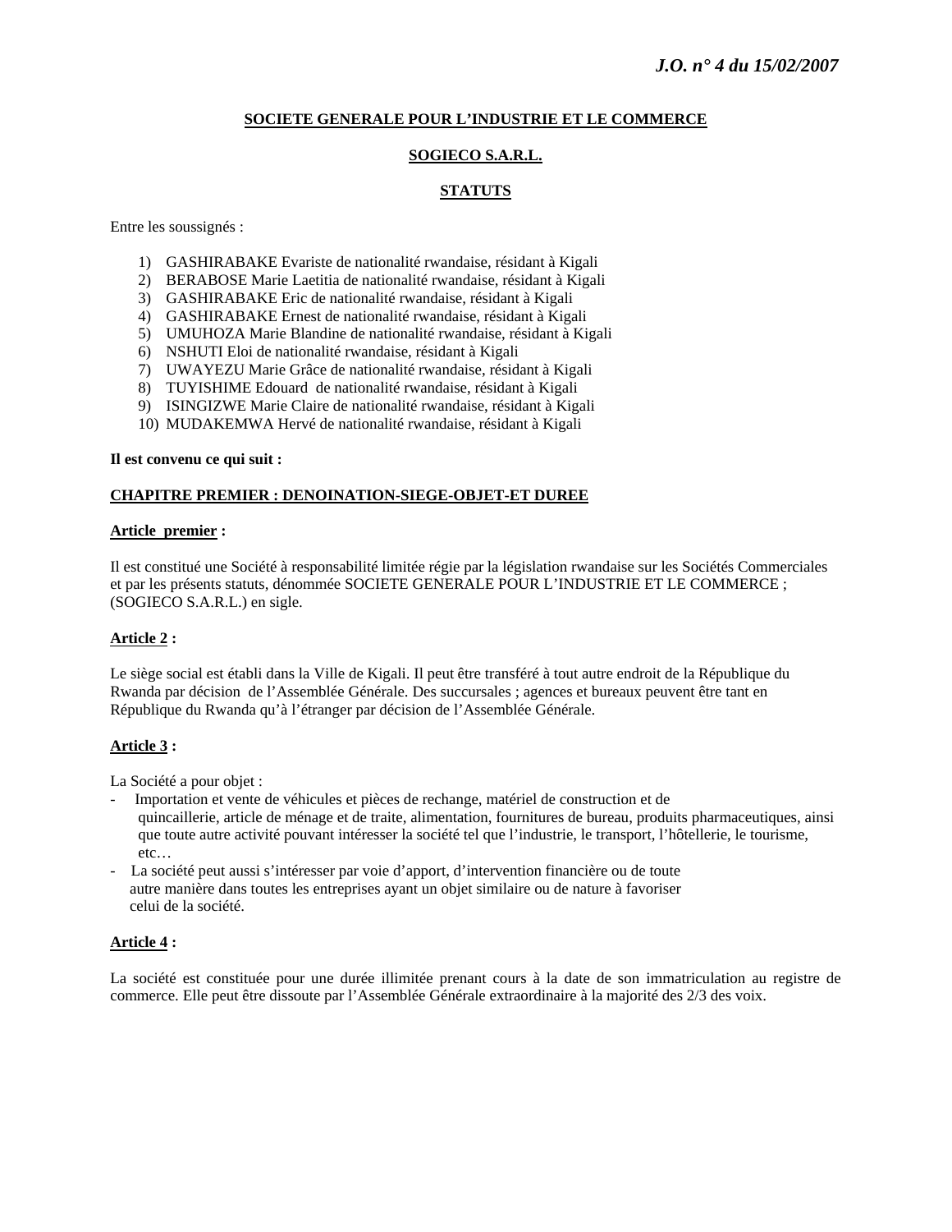**SOCIETE GENERALE POUR L'INDUSTRIE ET LE COMMERCE**

**SOGIECO S.A.R.L.**

**STATUTS**

Entre les soussignés :

1) GASHIRABAKE Evariste de nationalité rwandaise, résidant à Kigali
2) BERABOSE Marie Laetitia de nationalité rwandaise, résidant à Kigali
3) GASHIRABAKE Eric de nationalité rwandaise, résidant à Kigali
4) GASHIRABAKE Ernest de nationalité rwandaise, résidant à Kigali
5) UMUHOZA Marie Blandine de nationalité rwandaise, résidant à Kigali
6) NSHUTI Eloi de nationalité rwandaise, résidant à Kigali
7) UWAYEZU Marie Grâce de nationalité rwandaise, résidant à Kigali
8) TUYISHIME Edouard de nationalité rwandaise, résidant à Kigali
9) ISINGIZWE Marie Claire de nationalité rwandaise, résidant à Kigali
10) MUDAKEMWA Hervé de nationalité rwandaise, résidant à Kigali

**Il est convenu ce qui suit :**

**CHAPITRE PREMIER : DENOINATION-SIEGE-OBJET-ET DUREE**

**Article premier :**

Il est constitué une Société à responsabilité limitée régie par la législation rwandaise sur les Sociétés Commerciales et par les présents statuts, dénommée SOCIETE GENERALE POUR L'INDUSTRIE ET LE COMMERCE ; (SOGIECO S.A.R.L.) en sigle.

**Article 2 :**

Le siège social est établi dans la Ville de Kigali. Il peut être transféré à tout autre endroit de la République du Rwanda par décision de l'Assemblée Générale. Des succursales ; agences et bureaux peuvent être tant en République du Rwanda qu'à l'étranger par décision de l'Assemblée Générale.

**Article 3 :**

La Société a pour objet :

- Importation et vente de véhicules et pièces de rechange, matériel de construction et de quincaillerie, article de ménage et de traite, alimentation, fournitures de bureau, produits pharmaceutiques, ainsi que toute autre activité pouvant intéresser la société tel que l'industrie, le transport, l'hôtellerie, le tourisme, etc…
- La société peut aussi s'intéresser par voie d'apport, d'intervention financière ou de toute autre manière dans toutes les entreprises ayant un objet similaire ou de nature à favoriser celui de la société.

**Article 4 :**

La société est constituée pour une durée illimitée prenant cours à la date de son immatriculation au registre de commerce. Elle peut être dissoute par l'Assemblée Générale extraordinaire à la majorité des 2/3 des voix.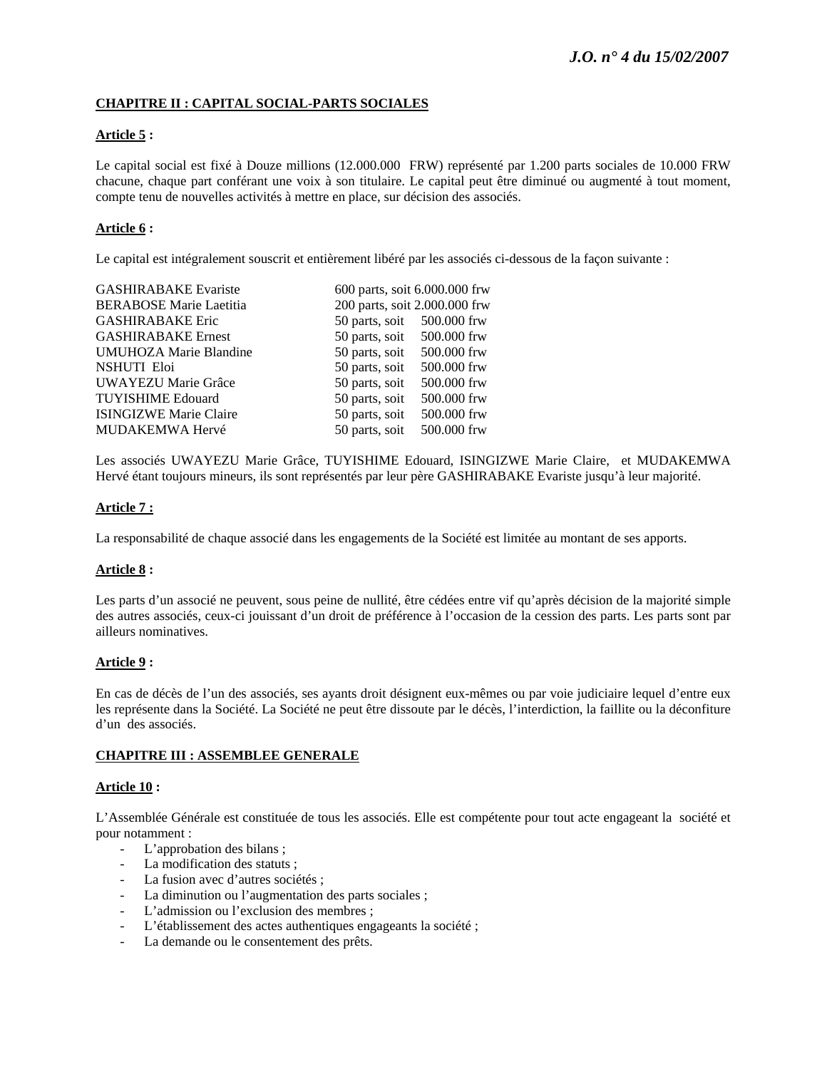**CHAPITRE II : CAPITAL SOCIAL-PARTS SOCIALES**

**Article 5 :**

Le capital social est fixé à Douze millions (12.000.000 FRW) représenté par 1.200 parts sociales de 10.000 FRW chacune, chaque part conférant une voix à son titulaire. Le capital peut être diminué ou augmenté à tout moment, compte tenu de nouvelles activités à mettre en place, sur décision des associés.

**Article 6 :**

Le capital est intégralement souscrit et entièrement libéré par les associés ci-dessous de la façon suivante :

| | |
|---|---|
| GASHIRABAKE Evariste | 600 parts, soit 6.000.000 frw |
| BERABOSE Marie Laetitia | 200 parts, soit 2.000.000 frw |
| GASHIRABAKE Eric | 50 parts, soit 500.000 frw |
| GASHIRABAKE Ernest | 50 parts, soit 500.000 frw |
| UMUHOZA Marie Blandine | 50 parts, soit 500.000 frw |
| NSHUTI Eloi | 50 parts, soit 500.000 frw |
| UWAYEZU Marie Grâce | 50 parts, soit 500.000 frw |
| TUYISHIME Edouard | 50 parts, soit 500.000 frw |
| ISINGIZWE Marie Claire | 50 parts, soit 500.000 frw |
| MUDAKEMWA Hervé | 50 parts, soit 500.000 frw |

Les associés UWAYEZU Marie Grâce, TUYISHIME Edouard, ISINGIZWE Marie Claire, et MUDAKEMWA Hervé étant toujours mineurs, ils sont représentés par leur père GASHIRABAKE Evariste jusqu'à leur majorité.

**Article 7 :**

La responsabilité de chaque associé dans les engagements de la Société est limitée au montant de ses apports.

**Article 8 :**

Les parts d'un associé ne peuvent, sous peine de nullité, être cédées entre vif qu'après décision de la majorité simple des autres associés, ceux-ci jouissant d'un droit de préférence à l'occasion de la cession des parts. Les parts sont par ailleurs nominatives.

**Article 9 :**

En cas de décès de l'un des associés, ses ayants droit désignent eux-mêmes ou par voie judiciaire lequel d'entre eux les représente dans la Société. La Société ne peut être dissoute par le décès, l'interdiction, la faillite ou la déconfiture d'un des associés.

**CHAPITRE III : ASSEMBLEE GENERALE**

**Article 10 :**

L'Assemblée Générale est constituée de tous les associés. Elle est compétente pour tout acte engageant la société et pour notamment :

- L'approbation des bilans ;
- La modification des statuts ;
- La fusion avec d'autres sociétés ;
- La diminution ou l'augmentation des parts sociales ;
- L'admission ou l'exclusion des membres ;
- L'établissement des actes authentiques engageants la société ;
- La demande ou le consentement des prêts.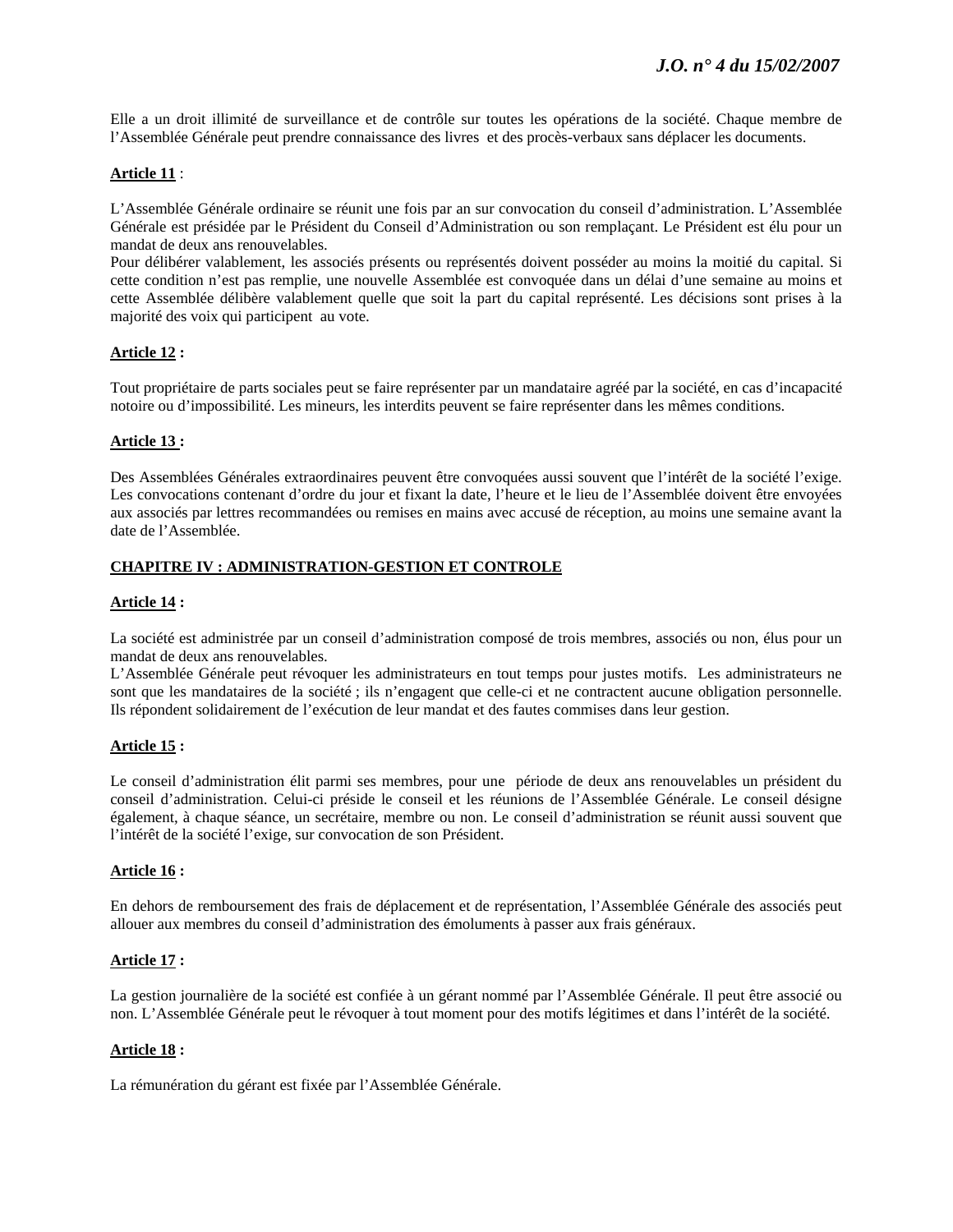Elle a un droit illimité de surveillance et de contrôle sur toutes les opérations de la société. Chaque membre de l'Assemblée Générale peut prendre connaissance des livres et des procès-verbaux sans déplacer les documents.

**Article 11** :

L'Assemblée Générale ordinaire se réunit une fois par an sur convocation du conseil d'administration. L'Assemblée Générale est présidée par le Président du Conseil d'Administration ou son remplaçant. Le Président est élu pour un mandat de deux ans renouvelables.
Pour délibérer valablement, les associés présents ou représentés doivent posséder au moins la moitié du capital. Si cette condition n'est pas remplie, une nouvelle Assemblée est convoquée dans un délai d'une semaine au moins et cette Assemblée délibère valablement quelle que soit la part du capital représenté. Les décisions sont prises à la majorité des voix qui participent au vote.

**Article 12 :**

Tout propriétaire de parts sociales peut se faire représenter par un mandataire agréé par la société, en cas d'incapacité notoire ou d'impossibilité. Les mineurs, les interdits peuvent se faire représenter dans les mêmes conditions.

**Article 13 :**

Des Assemblées Générales extraordinaires peuvent être convoquées aussi souvent que l'intérêt de la société l'exige. Les convocations contenant d'ordre du jour et fixant la date, l'heure et le lieu de l'Assemblée doivent être envoyées aux associés par lettres recommandées ou remises en mains avec accusé de réception, au moins une semaine avant la date de l'Assemblée.

**CHAPITRE IV : ADMINISTRATION-GESTION ET CONTROLE**

**Article 14 :**

La société est administrée par un conseil d'administration composé de trois membres, associés ou non, élus pour un mandat de deux ans renouvelables.
L'Assemblée Générale peut révoquer les administrateurs en tout temps pour justes motifs. Les administrateurs ne sont que les mandataires de la société ; ils n'engagent que celle-ci et ne contractent aucune obligation personnelle. Ils répondent solidairement de l'exécution de leur mandat et des fautes commises dans leur gestion.

**Article 15 :**

Le conseil d'administration élit parmi ses membres, pour une période de deux ans renouvelables un président du conseil d'administration. Celui-ci préside le conseil et les réunions de l'Assemblée Générale. Le conseil désigne également, à chaque séance, un secrétaire, membre ou non. Le conseil d'administration se réunit aussi souvent que l'intérêt de la société l'exige, sur convocation de son Président.

**Article 16 :**

En dehors de remboursement des frais de déplacement et de représentation, l'Assemblée Générale des associés peut allouer aux membres du conseil d'administration des émoluments à passer aux frais généraux.

**Article 17 :**

La gestion journalière de la société est confiée à un gérant nommé par l'Assemblée Générale. Il peut être associé ou non. L'Assemblée Générale peut le révoquer à tout moment pour des motifs légitimes et dans l'intérêt de la société.

**Article 18 :**

La rémunération du gérant est fixée par l'Assemblée Générale.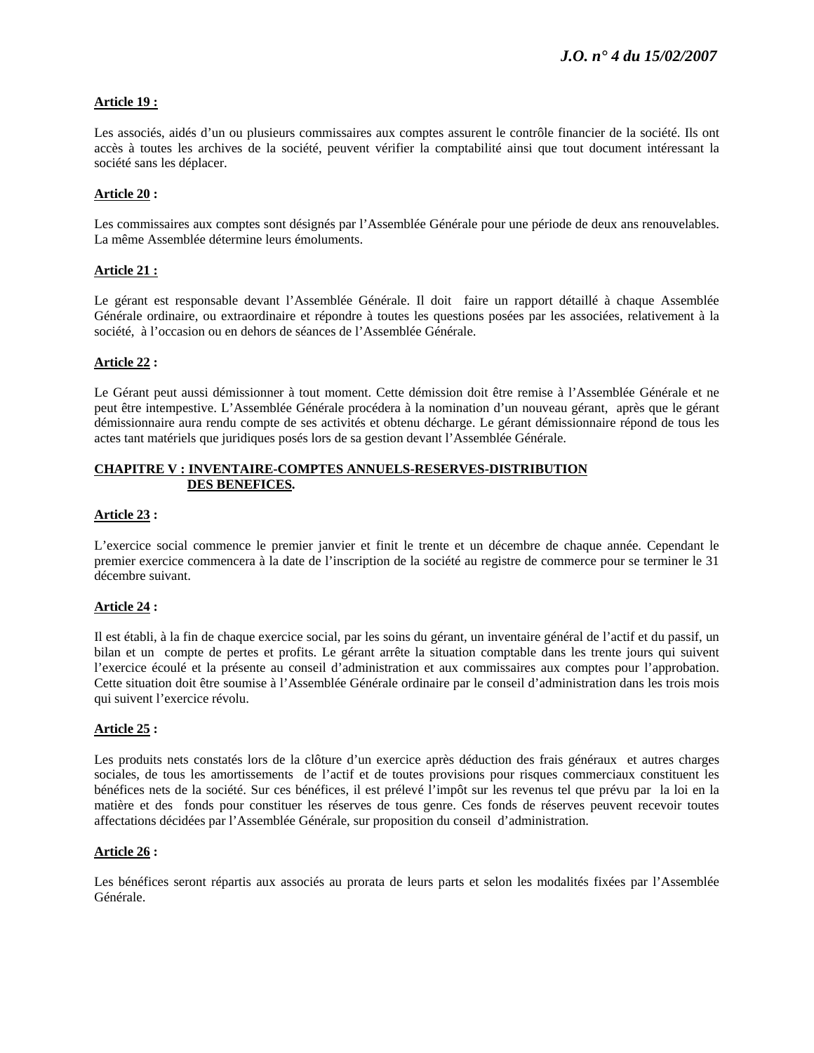**Article 19 :**

Les associés, aidés d'un ou plusieurs commissaires aux comptes assurent le contrôle financier de la société. Ils ont accès à toutes les archives de la société, peuvent vérifier la comptabilité ainsi que tout document intéressant la société sans les déplacer.

**Article 20 :**

Les commissaires aux comptes sont désignés par l'Assemblée Générale pour une période de deux ans renouvelables. La même Assemblée détermine leurs émoluments.

**Article 21 :**

Le gérant est responsable devant l'Assemblée Générale. Il doit faire un rapport détaillé à chaque Assemblée Générale ordinaire, ou extraordinaire et répondre à toutes les questions posées par les associées, relativement à la société, à l'occasion ou en dehors de séances de l'Assemblée Générale.

**Article 22 :**

Le Gérant peut aussi démissionner à tout moment. Cette démission doit être remise à l'Assemblée Générale et ne peut être intempestive. L'Assemblée Générale procédera à la nomination d'un nouveau gérant, après que le gérant démissionnaire aura rendu compte de ses activités et obtenu décharge. Le gérant démissionnaire répond de tous les actes tant matériels que juridiques posés lors de sa gestion devant l'Assemblée Générale.

## CHAPITRE V : INVENTAIRE-COMPTES ANNUELS-RESERVES-DISTRIBUTION DES BENEFICES.

**Article 23 :**

L'exercice social commence le premier janvier et finit le trente et un décembre de chaque année. Cependant le premier exercice commencera à la date de l'inscription de la société au registre de commerce pour se terminer le 31 décembre suivant.

**Article 24 :**

Il est établi, à la fin de chaque exercice social, par les soins du gérant, un inventaire général de l'actif et du passif, un bilan et un compte de pertes et profits. Le gérant arrête la situation comptable dans les trente jours qui suivent l'exercice écoulé et la présente au conseil d'administration et aux commissaires aux comptes pour l'approbation. Cette situation doit être soumise à l'Assemblée Générale ordinaire par le conseil d'administration dans les trois mois qui suivent l'exercice révolu.

**Article 25 :**

Les produits nets constatés lors de la clôture d'un exercice après déduction des frais généraux et autres charges sociales, de tous les amortissements de l'actif et de toutes provisions pour risques commerciaux constituent les bénéfices nets de la société. Sur ces bénéfices, il est prélevé l'impôt sur les revenus tel que prévu par la loi en la matière et des fonds pour constituer les réserves de tous genre. Ces fonds de réserves peuvent recevoir toutes affectations décidées par l'Assemblée Générale, sur proposition du conseil d'administration.

**Article 26 :**

Les bénéfices seront répartis aux associés au prorata de leurs parts et selon les modalités fixées par l'Assemblée Générale.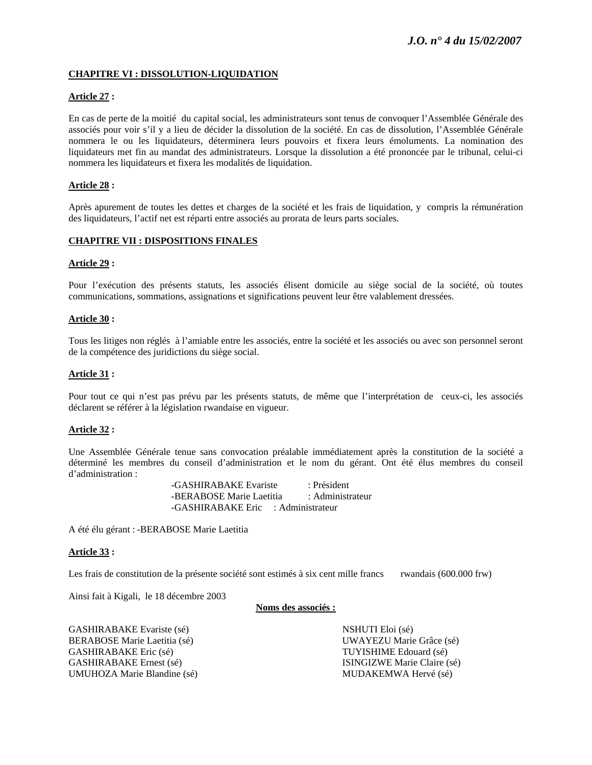**CHAPITRE VI : DISSOLUTION-LIQUIDATION**

**Article 27 :**

En cas de perte de la moitié du capital social, les administrateurs sont tenus de convoquer l'Assemblée Générale des associés pour voir s'il y a lieu de décider la dissolution de la société. En cas de dissolution, l'Assemblée Générale nommera le ou les liquidateurs, déterminera leurs pouvoirs et fixera leurs émoluments. La nomination des liquidateurs met fin au mandat des administrateurs. Lorsque la dissolution a été prononcée par le tribunal, celui-ci nommera les liquidateurs et fixera les modalités de liquidation.

**Article 28 :**

Après apurement de toutes les dettes et charges de la société et les frais de liquidation, y compris la rémunération des liquidateurs, l'actif net est réparti entre associés au prorata de leurs parts sociales.

**CHAPITRE VII : DISPOSITIONS FINALES**

**Article 29 :**

Pour l'exécution des présents statuts, les associés élisent domicile au siège social de la société, où toutes communications, sommations, assignations et significations peuvent leur être valablement dressées.

**Article 30 :**

Tous les litiges non réglés à l'amiable entre les associés, entre la société et les associés ou avec son personnel seront de la compétence des juridictions du siège social.

**Article 31 :**

Pour tout ce qui n'est pas prévu par les présents statuts, de même que l'interprétation de ceux-ci, les associés déclarent se référer à la législation rwandaise en vigueur.

**Article 32 :**

Une Assemblée Générale tenue sans convocation préalable immédiatement après la constitution de la société a déterminé les membres du conseil d'administration et le nom du gérant. Ont été élus membres du conseil d'administration :

-GASHIRABAKE Evariste : Président
-BERABOSE Marie Laetitia : Administrateur
-GASHIRABAKE Eric : Administrateur

A été élu gérant : -BERABOSE Marie Laetitia

**Article 33 :**

Les frais de constitution de la présente société sont estimés à six cent mille francs rwandais (600.000 frw)

Ainsi fait à Kigali, le 18 décembre 2003

**Noms des associés :**

GASHIRABAKE Evariste (sé)
BERABOSE Marie Laetitia (sé)
GASHIRABAKE Eric (sé)
GASHIRABAKE Ernest (sé)
UMUHOZA Marie Blandine (sé)

NSHUTI Eloi (sé)
UWAYEZU Marie Grâce (sé)
TUYISHIME Edouard (sé)
ISINGIZWE Marie Claire (sé)
MUDAKEMWA Hervé (sé)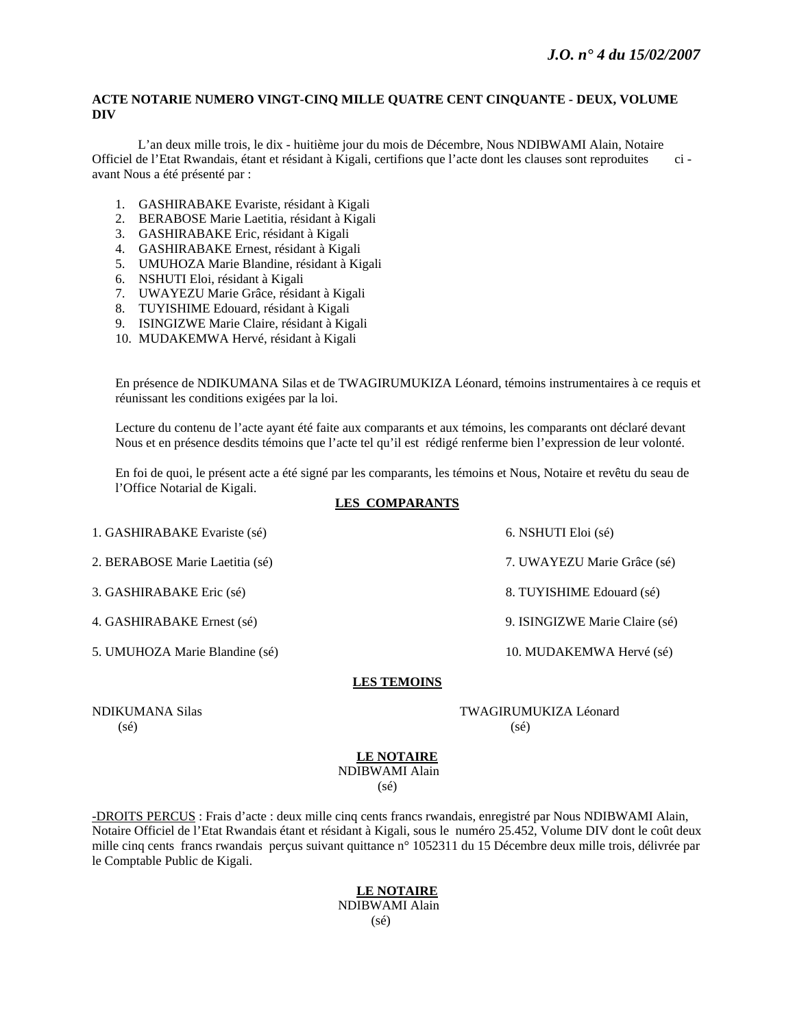**ACTE NOTARIE NUMERO VINGT-CINQ MILLE QUATRE CENT CINQUANTE - DEUX, VOLUME DIV**

L'an deux mille trois, le dix - huitième jour du mois de Décembre, Nous NDIBWAMI Alain, Notaire Officiel de l'Etat Rwandais, étant et résidant à Kigali, certifions que l'acte dont les clauses sont reproduites ci - avant Nous a été présenté par :

1. GASHIRABAKE Evariste, résidant à Kigali
2. BERABOSE Marie Laetitia, résidant à Kigali
3. GASHIRABAKE Eric, résidant à Kigali
4. GASHIRABAKE Ernest, résidant à Kigali
5. UMUHOZA Marie Blandine, résidant à Kigali
6. NSHUTI Eloi, résidant à Kigali
7. UWAYEZU Marie Grâce, résidant à Kigali
8. TUYISHIME Edouard, résidant à Kigali
9. ISINGIZWE Marie Claire, résidant à Kigali
10. MUDAKEMWA Hervé, résidant à Kigali

En présence de NDIKUMANA Silas et de TWAGIRUMUKIZA Léonard, témoins instrumentaires à ce requis et réunissant les conditions exigées par la loi.

Lecture du contenu de l'acte ayant été faite aux comparants et aux témoins, les comparants ont déclaré devant Nous et en présence desdits témoins que l'acte tel qu'il est rédigé renferme bien l'expression de leur volonté.

En foi de quoi, le présent acte a été signé par les comparants, les témoins et Nous, Notaire et revêtu du seau de l'Office Notarial de Kigali.

**LES COMPARANTS**

1. GASHIRABAKE Evariste (sé)
2. BERABOSE Marie Laetitia (sé)
3. GASHIRABAKE Eric (sé)
4. GASHIRABAKE Ernest (sé)
5. UMUHOZA Marie Blandine (sé)
6. NSHUTI Eloi (sé)
7. UWAYEZU Marie Grâce (sé)
8. TUYISHIME Edouard (sé)
9. ISINGIZWE Marie Claire (sé)
10. MUDAKEMWA Hervé (sé)

**LES TEMOINS**

NDIKUMANA Silas
(sé)

TWAGIRUMUKIZA Léonard
(sé)

**LE NOTAIRE**
NDIBWAMI Alain
(sé)

-DROITS PERCUS : Frais d'acte : deux mille cinq cents francs rwandais, enregistré par Nous NDIBWAMI Alain, Notaire Officiel de l'Etat Rwandais étant et résidant à Kigali, sous le numéro 25.452, Volume DIV dont le coût deux mille cinq cents francs rwandais perçus suivant quittance n° 1052311 du 15 Décembre deux mille trois, délivrée par le Comptable Public de Kigali.

**LE NOTAIRE**
NDIBWAMI Alain
(sé)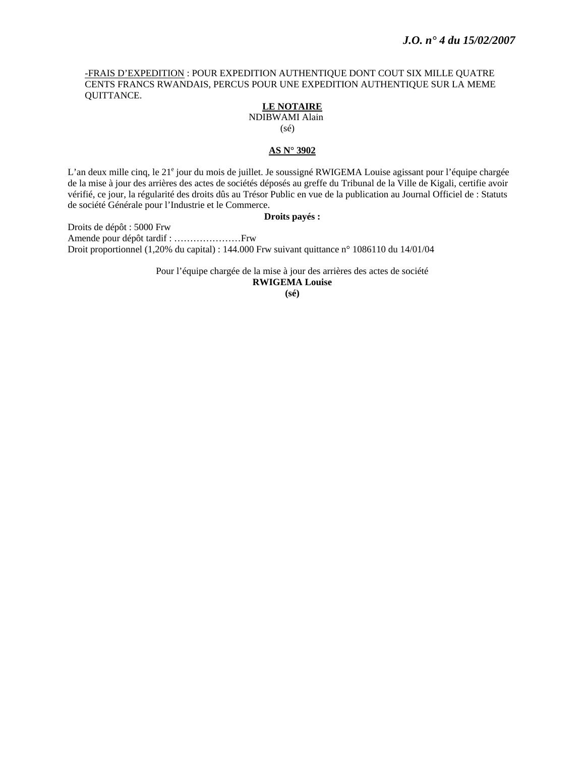-<u>FRAIS D'EXPEDITION</u> : POUR EXPEDITION AUTHENTIQUE DONT COUT SIX MILLE QUATRE CENTS FRANCS RWANDAIS, PERCUS POUR UNE EXPEDITION AUTHENTIQUE SUR LA MEME QUITTANCE.

**<u>LE NOTAIRE</u>**
NDIBWAMI Alain
(sé)

**<u>AS N° 3902</u>**

L'an deux mille cinq, le 21[e] jour du mois de juillet. Je soussigné RWIGEMA Louise agissant pour l'équipe chargée de la mise à jour des arrières des actes de sociétés déposés au greffe du Tribunal de la Ville de Kigali, certifie avoir vérifié, ce jour, la régularité des droits dûs au Trésor Public en vue de la publication au Journal Officiel de : Statuts de société Générale pour l'Industrie et le Commerce.

**Droits payés :**

Droits de dépôt : 5000 Frw
Amende pour dépôt tardif : …………………Frw
Droit proportionnel (1,20% du capital) : 144.000 Frw suivant quittance n° 1086110 du 14/01/04

Pour l'équipe chargée de la mise à jour des arrières des actes de société
**RWIGEMA Louise**
**(sé)**